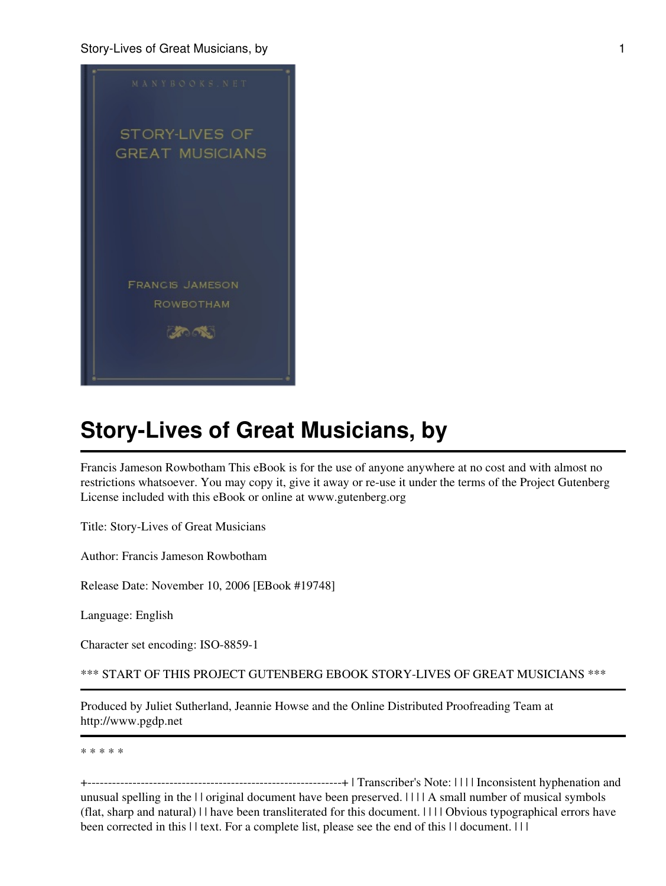# Story-Lives of Great Musicians, by

Francis Jameson Rowbotham This eBook is for the use of anyone anywhere at no cost and with almost no restrictions whatsoever. You may copy it, give it away or re-use it under the terms of the Project Gutenberg License included with this eBook or online at www.gutenberg.org

Title: Story-Lives of Great Musicians

Author: Francis Jameson Rowbotham

Release Date: November 10, 2006 [EBook #19748]

Language: English

Character set encoding: ISO-8859-1

*** START OF THIS PROJECT GUTENBERG EBOOK STORY-LIVES OF GREAT MUSICIANS ***

---

Produced by Juliet Sutherland, Jeannie Howse and the Online Distributed Proofreading Team at http://www.pgdp.net

---

* * * * *

+---------------------------------------------------------------+ | Transcriber's Note: | | | | Inconsistent hyphenation and unusual spelling in the | | original document have been preserved. | | | | A small number of musical symbols (flat, sharp and natural) | | have been transliterated for this document. | | | | Obvious typographical errors have been corrected in this | | text. For a complete list, please see the end of this | | document. | | |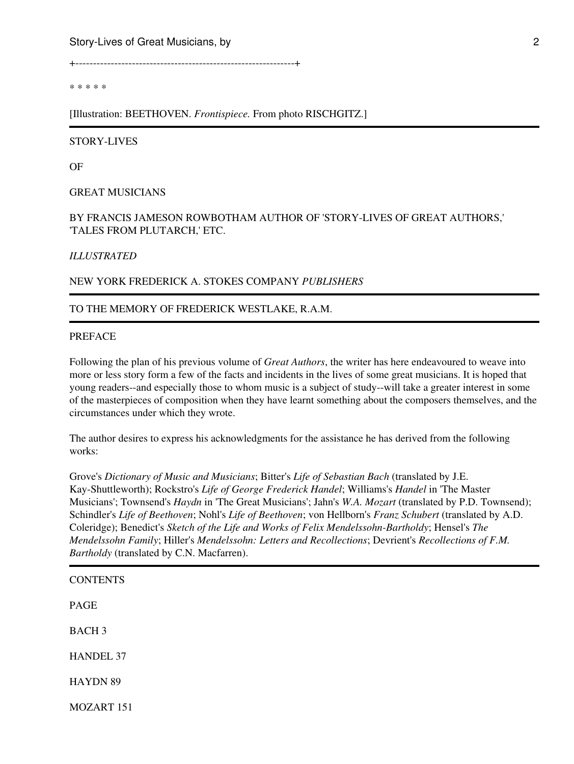+--------------------------------------------------------------+

* * * * *

[Illustration: BEETHOVEN. *Frontispiece.* From photo RISCHGITZ.]

---

STORY-LIVES

OF

GREAT MUSICIANS

BY FRANCIS JAMESON ROWBOTHAM AUTHOR OF 'STORY-LIVES OF GREAT AUTHORS,' 'TALES FROM PLUTARCH,' ETC.

*ILLUSTRATED*

NEW YORK FREDERICK A. STOKES COMPANY *PUBLISHERS*

---

TO THE MEMORY OF FREDERICK WESTLAKE, R.A.M.

---

## PREFACE

Following the plan of his previous volume of *Great Authors*, the writer has here endeavoured to weave into more or less story form a few of the facts and incidents in the lives of some great musicians. It is hoped that young readers--and especially those to whom music is a subject of study--will take a greater interest in some of the masterpieces of composition when they have learnt something about the composers themselves, and the circumstances under which they wrote.

The author desires to express his acknowledgments for the assistance he has derived from the following works:

Grove's *Dictionary of Music and Musicians*; Bitter's *Life of Sebastian Bach* (translated by J.E. Kay-Shuttleworth); Rockstro's *Life of George Frederick Handel*; Williams's *Handel* in 'The Master Musicians'; Townsend's *Haydn* in 'The Great Musicians'; Jahn's *W.A. Mozart* (translated by P.D. Townsend); Schindler's *Life of Beethoven*; Nohl's *Life of Beethoven*; von Hellborn's *Franz Schubert* (translated by A.D. Coleridge); Benedict's *Sketch of the Life and Works of Felix Mendelssohn-Bartholdy*; Hensel's *The Mendelssohn Family*; Hiller's *Mendelssohn: Letters and Recollections*; Devrient's *Recollections of F.M. Bartholdy* (translated by C.N. Macfarren).

---

## CONTENTS

PAGE

BACH 3

HANDEL 37

HAYDN 89

MOZART 151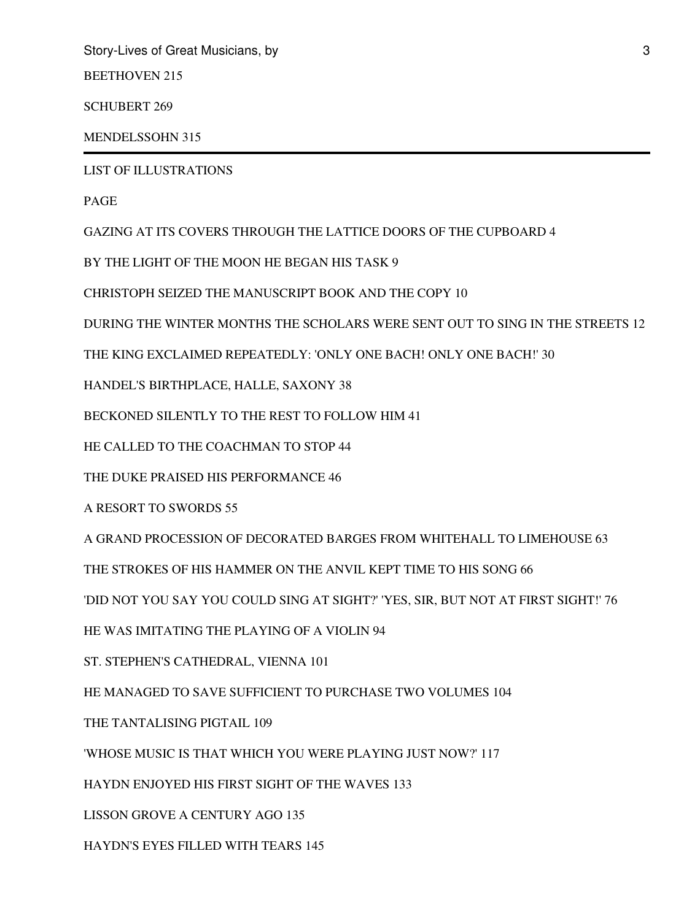BEETHOVEN 215

SCHUBERT 269

MENDELSSOHN 315

---

LIST OF ILLUSTRATIONS

PAGE

GAZING AT ITS COVERS THROUGH THE LATTICE DOORS OF THE CUPBOARD 4

BY THE LIGHT OF THE MOON HE BEGAN HIS TASK 9

CHRISTOPH SEIZED THE MANUSCRIPT BOOK AND THE COPY 10

DURING THE WINTER MONTHS THE SCHOLARS WERE SENT OUT TO SING IN THE STREETS 12

THE KING EXCLAIMED REPEATEDLY: 'ONLY ONE BACH! ONLY ONE BACH!' 30

HANDEL'S BIRTHPLACE, HALLE, SAXONY 38

BECKONED SILENTLY TO THE REST TO FOLLOW HIM 41

HE CALLED TO THE COACHMAN TO STOP 44

THE DUKE PRAISED HIS PERFORMANCE 46

A RESORT TO SWORDS 55

A GRAND PROCESSION OF DECORATED BARGES FROM WHITEHALL TO LIMEHOUSE 63

THE STROKES OF HIS HAMMER ON THE ANVIL KEPT TIME TO HIS SONG 66

'DID NOT YOU SAY YOU COULD SING AT SIGHT?' 'YES, SIR, BUT NOT AT FIRST SIGHT!' 76

HE WAS IMITATING THE PLAYING OF A VIOLIN 94

ST. STEPHEN'S CATHEDRAL, VIENNA 101

HE MANAGED TO SAVE SUFFICIENT TO PURCHASE TWO VOLUMES 104

THE TANTALISING PIGTAIL 109

'WHOSE MUSIC IS THAT WHICH YOU WERE PLAYING JUST NOW?' 117

HAYDN ENJOYED HIS FIRST SIGHT OF THE WAVES 133

LISSON GROVE A CENTURY AGO 135

HAYDN'S EYES FILLED WITH TEARS 145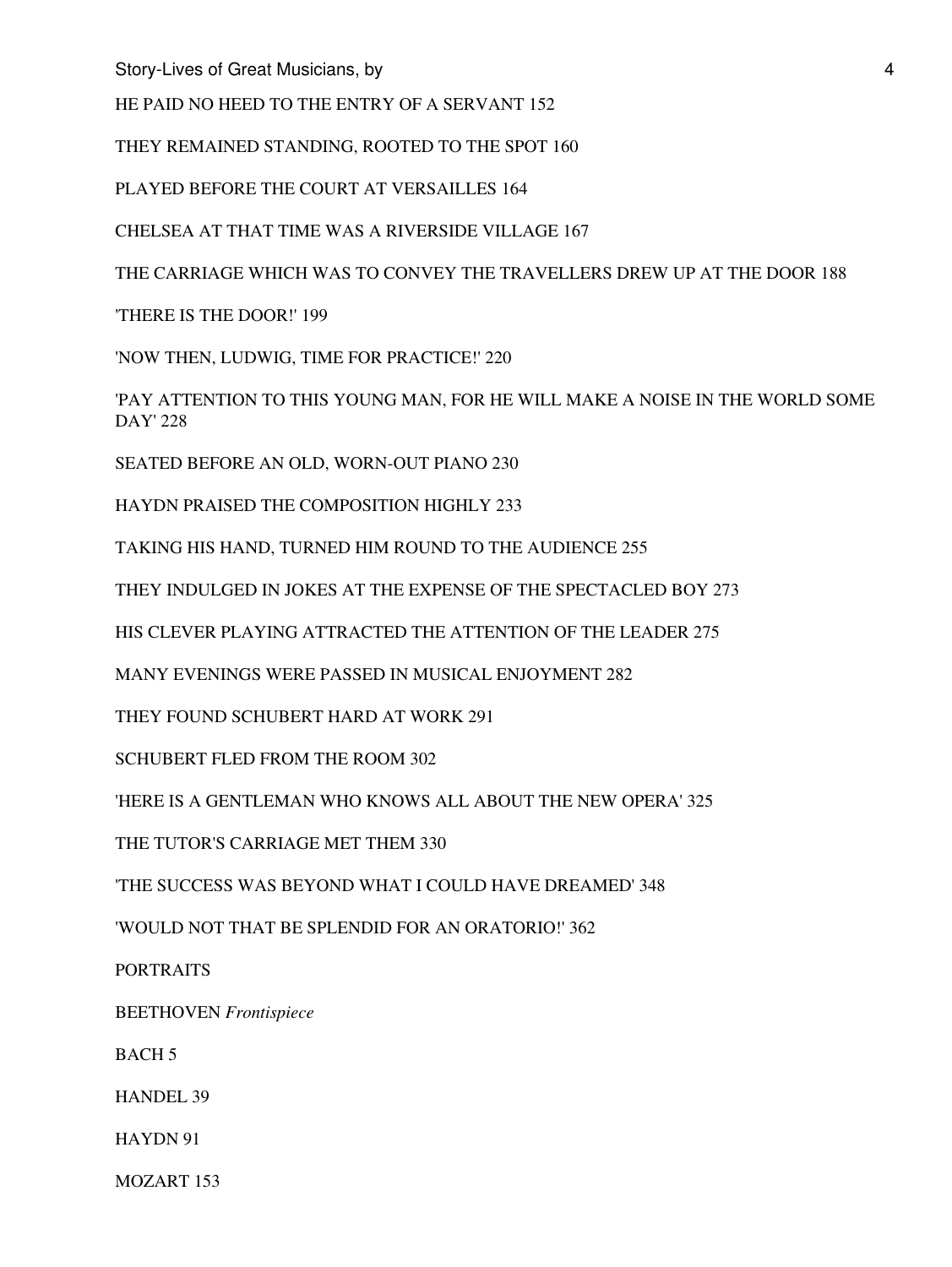HE PAID NO HEED TO THE ENTRY OF A SERVANT 152

THEY REMAINED STANDING, ROOTED TO THE SPOT 160

PLAYED BEFORE THE COURT AT VERSAILLES 164

CHELSEA AT THAT TIME WAS A RIVERSIDE VILLAGE 167

THE CARRIAGE WHICH WAS TO CONVEY THE TRAVELLERS DREW UP AT THE DOOR 188

'THERE IS THE DOOR!' 199

'NOW THEN, LUDWIG, TIME FOR PRACTICE!' 220

'PAY ATTENTION TO THIS YOUNG MAN, FOR HE WILL MAKE A NOISE IN THE WORLD SOME DAY' 228

SEATED BEFORE AN OLD, WORN-OUT PIANO 230

HAYDN PRAISED THE COMPOSITION HIGHLY 233

TAKING HIS HAND, TURNED HIM ROUND TO THE AUDIENCE 255

THEY INDULGED IN JOKES AT THE EXPENSE OF THE SPECTACLED BOY 273

HIS CLEVER PLAYING ATTRACTED THE ATTENTION OF THE LEADER 275

MANY EVENINGS WERE PASSED IN MUSICAL ENJOYMENT 282

THEY FOUND SCHUBERT HARD AT WORK 291

SCHUBERT FLED FROM THE ROOM 302

'HERE IS A GENTLEMAN WHO KNOWS ALL ABOUT THE NEW OPERA' 325

THE TUTOR'S CARRIAGE MET THEM 330

'THE SUCCESS WAS BEYOND WHAT I COULD HAVE DREAMED' 348

'WOULD NOT THAT BE SPLENDID FOR AN ORATORIO!' 362

PORTRAITS

BEETHOVEN *Frontispiece*

BACH 5

HANDEL 39

HAYDN 91

MOZART 153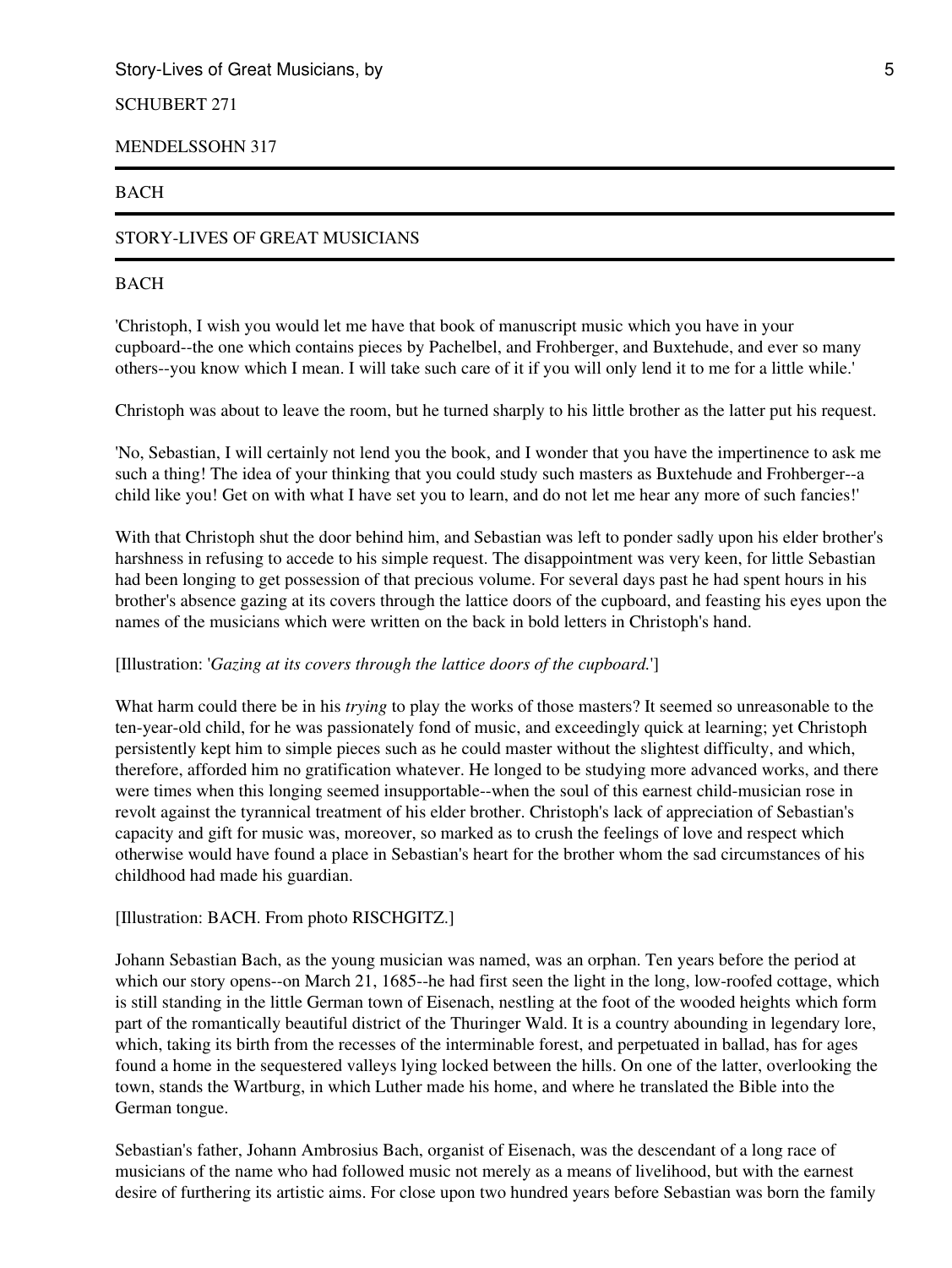SCHUBERT 271

MENDELSSOHN 317

## BACH

# STORY-LIVES OF GREAT MUSICIANS

## BACH

'Christoph, I wish you would let me have that book of manuscript music which you have in your cupboard--the one which contains pieces by Pachelbel, and Frohberger, and Buxtehude, and ever so many others--you know which I mean. I will take such care of it if you will only lend it to me for a little while.'

Christoph was about to leave the room, but he turned sharply to his little brother as the latter put his request.

'No, Sebastian, I will certainly not lend you the book, and I wonder that you have the impertinence to ask me such a thing! The idea of your thinking that you could study such masters as Buxtehude and Frohberger--a child like you! Get on with what I have set you to learn, and do not let me hear any more of such fancies!'

With that Christoph shut the door behind him, and Sebastian was left to ponder sadly upon his elder brother's harshness in refusing to accede to his simple request. The disappointment was very keen, for little Sebastian had been longing to get possession of that precious volume. For several days past he had spent hours in his brother's absence gazing at its covers through the lattice doors of the cupboard, and feasting his eyes upon the names of the musicians which were written on the back in bold letters in Christoph's hand.

[Illustration: '*Gazing at its covers through the lattice doors of the cupboard.*']

What harm could there be in his *trying* to play the works of those masters? It seemed so unreasonable to the ten-year-old child, for he was passionately fond of music, and exceedingly quick at learning; yet Christoph persistently kept him to simple pieces such as he could master without the slightest difficulty, and which, therefore, afforded him no gratification whatever. He longed to be studying more advanced works, and there were times when this longing seemed insupportable--when the soul of this earnest child-musician rose in revolt against the tyrannical treatment of his elder brother. Christoph's lack of appreciation of Sebastian's capacity and gift for music was, moreover, so marked as to crush the feelings of love and respect which otherwise would have found a place in Sebastian's heart for the brother whom the sad circumstances of his childhood had made his guardian.

[Illustration: BACH. From photo RISCHGITZ.]

Johann Sebastian Bach, as the young musician was named, was an orphan. Ten years before the period at which our story opens--on March 21, 1685--he had first seen the light in the long, low-roofed cottage, which is still standing in the little German town of Eisenach, nestling at the foot of the wooded heights which form part of the romantically beautiful district of the Thuringer Wald. It is a country abounding in legendary lore, which, taking its birth from the recesses of the interminable forest, and perpetuated in ballad, has for ages found a home in the sequestered valleys lying locked between the hills. On one of the latter, overlooking the town, stands the Wartburg, in which Luther made his home, and where he translated the Bible into the German tongue.

Sebastian's father, Johann Ambrosius Bach, organist of Eisenach, was the descendant of a long race of musicians of the name who had followed music not merely as a means of livelihood, but with the earnest desire of furthering its artistic aims. For close upon two hundred years before Sebastian was born the family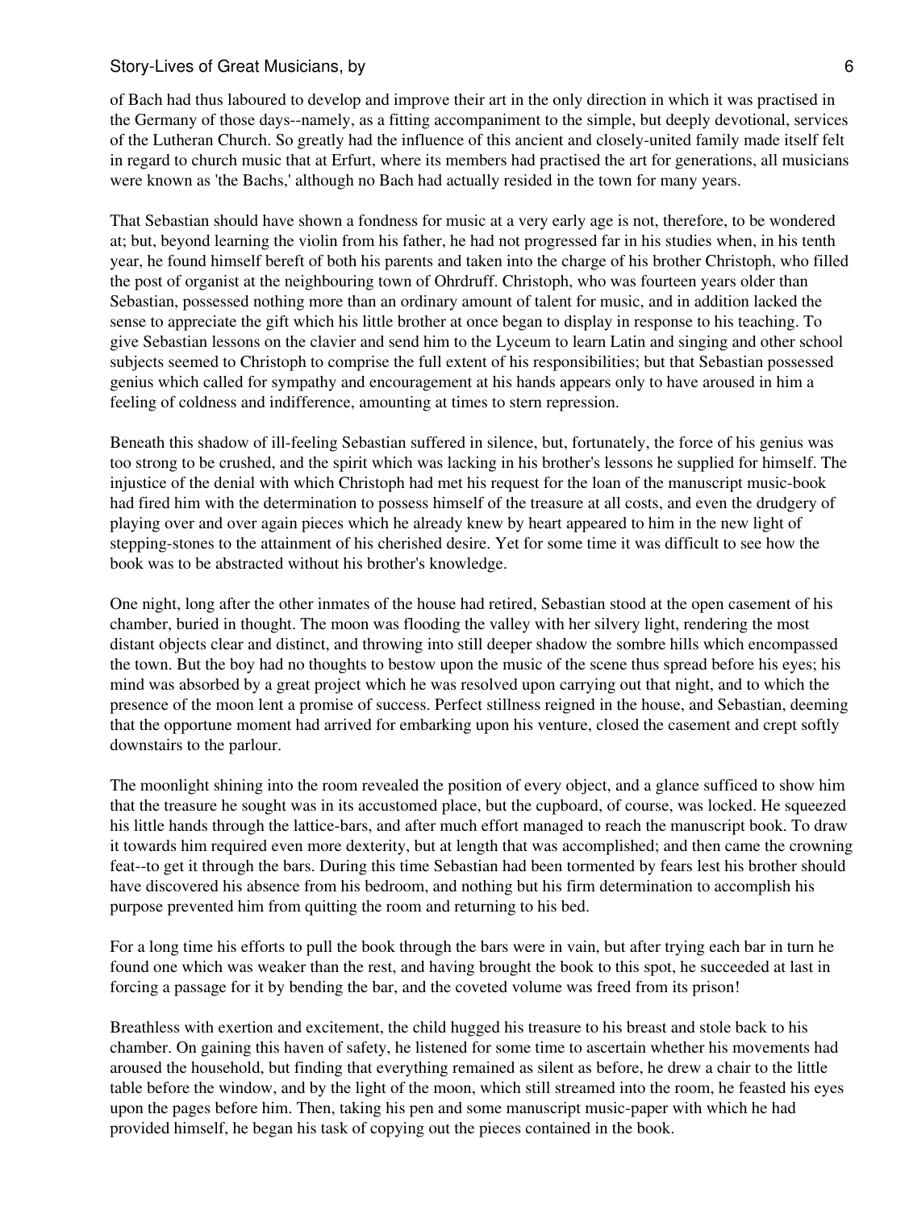of Bach had thus laboured to develop and improve their art in the only direction in which it was practised in the Germany of those days--namely, as a fitting accompaniment to the simple, but deeply devotional, services of the Lutheran Church. So greatly had the influence of this ancient and closely-united family made itself felt in regard to church music that at Erfurt, where its members had practised the art for generations, all musicians were known as 'the Bachs,' although no Bach had actually resided in the town for many years.

That Sebastian should have shown a fondness for music at a very early age is not, therefore, to be wondered at; but, beyond learning the violin from his father, he had not progressed far in his studies when, in his tenth year, he found himself bereft of both his parents and taken into the charge of his brother Christoph, who filled the post of organist at the neighbouring town of Ohrdruff. Christoph, who was fourteen years older than Sebastian, possessed nothing more than an ordinary amount of talent for music, and in addition lacked the sense to appreciate the gift which his little brother at once began to display in response to his teaching. To give Sebastian lessons on the clavier and send him to the Lyceum to learn Latin and singing and other school subjects seemed to Christoph to comprise the full extent of his responsibilities; but that Sebastian possessed genius which called for sympathy and encouragement at his hands appears only to have aroused in him a feeling of coldness and indifference, amounting at times to stern repression.

Beneath this shadow of ill-feeling Sebastian suffered in silence, but, fortunately, the force of his genius was too strong to be crushed, and the spirit which was lacking in his brother's lessons he supplied for himself. The injustice of the denial with which Christoph had met his request for the loan of the manuscript music-book had fired him with the determination to possess himself of the treasure at all costs, and even the drudgery of playing over and over again pieces which he already knew by heart appeared to him in the new light of stepping-stones to the attainment of his cherished desire. Yet for some time it was difficult to see how the book was to be abstracted without his brother's knowledge.

One night, long after the other inmates of the house had retired, Sebastian stood at the open casement of his chamber, buried in thought. The moon was flooding the valley with her silvery light, rendering the most distant objects clear and distinct, and throwing into still deeper shadow the sombre hills which encompassed the town. But the boy had no thoughts to bestow upon the music of the scene thus spread before his eyes; his mind was absorbed by a great project which he was resolved upon carrying out that night, and to which the presence of the moon lent a promise of success. Perfect stillness reigned in the house, and Sebastian, deeming that the opportune moment had arrived for embarking upon his venture, closed the casement and crept softly downstairs to the parlour.

The moonlight shining into the room revealed the position of every object, and a glance sufficed to show him that the treasure he sought was in its accustomed place, but the cupboard, of course, was locked. He squeezed his little hands through the lattice-bars, and after much effort managed to reach the manuscript book. To draw it towards him required even more dexterity, but at length that was accomplished; and then came the crowning feat--to get it through the bars. During this time Sebastian had been tormented by fears lest his brother should have discovered his absence from his bedroom, and nothing but his firm determination to accomplish his purpose prevented him from quitting the room and returning to his bed.

For a long time his efforts to pull the book through the bars were in vain, but after trying each bar in turn he found one which was weaker than the rest, and having brought the book to this spot, he succeeded at last in forcing a passage for it by bending the bar, and the coveted volume was freed from its prison!

Breathless with exertion and excitement, the child hugged his treasure to his breast and stole back to his chamber. On gaining this haven of safety, he listened for some time to ascertain whether his movements had aroused the household, but finding that everything remained as silent as before, he drew a chair to the little table before the window, and by the light of the moon, which still streamed into the room, he feasted his eyes upon the pages before him. Then, taking his pen and some manuscript music-paper with which he had provided himself, he began his task of copying out the pieces contained in the book.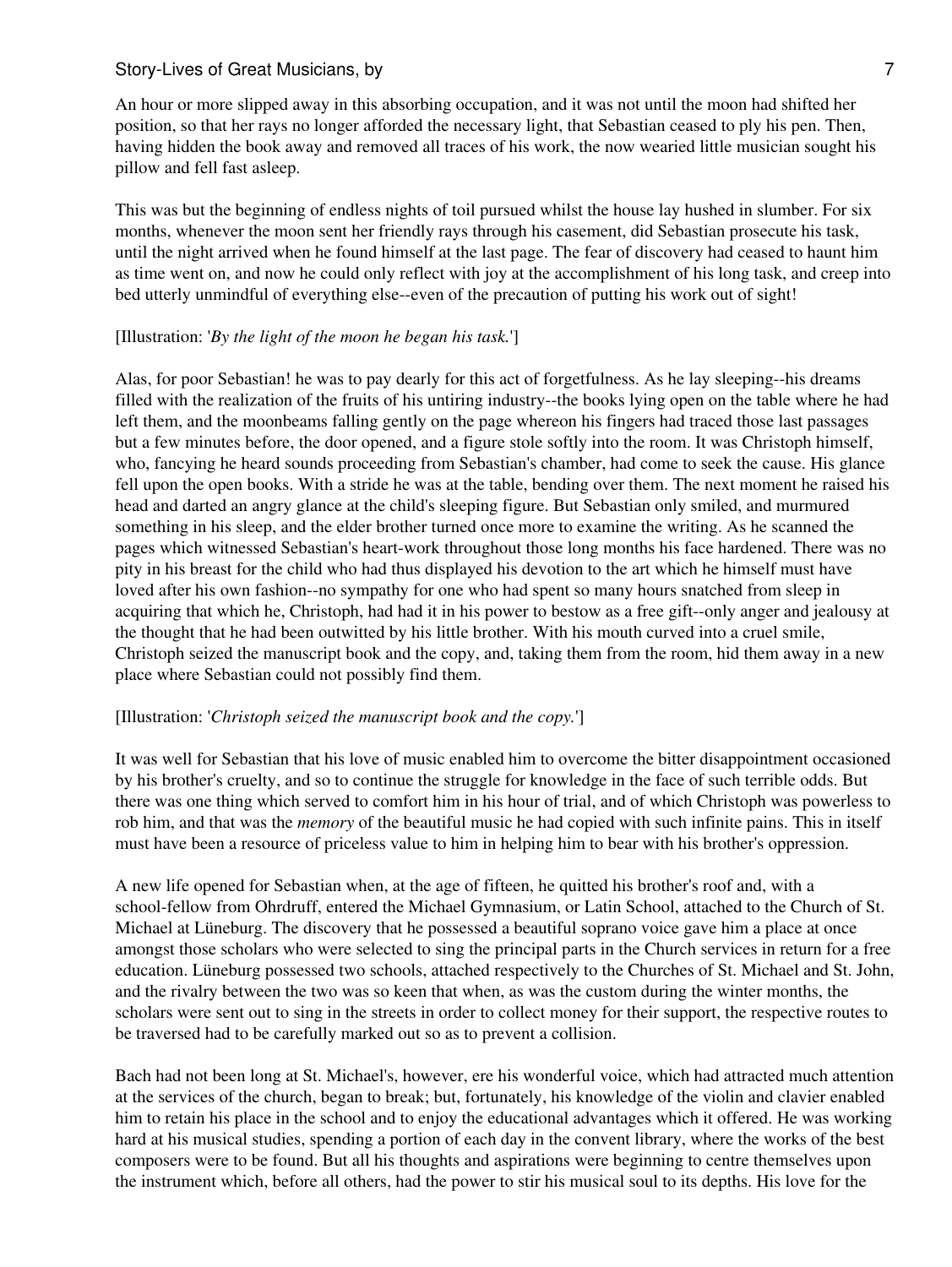An hour or more slipped away in this absorbing occupation, and it was not until the moon had shifted her position, so that her rays no longer afforded the necessary light, that Sebastian ceased to ply his pen. Then, having hidden the book away and removed all traces of his work, the now wearied little musician sought his pillow and fell fast asleep.

This was but the beginning of endless nights of toil pursued whilst the house lay hushed in slumber. For six months, whenever the moon sent her friendly rays through his casement, did Sebastian prosecute his task, until the night arrived when he found himself at the last page. The fear of discovery had ceased to haunt him as time went on, and now he could only reflect with joy at the accomplishment of his long task, and creep into bed utterly unmindful of everything else--even of the precaution of putting his work out of sight!

[Illustration: '*By the light of the moon he began his task.*']

Alas, for poor Sebastian! he was to pay dearly for this act of forgetfulness. As he lay sleeping--his dreams filled with the realization of the fruits of his untiring industry--the books lying open on the table where he had left them, and the moonbeams falling gently on the page whereon his fingers had traced those last passages but a few minutes before, the door opened, and a figure stole softly into the room. It was Christoph himself, who, fancying he heard sounds proceeding from Sebastian's chamber, had come to seek the cause. His glance fell upon the open books. With a stride he was at the table, bending over them. The next moment he raised his head and darted an angry glance at the child's sleeping figure. But Sebastian only smiled, and murmured something in his sleep, and the elder brother turned once more to examine the writing. As he scanned the pages which witnessed Sebastian's heart-work throughout those long months his face hardened. There was no pity in his breast for the child who had thus displayed his devotion to the art which he himself must have loved after his own fashion--no sympathy for one who had spent so many hours snatched from sleep in acquiring that which he, Christoph, had had it in his power to bestow as a free gift--only anger and jealousy at the thought that he had been outwitted by his little brother. With his mouth curved into a cruel smile, Christoph seized the manuscript book and the copy, and, taking them from the room, hid them away in a new place where Sebastian could not possibly find them.

[Illustration: '*Christoph seized the manuscript book and the copy.*']

It was well for Sebastian that his love of music enabled him to overcome the bitter disappointment occasioned by his brother's cruelty, and so to continue the struggle for knowledge in the face of such terrible odds. But there was one thing which served to comfort him in his hour of trial, and of which Christoph was powerless to rob him, and that was the *memory* of the beautiful music he had copied with such infinite pains. This in itself must have been a resource of priceless value to him in helping him to bear with his brother's oppression.

A new life opened for Sebastian when, at the age of fifteen, he quitted his brother's roof and, with a school-fellow from Ohrdruff, entered the Michael Gymnasium, or Latin School, attached to the Church of St. Michael at Lüneburg. The discovery that he possessed a beautiful soprano voice gave him a place at once amongst those scholars who were selected to sing the principal parts in the Church services in return for a free education. Lüneburg possessed two schools, attached respectively to the Churches of St. Michael and St. John, and the rivalry between the two was so keen that when, as was the custom during the winter months, the scholars were sent out to sing in the streets in order to collect money for their support, the respective routes to be traversed had to be carefully marked out so as to prevent a collision.

Bach had not been long at St. Michael's, however, ere his wonderful voice, which had attracted much attention at the services of the church, began to break; but, fortunately, his knowledge of the violin and clavier enabled him to retain his place in the school and to enjoy the educational advantages which it offered. He was working hard at his musical studies, spending a portion of each day in the convent library, where the works of the best composers were to be found. But all his thoughts and aspirations were beginning to centre themselves upon the instrument which, before all others, had the power to stir his musical soul to its depths. His love for the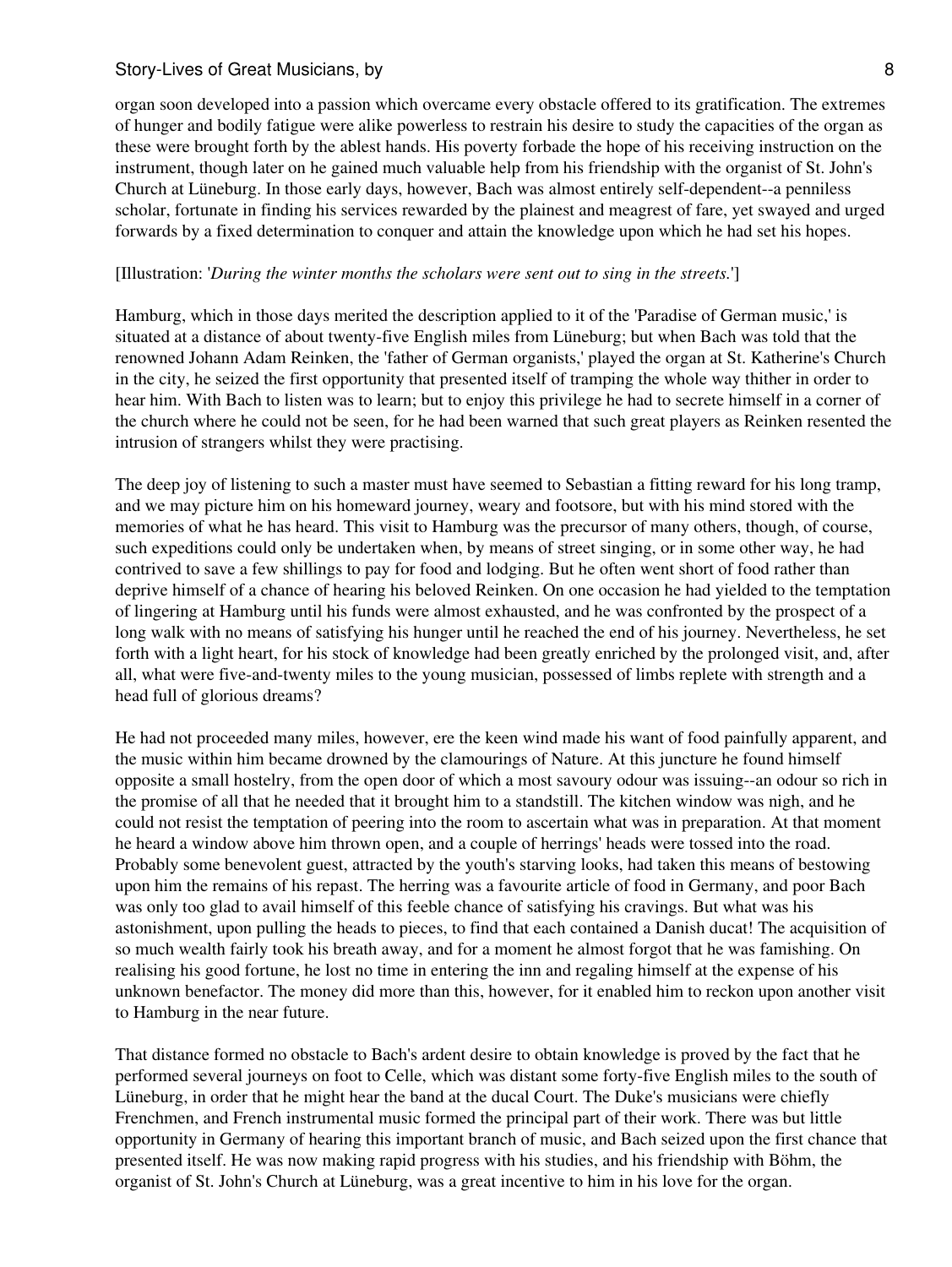organ soon developed into a passion which overcame every obstacle offered to its gratification. The extremes of hunger and bodily fatigue were alike powerless to restrain his desire to study the capacities of the organ as these were brought forth by the ablest hands. His poverty forbade the hope of his receiving instruction on the instrument, though later on he gained much valuable help from his friendship with the organist of St. John's Church at Lüneburg. In those early days, however, Bach was almost entirely self-dependent--a penniless scholar, fortunate in finding his services rewarded by the plainest and meagrest of fare, yet swayed and urged forwards by a fixed determination to conquer and attain the knowledge upon which he had set his hopes.

[Illustration: '*During the winter months the scholars were sent out to sing in the streets.*']

Hamburg, which in those days merited the description applied to it of the 'Paradise of German music,' is situated at a distance of about twenty-five English miles from Lüneburg; but when Bach was told that the renowned Johann Adam Reinken, the 'father of German organists,' played the organ at St. Katherine's Church in the city, he seized the first opportunity that presented itself of tramping the whole way thither in order to hear him. With Bach to listen was to learn; but to enjoy this privilege he had to secrete himself in a corner of the church where he could not be seen, for he had been warned that such great players as Reinken resented the intrusion of strangers whilst they were practising.

The deep joy of listening to such a master must have seemed to Sebastian a fitting reward for his long tramp, and we may picture him on his homeward journey, weary and footsore, but with his mind stored with the memories of what he has heard. This visit to Hamburg was the precursor of many others, though, of course, such expeditions could only be undertaken when, by means of street singing, or in some other way, he had contrived to save a few shillings to pay for food and lodging. But he often went short of food rather than deprive himself of a chance of hearing his beloved Reinken. On one occasion he had yielded to the temptation of lingering at Hamburg until his funds were almost exhausted, and he was confronted by the prospect of a long walk with no means of satisfying his hunger until he reached the end of his journey. Nevertheless, he set forth with a light heart, for his stock of knowledge had been greatly enriched by the prolonged visit, and, after all, what were five-and-twenty miles to the young musician, possessed of limbs replete with strength and a head full of glorious dreams?

He had not proceeded many miles, however, ere the keen wind made his want of food painfully apparent, and the music within him became drowned by the clamourings of Nature. At this juncture he found himself opposite a small hostelry, from the open door of which a most savoury odour was issuing--an odour so rich in the promise of all that he needed that it brought him to a standstill. The kitchen window was nigh, and he could not resist the temptation of peering into the room to ascertain what was in preparation. At that moment he heard a window above him thrown open, and a couple of herrings' heads were tossed into the road. Probably some benevolent guest, attracted by the youth's starving looks, had taken this means of bestowing upon him the remains of his repast. The herring was a favourite article of food in Germany, and poor Bach was only too glad to avail himself of this feeble chance of satisfying his cravings. But what was his astonishment, upon pulling the heads to pieces, to find that each contained a Danish ducat! The acquisition of so much wealth fairly took his breath away, and for a moment he almost forgot that he was famishing. On realising his good fortune, he lost no time in entering the inn and regaling himself at the expense of his unknown benefactor. The money did more than this, however, for it enabled him to reckon upon another visit to Hamburg in the near future.

That distance formed no obstacle to Bach's ardent desire to obtain knowledge is proved by the fact that he performed several journeys on foot to Celle, which was distant some forty-five English miles to the south of Lüneburg, in order that he might hear the band at the ducal Court. The Duke's musicians were chiefly Frenchmen, and French instrumental music formed the principal part of their work. There was but little opportunity in Germany of hearing this important branch of music, and Bach seized upon the first chance that presented itself. He was now making rapid progress with his studies, and his friendship with Böhm, the organist of St. John's Church at Lüneburg, was a great incentive to him in his love for the organ.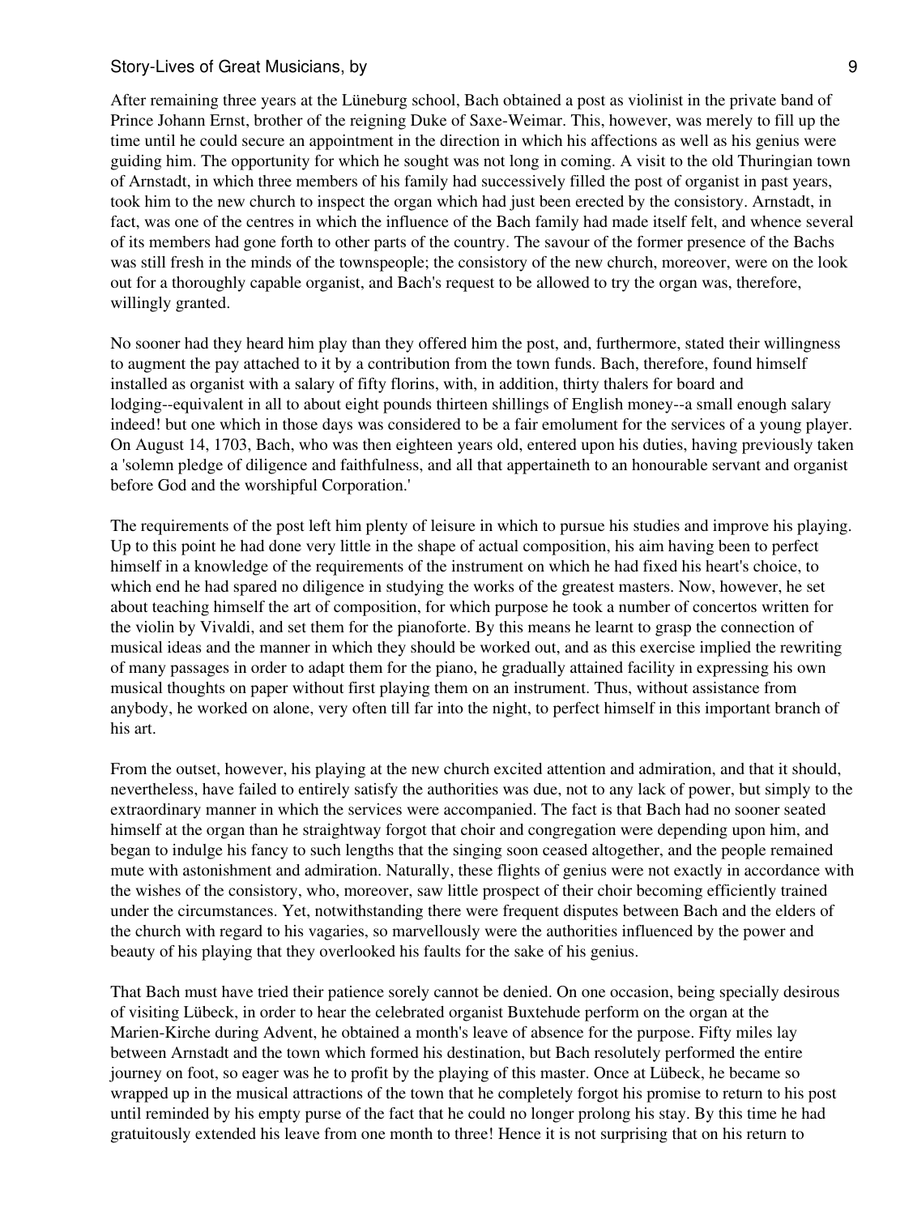After remaining three years at the Lüneburg school, Bach obtained a post as violinist in the private band of Prince Johann Ernst, brother of the reigning Duke of Saxe-Weimar. This, however, was merely to fill up the time until he could secure an appointment in the direction in which his affections as well as his genius were guiding him. The opportunity for which he sought was not long in coming. A visit to the old Thuringian town of Arnstadt, in which three members of his family had successively filled the post of organist in past years, took him to the new church to inspect the organ which had just been erected by the consistory. Arnstadt, in fact, was one of the centres in which the influence of the Bach family had made itself felt, and whence several of its members had gone forth to other parts of the country. The savour of the former presence of the Bachs was still fresh in the minds of the townspeople; the consistory of the new church, moreover, were on the look out for a thoroughly capable organist, and Bach's request to be allowed to try the organ was, therefore, willingly granted.

No sooner had they heard him play than they offered him the post, and, furthermore, stated their willingness to augment the pay attached to it by a contribution from the town funds. Bach, therefore, found himself installed as organist with a salary of fifty florins, with, in addition, thirty thalers for board and lodging--equivalent in all to about eight pounds thirteen shillings of English money--a small enough salary indeed! but one which in those days was considered to be a fair emolument for the services of a young player. On August 14, 1703, Bach, who was then eighteen years old, entered upon his duties, having previously taken a 'solemn pledge of diligence and faithfulness, and all that appertaineth to an honourable servant and organist before God and the worshipful Corporation.'

The requirements of the post left him plenty of leisure in which to pursue his studies and improve his playing. Up to this point he had done very little in the shape of actual composition, his aim having been to perfect himself in a knowledge of the requirements of the instrument on which he had fixed his heart's choice, to which end he had spared no diligence in studying the works of the greatest masters. Now, however, he set about teaching himself the art of composition, for which purpose he took a number of concertos written for the violin by Vivaldi, and set them for the pianoforte. By this means he learnt to grasp the connection of musical ideas and the manner in which they should be worked out, and as this exercise implied the rewriting of many passages in order to adapt them for the piano, he gradually attained facility in expressing his own musical thoughts on paper without first playing them on an instrument. Thus, without assistance from anybody, he worked on alone, very often till far into the night, to perfect himself in this important branch of his art.

From the outset, however, his playing at the new church excited attention and admiration, and that it should, nevertheless, have failed to entirely satisfy the authorities was due, not to any lack of power, but simply to the extraordinary manner in which the services were accompanied. The fact is that Bach had no sooner seated himself at the organ than he straightway forgot that choir and congregation were depending upon him, and began to indulge his fancy to such lengths that the singing soon ceased altogether, and the people remained mute with astonishment and admiration. Naturally, these flights of genius were not exactly in accordance with the wishes of the consistory, who, moreover, saw little prospect of their choir becoming efficiently trained under the circumstances. Yet, notwithstanding there were frequent disputes between Bach and the elders of the church with regard to his vagaries, so marvellously were the authorities influenced by the power and beauty of his playing that they overlooked his faults for the sake of his genius.

That Bach must have tried their patience sorely cannot be denied. On one occasion, being specially desirous of visiting Lübeck, in order to hear the celebrated organist Buxtehude perform on the organ at the Marien-Kirche during Advent, he obtained a month's leave of absence for the purpose. Fifty miles lay between Arnstadt and the town which formed his destination, but Bach resolutely performed the entire journey on foot, so eager was he to profit by the playing of this master. Once at Lübeck, he became so wrapped up in the musical attractions of the town that he completely forgot his promise to return to his post until reminded by his empty purse of the fact that he could no longer prolong his stay. By this time he had gratuitously extended his leave from one month to three! Hence it is not surprising that on his return to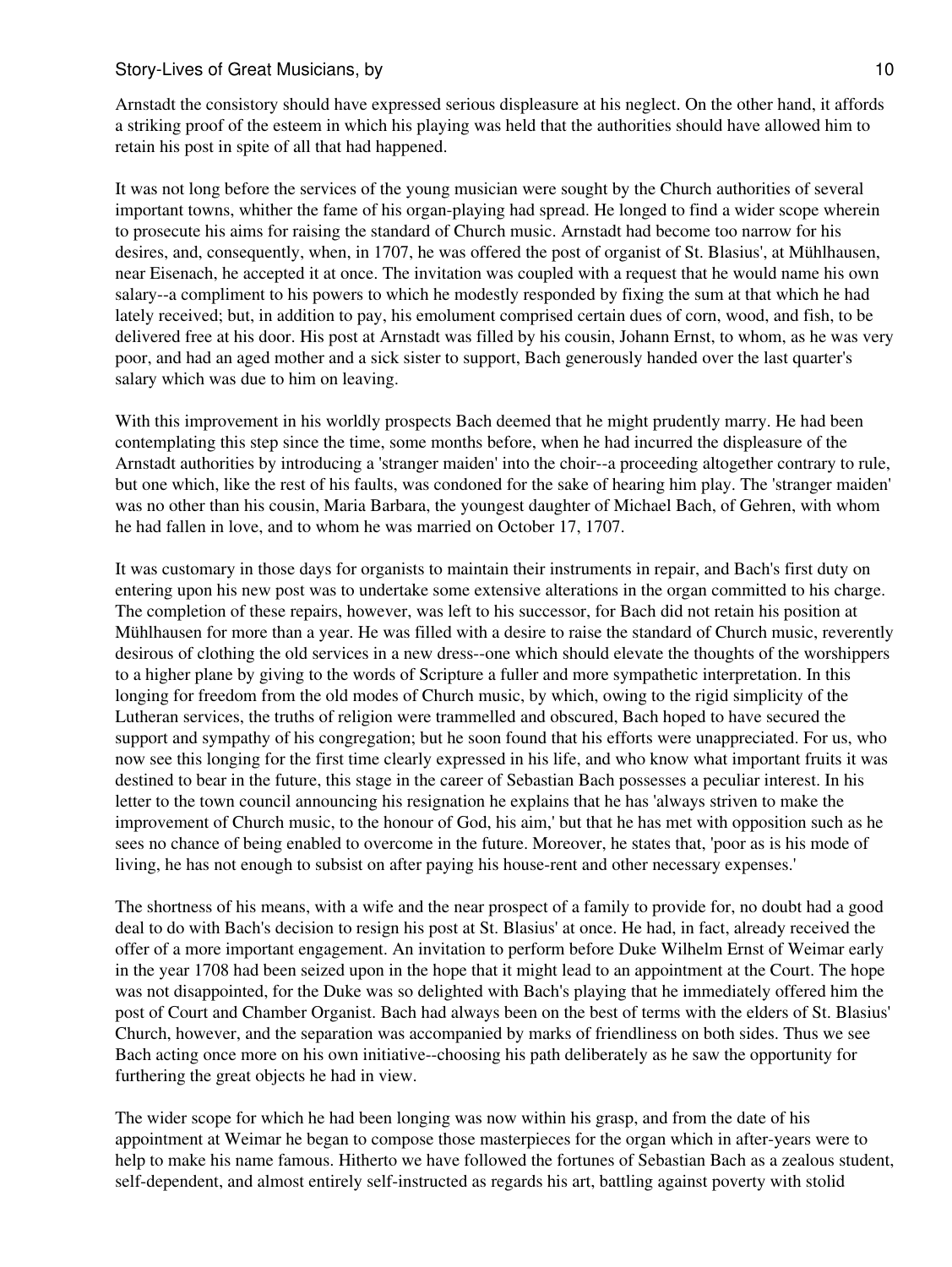Arnstadt the consistory should have expressed serious displeasure at his neglect. On the other hand, it affords a striking proof of the esteem in which his playing was held that the authorities should have allowed him to retain his post in spite of all that had happened.

It was not long before the services of the young musician were sought by the Church authorities of several important towns, whither the fame of his organ-playing had spread. He longed to find a wider scope wherein to prosecute his aims for raising the standard of Church music. Arnstadt had become too narrow for his desires, and, consequently, when, in 1707, he was offered the post of organist of St. Blasius', at Mühlhausen, near Eisenach, he accepted it at once. The invitation was coupled with a request that he would name his own salary--a compliment to his powers to which he modestly responded by fixing the sum at that which he had lately received; but, in addition to pay, his emolument comprised certain dues of corn, wood, and fish, to be delivered free at his door. His post at Arnstadt was filled by his cousin, Johann Ernst, to whom, as he was very poor, and had an aged mother and a sick sister to support, Bach generously handed over the last quarter's salary which was due to him on leaving.

With this improvement in his worldly prospects Bach deemed that he might prudently marry. He had been contemplating this step since the time, some months before, when he had incurred the displeasure of the Arnstadt authorities by introducing a 'stranger maiden' into the choir--a proceeding altogether contrary to rule, but one which, like the rest of his faults, was condoned for the sake of hearing him play. The 'stranger maiden' was no other than his cousin, Maria Barbara, the youngest daughter of Michael Bach, of Gehren, with whom he had fallen in love, and to whom he was married on October 17, 1707.

It was customary in those days for organists to maintain their instruments in repair, and Bach's first duty on entering upon his new post was to undertake some extensive alterations in the organ committed to his charge. The completion of these repairs, however, was left to his successor, for Bach did not retain his position at Mühlhausen for more than a year. He was filled with a desire to raise the standard of Church music, reverently desirous of clothing the old services in a new dress--one which should elevate the thoughts of the worshippers to a higher plane by giving to the words of Scripture a fuller and more sympathetic interpretation. In this longing for freedom from the old modes of Church music, by which, owing to the rigid simplicity of the Lutheran services, the truths of religion were trammelled and obscured, Bach hoped to have secured the support and sympathy of his congregation; but he soon found that his efforts were unappreciated. For us, who now see this longing for the first time clearly expressed in his life, and who know what important fruits it was destined to bear in the future, this stage in the career of Sebastian Bach possesses a peculiar interest. In his letter to the town council announcing his resignation he explains that he has 'always striven to make the improvement of Church music, to the honour of God, his aim,' but that he has met with opposition such as he sees no chance of being enabled to overcome in the future. Moreover, he states that, 'poor as is his mode of living, he has not enough to subsist on after paying his house-rent and other necessary expenses.'

The shortness of his means, with a wife and the near prospect of a family to provide for, no doubt had a good deal to do with Bach's decision to resign his post at St. Blasius' at once. He had, in fact, already received the offer of a more important engagement. An invitation to perform before Duke Wilhelm Ernst of Weimar early in the year 1708 had been seized upon in the hope that it might lead to an appointment at the Court. The hope was not disappointed, for the Duke was so delighted with Bach's playing that he immediately offered him the post of Court and Chamber Organist. Bach had always been on the best of terms with the elders of St. Blasius' Church, however, and the separation was accompanied by marks of friendliness on both sides. Thus we see Bach acting once more on his own initiative--choosing his path deliberately as he saw the opportunity for furthering the great objects he had in view.

The wider scope for which he had been longing was now within his grasp, and from the date of his appointment at Weimar he began to compose those masterpieces for the organ which in after-years were to help to make his name famous. Hitherto we have followed the fortunes of Sebastian Bach as a zealous student, self-dependent, and almost entirely self-instructed as regards his art, battling against poverty with stolid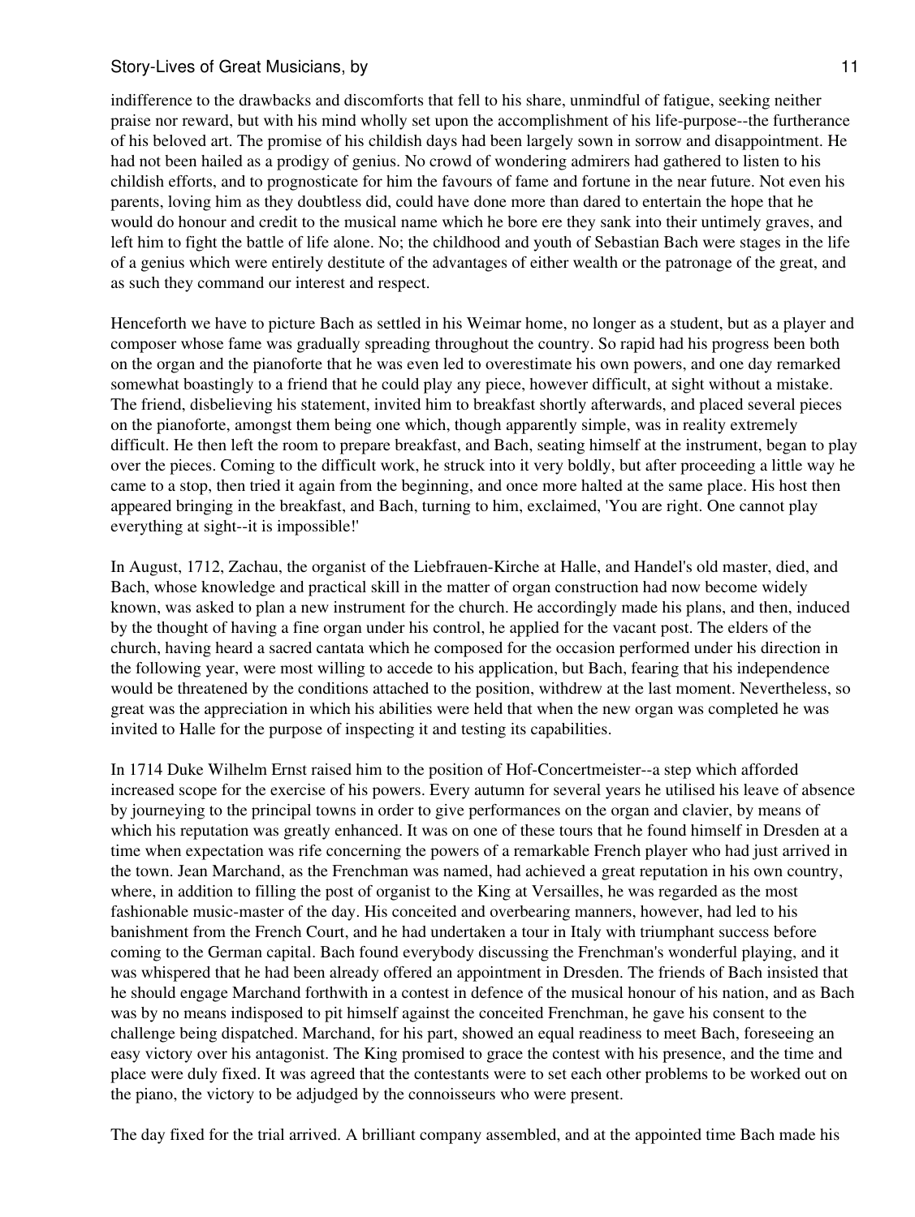indifference to the drawbacks and discomforts that fell to his share, unmindful of fatigue, seeking neither praise nor reward, but with his mind wholly set upon the accomplishment of his life-purpose--the furtherance of his beloved art. The promise of his childish days had been largely sown in sorrow and disappointment. He had not been hailed as a prodigy of genius. No crowd of wondering admirers had gathered to listen to his childish efforts, and to prognosticate for him the favours of fame and fortune in the near future. Not even his parents, loving him as they doubtless did, could have done more than dared to entertain the hope that he would do honour and credit to the musical name which he bore ere they sank into their untimely graves, and left him to fight the battle of life alone. No; the childhood and youth of Sebastian Bach were stages in the life of a genius which were entirely destitute of the advantages of either wealth or the patronage of the great, and as such they command our interest and respect.

Henceforth we have to picture Bach as settled in his Weimar home, no longer as a student, but as a player and composer whose fame was gradually spreading throughout the country. So rapid had his progress been both on the organ and the pianoforte that he was even led to overestimate his own powers, and one day remarked somewhat boastingly to a friend that he could play any piece, however difficult, at sight without a mistake. The friend, disbelieving his statement, invited him to breakfast shortly afterwards, and placed several pieces on the pianoforte, amongst them being one which, though apparently simple, was in reality extremely difficult. He then left the room to prepare breakfast, and Bach, seating himself at the instrument, began to play over the pieces. Coming to the difficult work, he struck into it very boldly, but after proceeding a little way he came to a stop, then tried it again from the beginning, and once more halted at the same place. His host then appeared bringing in the breakfast, and Bach, turning to him, exclaimed, 'You are right. One cannot play everything at sight--it is impossible!'

In August, 1712, Zachau, the organist of the Liebfrauen-Kirche at Halle, and Handel's old master, died, and Bach, whose knowledge and practical skill in the matter of organ construction had now become widely known, was asked to plan a new instrument for the church. He accordingly made his plans, and then, induced by the thought of having a fine organ under his control, he applied for the vacant post. The elders of the church, having heard a sacred cantata which he composed for the occasion performed under his direction in the following year, were most willing to accede to his application, but Bach, fearing that his independence would be threatened by the conditions attached to the position, withdrew at the last moment. Nevertheless, so great was the appreciation in which his abilities were held that when the new organ was completed he was invited to Halle for the purpose of inspecting it and testing its capabilities.

In 1714 Duke Wilhelm Ernst raised him to the position of Hof-Concertmeister--a step which afforded increased scope for the exercise of his powers. Every autumn for several years he utilised his leave of absence by journeying to the principal towns in order to give performances on the organ and clavier, by means of which his reputation was greatly enhanced. It was on one of these tours that he found himself in Dresden at a time when expectation was rife concerning the powers of a remarkable French player who had just arrived in the town. Jean Marchand, as the Frenchman was named, had achieved a great reputation in his own country, where, in addition to filling the post of organist to the King at Versailles, he was regarded as the most fashionable music-master of the day. His conceited and overbearing manners, however, had led to his banishment from the French Court, and he had undertaken a tour in Italy with triumphant success before coming to the German capital. Bach found everybody discussing the Frenchman's wonderful playing, and it was whispered that he had been already offered an appointment in Dresden. The friends of Bach insisted that he should engage Marchand forthwith in a contest in defence of the musical honour of his nation, and as Bach was by no means indisposed to pit himself against the conceited Frenchman, he gave his consent to the challenge being dispatched. Marchand, for his part, showed an equal readiness to meet Bach, foreseeing an easy victory over his antagonist. The King promised to grace the contest with his presence, and the time and place were duly fixed. It was agreed that the contestants were to set each other problems to be worked out on the piano, the victory to be adjudged by the connoisseurs who were present.

The day fixed for the trial arrived. A brilliant company assembled, and at the appointed time Bach made his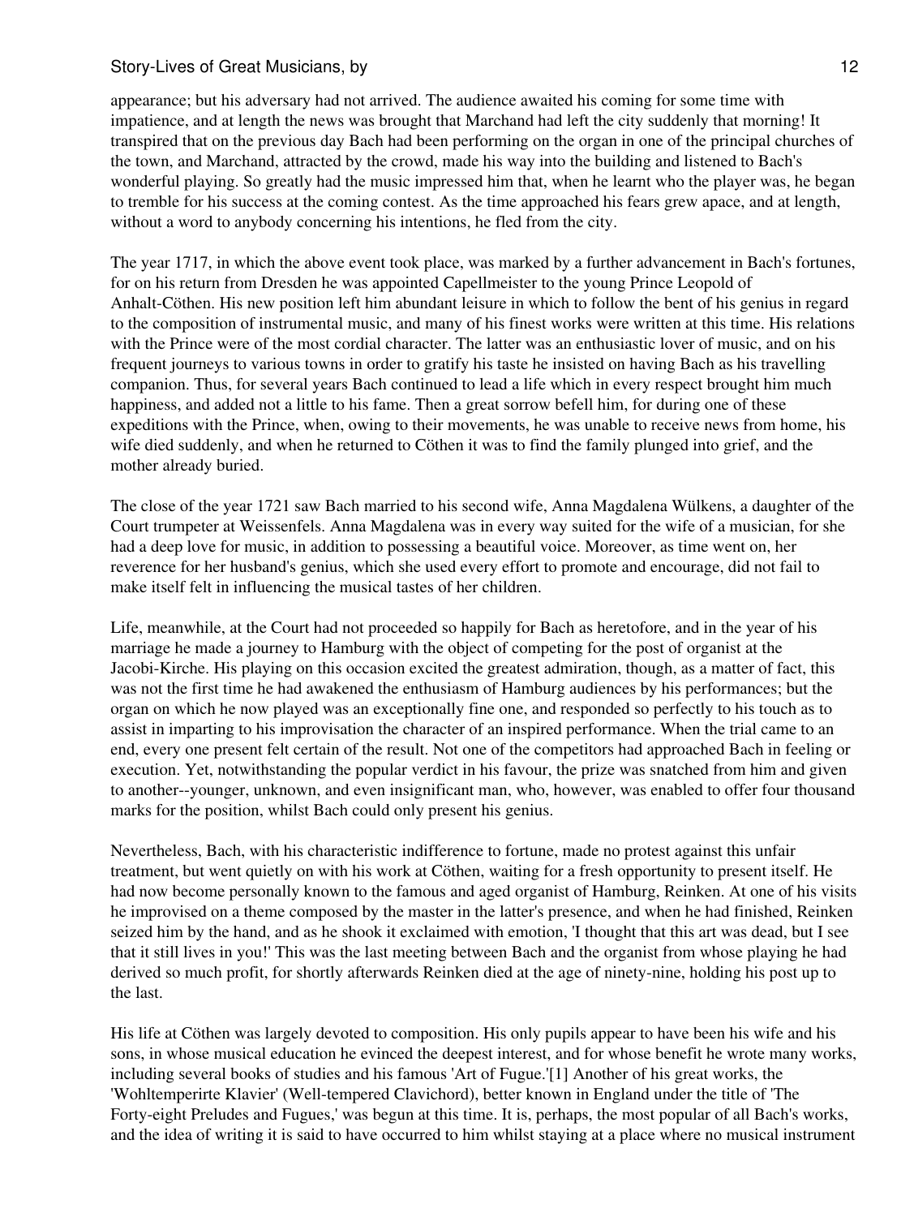appearance; but his adversary had not arrived. The audience awaited his coming for some time with impatience, and at length the news was brought that Marchand had left the city suddenly that morning! It transpired that on the previous day Bach had been performing on the organ in one of the principal churches of the town, and Marchand, attracted by the crowd, made his way into the building and listened to Bach's wonderful playing. So greatly had the music impressed him that, when he learnt who the player was, he began to tremble for his success at the coming contest. As the time approached his fears grew apace, and at length, without a word to anybody concerning his intentions, he fled from the city.

The year 1717, in which the above event took place, was marked by a further advancement in Bach's fortunes, for on his return from Dresden he was appointed Capellmeister to the young Prince Leopold of Anhalt-Cöthen. His new position left him abundant leisure in which to follow the bent of his genius in regard to the composition of instrumental music, and many of his finest works were written at this time. His relations with the Prince were of the most cordial character. The latter was an enthusiastic lover of music, and on his frequent journeys to various towns in order to gratify his taste he insisted on having Bach as his travelling companion. Thus, for several years Bach continued to lead a life which in every respect brought him much happiness, and added not a little to his fame. Then a great sorrow befell him, for during one of these expeditions with the Prince, when, owing to their movements, he was unable to receive news from home, his wife died suddenly, and when he returned to Cöthen it was to find the family plunged into grief, and the mother already buried.

The close of the year 1721 saw Bach married to his second wife, Anna Magdalena Wülkens, a daughter of the Court trumpeter at Weissenfels. Anna Magdalena was in every way suited for the wife of a musician, for she had a deep love for music, in addition to possessing a beautiful voice. Moreover, as time went on, her reverence for her husband's genius, which she used every effort to promote and encourage, did not fail to make itself felt in influencing the musical tastes of her children.

Life, meanwhile, at the Court had not proceeded so happily for Bach as heretofore, and in the year of his marriage he made a journey to Hamburg with the object of competing for the post of organist at the Jacobi-Kirche. His playing on this occasion excited the greatest admiration, though, as a matter of fact, this was not the first time he had awakened the enthusiasm of Hamburg audiences by his performances; but the organ on which he now played was an exceptionally fine one, and responded so perfectly to his touch as to assist in imparting to his improvisation the character of an inspired performance. When the trial came to an end, every one present felt certain of the result. Not one of the competitors had approached Bach in feeling or execution. Yet, notwithstanding the popular verdict in his favour, the prize was snatched from him and given to another--younger, unknown, and even insignificant man, who, however, was enabled to offer four thousand marks for the position, whilst Bach could only present his genius.

Nevertheless, Bach, with his characteristic indifference to fortune, made no protest against this unfair treatment, but went quietly on with his work at Cöthen, waiting for a fresh opportunity to present itself. He had now become personally known to the famous and aged organist of Hamburg, Reinken. At one of his visits he improvised on a theme composed by the master in the latter's presence, and when he had finished, Reinken seized him by the hand, and as he shook it exclaimed with emotion, 'I thought that this art was dead, but I see that it still lives in you!' This was the last meeting between Bach and the organist from whose playing he had derived so much profit, for shortly afterwards Reinken died at the age of ninety-nine, holding his post up to the last.

His life at Cöthen was largely devoted to composition. His only pupils appear to have been his wife and his sons, in whose musical education he evinced the deepest interest, and for whose benefit he wrote many works, including several books of studies and his famous 'Art of Fugue.'[1] Another of his great works, the 'Wohltemperirte Klavier' (Well-tempered Clavichord), better known in England under the title of 'The Forty-eight Preludes and Fugues,' was begun at this time. It is, perhaps, the most popular of all Bach's works, and the idea of writing it is said to have occurred to him whilst staying at a place where no musical instrument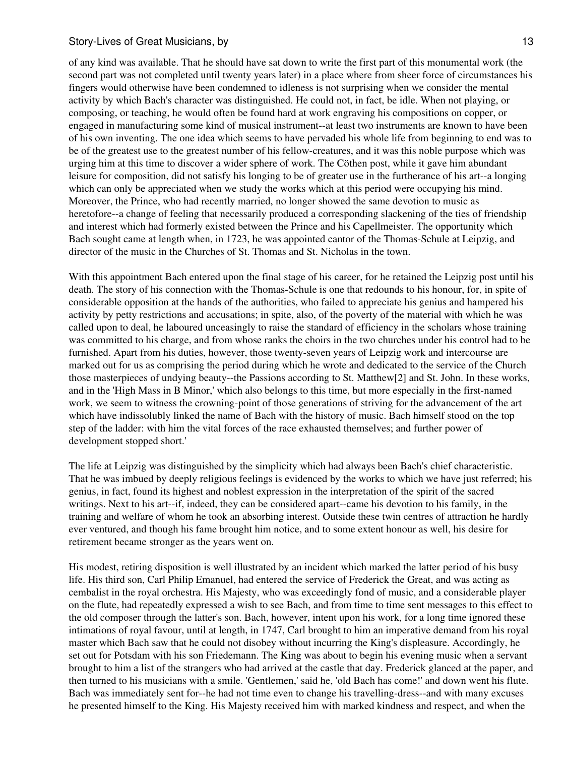of any kind was available. That he should have sat down to write the first part of this monumental work (the second part was not completed until twenty years later) in a place where from sheer force of circumstances his fingers would otherwise have been condemned to idleness is not surprising when we consider the mental activity by which Bach's character was distinguished. He could not, in fact, be idle. When not playing, or composing, or teaching, he would often be found hard at work engraving his compositions on copper, or engaged in manufacturing some kind of musical instrument--at least two instruments are known to have been of his own inventing. The one idea which seems to have pervaded his whole life from beginning to end was to be of the greatest use to the greatest number of his fellow-creatures, and it was this noble purpose which was urging him at this time to discover a wider sphere of work. The Cöthen post, while it gave him abundant leisure for composition, did not satisfy his longing to be of greater use in the furtherance of his art--a longing which can only be appreciated when we study the works which at this period were occupying his mind. Moreover, the Prince, who had recently married, no longer showed the same devotion to music as heretofore--a change of feeling that necessarily produced a corresponding slackening of the ties of friendship and interest which had formerly existed between the Prince and his Capellmeister. The opportunity which Bach sought came at length when, in 1723, he was appointed cantor of the Thomas-Schule at Leipzig, and director of the music in the Churches of St. Thomas and St. Nicholas in the town.

With this appointment Bach entered upon the final stage of his career, for he retained the Leipzig post until his death. The story of his connection with the Thomas-Schule is one that redounds to his honour, for, in spite of considerable opposition at the hands of the authorities, who failed to appreciate his genius and hampered his activity by petty restrictions and accusations; in spite, also, of the poverty of the material with which he was called upon to deal, he laboured unceasingly to raise the standard of efficiency in the scholars whose training was committed to his charge, and from whose ranks the choirs in the two churches under his control had to be furnished. Apart from his duties, however, those twenty-seven years of Leipzig work and intercourse are marked out for us as comprising the period during which he wrote and dedicated to the service of the Church those masterpieces of undying beauty--the Passions according to St. Matthew[2] and St. John. In these works, and in the 'High Mass in B Minor,' which also belongs to this time, but more especially in the first-named work, we seem to witness the crowning-point of those generations of striving for the advancement of the art which have indissolubly linked the name of Bach with the history of music. Bach himself stood on the top step of the ladder: with him the vital forces of the race exhausted themselves; and further power of development stopped short.'

The life at Leipzig was distinguished by the simplicity which had always been Bach's chief characteristic. That he was imbued by deeply religious feelings is evidenced by the works to which we have just referred; his genius, in fact, found its highest and noblest expression in the interpretation of the spirit of the sacred writings. Next to his art--if, indeed, they can be considered apart--came his devotion to his family, in the training and welfare of whom he took an absorbing interest. Outside these twin centres of attraction he hardly ever ventured, and though his fame brought him notice, and to some extent honour as well, his desire for retirement became stronger as the years went on.

His modest, retiring disposition is well illustrated by an incident which marked the latter period of his busy life. His third son, Carl Philip Emanuel, had entered the service of Frederick the Great, and was acting as cembalist in the royal orchestra. His Majesty, who was exceedingly fond of music, and a considerable player on the flute, had repeatedly expressed a wish to see Bach, and from time to time sent messages to this effect to the old composer through the latter's son. Bach, however, intent upon his work, for a long time ignored these intimations of royal favour, until at length, in 1747, Carl brought to him an imperative demand from his royal master which Bach saw that he could not disobey without incurring the King's displeasure. Accordingly, he set out for Potsdam with his son Friedemann. The King was about to begin his evening music when a servant brought to him a list of the strangers who had arrived at the castle that day. Frederick glanced at the paper, and then turned to his musicians with a smile. 'Gentlemen,' said he, 'old Bach has come!' and down went his flute. Bach was immediately sent for--he had not time even to change his travelling-dress--and with many excuses he presented himself to the King. His Majesty received him with marked kindness and respect, and when the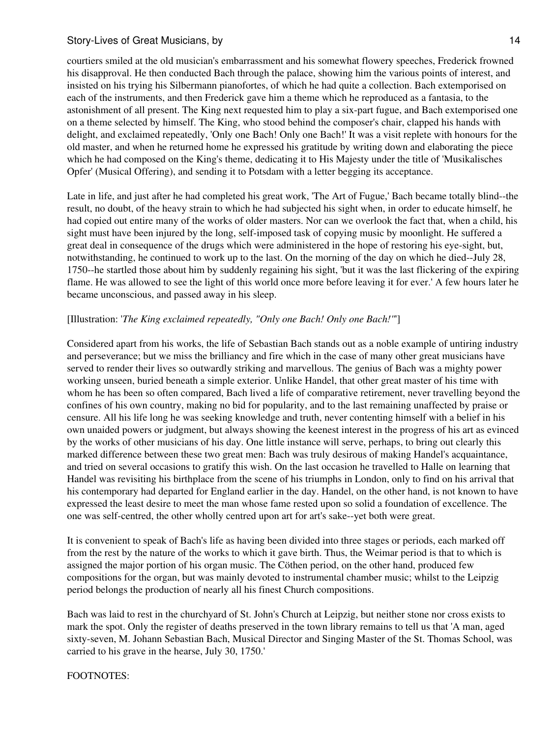courtiers smiled at the old musician's embarrassment and his somewhat flowery speeches, Frederick frowned his disapproval. He then conducted Bach through the palace, showing him the various points of interest, and insisted on his trying his Silbermann pianofortes, of which he had quite a collection. Bach extemporised on each of the instruments, and then Frederick gave him a theme which he reproduced as a fantasia, to the astonishment of all present. The King next requested him to play a six-part fugue, and Bach extemporised one on a theme selected by himself. The King, who stood behind the composer's chair, clapped his hands with delight, and exclaimed repeatedly, 'Only one Bach! Only one Bach!' It was a visit replete with honours for the old master, and when he returned home he expressed his gratitude by writing down and elaborating the piece which he had composed on the King's theme, dedicating it to His Majesty under the title of 'Musikalisches Opfer' (Musical Offering), and sending it to Potsdam with a letter begging its acceptance.

Late in life, and just after he had completed his great work, 'The Art of Fugue,' Bach became totally blind--the result, no doubt, of the heavy strain to which he had subjected his sight when, in order to educate himself, he had copied out entire many of the works of older masters. Nor can we overlook the fact that, when a child, his sight must have been injured by the long, self-imposed task of copying music by moonlight. He suffered a great deal in consequence of the drugs which were administered in the hope of restoring his eye-sight, but, notwithstanding, he continued to work up to the last. On the morning of the day on which he died--July 28, 1750--he startled those about him by suddenly regaining his sight, 'but it was the last flickering of the expiring flame. He was allowed to see the light of this world once more before leaving it for ever.' A few hours later he became unconscious, and passed away in his sleep.

[Illustration: '*The King exclaimed repeatedly, "Only one Bach! Only one Bach!"*']

Considered apart from his works, the life of Sebastian Bach stands out as a noble example of untiring industry and perseverance; but we miss the brilliancy and fire which in the case of many other great musicians have served to render their lives so outwardly striking and marvellous. The genius of Bach was a mighty power working unseen, buried beneath a simple exterior. Unlike Handel, that other great master of his time with whom he has been so often compared, Bach lived a life of comparative retirement, never travelling beyond the confines of his own country, making no bid for popularity, and to the last remaining unaffected by praise or censure. All his life long he was seeking knowledge and truth, never contenting himself with a belief in his own unaided powers or judgment, but always showing the keenest interest in the progress of his art as evinced by the works of other musicians of his day. One little instance will serve, perhaps, to bring out clearly this marked difference between these two great men: Bach was truly desirous of making Handel's acquaintance, and tried on several occasions to gratify this wish. On the last occasion he travelled to Halle on learning that Handel was revisiting his birthplace from the scene of his triumphs in London, only to find on his arrival that his contemporary had departed for England earlier in the day. Handel, on the other hand, is not known to have expressed the least desire to meet the man whose fame rested upon so solid a foundation of excellence. The one was self-centred, the other wholly centred upon art for art's sake--yet both were great.

It is convenient to speak of Bach's life as having been divided into three stages or periods, each marked off from the rest by the nature of the works to which it gave birth. Thus, the Weimar period is that to which is assigned the major portion of his organ music. The Cöthen period, on the other hand, produced few compositions for the organ, but was mainly devoted to instrumental chamber music; whilst to the Leipzig period belongs the production of nearly all his finest Church compositions.

Bach was laid to rest in the churchyard of St. John's Church at Leipzig, but neither stone nor cross exists to mark the spot. Only the register of deaths preserved in the town library remains to tell us that 'A man, aged sixty-seven, M. Johann Sebastian Bach, Musical Director and Singing Master of the St. Thomas School, was carried to his grave in the hearse, July 30, 1750.'

FOOTNOTES: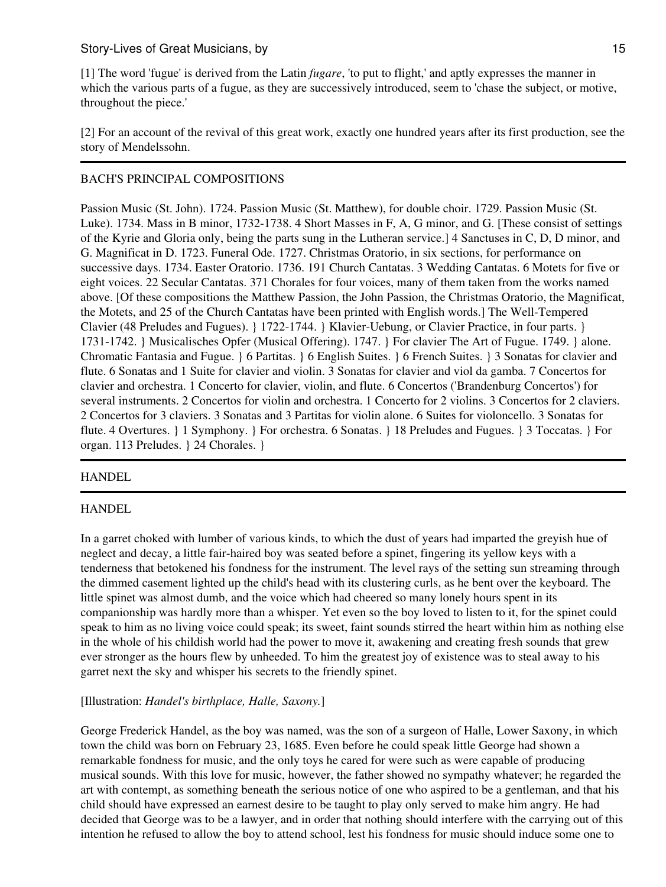[1] The word 'fugue' is derived from the Latin *fugare*, 'to put to flight,' and aptly expresses the manner in which the various parts of a fugue, as they are successively introduced, seem to 'chase the subject, or motive, throughout the piece.'

[2] For an account of the revival of this great work, exactly one hundred years after its first production, see the story of Mendelssohn.

---

BACH'S PRINCIPAL COMPOSITIONS

Passion Music (St. John). 1724. Passion Music (St. Matthew), for double choir. 1729. Passion Music (St. Luke). 1734. Mass in B minor, 1732-1738. 4 Short Masses in F, A, G minor, and G. [These consist of settings of the Kyrie and Gloria only, being the parts sung in the Lutheran service.] 4 Sanctuses in C, D, D minor, and G. Magnificat in D. 1723. Funeral Ode. 1727. Christmas Oratorio, in six sections, for performance on successive days. 1734. Easter Oratorio. 1736. 191 Church Cantatas. 3 Wedding Cantatas. 6 Motets for five or eight voices. 22 Secular Cantatas. 371 Chorales for four voices, many of them taken from the works named above. [Of these compositions the Matthew Passion, the John Passion, the Christmas Oratorio, the Magnificat, the Motets, and 25 of the Church Cantatas have been printed with English words.] The Well-Tempered Clavier (48 Preludes and Fugues). } 1722-1744. } Klavier-Uebung, or Clavier Practice, in four parts. } 1731-1742. } Musicalisches Opfer (Musical Offering). 1747. } For clavier The Art of Fugue. 1749. } alone. Chromatic Fantasia and Fugue. } 6 Partitas. } 6 English Suites. } 6 French Suites. } 3 Sonatas for clavier and flute. 6 Sonatas and 1 Suite for clavier and violin. 3 Sonatas for clavier and viol da gamba. 7 Concertos for clavier and orchestra. 1 Concerto for clavier, violin, and flute. 6 Concertos ('Brandenburg Concertos') for several instruments. 2 Concertos for violin and orchestra. 1 Concerto for 2 violins. 3 Concertos for 2 claviers. 2 Concertos for 3 claviers. 3 Sonatas and 3 Partitas for violin alone. 6 Suites for violoncello. 3 Sonatas for flute. 4 Overtures. } 1 Symphony. } For orchestra. 6 Sonatas. } 18 Preludes and Fugues. } 3 Toccatas. } For organ. 113 Preludes. } 24 Chorales. }

---

HANDEL

---

HANDEL

In a garret choked with lumber of various kinds, to which the dust of years had imparted the greyish hue of neglect and decay, a little fair-haired boy was seated before a spinet, fingering its yellow keys with a tenderness that betokened his fondness for the instrument. The level rays of the setting sun streaming through the dimmed casement lighted up the child's head with its clustering curls, as he bent over the keyboard. The little spinet was almost dumb, and the voice which had cheered so many lonely hours spent in its companionship was hardly more than a whisper. Yet even so the boy loved to listen to it, for the spinet could speak to him as no living voice could speak; its sweet, faint sounds stirred the heart within him as nothing else in the whole of his childish world had the power to move it, awakening and creating fresh sounds that grew ever stronger as the hours flew by unheeded. To him the greatest joy of existence was to steal away to his garret next the sky and whisper his secrets to the friendly spinet.

[Illustration: *Handel's birthplace, Halle, Saxony.*]

George Frederick Handel, as the boy was named, was the son of a surgeon of Halle, Lower Saxony, in which town the child was born on February 23, 1685. Even before he could speak little George had shown a remarkable fondness for music, and the only toys he cared for were such as were capable of producing musical sounds. With this love for music, however, the father showed no sympathy whatever; he regarded the art with contempt, as something beneath the serious notice of one who aspired to be a gentleman, and that his child should have expressed an earnest desire to be taught to play only served to make him angry. He had decided that George was to be a lawyer, and in order that nothing should interfere with the carrying out of this intention he refused to allow the boy to attend school, lest his fondness for music should induce some one to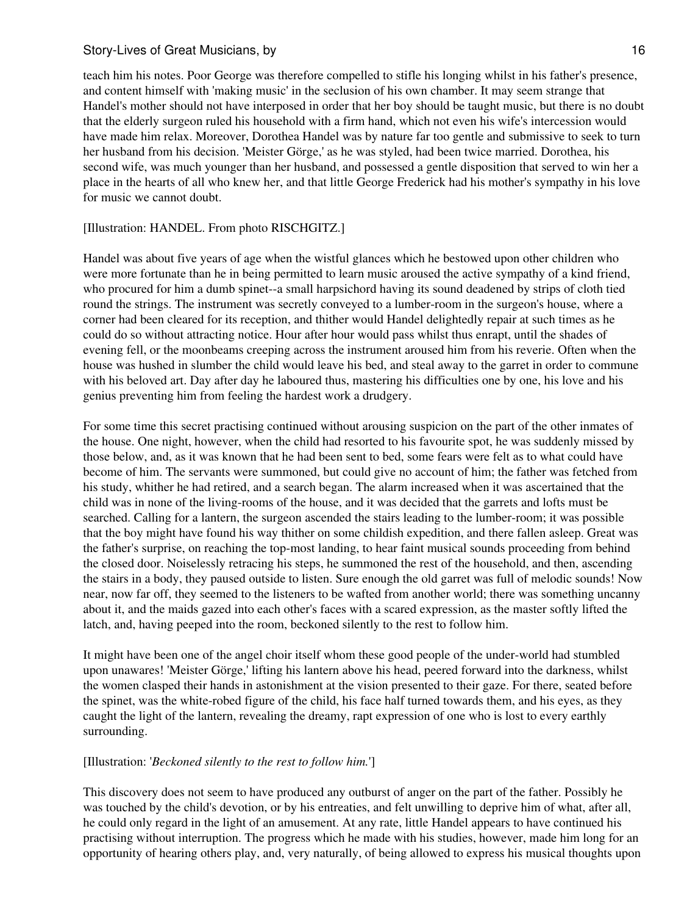teach him his notes. Poor George was therefore compelled to stifle his longing whilst in his father's presence, and content himself with 'making music' in the seclusion of his own chamber. It may seem strange that Handel's mother should not have interposed in order that her boy should be taught music, but there is no doubt that the elderly surgeon ruled his household with a firm hand, which not even his wife's intercession would have made him relax. Moreover, Dorothea Handel was by nature far too gentle and submissive to seek to turn her husband from his decision. 'Meister Görge,' as he was styled, had been twice married. Dorothea, his second wife, was much younger than her husband, and possessed a gentle disposition that served to win her a place in the hearts of all who knew her, and that little George Frederick had his mother's sympathy in his love for music we cannot doubt.

[Illustration: HANDEL. From photo RISCHGITZ.]

Handel was about five years of age when the wistful glances which he bestowed upon other children who were more fortunate than he in being permitted to learn music aroused the active sympathy of a kind friend, who procured for him a dumb spinet--a small harpsichord having its sound deadened by strips of cloth tied round the strings. The instrument was secretly conveyed to a lumber-room in the surgeon's house, where a corner had been cleared for its reception, and thither would Handel delightedly repair at such times as he could do so without attracting notice. Hour after hour would pass whilst thus enrapt, until the shades of evening fell, or the moonbeams creeping across the instrument aroused him from his reverie. Often when the house was hushed in slumber the child would leave his bed, and steal away to the garret in order to commune with his beloved art. Day after day he laboured thus, mastering his difficulties one by one, his love and his genius preventing him from feeling the hardest work a drudgery.

For some time this secret practising continued without arousing suspicion on the part of the other inmates of the house. One night, however, when the child had resorted to his favourite spot, he was suddenly missed by those below, and, as it was known that he had been sent to bed, some fears were felt as to what could have become of him. The servants were summoned, but could give no account of him; the father was fetched from his study, whither he had retired, and a search began. The alarm increased when it was ascertained that the child was in none of the living-rooms of the house, and it was decided that the garrets and lofts must be searched. Calling for a lantern, the surgeon ascended the stairs leading to the lumber-room; it was possible that the boy might have found his way thither on some childish expedition, and there fallen asleep. Great was the father's surprise, on reaching the top-most landing, to hear faint musical sounds proceeding from behind the closed door. Noiselessly retracing his steps, he summoned the rest of the household, and then, ascending the stairs in a body, they paused outside to listen. Sure enough the old garret was full of melodic sounds! Now near, now far off, they seemed to the listeners to be wafted from another world; there was something uncanny about it, and the maids gazed into each other's faces with a scared expression, as the master softly lifted the latch, and, having peeped into the room, beckoned silently to the rest to follow him.

It might have been one of the angel choir itself whom these good people of the under-world had stumbled upon unawares! 'Meister Görge,' lifting his lantern above his head, peered forward into the darkness, whilst the women clasped their hands in astonishment at the vision presented to their gaze. For there, seated before the spinet, was the white-robed figure of the child, his face half turned towards them, and his eyes, as they caught the light of the lantern, revealing the dreamy, rapt expression of one who is lost to every earthly surrounding.

[Illustration: '*Beckoned silently to the rest to follow him.*']

This discovery does not seem to have produced any outburst of anger on the part of the father. Possibly he was touched by the child's devotion, or by his entreaties, and felt unwilling to deprive him of what, after all, he could only regard in the light of an amusement. At any rate, little Handel appears to have continued his practising without interruption. The progress which he made with his studies, however, made him long for an opportunity of hearing others play, and, very naturally, of being allowed to express his musical thoughts upon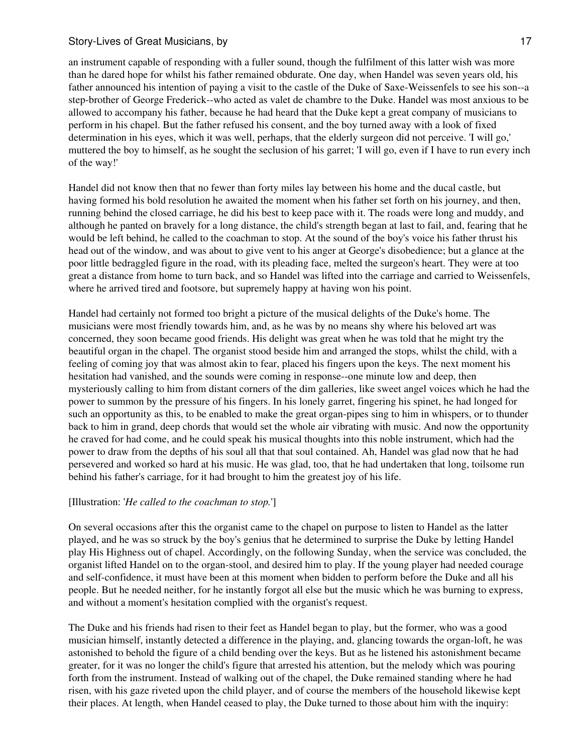an instrument capable of responding with a fuller sound, though the fulfilment of this latter wish was more than he dared hope for whilst his father remained obdurate. One day, when Handel was seven years old, his father announced his intention of paying a visit to the castle of the Duke of Saxe-Weissenfels to see his son--a step-brother of George Frederick--who acted as valet de chambre to the Duke. Handel was most anxious to be allowed to accompany his father, because he had heard that the Duke kept a great company of musicians to perform in his chapel. But the father refused his consent, and the boy turned away with a look of fixed determination in his eyes, which it was well, perhaps, that the elderly surgeon did not perceive. 'I will go,' muttered the boy to himself, as he sought the seclusion of his garret; 'I will go, even if I have to run every inch of the way!'

Handel did not know then that no fewer than forty miles lay between his home and the ducal castle, but having formed his bold resolution he awaited the moment when his father set forth on his journey, and then, running behind the closed carriage, he did his best to keep pace with it. The roads were long and muddy, and although he panted on bravely for a long distance, the child's strength began at last to fail, and, fearing that he would be left behind, he called to the coachman to stop. At the sound of the boy's voice his father thrust his head out of the window, and was about to give vent to his anger at George's disobedience; but a glance at the poor little bedraggled figure in the road, with its pleading face, melted the surgeon's heart. They were at too great a distance from home to turn back, and so Handel was lifted into the carriage and carried to Weissenfels, where he arrived tired and footsore, but supremely happy at having won his point.

Handel had certainly not formed too bright a picture of the musical delights of the Duke's home. The musicians were most friendly towards him, and, as he was by no means shy where his beloved art was concerned, they soon became good friends. His delight was great when he was told that he might try the beautiful organ in the chapel. The organist stood beside him and arranged the stops, whilst the child, with a feeling of coming joy that was almost akin to fear, placed his fingers upon the keys. The next moment his hesitation had vanished, and the sounds were coming in response--one minute low and deep, then mysteriously calling to him from distant corners of the dim galleries, like sweet angel voices which he had the power to summon by the pressure of his fingers. In his lonely garret, fingering his spinet, he had longed for such an opportunity as this, to be enabled to make the great organ-pipes sing to him in whispers, or to thunder back to him in grand, deep chords that would set the whole air vibrating with music. And now the opportunity he craved for had come, and he could speak his musical thoughts into this noble instrument, which had the power to draw from the depths of his soul all that that soul contained. Ah, Handel was glad now that he had persevered and worked so hard at his music. He was glad, too, that he had undertaken that long, toilsome run behind his father's carriage, for it had brought to him the greatest joy of his life.

[Illustration: '*He called to the coachman to stop.*']

On several occasions after this the organist came to the chapel on purpose to listen to Handel as the latter played, and he was so struck by the boy's genius that he determined to surprise the Duke by letting Handel play His Highness out of chapel. Accordingly, on the following Sunday, when the service was concluded, the organist lifted Handel on to the organ-stool, and desired him to play. If the young player had needed courage and self-confidence, it must have been at this moment when bidden to perform before the Duke and all his people. But he needed neither, for he instantly forgot all else but the music which he was burning to express, and without a moment's hesitation complied with the organist's request.

The Duke and his friends had risen to their feet as Handel began to play, but the former, who was a good musician himself, instantly detected a difference in the playing, and, glancing towards the organ-loft, he was astonished to behold the figure of a child bending over the keys. But as he listened his astonishment became greater, for it was no longer the child's figure that arrested his attention, but the melody which was pouring forth from the instrument. Instead of walking out of the chapel, the Duke remained standing where he had risen, with his gaze riveted upon the child player, and of course the members of the household likewise kept their places. At length, when Handel ceased to play, the Duke turned to those about him with the inquiry: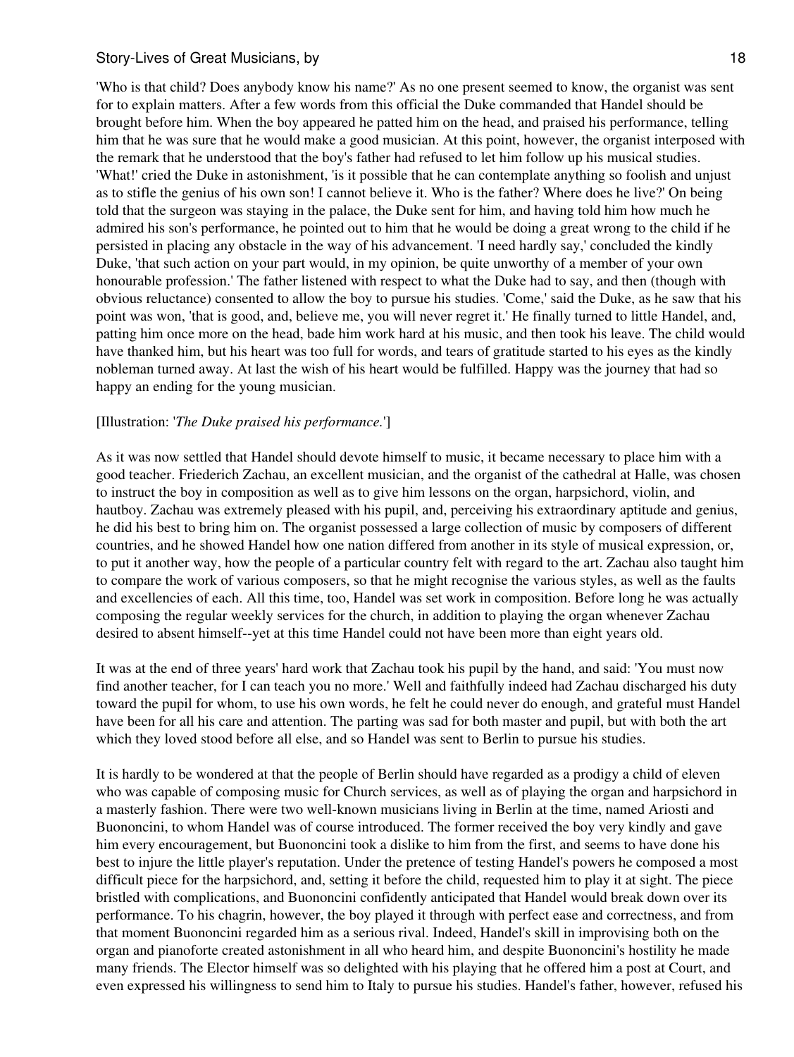'Who is that child? Does anybody know his name?' As no one present seemed to know, the organist was sent for to explain matters. After a few words from this official the Duke commanded that Handel should be brought before him. When the boy appeared he patted him on the head, and praised his performance, telling him that he was sure that he would make a good musician. At this point, however, the organist interposed with the remark that he understood that the boy's father had refused to let him follow up his musical studies. 'What!' cried the Duke in astonishment, 'is it possible that he can contemplate anything so foolish and unjust as to stifle the genius of his own son! I cannot believe it. Who is the father? Where does he live?' On being told that the surgeon was staying in the palace, the Duke sent for him, and having told him how much he admired his son's performance, he pointed out to him that he would be doing a great wrong to the child if he persisted in placing any obstacle in the way of his advancement. 'I need hardly say,' concluded the kindly Duke, 'that such action on your part would, in my opinion, be quite unworthy of a member of your own honourable profession.' The father listened with respect to what the Duke had to say, and then (though with obvious reluctance) consented to allow the boy to pursue his studies. 'Come,' said the Duke, as he saw that his point was won, 'that is good, and, believe me, you will never regret it.' He finally turned to little Handel, and, patting him once more on the head, bade him work hard at his music, and then took his leave. The child would have thanked him, but his heart was too full for words, and tears of gratitude started to his eyes as the kindly nobleman turned away. At last the wish of his heart would be fulfilled. Happy was the journey that had so happy an ending for the young musician.

[Illustration: '*The Duke praised his performance.*']

As it was now settled that Handel should devote himself to music, it became necessary to place him with a good teacher. Friederich Zachau, an excellent musician, and the organist of the cathedral at Halle, was chosen to instruct the boy in composition as well as to give him lessons on the organ, harpsichord, violin, and hautboy. Zachau was extremely pleased with his pupil, and, perceiving his extraordinary aptitude and genius, he did his best to bring him on. The organist possessed a large collection of music by composers of different countries, and he showed Handel how one nation differed from another in its style of musical expression, or, to put it another way, how the people of a particular country felt with regard to the art. Zachau also taught him to compare the work of various composers, so that he might recognise the various styles, as well as the faults and excellencies of each. All this time, too, Handel was set work in composition. Before long he was actually composing the regular weekly services for the church, in addition to playing the organ whenever Zachau desired to absent himself--yet at this time Handel could not have been more than eight years old.

It was at the end of three years' hard work that Zachau took his pupil by the hand, and said: 'You must now find another teacher, for I can teach you no more.' Well and faithfully indeed had Zachau discharged his duty toward the pupil for whom, to use his own words, he felt he could never do enough, and grateful must Handel have been for all his care and attention. The parting was sad for both master and pupil, but with both the art which they loved stood before all else, and so Handel was sent to Berlin to pursue his studies.

It is hardly to be wondered at that the people of Berlin should have regarded as a prodigy a child of eleven who was capable of composing music for Church services, as well as of playing the organ and harpsichord in a masterly fashion. There were two well-known musicians living in Berlin at the time, named Ariosti and Buononcini, to whom Handel was of course introduced. The former received the boy very kindly and gave him every encouragement, but Buononcini took a dislike to him from the first, and seems to have done his best to injure the little player's reputation. Under the pretence of testing Handel's powers he composed a most difficult piece for the harpsichord, and, setting it before the child, requested him to play it at sight. The piece bristled with complications, and Buononcini confidently anticipated that Handel would break down over its performance. To his chagrin, however, the boy played it through with perfect ease and correctness, and from that moment Buononcini regarded him as a serious rival. Indeed, Handel's skill in improvising both on the organ and pianoforte created astonishment in all who heard him, and despite Buononcini's hostility he made many friends. The Elector himself was so delighted with his playing that he offered him a post at Court, and even expressed his willingness to send him to Italy to pursue his studies. Handel's father, however, refused his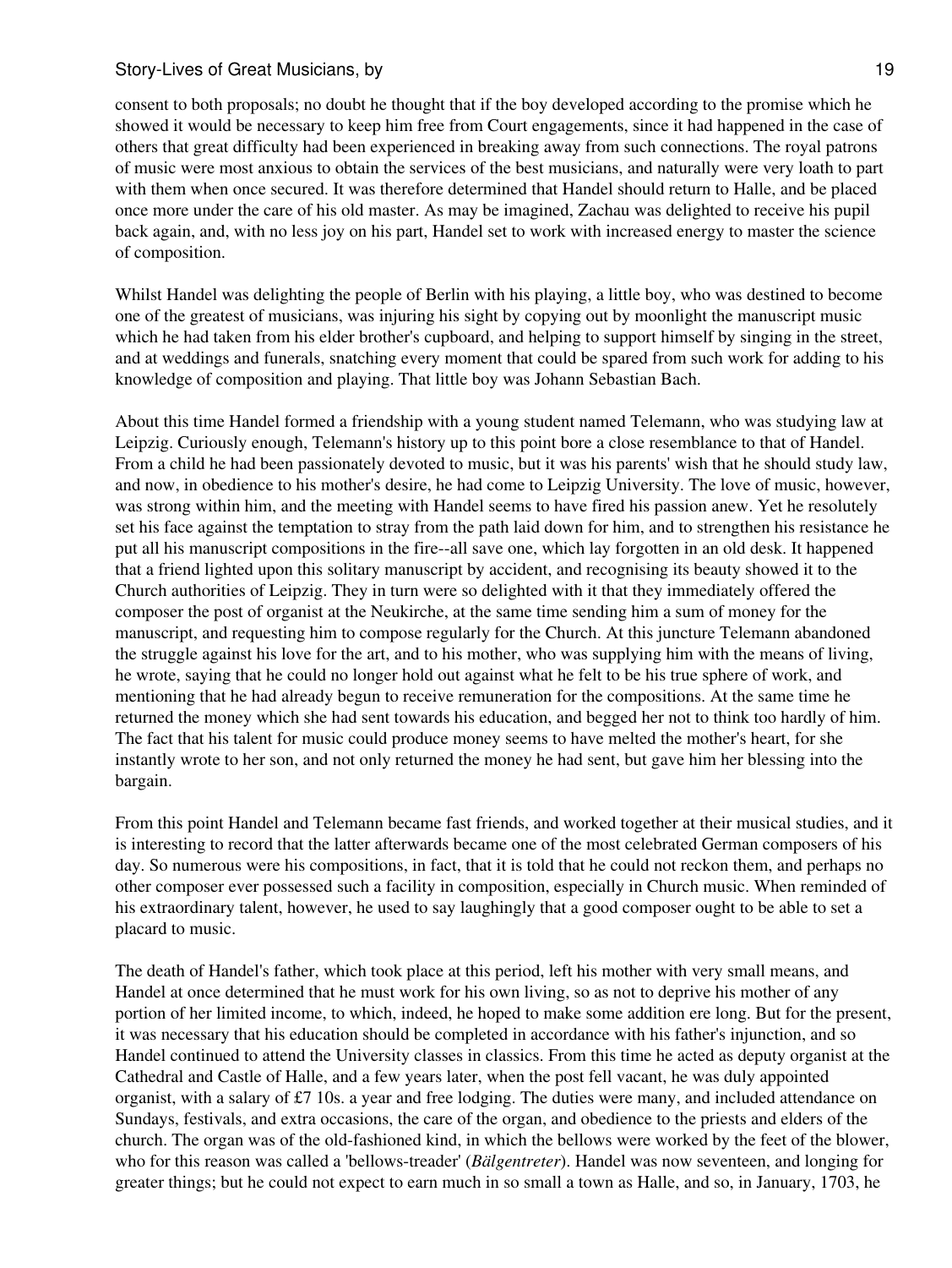consent to both proposals; no doubt he thought that if the boy developed according to the promise which he showed it would be necessary to keep him free from Court engagements, since it had happened in the case of others that great difficulty had been experienced in breaking away from such connections. The royal patrons of music were most anxious to obtain the services of the best musicians, and naturally were very loath to part with them when once secured. It was therefore determined that Handel should return to Halle, and be placed once more under the care of his old master. As may be imagined, Zachau was delighted to receive his pupil back again, and, with no less joy on his part, Handel set to work with increased energy to master the science of composition.

Whilst Handel was delighting the people of Berlin with his playing, a little boy, who was destined to become one of the greatest of musicians, was injuring his sight by copying out by moonlight the manuscript music which he had taken from his elder brother's cupboard, and helping to support himself by singing in the street, and at weddings and funerals, snatching every moment that could be spared from such work for adding to his knowledge of composition and playing. That little boy was Johann Sebastian Bach.

About this time Handel formed a friendship with a young student named Telemann, who was studying law at Leipzig. Curiously enough, Telemann's history up to this point bore a close resemblance to that of Handel. From a child he had been passionately devoted to music, but it was his parents' wish that he should study law, and now, in obedience to his mother's desire, he had come to Leipzig University. The love of music, however, was strong within him, and the meeting with Handel seems to have fired his passion anew. Yet he resolutely set his face against the temptation to stray from the path laid down for him, and to strengthen his resistance he put all his manuscript compositions in the fire--all save one, which lay forgotten in an old desk. It happened that a friend lighted upon this solitary manuscript by accident, and recognising its beauty showed it to the Church authorities of Leipzig. They in turn were so delighted with it that they immediately offered the composer the post of organist at the Neukirche, at the same time sending him a sum of money for the manuscript, and requesting him to compose regularly for the Church. At this juncture Telemann abandoned the struggle against his love for the art, and to his mother, who was supplying him with the means of living, he wrote, saying that he could no longer hold out against what he felt to be his true sphere of work, and mentioning that he had already begun to receive remuneration for the compositions. At the same time he returned the money which she had sent towards his education, and begged her not to think too hardly of him. The fact that his talent for music could produce money seems to have melted the mother's heart, for she instantly wrote to her son, and not only returned the money he had sent, but gave him her blessing into the bargain.

From this point Handel and Telemann became fast friends, and worked together at their musical studies, and it is interesting to record that the latter afterwards became one of the most celebrated German composers of his day. So numerous were his compositions, in fact, that it is told that he could not reckon them, and perhaps no other composer ever possessed such a facility in composition, especially in Church music. When reminded of his extraordinary talent, however, he used to say laughingly that a good composer ought to be able to set a placard to music.

The death of Handel's father, which took place at this period, left his mother with very small means, and Handel at once determined that he must work for his own living, so as not to deprive his mother of any portion of her limited income, to which, indeed, he hoped to make some addition ere long. But for the present, it was necessary that his education should be completed in accordance with his father's injunction, and so Handel continued to attend the University classes in classics. From this time he acted as deputy organist at the Cathedral and Castle of Halle, and a few years later, when the post fell vacant, he was duly appointed organist, with a salary of £7 10s. a year and free lodging. The duties were many, and included attendance on Sundays, festivals, and extra occasions, the care of the organ, and obedience to the priests and elders of the church. The organ was of the old-fashioned kind, in which the bellows were worked by the feet of the blower, who for this reason was called a 'bellows-treader' (*Bälgentreter*). Handel was now seventeen, and longing for greater things; but he could not expect to earn much in so small a town as Halle, and so, in January, 1703, he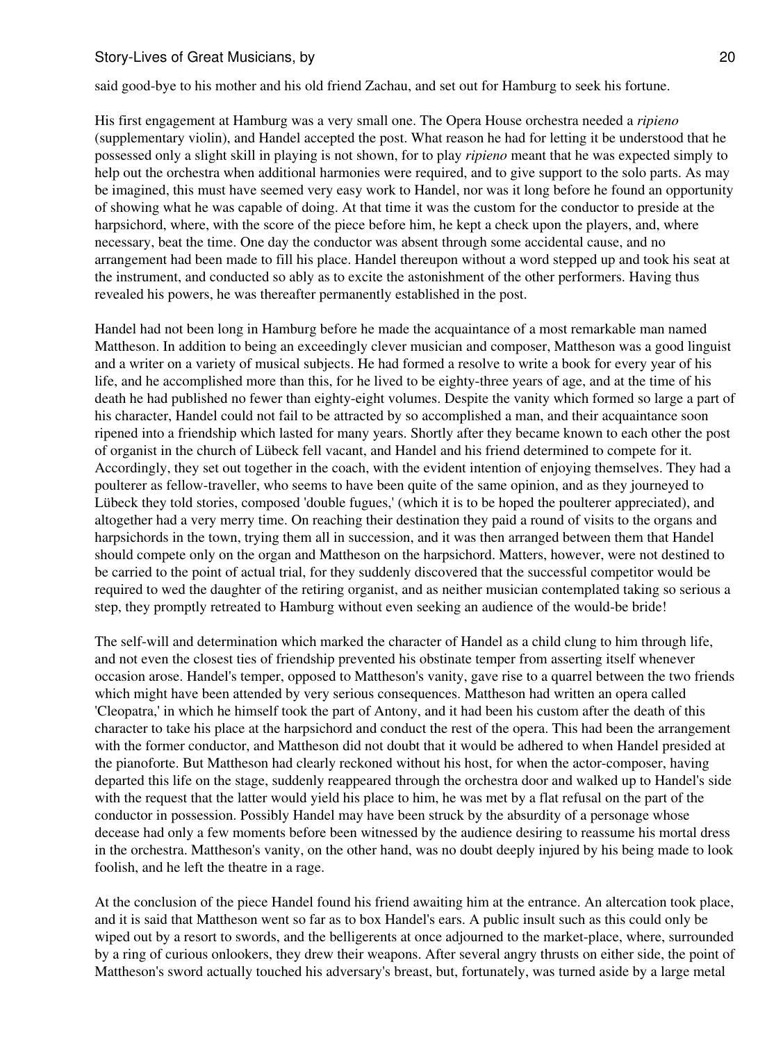said good-bye to his mother and his old friend Zachau, and set out for Hamburg to seek his fortune.

His first engagement at Hamburg was a very small one. The Opera House orchestra needed a *ripieno* (supplementary violin), and Handel accepted the post. What reason he had for letting it be understood that he possessed only a slight skill in playing is not shown, for to play *ripieno* meant that he was expected simply to help out the orchestra when additional harmonies were required, and to give support to the solo parts. As may be imagined, this must have seemed very easy work to Handel, nor was it long before he found an opportunity of showing what he was capable of doing. At that time it was the custom for the conductor to preside at the harpsichord, where, with the score of the piece before him, he kept a check upon the players, and, where necessary, beat the time. One day the conductor was absent through some accidental cause, and no arrangement had been made to fill his place. Handel thereupon without a word stepped up and took his seat at the instrument, and conducted so ably as to excite the astonishment of the other performers. Having thus revealed his powers, he was thereafter permanently established in the post.

Handel had not been long in Hamburg before he made the acquaintance of a most remarkable man named Mattheson. In addition to being an exceedingly clever musician and composer, Mattheson was a good linguist and a writer on a variety of musical subjects. He had formed a resolve to write a book for every year of his life, and he accomplished more than this, for he lived to be eighty-three years of age, and at the time of his death he had published no fewer than eighty-eight volumes. Despite the vanity which formed so large a part of his character, Handel could not fail to be attracted by so accomplished a man, and their acquaintance soon ripened into a friendship which lasted for many years. Shortly after they became known to each other the post of organist in the church of Lübeck fell vacant, and Handel and his friend determined to compete for it. Accordingly, they set out together in the coach, with the evident intention of enjoying themselves. They had a poulterer as fellow-traveller, who seems to have been quite of the same opinion, and as they journeyed to Lübeck they told stories, composed 'double fugues,' (which it is to be hoped the poulterer appreciated), and altogether had a very merry time. On reaching their destination they paid a round of visits to the organs and harpsichords in the town, trying them all in succession, and it was then arranged between them that Handel should compete only on the organ and Mattheson on the harpsichord. Matters, however, were not destined to be carried to the point of actual trial, for they suddenly discovered that the successful competitor would be required to wed the daughter of the retiring organist, and as neither musician contemplated taking so serious a step, they promptly retreated to Hamburg without even seeking an audience of the would-be bride!

The self-will and determination which marked the character of Handel as a child clung to him through life, and not even the closest ties of friendship prevented his obstinate temper from asserting itself whenever occasion arose. Handel's temper, opposed to Mattheson's vanity, gave rise to a quarrel between the two friends which might have been attended by very serious consequences. Mattheson had written an opera called 'Cleopatra,' in which he himself took the part of Antony, and it had been his custom after the death of this character to take his place at the harpsichord and conduct the rest of the opera. This had been the arrangement with the former conductor, and Mattheson did not doubt that it would be adhered to when Handel presided at the pianoforte. But Mattheson had clearly reckoned without his host, for when the actor-composer, having departed this life on the stage, suddenly reappeared through the orchestra door and walked up to Handel's side with the request that the latter would yield his place to him, he was met by a flat refusal on the part of the conductor in possession. Possibly Handel may have been struck by the absurdity of a personage whose decease had only a few moments before been witnessed by the audience desiring to reassume his mortal dress in the orchestra. Mattheson's vanity, on the other hand, was no doubt deeply injured by his being made to look foolish, and he left the theatre in a rage.

At the conclusion of the piece Handel found his friend awaiting him at the entrance. An altercation took place, and it is said that Mattheson went so far as to box Handel's ears. A public insult such as this could only be wiped out by a resort to swords, and the belligerents at once adjourned to the market-place, where, surrounded by a ring of curious onlookers, they drew their weapons. After several angry thrusts on either side, the point of Mattheson's sword actually touched his adversary's breast, but, fortunately, was turned aside by a large metal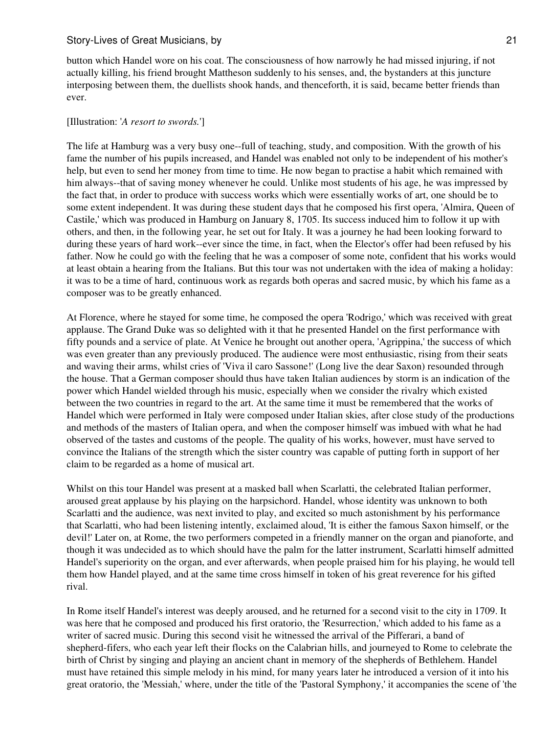button which Handel wore on his coat. The consciousness of how narrowly he had missed injuring, if not actually killing, his friend brought Mattheson suddenly to his senses, and, the bystanders at this juncture interposing between them, the duellists shook hands, and thenceforth, it is said, became better friends than ever.

[Illustration: '*A resort to swords.*']

The life at Hamburg was a very busy one--full of teaching, study, and composition. With the growth of his fame the number of his pupils increased, and Handel was enabled not only to be independent of his mother's help, but even to send her money from time to time. He now began to practise a habit which remained with him always--that of saving money whenever he could. Unlike most students of his age, he was impressed by the fact that, in order to produce with success works which were essentially works of art, one should be to some extent independent. It was during these student days that he composed his first opera, 'Almira, Queen of Castile,' which was produced in Hamburg on January 8, 1705. Its success induced him to follow it up with others, and then, in the following year, he set out for Italy. It was a journey he had been looking forward to during these years of hard work--ever since the time, in fact, when the Elector's offer had been refused by his father. Now he could go with the feeling that he was a composer of some note, confident that his works would at least obtain a hearing from the Italians. But this tour was not undertaken with the idea of making a holiday: it was to be a time of hard, continuous work as regards both operas and sacred music, by which his fame as a composer was to be greatly enhanced.

At Florence, where he stayed for some time, he composed the opera 'Rodrigo,' which was received with great applause. The Grand Duke was so delighted with it that he presented Handel on the first performance with fifty pounds and a service of plate. At Venice he brought out another opera, 'Agrippina,' the success of which was even greater than any previously produced. The audience were most enthusiastic, rising from their seats and waving their arms, whilst cries of 'Viva il caro Sassone!' (Long live the dear Saxon) resounded through the house. That a German composer should thus have taken Italian audiences by storm is an indication of the power which Handel wielded through his music, especially when we consider the rivalry which existed between the two countries in regard to the art. At the same time it must be remembered that the works of Handel which were performed in Italy were composed under Italian skies, after close study of the productions and methods of the masters of Italian opera, and when the composer himself was imbued with what he had observed of the tastes and customs of the people. The quality of his works, however, must have served to convince the Italians of the strength which the sister country was capable of putting forth in support of her claim to be regarded as a home of musical art.

Whilst on this tour Handel was present at a masked ball when Scarlatti, the celebrated Italian performer, aroused great applause by his playing on the harpsichord. Handel, whose identity was unknown to both Scarlatti and the audience, was next invited to play, and excited so much astonishment by his performance that Scarlatti, who had been listening intently, exclaimed aloud, 'It is either the famous Saxon himself, or the devil!' Later on, at Rome, the two performers competed in a friendly manner on the organ and pianoforte, and though it was undecided as to which should have the palm for the latter instrument, Scarlatti himself admitted Handel's superiority on the organ, and ever afterwards, when people praised him for his playing, he would tell them how Handel played, and at the same time cross himself in token of his great reverence for his gifted rival.

In Rome itself Handel's interest was deeply aroused, and he returned for a second visit to the city in 1709. It was here that he composed and produced his first oratorio, the 'Resurrection,' which added to his fame as a writer of sacred music. During this second visit he witnessed the arrival of the Pifferari, a band of shepherd-fifers, who each year left their flocks on the Calabrian hills, and journeyed to Rome to celebrate the birth of Christ by singing and playing an ancient chant in memory of the shepherds of Bethlehem. Handel must have retained this simple melody in his mind, for many years later he introduced a version of it into his great oratorio, the 'Messiah,' where, under the title of the 'Pastoral Symphony,' it accompanies the scene of 'the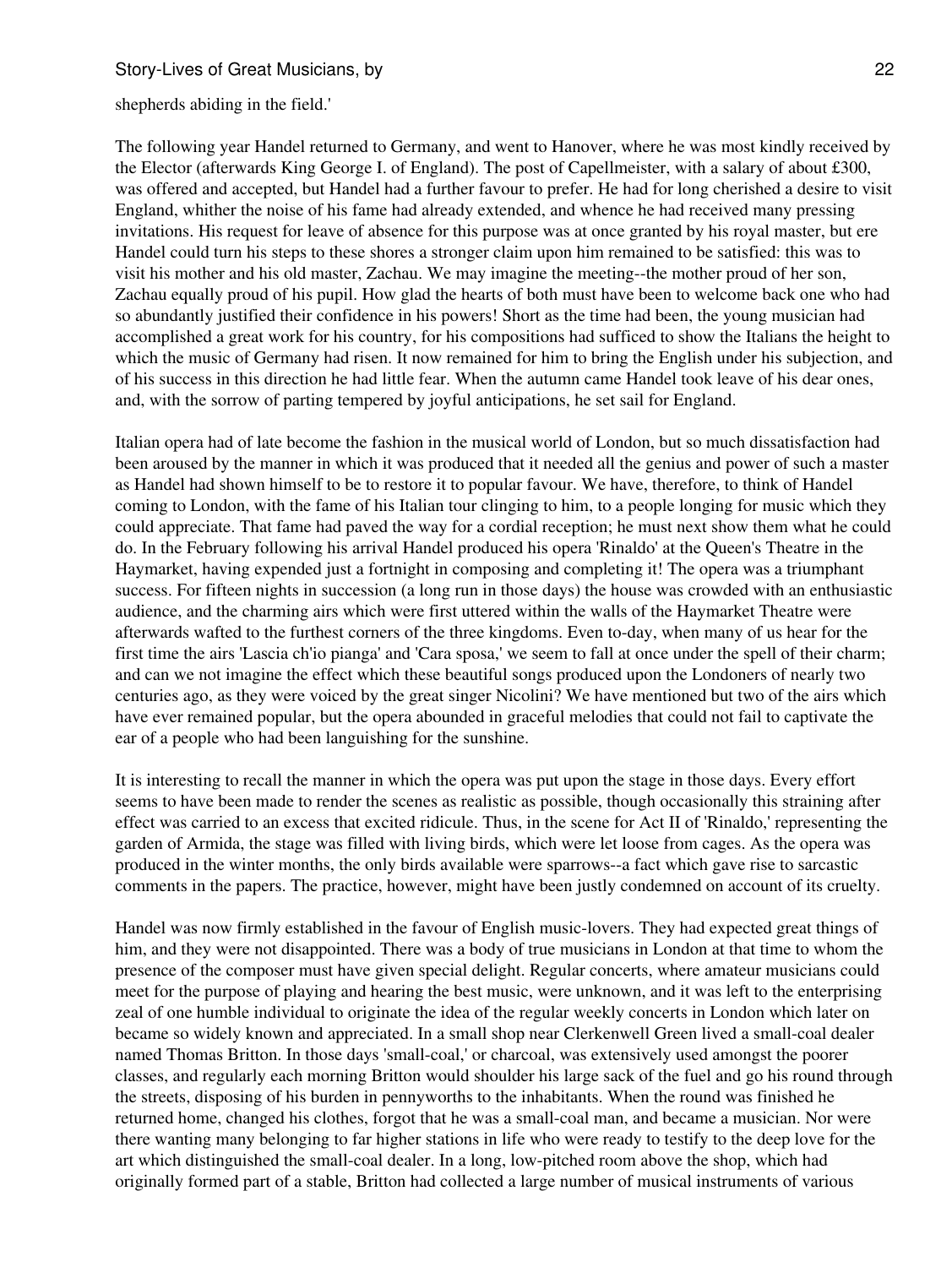shepherds abiding in the field.'

The following year Handel returned to Germany, and went to Hanover, where he was most kindly received by the Elector (afterwards King George I. of England). The post of Capellmeister, with a salary of about £300, was offered and accepted, but Handel had a further favour to prefer. He had for long cherished a desire to visit England, whither the noise of his fame had already extended, and whence he had received many pressing invitations. His request for leave of absence for this purpose was at once granted by his royal master, but ere Handel could turn his steps to these shores a stronger claim upon him remained to be satisfied: this was to visit his mother and his old master, Zachau. We may imagine the meeting--the mother proud of her son, Zachau equally proud of his pupil. How glad the hearts of both must have been to welcome back one who had so abundantly justified their confidence in his powers! Short as the time had been, the young musician had accomplished a great work for his country, for his compositions had sufficed to show the Italians the height to which the music of Germany had risen. It now remained for him to bring the English under his subjection, and of his success in this direction he had little fear. When the autumn came Handel took leave of his dear ones, and, with the sorrow of parting tempered by joyful anticipations, he set sail for England.

Italian opera had of late become the fashion in the musical world of London, but so much dissatisfaction had been aroused by the manner in which it was produced that it needed all the genius and power of such a master as Handel had shown himself to be to restore it to popular favour. We have, therefore, to think of Handel coming to London, with the fame of his Italian tour clinging to him, to a people longing for music which they could appreciate. That fame had paved the way for a cordial reception; he must next show them what he could do. In the February following his arrival Handel produced his opera 'Rinaldo' at the Queen's Theatre in the Haymarket, having expended just a fortnight in composing and completing it! The opera was a triumphant success. For fifteen nights in succession (a long run in those days) the house was crowded with an enthusiastic audience, and the charming airs which were first uttered within the walls of the Haymarket Theatre were afterwards wafted to the furthest corners of the three kingdoms. Even to-day, when many of us hear for the first time the airs 'Lascia ch'io pianga' and 'Cara sposa,' we seem to fall at once under the spell of their charm; and can we not imagine the effect which these beautiful songs produced upon the Londoners of nearly two centuries ago, as they were voiced by the great singer Nicolini? We have mentioned but two of the airs which have ever remained popular, but the opera abounded in graceful melodies that could not fail to captivate the ear of a people who had been languishing for the sunshine.

It is interesting to recall the manner in which the opera was put upon the stage in those days. Every effort seems to have been made to render the scenes as realistic as possible, though occasionally this straining after effect was carried to an excess that excited ridicule. Thus, in the scene for Act II of 'Rinaldo,' representing the garden of Armida, the stage was filled with living birds, which were let loose from cages. As the opera was produced in the winter months, the only birds available were sparrows--a fact which gave rise to sarcastic comments in the papers. The practice, however, might have been justly condemned on account of its cruelty.

Handel was now firmly established in the favour of English music-lovers. They had expected great things of him, and they were not disappointed. There was a body of true musicians in London at that time to whom the presence of the composer must have given special delight. Regular concerts, where amateur musicians could meet for the purpose of playing and hearing the best music, were unknown, and it was left to the enterprising zeal of one humble individual to originate the idea of the regular weekly concerts in London which later on became so widely known and appreciated. In a small shop near Clerkenwell Green lived a small-coal dealer named Thomas Britton. In those days 'small-coal,' or charcoal, was extensively used amongst the poorer classes, and regularly each morning Britton would shoulder his large sack of the fuel and go his round through the streets, disposing of his burden in pennyworths to the inhabitants. When the round was finished he returned home, changed his clothes, forgot that he was a small-coal man, and became a musician. Nor were there wanting many belonging to far higher stations in life who were ready to testify to the deep love for the art which distinguished the small-coal dealer. In a long, low-pitched room above the shop, which had originally formed part of a stable, Britton had collected a large number of musical instruments of various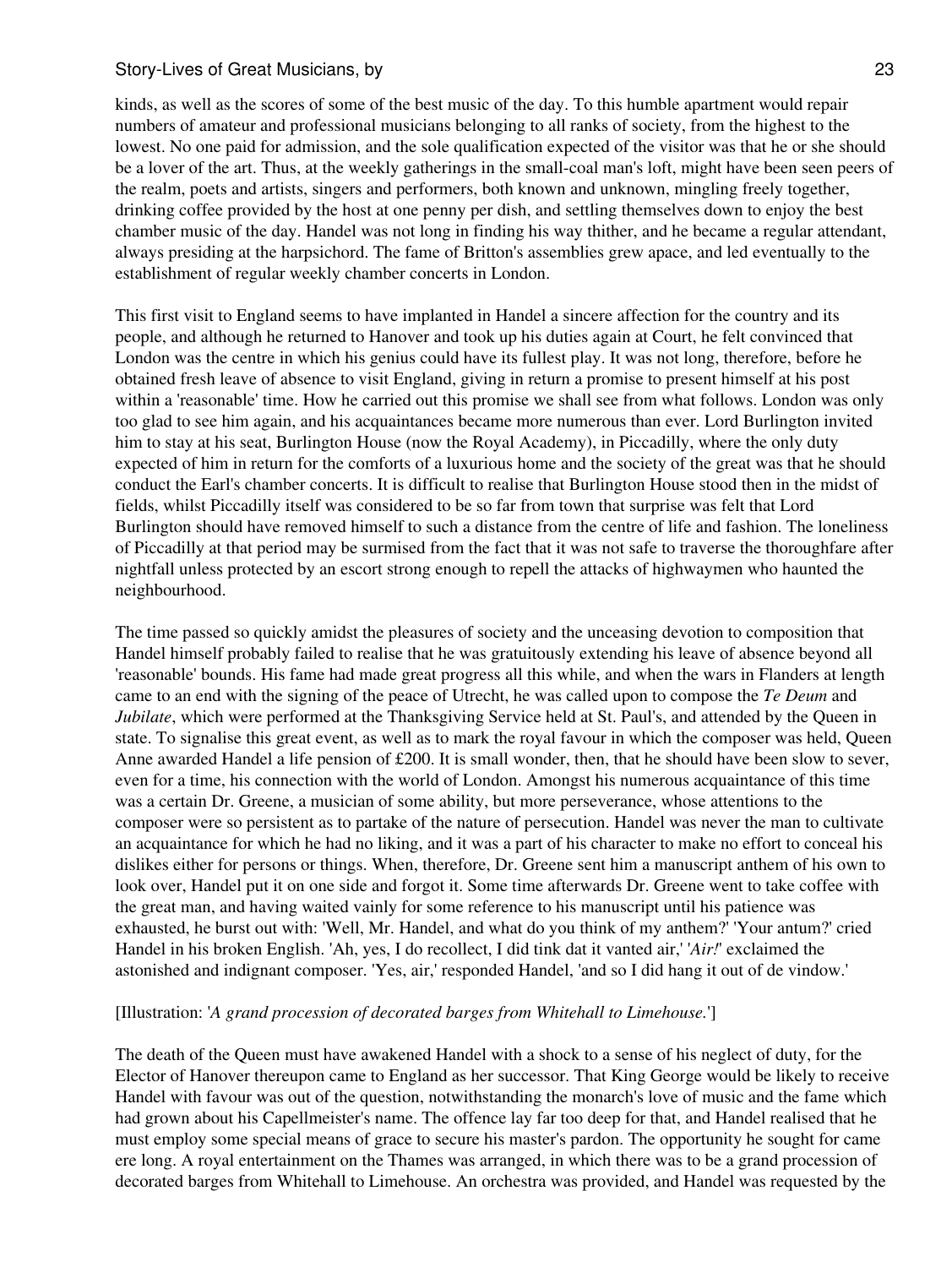kinds, as well as the scores of some of the best music of the day. To this humble apartment would repair numbers of amateur and professional musicians belonging to all ranks of society, from the highest to the lowest. No one paid for admission, and the sole qualification expected of the visitor was that he or she should be a lover of the art. Thus, at the weekly gatherings in the small-coal man's loft, might have been seen peers of the realm, poets and artists, singers and performers, both known and unknown, mingling freely together, drinking coffee provided by the host at one penny per dish, and settling themselves down to enjoy the best chamber music of the day. Handel was not long in finding his way thither, and he became a regular attendant, always presiding at the harpsichord. The fame of Britton's assemblies grew apace, and led eventually to the establishment of regular weekly chamber concerts in London.

This first visit to England seems to have implanted in Handel a sincere affection for the country and its people, and although he returned to Hanover and took up his duties again at Court, he felt convinced that London was the centre in which his genius could have its fullest play. It was not long, therefore, before he obtained fresh leave of absence to visit England, giving in return a promise to present himself at his post within a 'reasonable' time. How he carried out this promise we shall see from what follows. London was only too glad to see him again, and his acquaintances became more numerous than ever. Lord Burlington invited him to stay at his seat, Burlington House (now the Royal Academy), in Piccadilly, where the only duty expected of him in return for the comforts of a luxurious home and the society of the great was that he should conduct the Earl's chamber concerts. It is difficult to realise that Burlington House stood then in the midst of fields, whilst Piccadilly itself was considered to be so far from town that surprise was felt that Lord Burlington should have removed himself to such a distance from the centre of life and fashion. The loneliness of Piccadilly at that period may be surmised from the fact that it was not safe to traverse the thoroughfare after nightfall unless protected by an escort strong enough to repell the attacks of highwaymen who haunted the neighbourhood.

The time passed so quickly amidst the pleasures of society and the unceasing devotion to composition that Handel himself probably failed to realise that he was gratuitously extending his leave of absence beyond all 'reasonable' bounds. His fame had made great progress all this while, and when the wars in Flanders at length came to an end with the signing of the peace of Utrecht, he was called upon to compose the *Te Deum* and *Jubilate*, which were performed at the Thanksgiving Service held at St. Paul's, and attended by the Queen in state. To signalise this great event, as well as to mark the royal favour in which the composer was held, Queen Anne awarded Handel a life pension of £200. It is small wonder, then, that he should have been slow to sever, even for a time, his connection with the world of London. Amongst his numerous acquaintance of this time was a certain Dr. Greene, a musician of some ability, but more perseverance, whose attentions to the composer were so persistent as to partake of the nature of persecution. Handel was never the man to cultivate an acquaintance for which he had no liking, and it was a part of his character to make no effort to conceal his dislikes either for persons or things. When, therefore, Dr. Greene sent him a manuscript anthem of his own to look over, Handel put it on one side and forgot it. Some time afterwards Dr. Greene went to take coffee with the great man, and having waited vainly for some reference to his manuscript until his patience was exhausted, he burst out with: 'Well, Mr. Handel, and what do you think of my anthem?' 'Your antum?' cried Handel in his broken English. 'Ah, yes, I do recollect, I did tink dat it vanted air,' '*Air!*' exclaimed the astonished and indignant composer. 'Yes, air,' responded Handel, 'and so I did hang it out of de vindow.'

[Illustration: '*A grand procession of decorated barges from Whitehall to Limehouse.*']

The death of the Queen must have awakened Handel with a shock to a sense of his neglect of duty, for the Elector of Hanover thereupon came to England as her successor. That King George would be likely to receive Handel with favour was out of the question, notwithstanding the monarch's love of music and the fame which had grown about his Capellmeister's name. The offence lay far too deep for that, and Handel realised that he must employ some special means of grace to secure his master's pardon. The opportunity he sought for came ere long. A royal entertainment on the Thames was arranged, in which there was to be a grand procession of decorated barges from Whitehall to Limehouse. An orchestra was provided, and Handel was requested by the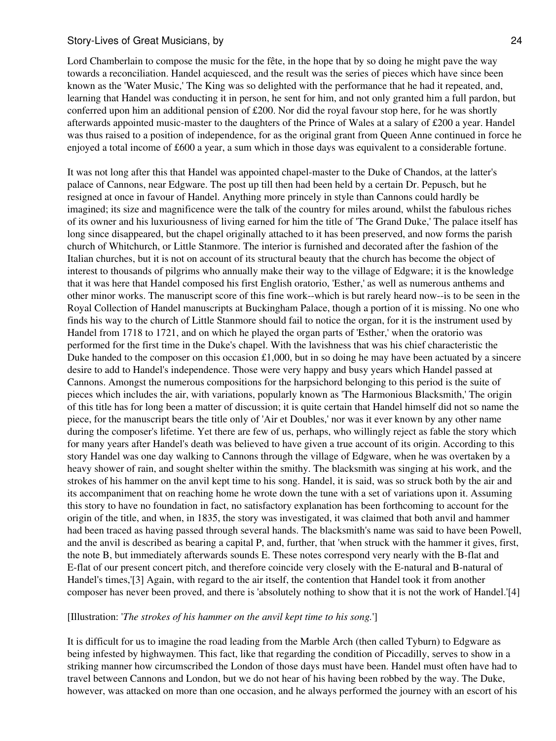Lord Chamberlain to compose the music for the fête, in the hope that by so doing he might pave the way towards a reconciliation. Handel acquiesced, and the result was the series of pieces which have since been known as the 'Water Music,' The King was so delighted with the performance that he had it repeated, and, learning that Handel was conducting it in person, he sent for him, and not only granted him a full pardon, but conferred upon him an additional pension of £200. Nor did the royal favour stop here, for he was shortly afterwards appointed music-master to the daughters of the Prince of Wales at a salary of £200 a year. Handel was thus raised to a position of independence, for as the original grant from Queen Anne continued in force he enjoyed a total income of £600 a year, a sum which in those days was equivalent to a considerable fortune.

It was not long after this that Handel was appointed chapel-master to the Duke of Chandos, at the latter's palace of Cannons, near Edgware. The post up till then had been held by a certain Dr. Pepusch, but he resigned at once in favour of Handel. Anything more princely in style than Cannons could hardly be imagined; its size and magnificence were the talk of the country for miles around, whilst the fabulous riches of its owner and his luxuriousness of living earned for him the title of 'The Grand Duke,' The palace itself has long since disappeared, but the chapel originally attached to it has been preserved, and now forms the parish church of Whitchurch, or Little Stanmore. The interior is furnished and decorated after the fashion of the Italian churches, but it is not on account of its structural beauty that the church has become the object of interest to thousands of pilgrims who annually make their way to the village of Edgware; it is the knowledge that it was here that Handel composed his first English oratorio, 'Esther,' as well as numerous anthems and other minor works. The manuscript score of this fine work--which is but rarely heard now--is to be seen in the Royal Collection of Handel manuscripts at Buckingham Palace, though a portion of it is missing. No one who finds his way to the church of Little Stanmore should fail to notice the organ, for it is the instrument used by Handel from 1718 to 1721, and on which he played the organ parts of 'Esther,' when the oratorio was performed for the first time in the Duke's chapel. With the lavishness that was his chief characteristic the Duke handed to the composer on this occasion £1,000, but in so doing he may have been actuated by a sincere desire to add to Handel's independence. Those were very happy and busy years which Handel passed at Cannons. Amongst the numerous compositions for the harpsichord belonging to this period is the suite of pieces which includes the air, with variations, popularly known as 'The Harmonious Blacksmith,' The origin of this title has for long been a matter of discussion; it is quite certain that Handel himself did not so name the piece, for the manuscript bears the title only of 'Air et Doubles,' nor was it ever known by any other name during the composer's lifetime. Yet there are few of us, perhaps, who willingly reject as fable the story which for many years after Handel's death was believed to have given a true account of its origin. According to this story Handel was one day walking to Cannons through the village of Edgware, when he was overtaken by a heavy shower of rain, and sought shelter within the smithy. The blacksmith was singing at his work, and the strokes of his hammer on the anvil kept time to his song. Handel, it is said, was so struck both by the air and its accompaniment that on reaching home he wrote down the tune with a set of variations upon it. Assuming this story to have no foundation in fact, no satisfactory explanation has been forthcoming to account for the origin of the title, and when, in 1835, the story was investigated, it was claimed that both anvil and hammer had been traced as having passed through several hands. The blacksmith's name was said to have been Powell, and the anvil is described as bearing a capital P, and, further, that 'when struck with the hammer it gives, first, the note B, but immediately afterwards sounds E. These notes correspond very nearly with the B-flat and E-flat of our present concert pitch, and therefore coincide very closely with the E-natural and B-natural of Handel's times,'[3] Again, with regard to the air itself, the contention that Handel took it from another composer has never been proved, and there is 'absolutely nothing to show that it is not the work of Handel.'[4]

[Illustration: '*The strokes of his hammer on the anvil kept time to his song.*']

It is difficult for us to imagine the road leading from the Marble Arch (then called Tyburn) to Edgware as being infested by highwaymen. This fact, like that regarding the condition of Piccadilly, serves to show in a striking manner how circumscribed the London of those days must have been. Handel must often have had to travel between Cannons and London, but we do not hear of his having been robbed by the way. The Duke, however, was attacked on more than one occasion, and he always performed the journey with an escort of his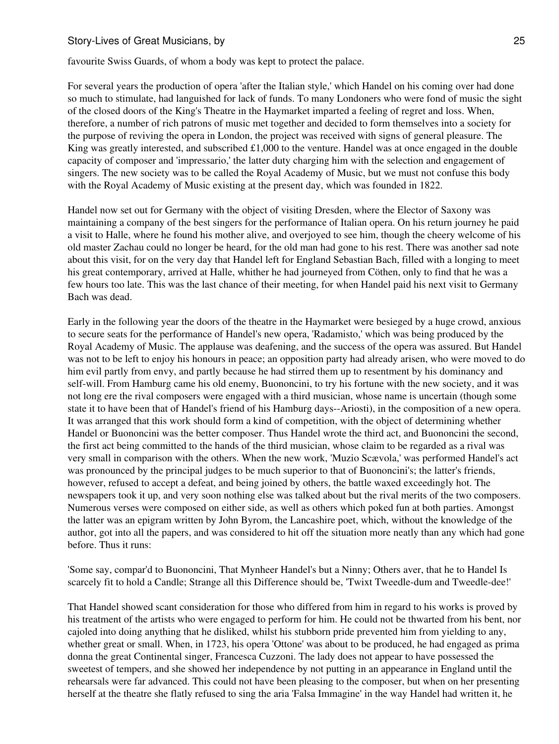favourite Swiss Guards, of whom a body was kept to protect the palace.

For several years the production of opera 'after the Italian style,' which Handel on his coming over had done so much to stimulate, had languished for lack of funds. To many Londoners who were fond of music the sight of the closed doors of the King's Theatre in the Haymarket imparted a feeling of regret and loss. When, therefore, a number of rich patrons of music met together and decided to form themselves into a society for the purpose of reviving the opera in London, the project was received with signs of general pleasure. The King was greatly interested, and subscribed £1,000 to the venture. Handel was at once engaged in the double capacity of composer and 'impressario,' the latter duty charging him with the selection and engagement of singers. The new society was to be called the Royal Academy of Music, but we must not confuse this body with the Royal Academy of Music existing at the present day, which was founded in 1822.

Handel now set out for Germany with the object of visiting Dresden, where the Elector of Saxony was maintaining a company of the best singers for the performance of Italian opera. On his return journey he paid a visit to Halle, where he found his mother alive, and overjoyed to see him, though the cheery welcome of his old master Zachau could no longer be heard, for the old man had gone to his rest. There was another sad note about this visit, for on the very day that Handel left for England Sebastian Bach, filled with a longing to meet his great contemporary, arrived at Halle, whither he had journeyed from Cöthen, only to find that he was a few hours too late. This was the last chance of their meeting, for when Handel paid his next visit to Germany Bach was dead.

Early in the following year the doors of the theatre in the Haymarket were besieged by a huge crowd, anxious to secure seats for the performance of Handel's new opera, 'Radamisto,' which was being produced by the Royal Academy of Music. The applause was deafening, and the success of the opera was assured. But Handel was not to be left to enjoy his honours in peace; an opposition party had already arisen, who were moved to do him evil partly from envy, and partly because he had stirred them up to resentment by his dominancy and self-will. From Hamburg came his old enemy, Buononcini, to try his fortune with the new society, and it was not long ere the rival composers were engaged with a third musician, whose name is uncertain (though some state it to have been that of Handel's friend of his Hamburg days--Ariosti), in the composition of a new opera. It was arranged that this work should form a kind of competition, with the object of determining whether Handel or Buononcini was the better composer. Thus Handel wrote the third act, and Buononcini the second, the first act being committed to the hands of the third musician, whose claim to be regarded as a rival was very small in comparison with the others. When the new work, 'Muzio Scævola,' was performed Handel's act was pronounced by the principal judges to be much superior to that of Buononcini's; the latter's friends, however, refused to accept a defeat, and being joined by others, the battle waxed exceedingly hot. The newspapers took it up, and very soon nothing else was talked about but the rival merits of the two composers. Numerous verses were composed on either side, as well as others which poked fun at both parties. Amongst the latter was an epigram written by John Byrom, the Lancashire poet, which, without the knowledge of the author, got into all the papers, and was considered to hit off the situation more neatly than any which had gone before. Thus it runs:

'Some say, compar'd to Buononcini, That Mynheer Handel's but a Ninny; Others aver, that he to Handel Is scarcely fit to hold a Candle; Strange all this Difference should be, 'Twixt Tweedle-dum and Tweedle-dee!'

That Handel showed scant consideration for those who differed from him in regard to his works is proved by his treatment of the artists who were engaged to perform for him. He could not be thwarted from his bent, nor cajoled into doing anything that he disliked, whilst his stubborn pride prevented him from yielding to any, whether great or small. When, in 1723, his opera 'Ottone' was about to be produced, he had engaged as prima donna the great Continental singer, Francesca Cuzzoni. The lady does not appear to have possessed the sweetest of tempers, and she showed her independence by not putting in an appearance in England until the rehearsals were far advanced. This could not have been pleasing to the composer, but when on her presenting herself at the theatre she flatly refused to sing the aria 'Falsa Immagine' in the way Handel had written it, he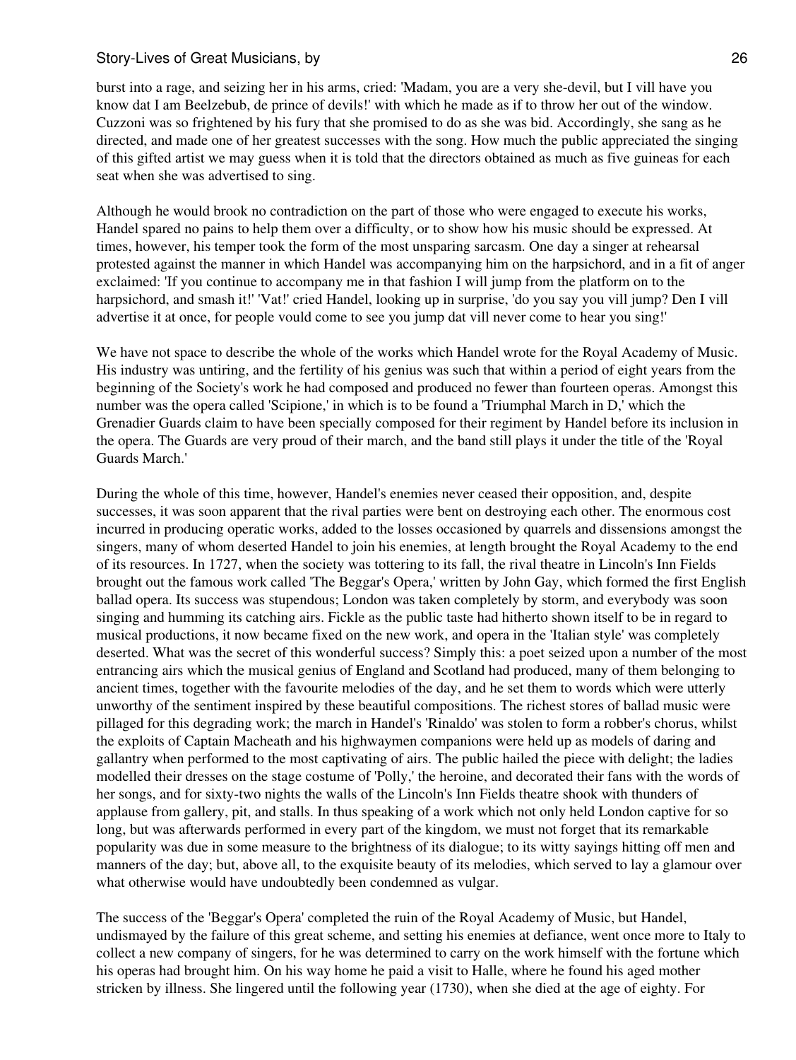burst into a rage, and seizing her in his arms, cried: 'Madam, you are a very she-devil, but I vill have you know dat I am Beelzebub, de prince of devils!' with which he made as if to throw her out of the window. Cuzzoni was so frightened by his fury that she promised to do as she was bid. Accordingly, she sang as he directed, and made one of her greatest successes with the song. How much the public appreciated the singing of this gifted artist we may guess when it is told that the directors obtained as much as five guineas for each seat when she was advertised to sing.

Although he would brook no contradiction on the part of those who were engaged to execute his works, Handel spared no pains to help them over a difficulty, or to show how his music should be expressed. At times, however, his temper took the form of the most unsparing sarcasm. One day a singer at rehearsal protested against the manner in which Handel was accompanying him on the harpsichord, and in a fit of anger exclaimed: 'If you continue to accompany me in that fashion I will jump from the platform on to the harpsichord, and smash it!' 'Vat!' cried Handel, looking up in surprise, 'do you say you vill jump? Den I vill advertise it at once, for people vould come to see you jump dat vill never come to hear you sing!'

We have not space to describe the whole of the works which Handel wrote for the Royal Academy of Music. His industry was untiring, and the fertility of his genius was such that within a period of eight years from the beginning of the Society's work he had composed and produced no fewer than fourteen operas. Amongst this number was the opera called 'Scipione,' in which is to be found a 'Triumphal March in D,' which the Grenadier Guards claim to have been specially composed for their regiment by Handel before its inclusion in the opera. The Guards are very proud of their march, and the band still plays it under the title of the 'Royal Guards March.'

During the whole of this time, however, Handel's enemies never ceased their opposition, and, despite successes, it was soon apparent that the rival parties were bent on destroying each other. The enormous cost incurred in producing operatic works, added to the losses occasioned by quarrels and dissensions amongst the singers, many of whom deserted Handel to join his enemies, at length brought the Royal Academy to the end of its resources. In 1727, when the society was tottering to its fall, the rival theatre in Lincoln's Inn Fields brought out the famous work called 'The Beggar's Opera,' written by John Gay, which formed the first English ballad opera. Its success was stupendous; London was taken completely by storm, and everybody was soon singing and humming its catching airs. Fickle as the public taste had hitherto shown itself to be in regard to musical productions, it now became fixed on the new work, and opera in the 'Italian style' was completely deserted. What was the secret of this wonderful success? Simply this: a poet seized upon a number of the most entrancing airs which the musical genius of England and Scotland had produced, many of them belonging to ancient times, together with the favourite melodies of the day, and he set them to words which were utterly unworthy of the sentiment inspired by these beautiful compositions. The richest stores of ballad music were pillaged for this degrading work; the march in Handel's 'Rinaldo' was stolen to form a robber's chorus, whilst the exploits of Captain Macheath and his highwaymen companions were held up as models of daring and gallantry when performed to the most captivating of airs. The public hailed the piece with delight; the ladies modelled their dresses on the stage costume of 'Polly,' the heroine, and decorated their fans with the words of her songs, and for sixty-two nights the walls of the Lincoln's Inn Fields theatre shook with thunders of applause from gallery, pit, and stalls. In thus speaking of a work which not only held London captive for so long, but was afterwards performed in every part of the kingdom, we must not forget that its remarkable popularity was due in some measure to the brightness of its dialogue; to its witty sayings hitting off men and manners of the day; but, above all, to the exquisite beauty of its melodies, which served to lay a glamour over what otherwise would have undoubtedly been condemned as vulgar.

The success of the 'Beggar's Opera' completed the ruin of the Royal Academy of Music, but Handel, undismayed by the failure of this great scheme, and setting his enemies at defiance, went once more to Italy to collect a new company of singers, for he was determined to carry on the work himself with the fortune which his operas had brought him. On his way home he paid a visit to Halle, where he found his aged mother stricken by illness. She lingered until the following year (1730), when she died at the age of eighty. For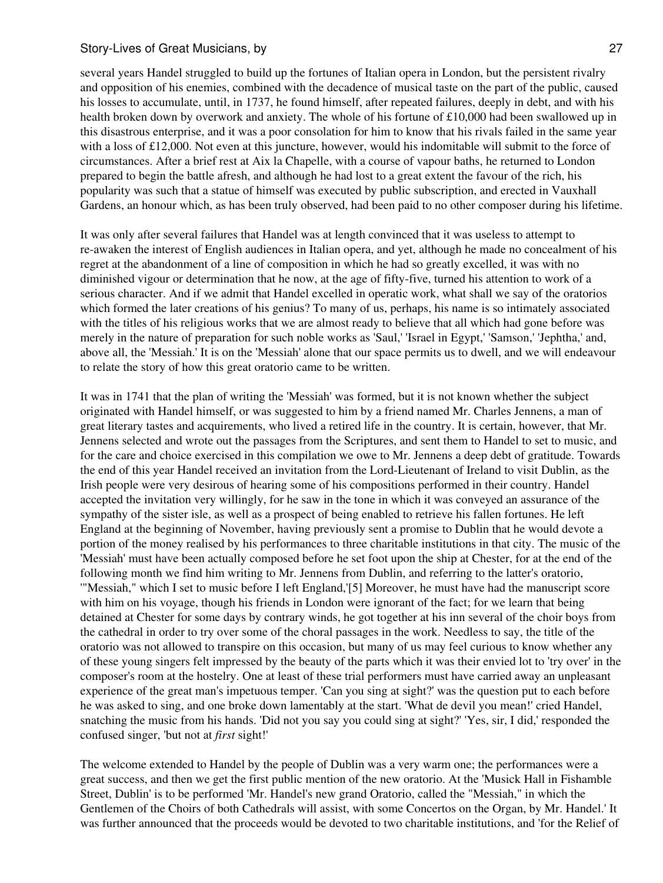several years Handel struggled to build up the fortunes of Italian opera in London, but the persistent rivalry and opposition of his enemies, combined with the decadence of musical taste on the part of the public, caused his losses to accumulate, until, in 1737, he found himself, after repeated failures, deeply in debt, and with his health broken down by overwork and anxiety. The whole of his fortune of £10,000 had been swallowed up in this disastrous enterprise, and it was a poor consolation for him to know that his rivals failed in the same year with a loss of £12,000. Not even at this juncture, however, would his indomitable will submit to the force of circumstances. After a brief rest at Aix la Chapelle, with a course of vapour baths, he returned to London prepared to begin the battle afresh, and although he had lost to a great extent the favour of the rich, his popularity was such that a statue of himself was executed by public subscription, and erected in Vauxhall Gardens, an honour which, as has been truly observed, had been paid to no other composer during his lifetime.

It was only after several failures that Handel was at length convinced that it was useless to attempt to re-awaken the interest of English audiences in Italian opera, and yet, although he made no concealment of his regret at the abandonment of a line of composition in which he had so greatly excelled, it was with no diminished vigour or determination that he now, at the age of fifty-five, turned his attention to work of a serious character. And if we admit that Handel excelled in operatic work, what shall we say of the oratorios which formed the later creations of his genius? To many of us, perhaps, his name is so intimately associated with the titles of his religious works that we are almost ready to believe that all which had gone before was merely in the nature of preparation for such noble works as 'Saul,' 'Israel in Egypt,' 'Samson,' 'Jephtha,' and, above all, the 'Messiah.' It is on the 'Messiah' alone that our space permits us to dwell, and we will endeavour to relate the story of how this great oratorio came to be written.

It was in 1741 that the plan of writing the 'Messiah' was formed, but it is not known whether the subject originated with Handel himself, or was suggested to him by a friend named Mr. Charles Jennens, a man of great literary tastes and acquirements, who lived a retired life in the country. It is certain, however, that Mr. Jennens selected and wrote out the passages from the Scriptures, and sent them to Handel to set to music, and for the care and choice exercised in this compilation we owe to Mr. Jennens a deep debt of gratitude. Towards the end of this year Handel received an invitation from the Lord-Lieutenant of Ireland to visit Dublin, as the Irish people were very desirous of hearing some of his compositions performed in their country. Handel accepted the invitation very willingly, for he saw in the tone in which it was conveyed an assurance of the sympathy of the sister isle, as well as a prospect of being enabled to retrieve his fallen fortunes. He left England at the beginning of November, having previously sent a promise to Dublin that he would devote a portion of the money realised by his performances to three charitable institutions in that city. The music of the 'Messiah' must have been actually composed before he set foot upon the ship at Chester, for at the end of the following month we find him writing to Mr. Jennens from Dublin, and referring to the latter's oratorio, '"Messiah," which I set to music before I left England,'[5] Moreover, he must have had the manuscript score with him on his voyage, though his friends in London were ignorant of the fact; for we learn that being detained at Chester for some days by contrary winds, he got together at his inn several of the choir boys from the cathedral in order to try over some of the choral passages in the work. Needless to say, the title of the oratorio was not allowed to transpire on this occasion, but many of us may feel curious to know whether any of these young singers felt impressed by the beauty of the parts which it was their envied lot to 'try over' in the composer's room at the hostelry. One at least of these trial performers must have carried away an unpleasant experience of the great man's impetuous temper. 'Can you sing at sight?' was the question put to each before he was asked to sing, and one broke down lamentably at the start. 'What de devil you mean!' cried Handel, snatching the music from his hands. 'Did not you say you could sing at sight?' 'Yes, sir, I did,' responded the confused singer, 'but not at *first* sight!'

The welcome extended to Handel by the people of Dublin was a very warm one; the performances were a great success, and then we get the first public mention of the new oratorio. At the 'Musick Hall in Fishamble Street, Dublin' is to be performed 'Mr. Handel's new grand Oratorio, called the "Messiah," in which the Gentlemen of the Choirs of both Cathedrals will assist, with some Concertos on the Organ, by Mr. Handel.' It was further announced that the proceeds would be devoted to two charitable institutions, and 'for the Relief of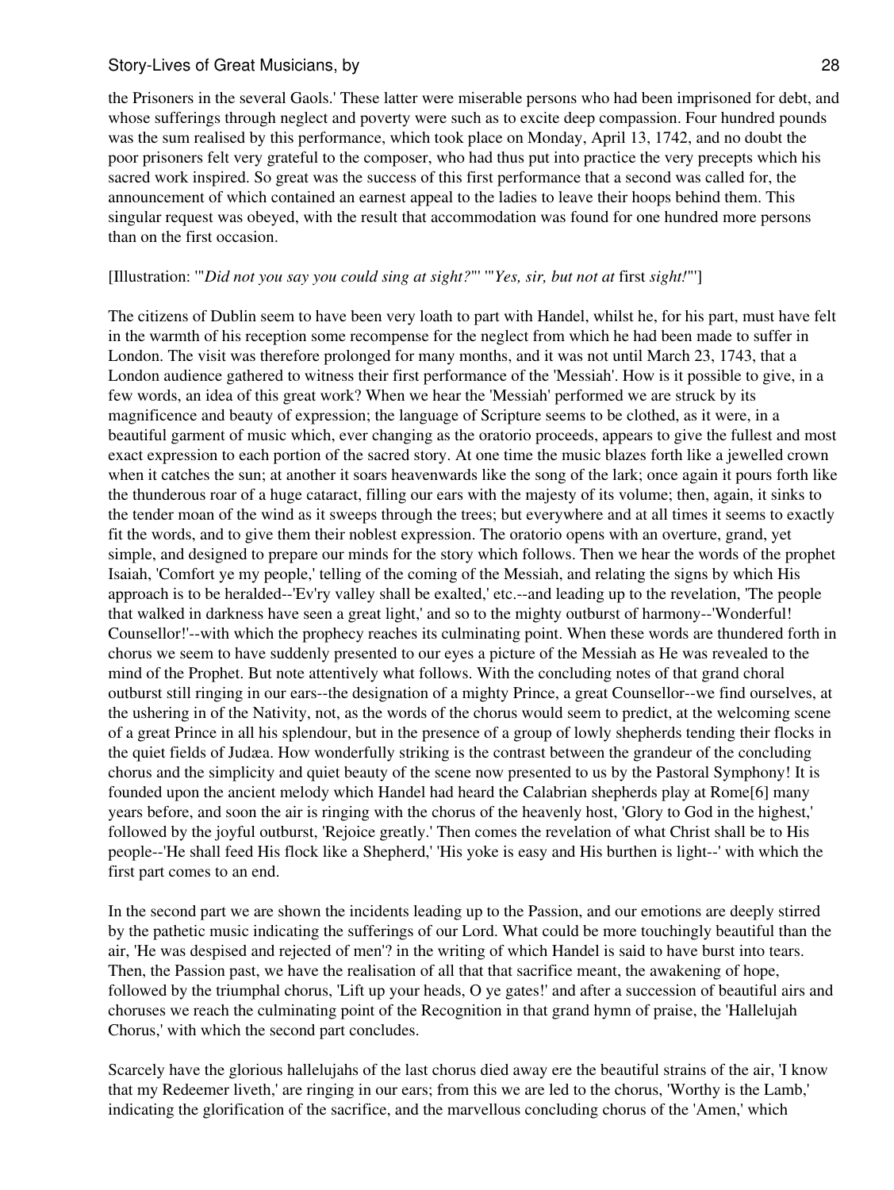the Prisoners in the several Gaols.' These latter were miserable persons who had been imprisoned for debt, and whose sufferings through neglect and poverty were such as to excite deep compassion. Four hundred pounds was the sum realised by this performance, which took place on Monday, April 13, 1742, and no doubt the poor prisoners felt very grateful to the composer, who had thus put into practice the very precepts which his sacred work inspired. So great was the success of this first performance that a second was called for, the announcement of which contained an earnest appeal to the ladies to leave their hoops behind them. This singular request was obeyed, with the result that accommodation was found for one hundred more persons than on the first occasion.

[Illustration: '"*Did not you say you could sing at sight?*"' '"*Yes, sir, but not at* first *sight!*"']

The citizens of Dublin seem to have been very loath to part with Handel, whilst he, for his part, must have felt in the warmth of his reception some recompense for the neglect from which he had been made to suffer in London. The visit was therefore prolonged for many months, and it was not until March 23, 1743, that a London audience gathered to witness their first performance of the 'Messiah'. How is it possible to give, in a few words, an idea of this great work? When we hear the 'Messiah' performed we are struck by its magnificence and beauty of expression; the language of Scripture seems to be clothed, as it were, in a beautiful garment of music which, ever changing as the oratorio proceeds, appears to give the fullest and most exact expression to each portion of the sacred story. At one time the music blazes forth like a jewelled crown when it catches the sun; at another it soars heavenwards like the song of the lark; once again it pours forth like the thunderous roar of a huge cataract, filling our ears with the majesty of its volume; then, again, it sinks to the tender moan of the wind as it sweeps through the trees; but everywhere and at all times it seems to exactly fit the words, and to give them their noblest expression. The oratorio opens with an overture, grand, yet simple, and designed to prepare our minds for the story which follows. Then we hear the words of the prophet Isaiah, 'Comfort ye my people,' telling of the coming of the Messiah, and relating the signs by which His approach is to be heralded--'Ev'ry valley shall be exalted,' etc.--and leading up to the revelation, 'The people that walked in darkness have seen a great light,' and so to the mighty outburst of harmony--'Wonderful! Counsellor!'--with which the prophecy reaches its culminating point. When these words are thundered forth in chorus we seem to have suddenly presented to our eyes a picture of the Messiah as He was revealed to the mind of the Prophet. But note attentively what follows. With the concluding notes of that grand choral outburst still ringing in our ears--the designation of a mighty Prince, a great Counsellor--we find ourselves, at the ushering in of the Nativity, not, as the words of the chorus would seem to predict, at the welcoming scene of a great Prince in all his splendour, but in the presence of a group of lowly shepherds tending their flocks in the quiet fields of Judæa. How wonderfully striking is the contrast between the grandeur of the concluding chorus and the simplicity and quiet beauty of the scene now presented to us by the Pastoral Symphony! It is founded upon the ancient melody which Handel had heard the Calabrian shepherds play at Rome[6] many years before, and soon the air is ringing with the chorus of the heavenly host, 'Glory to God in the highest,' followed by the joyful outburst, 'Rejoice greatly.' Then comes the revelation of what Christ shall be to His people--'He shall feed His flock like a Shepherd,' 'His yoke is easy and His burthen is light--' with which the first part comes to an end.

In the second part we are shown the incidents leading up to the Passion, and our emotions are deeply stirred by the pathetic music indicating the sufferings of our Lord. What could be more touchingly beautiful than the air, 'He was despised and rejected of men'? in the writing of which Handel is said to have burst into tears. Then, the Passion past, we have the realisation of all that that sacrifice meant, the awakening of hope, followed by the triumphal chorus, 'Lift up your heads, O ye gates!' and after a succession of beautiful airs and choruses we reach the culminating point of the Recognition in that grand hymn of praise, the 'Hallelujah Chorus,' with which the second part concludes.

Scarcely have the glorious hallelujahs of the last chorus died away ere the beautiful strains of the air, 'I know that my Redeemer liveth,' are ringing in our ears; from this we are led to the chorus, 'Worthy is the Lamb,' indicating the glorification of the sacrifice, and the marvellous concluding chorus of the 'Amen,' which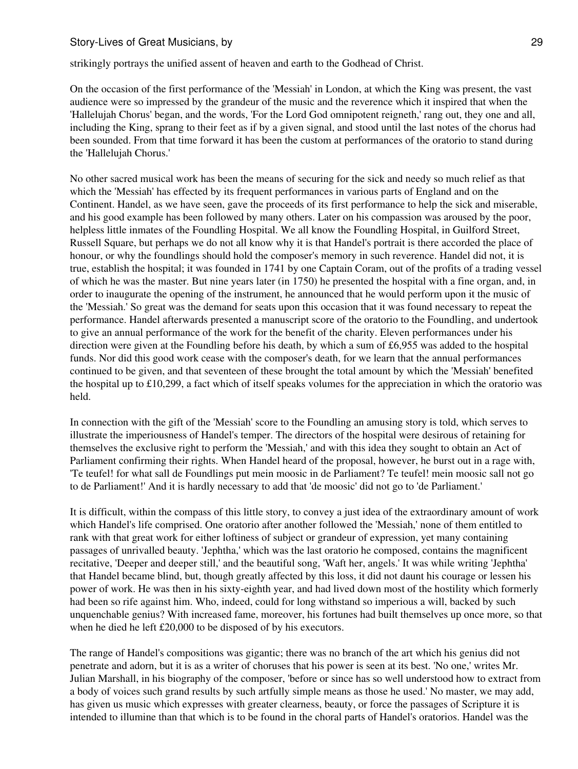strikingly portrays the unified assent of heaven and earth to the Godhead of Christ.

On the occasion of the first performance of the 'Messiah' in London, at which the King was present, the vast audience were so impressed by the grandeur of the music and the reverence which it inspired that when the 'Hallelujah Chorus' began, and the words, 'For the Lord God omnipotent reigneth,' rang out, they one and all, including the King, sprang to their feet as if by a given signal, and stood until the last notes of the chorus had been sounded. From that time forward it has been the custom at performances of the oratorio to stand during the 'Hallelujah Chorus.'

No other sacred musical work has been the means of securing for the sick and needy so much relief as that which the 'Messiah' has effected by its frequent performances in various parts of England and on the Continent. Handel, as we have seen, gave the proceeds of its first performance to help the sick and miserable, and his good example has been followed by many others. Later on his compassion was aroused by the poor, helpless little inmates of the Foundling Hospital. We all know the Foundling Hospital, in Guilford Street, Russell Square, but perhaps we do not all know why it is that Handel's portrait is there accorded the place of honour, or why the foundlings should hold the composer's memory in such reverence. Handel did not, it is true, establish the hospital; it was founded in 1741 by one Captain Coram, out of the profits of a trading vessel of which he was the master. But nine years later (in 1750) he presented the hospital with a fine organ, and, in order to inaugurate the opening of the instrument, he announced that he would perform upon it the music of the 'Messiah.' So great was the demand for seats upon this occasion that it was found necessary to repeat the performance. Handel afterwards presented a manuscript score of the oratorio to the Foundling, and undertook to give an annual performance of the work for the benefit of the charity. Eleven performances under his direction were given at the Foundling before his death, by which a sum of £6,955 was added to the hospital funds. Nor did this good work cease with the composer's death, for we learn that the annual performances continued to be given, and that seventeen of these brought the total amount by which the 'Messiah' benefited the hospital up to £10,299, a fact which of itself speaks volumes for the appreciation in which the oratorio was held.

In connection with the gift of the 'Messiah' score to the Foundling an amusing story is told, which serves to illustrate the imperiousness of Handel's temper. The directors of the hospital were desirous of retaining for themselves the exclusive right to perform the 'Messiah,' and with this idea they sought to obtain an Act of Parliament confirming their rights. When Handel heard of the proposal, however, he burst out in a rage with, 'Te teufel! for what sall de Foundlings put mein moosic in de Parliament? Te teufel! mein moosic sall not go to de Parliament!' And it is hardly necessary to add that 'de moosic' did not go to 'de Parliament.'

It is difficult, within the compass of this little story, to convey a just idea of the extraordinary amount of work which Handel's life comprised. One oratorio after another followed the 'Messiah,' none of them entitled to rank with that great work for either loftiness of subject or grandeur of expression, yet many containing passages of unrivalled beauty. 'Jephtha,' which was the last oratorio he composed, contains the magnificent recitative, 'Deeper and deeper still,' and the beautiful song, 'Waft her, angels.' It was while writing 'Jephtha' that Handel became blind, but, though greatly affected by this loss, it did not daunt his courage or lessen his power of work. He was then in his sixty-eighth year, and had lived down most of the hostility which formerly had been so rife against him. Who, indeed, could for long withstand so imperious a will, backed by such unquenchable genius? With increased fame, moreover, his fortunes had built themselves up once more, so that when he died he left £20,000 to be disposed of by his executors.

The range of Handel's compositions was gigantic; there was no branch of the art which his genius did not penetrate and adorn, but it is as a writer of choruses that his power is seen at its best. 'No one,' writes Mr. Julian Marshall, in his biography of the composer, 'before or since has so well understood how to extract from a body of voices such grand results by such artfully simple means as those he used.' No master, we may add, has given us music which expresses with greater clearness, beauty, or force the passages of Scripture it is intended to illumine than that which is to be found in the choral parts of Handel's oratorios. Handel was the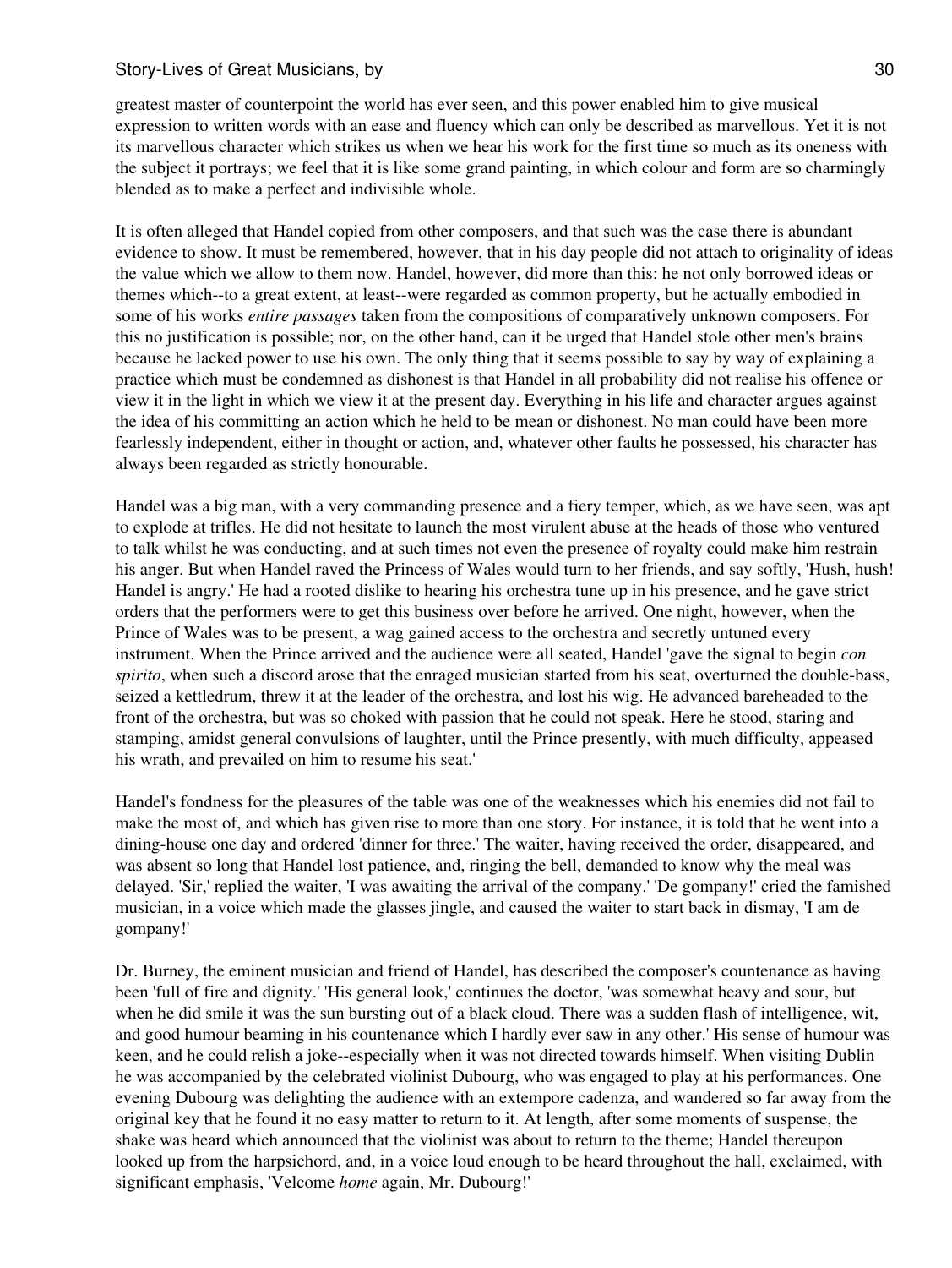greatest master of counterpoint the world has ever seen, and this power enabled him to give musical expression to written words with an ease and fluency which can only be described as marvellous. Yet it is not its marvellous character which strikes us when we hear his work for the first time so much as its oneness with the subject it portrays; we feel that it is like some grand painting, in which colour and form are so charmingly blended as to make a perfect and indivisible whole.

It is often alleged that Handel copied from other composers, and that such was the case there is abundant evidence to show. It must be remembered, however, that in his day people did not attach to originality of ideas the value which we allow to them now. Handel, however, did more than this: he not only borrowed ideas or themes which--to a great extent, at least--were regarded as common property, but he actually embodied in some of his works *entire passages* taken from the compositions of comparatively unknown composers. For this no justification is possible; nor, on the other hand, can it be urged that Handel stole other men's brains because he lacked power to use his own. The only thing that it seems possible to say by way of explaining a practice which must be condemned as dishonest is that Handel in all probability did not realise his offence or view it in the light in which we view it at the present day. Everything in his life and character argues against the idea of his committing an action which he held to be mean or dishonest. No man could have been more fearlessly independent, either in thought or action, and, whatever other faults he possessed, his character has always been regarded as strictly honourable.

Handel was a big man, with a very commanding presence and a fiery temper, which, as we have seen, was apt to explode at trifles. He did not hesitate to launch the most virulent abuse at the heads of those who ventured to talk whilst he was conducting, and at such times not even the presence of royalty could make him restrain his anger. But when Handel raved the Princess of Wales would turn to her friends, and say softly, 'Hush, hush! Handel is angry.' He had a rooted dislike to hearing his orchestra tune up in his presence, and he gave strict orders that the performers were to get this business over before he arrived. One night, however, when the Prince of Wales was to be present, a wag gained access to the orchestra and secretly untuned every instrument. When the Prince arrived and the audience were all seated, Handel 'gave the signal to begin *con spirito*, when such a discord arose that the enraged musician started from his seat, overturned the double-bass, seized a kettledrum, threw it at the leader of the orchestra, and lost his wig. He advanced bareheaded to the front of the orchestra, but was so choked with passion that he could not speak. Here he stood, staring and stamping, amidst general convulsions of laughter, until the Prince presently, with much difficulty, appeased his wrath, and prevailed on him to resume his seat.'

Handel's fondness for the pleasures of the table was one of the weaknesses which his enemies did not fail to make the most of, and which has given rise to more than one story. For instance, it is told that he went into a dining-house one day and ordered 'dinner for three.' The waiter, having received the order, disappeared, and was absent so long that Handel lost patience, and, ringing the bell, demanded to know why the meal was delayed. 'Sir,' replied the waiter, 'I was awaiting the arrival of the company.' 'De gompany!' cried the famished musician, in a voice which made the glasses jingle, and caused the waiter to start back in dismay, 'I am de gompany!'

Dr. Burney, the eminent musician and friend of Handel, has described the composer's countenance as having been 'full of fire and dignity.' 'His general look,' continues the doctor, 'was somewhat heavy and sour, but when he did smile it was the sun bursting out of a black cloud. There was a sudden flash of intelligence, wit, and good humour beaming in his countenance which I hardly ever saw in any other.' His sense of humour was keen, and he could relish a joke--especially when it was not directed towards himself. When visiting Dublin he was accompanied by the celebrated violinist Dubourg, who was engaged to play at his performances. One evening Dubourg was delighting the audience with an extempore cadenza, and wandered so far away from the original key that he found it no easy matter to return to it. At length, after some moments of suspense, the shake was heard which announced that the violinist was about to return to the theme; Handel thereupon looked up from the harpsichord, and, in a voice loud enough to be heard throughout the hall, exclaimed, with significant emphasis, 'Velcome *home* again, Mr. Dubourg!'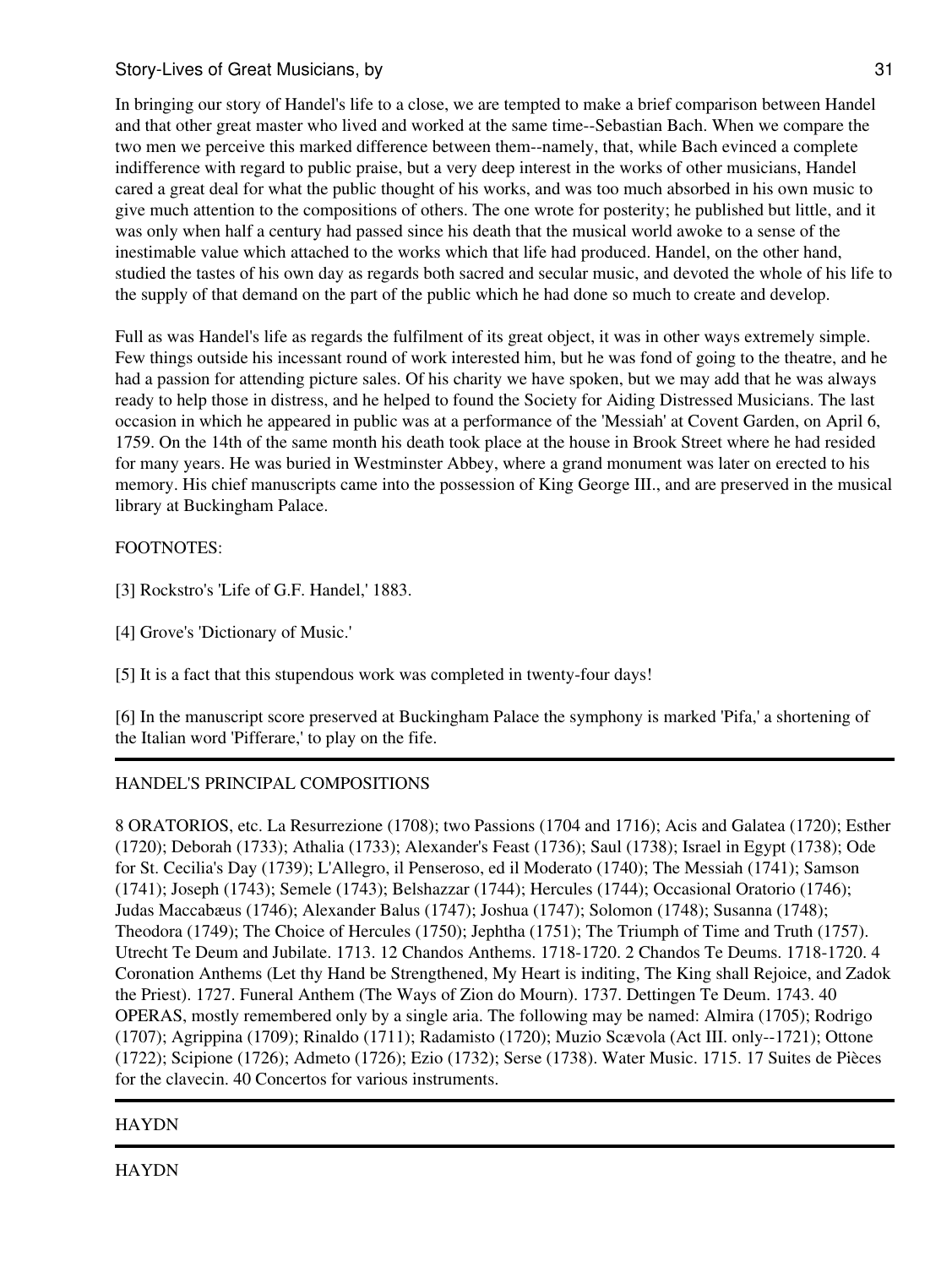In bringing our story of Handel's life to a close, we are tempted to make a brief comparison between Handel and that other great master who lived and worked at the same time--Sebastian Bach. When we compare the two men we perceive this marked difference between them--namely, that, while Bach evinced a complete indifference with regard to public praise, but a very deep interest in the works of other musicians, Handel cared a great deal for what the public thought of his works, and was too much absorbed in his own music to give much attention to the compositions of others. The one wrote for posterity; he published but little, and it was only when half a century had passed since his death that the musical world awoke to a sense of the inestimable value which attached to the works which that life had produced. Handel, on the other hand, studied the tastes of his own day as regards both sacred and secular music, and devoted the whole of his life to the supply of that demand on the part of the public which he had done so much to create and develop.

Full as was Handel's life as regards the fulfilment of its great object, it was in other ways extremely simple. Few things outside his incessant round of work interested him, but he was fond of going to the theatre, and he had a passion for attending picture sales. Of his charity we have spoken, but we may add that he was always ready to help those in distress, and he helped to found the Society for Aiding Distressed Musicians. The last occasion in which he appeared in public was at a performance of the 'Messiah' at Covent Garden, on April 6, 1759. On the 14th of the same month his death took place at the house in Brook Street where he had resided for many years. He was buried in Westminster Abbey, where a grand monument was later on erected to his memory. His chief manuscripts came into the possession of King George III., and are preserved in the musical library at Buckingham Palace.

FOOTNOTES:

[3] Rockstro's 'Life of G.F. Handel,' 1883.

[4] Grove's 'Dictionary of Music.'

[5] It is a fact that this stupendous work was completed in twenty-four days!

[6] In the manuscript score preserved at Buckingham Palace the symphony is marked 'Pifa,' a shortening of the Italian word 'Pifferare,' to play on the fife.

---

HANDEL'S PRINCIPAL COMPOSITIONS

8 ORATORIOS, etc. La Resurrezione (1708); two Passions (1704 and 1716); Acis and Galatea (1720); Esther (1720); Deborah (1733); Athalia (1733); Alexander's Feast (1736); Saul (1738); Israel in Egypt (1738); Ode for St. Cecilia's Day (1739); L'Allegro, il Penseroso, ed il Moderato (1740); The Messiah (1741); Samson (1741); Joseph (1743); Semele (1743); Belshazzar (1744); Hercules (1744); Occasional Oratorio (1746); Judas Maccabæus (1746); Alexander Balus (1747); Joshua (1747); Solomon (1748); Susanna (1748); Theodora (1749); The Choice of Hercules (1750); Jephtha (1751); The Triumph of Time and Truth (1757). Utrecht Te Deum and Jubilate. 1713. 12 Chandos Anthems. 1718-1720. 2 Chandos Te Deums. 1718-1720. 4 Coronation Anthems (Let thy Hand be Strengthened, My Heart is inditing, The King shall Rejoice, and Zadok the Priest). 1727. Funeral Anthem (The Ways of Zion do Mourn). 1737. Dettingen Te Deum. 1743. 40 OPERAS, mostly remembered only by a single aria. The following may be named: Almira (1705); Rodrigo (1707); Agrippina (1709); Rinaldo (1711); Radamisto (1720); Muzio Scævola (Act III. only--1721); Ottone (1722); Scipione (1726); Admeto (1726); Ezio (1732); Serse (1738). Water Music. 1715. 17 Suites de Pièces for the clavecin. 40 Concertos for various instruments.

---

HAYDN

---

HAYDN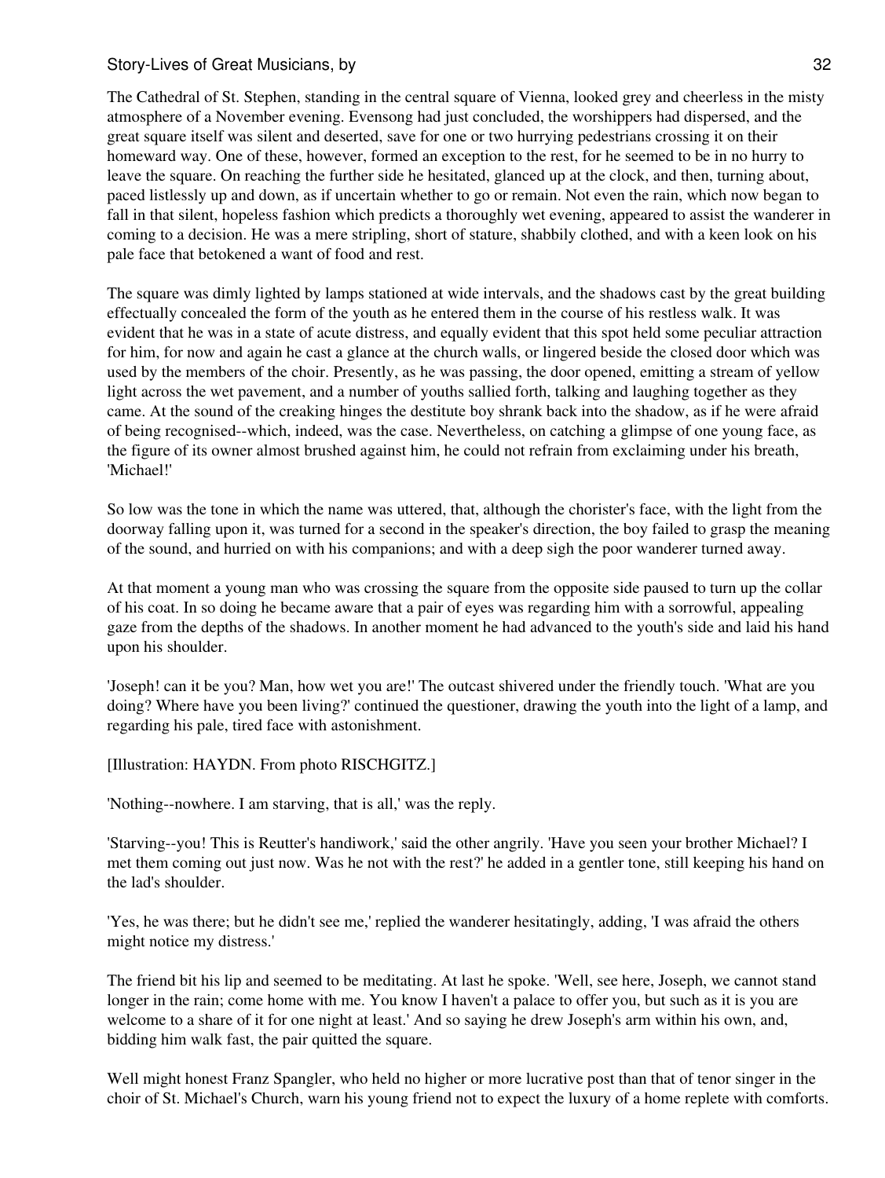The Cathedral of St. Stephen, standing in the central square of Vienna, looked grey and cheerless in the misty atmosphere of a November evening. Evensong had just concluded, the worshippers had dispersed, and the great square itself was silent and deserted, save for one or two hurrying pedestrians crossing it on their homeward way. One of these, however, formed an exception to the rest, for he seemed to be in no hurry to leave the square. On reaching the further side he hesitated, glanced up at the clock, and then, turning about, paced listlessly up and down, as if uncertain whether to go or remain. Not even the rain, which now began to fall in that silent, hopeless fashion which predicts a thoroughly wet evening, appeared to assist the wanderer in coming to a decision. He was a mere stripling, short of stature, shabbily clothed, and with a keen look on his pale face that betokened a want of food and rest.

The square was dimly lighted by lamps stationed at wide intervals, and the shadows cast by the great building effectually concealed the form of the youth as he entered them in the course of his restless walk. It was evident that he was in a state of acute distress, and equally evident that this spot held some peculiar attraction for him, for now and again he cast a glance at the church walls, or lingered beside the closed door which was used by the members of the choir. Presently, as he was passing, the door opened, emitting a stream of yellow light across the wet pavement, and a number of youths sallied forth, talking and laughing together as they came. At the sound of the creaking hinges the destitute boy shrank back into the shadow, as if he were afraid of being recognised--which, indeed, was the case. Nevertheless, on catching a glimpse of one young face, as the figure of its owner almost brushed against him, he could not refrain from exclaiming under his breath, 'Michael!'

So low was the tone in which the name was uttered, that, although the chorister's face, with the light from the doorway falling upon it, was turned for a second in the speaker's direction, the boy failed to grasp the meaning of the sound, and hurried on with his companions; and with a deep sigh the poor wanderer turned away.

At that moment a young man who was crossing the square from the opposite side paused to turn up the collar of his coat. In so doing he became aware that a pair of eyes was regarding him with a sorrowful, appealing gaze from the depths of the shadows. In another moment he had advanced to the youth's side and laid his hand upon his shoulder.

'Joseph! can it be you? Man, how wet you are!' The outcast shivered under the friendly touch. 'What are you doing? Where have you been living?' continued the questioner, drawing the youth into the light of a lamp, and regarding his pale, tired face with astonishment.

[Illustration: HAYDN. From photo RISCHGITZ.]

'Nothing--nowhere. I am starving, that is all,' was the reply.

'Starving--you! This is Reutter's handiwork,' said the other angrily. 'Have you seen your brother Michael? I met them coming out just now. Was he not with the rest?' he added in a gentler tone, still keeping his hand on the lad's shoulder.

'Yes, he was there; but he didn't see me,' replied the wanderer hesitatingly, adding, 'I was afraid the others might notice my distress.'

The friend bit his lip and seemed to be meditating. At last he spoke. 'Well, see here, Joseph, we cannot stand longer in the rain; come home with me. You know I haven't a palace to offer you, but such as it is you are welcome to a share of it for one night at least.' And so saying he drew Joseph's arm within his own, and, bidding him walk fast, the pair quitted the square.

Well might honest Franz Spangler, who held no higher or more lucrative post than that of tenor singer in the choir of St. Michael's Church, warn his young friend not to expect the luxury of a home replete with comforts.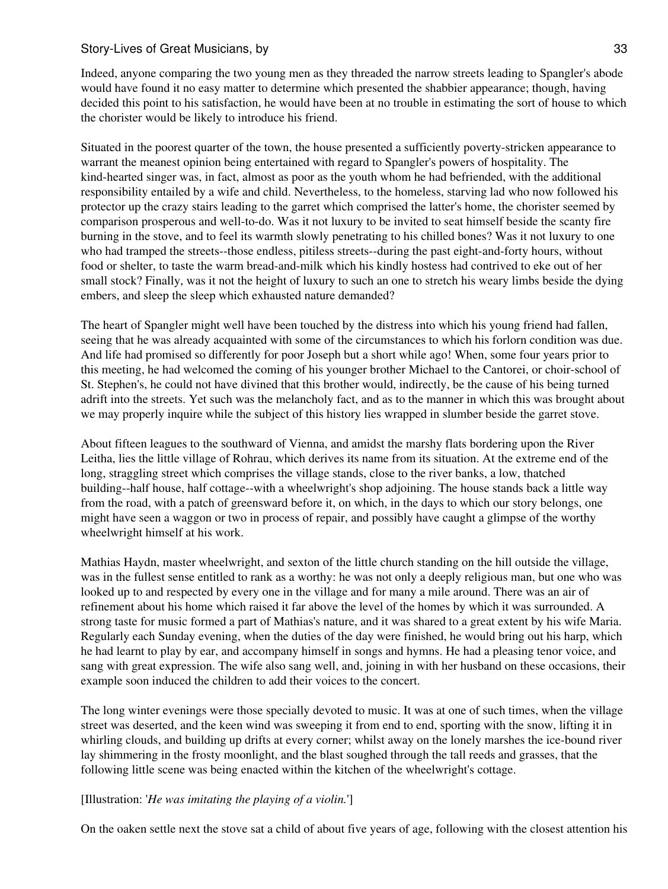Indeed, anyone comparing the two young men as they threaded the narrow streets leading to Spangler's abode would have found it no easy matter to determine which presented the shabbier appearance; though, having decided this point to his satisfaction, he would have been at no trouble in estimating the sort of house to which the chorister would be likely to introduce his friend.

Situated in the poorest quarter of the town, the house presented a sufficiently poverty-stricken appearance to warrant the meanest opinion being entertained with regard to Spangler's powers of hospitality. The kind-hearted singer was, in fact, almost as poor as the youth whom he had befriended, with the additional responsibility entailed by a wife and child. Nevertheless, to the homeless, starving lad who now followed his protector up the crazy stairs leading to the garret which comprised the latter's home, the chorister seemed by comparison prosperous and well-to-do. Was it not luxury to be invited to seat himself beside the scanty fire burning in the stove, and to feel its warmth slowly penetrating to his chilled bones? Was it not luxury to one who had tramped the streets--those endless, pitiless streets--during the past eight-and-forty hours, without food or shelter, to taste the warm bread-and-milk which his kindly hostess had contrived to eke out of her small stock? Finally, was it not the height of luxury to such an one to stretch his weary limbs beside the dying embers, and sleep the sleep which exhausted nature demanded?

The heart of Spangler might well have been touched by the distress into which his young friend had fallen, seeing that he was already acquainted with some of the circumstances to which his forlorn condition was due. And life had promised so differently for poor Joseph but a short while ago! When, some four years prior to this meeting, he had welcomed the coming of his younger brother Michael to the Cantorei, or choir-school of St. Stephen's, he could not have divined that this brother would, indirectly, be the cause of his being turned adrift into the streets. Yet such was the melancholy fact, and as to the manner in which this was brought about we may properly inquire while the subject of this history lies wrapped in slumber beside the garret stove.

About fifteen leagues to the southward of Vienna, and amidst the marshy flats bordering upon the River Leitha, lies the little village of Rohrau, which derives its name from its situation. At the extreme end of the long, straggling street which comprises the village stands, close to the river banks, a low, thatched building--half house, half cottage--with a wheelwright's shop adjoining. The house stands back a little way from the road, with a patch of greensward before it, on which, in the days to which our story belongs, one might have seen a waggon or two in process of repair, and possibly have caught a glimpse of the worthy wheelwright himself at his work.

Mathias Haydn, master wheelwright, and sexton of the little church standing on the hill outside the village, was in the fullest sense entitled to rank as a worthy: he was not only a deeply religious man, but one who was looked up to and respected by every one in the village and for many a mile around. There was an air of refinement about his home which raised it far above the level of the homes by which it was surrounded. A strong taste for music formed a part of Mathias's nature, and it was shared to a great extent by his wife Maria. Regularly each Sunday evening, when the duties of the day were finished, he would bring out his harp, which he had learnt to play by ear, and accompany himself in songs and hymns. He had a pleasing tenor voice, and sang with great expression. The wife also sang well, and, joining in with her husband on these occasions, their example soon induced the children to add their voices to the concert.

The long winter evenings were those specially devoted to music. It was at one of such times, when the village street was deserted, and the keen wind was sweeping it from end to end, sporting with the snow, lifting it in whirling clouds, and building up drifts at every corner; whilst away on the lonely marshes the ice-bound river lay shimmering in the frosty moonlight, and the blast soughed through the tall reeds and grasses, that the following little scene was being enacted within the kitchen of the wheelwright's cottage.

[Illustration: '*He was imitating the playing of a violin.*']

On the oaken settle next the stove sat a child of about five years of age, following with the closest attention his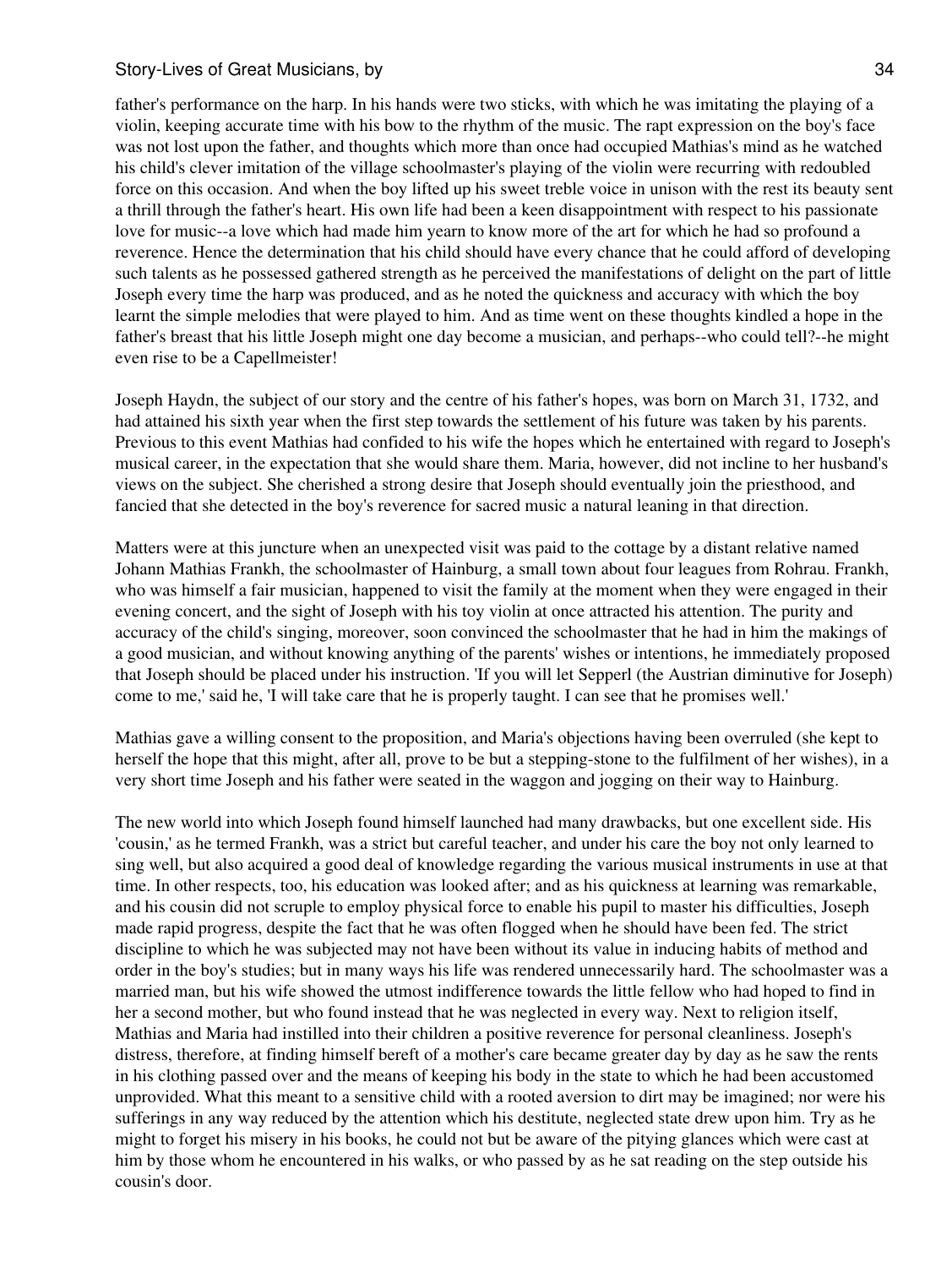father's performance on the harp. In his hands were two sticks, with which he was imitating the playing of a violin, keeping accurate time with his bow to the rhythm of the music. The rapt expression on the boy's face was not lost upon the father, and thoughts which more than once had occupied Mathias's mind as he watched his child's clever imitation of the village schoolmaster's playing of the violin were recurring with redoubled force on this occasion. And when the boy lifted up his sweet treble voice in unison with the rest its beauty sent a thrill through the father's heart. His own life had been a keen disappointment with respect to his passionate love for music--a love which had made him yearn to know more of the art for which he had so profound a reverence. Hence the determination that his child should have every chance that he could afford of developing such talents as he possessed gathered strength as he perceived the manifestations of delight on the part of little Joseph every time the harp was produced, and as he noted the quickness and accuracy with which the boy learnt the simple melodies that were played to him. And as time went on these thoughts kindled a hope in the father's breast that his little Joseph might one day become a musician, and perhaps--who could tell?--he might even rise to be a Capellmeister!

Joseph Haydn, the subject of our story and the centre of his father's hopes, was born on March 31, 1732, and had attained his sixth year when the first step towards the settlement of his future was taken by his parents. Previous to this event Mathias had confided to his wife the hopes which he entertained with regard to Joseph's musical career, in the expectation that she would share them. Maria, however, did not incline to her husband's views on the subject. She cherished a strong desire that Joseph should eventually join the priesthood, and fancied that she detected in the boy's reverence for sacred music a natural leaning in that direction.

Matters were at this juncture when an unexpected visit was paid to the cottage by a distant relative named Johann Mathias Frankh, the schoolmaster of Hainburg, a small town about four leagues from Rohrau. Frankh, who was himself a fair musician, happened to visit the family at the moment when they were engaged in their evening concert, and the sight of Joseph with his toy violin at once attracted his attention. The purity and accuracy of the child's singing, moreover, soon convinced the schoolmaster that he had in him the makings of a good musician, and without knowing anything of the parents' wishes or intentions, he immediately proposed that Joseph should be placed under his instruction. 'If you will let Sepperl (the Austrian diminutive for Joseph) come to me,' said he, 'I will take care that he is properly taught. I can see that he promises well.'

Mathias gave a willing consent to the proposition, and Maria's objections having been overruled (she kept to herself the hope that this might, after all, prove to be but a stepping-stone to the fulfilment of her wishes), in a very short time Joseph and his father were seated in the waggon and jogging on their way to Hainburg.

The new world into which Joseph found himself launched had many drawbacks, but one excellent side. His 'cousin,' as he termed Frankh, was a strict but careful teacher, and under his care the boy not only learned to sing well, but also acquired a good deal of knowledge regarding the various musical instruments in use at that time. In other respects, too, his education was looked after; and as his quickness at learning was remarkable, and his cousin did not scruple to employ physical force to enable his pupil to master his difficulties, Joseph made rapid progress, despite the fact that he was often flogged when he should have been fed. The strict discipline to which he was subjected may not have been without its value in inducing habits of method and order in the boy's studies; but in many ways his life was rendered unnecessarily hard. The schoolmaster was a married man, but his wife showed the utmost indifference towards the little fellow who had hoped to find in her a second mother, but who found instead that he was neglected in every way. Next to religion itself, Mathias and Maria had instilled into their children a positive reverence for personal cleanliness. Joseph's distress, therefore, at finding himself bereft of a mother's care became greater day by day as he saw the rents in his clothing passed over and the means of keeping his body in the state to which he had been accustomed unprovided. What this meant to a sensitive child with a rooted aversion to dirt may be imagined; nor were his sufferings in any way reduced by the attention which his destitute, neglected state drew upon him. Try as he might to forget his misery in his books, he could not but be aware of the pitying glances which were cast at him by those whom he encountered in his walks, or who passed by as he sat reading on the step outside his cousin's door.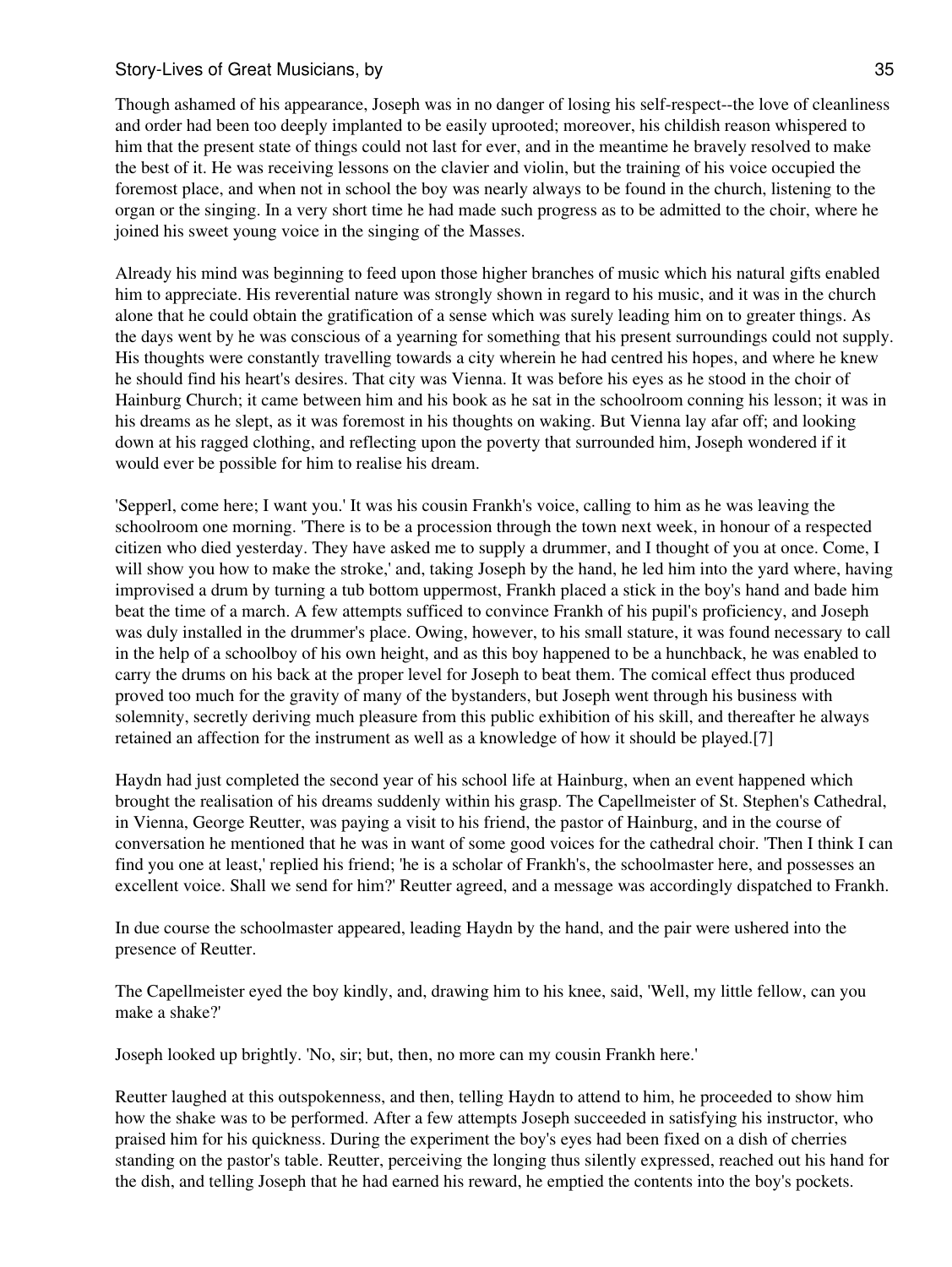Though ashamed of his appearance, Joseph was in no danger of losing his self-respect--the love of cleanliness and order had been too deeply implanted to be easily uprooted; moreover, his childish reason whispered to him that the present state of things could not last for ever, and in the meantime he bravely resolved to make the best of it. He was receiving lessons on the clavier and violin, but the training of his voice occupied the foremost place, and when not in school the boy was nearly always to be found in the church, listening to the organ or the singing. In a very short time he had made such progress as to be admitted to the choir, where he joined his sweet young voice in the singing of the Masses.

Already his mind was beginning to feed upon those higher branches of music which his natural gifts enabled him to appreciate. His reverential nature was strongly shown in regard to his music, and it was in the church alone that he could obtain the gratification of a sense which was surely leading him on to greater things. As the days went by he was conscious of a yearning for something that his present surroundings could not supply. His thoughts were constantly travelling towards a city wherein he had centred his hopes, and where he knew he should find his heart's desires. That city was Vienna. It was before his eyes as he stood in the choir of Hainburg Church; it came between him and his book as he sat in the schoolroom conning his lesson; it was in his dreams as he slept, as it was foremost in his thoughts on waking. But Vienna lay afar off; and looking down at his ragged clothing, and reflecting upon the poverty that surrounded him, Joseph wondered if it would ever be possible for him to realise his dream.

'Sepperl, come here; I want you.' It was his cousin Frankh's voice, calling to him as he was leaving the schoolroom one morning. 'There is to be a procession through the town next week, in honour of a respected citizen who died yesterday. They have asked me to supply a drummer, and I thought of you at once. Come, I will show you how to make the stroke,' and, taking Joseph by the hand, he led him into the yard where, having improvised a drum by turning a tub bottom uppermost, Frankh placed a stick in the boy's hand and bade him beat the time of a march. A few attempts sufficed to convince Frankh of his pupil's proficiency, and Joseph was duly installed in the drummer's place. Owing, however, to his small stature, it was found necessary to call in the help of a schoolboy of his own height, and as this boy happened to be a hunchback, he was enabled to carry the drums on his back at the proper level for Joseph to beat them. The comical effect thus produced proved too much for the gravity of many of the bystanders, but Joseph went through his business with solemnity, secretly deriving much pleasure from this public exhibition of his skill, and thereafter he always retained an affection for the instrument as well as a knowledge of how it should be played.[7]

Haydn had just completed the second year of his school life at Hainburg, when an event happened which brought the realisation of his dreams suddenly within his grasp. The Capellmeister of St. Stephen's Cathedral, in Vienna, George Reutter, was paying a visit to his friend, the pastor of Hainburg, and in the course of conversation he mentioned that he was in want of some good voices for the cathedral choir. 'Then I think I can find you one at least,' replied his friend; 'he is a scholar of Frankh's, the schoolmaster here, and possesses an excellent voice. Shall we send for him?' Reutter agreed, and a message was accordingly dispatched to Frankh.

In due course the schoolmaster appeared, leading Haydn by the hand, and the pair were ushered into the presence of Reutter.

The Capellmeister eyed the boy kindly, and, drawing him to his knee, said, 'Well, my little fellow, can you make a shake?'

Joseph looked up brightly. 'No, sir; but, then, no more can my cousin Frankh here.'

Reutter laughed at this outspokenness, and then, telling Haydn to attend to him, he proceeded to show him how the shake was to be performed. After a few attempts Joseph succeeded in satisfying his instructor, who praised him for his quickness. During the experiment the boy's eyes had been fixed on a dish of cherries standing on the pastor's table. Reutter, perceiving the longing thus silently expressed, reached out his hand for the dish, and telling Joseph that he had earned his reward, he emptied the contents into the boy's pockets.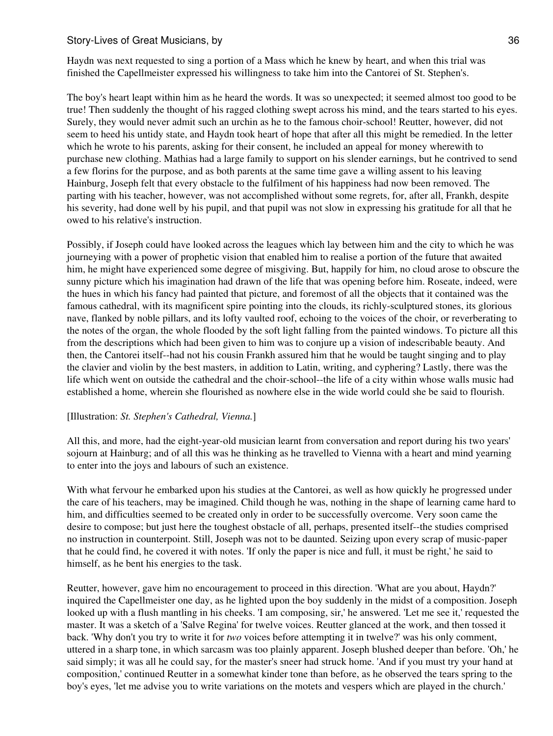Haydn was next requested to sing a portion of a Mass which he knew by heart, and when this trial was finished the Capellmeister expressed his willingness to take him into the Cantorei of St. Stephen's.

The boy's heart leapt within him as he heard the words. It was so unexpected; it seemed almost too good to be true! Then suddenly the thought of his ragged clothing swept across his mind, and the tears started to his eyes. Surely, they would never admit such an urchin as he to the famous choir-school! Reutter, however, did not seem to heed his untidy state, and Haydn took heart of hope that after all this might be remedied. In the letter which he wrote to his parents, asking for their consent, he included an appeal for money wherewith to purchase new clothing. Mathias had a large family to support on his slender earnings, but he contrived to send a few florins for the purpose, and as both parents at the same time gave a willing assent to his leaving Hainburg, Joseph felt that every obstacle to the fulfilment of his happiness had now been removed. The parting with his teacher, however, was not accomplished without some regrets, for, after all, Frankh, despite his severity, had done well by his pupil, and that pupil was not slow in expressing his gratitude for all that he owed to his relative's instruction.

Possibly, if Joseph could have looked across the leagues which lay between him and the city to which he was journeying with a power of prophetic vision that enabled him to realise a portion of the future that awaited him, he might have experienced some degree of misgiving. But, happily for him, no cloud arose to obscure the sunny picture which his imagination had drawn of the life that was opening before him. Roseate, indeed, were the hues in which his fancy had painted that picture, and foremost of all the objects that it contained was the famous cathedral, with its magnificent spire pointing into the clouds, its richly-sculptured stones, its glorious nave, flanked by noble pillars, and its lofty vaulted roof, echoing to the voices of the choir, or reverberating to the notes of the organ, the whole flooded by the soft light falling from the painted windows. To picture all this from the descriptions which had been given to him was to conjure up a vision of indescribable beauty. And then, the Cantorei itself--had not his cousin Frankh assured him that he would be taught singing and to play the clavier and violin by the best masters, in addition to Latin, writing, and cyphering? Lastly, there was the life which went on outside the cathedral and the choir-school--the life of a city within whose walls music had established a home, wherein she flourished as nowhere else in the wide world could she be said to flourish.

[Illustration: *St. Stephen's Cathedral, Vienna.*]

All this, and more, had the eight-year-old musician learnt from conversation and report during his two years' sojourn at Hainburg; and of all this was he thinking as he travelled to Vienna with a heart and mind yearning to enter into the joys and labours of such an existence.

With what fervour he embarked upon his studies at the Cantorei, as well as how quickly he progressed under the care of his teachers, may be imagined. Child though he was, nothing in the shape of learning came hard to him, and difficulties seemed to be created only in order to be successfully overcome. Very soon came the desire to compose; but just here the toughest obstacle of all, perhaps, presented itself--the studies comprised no instruction in counterpoint. Still, Joseph was not to be daunted. Seizing upon every scrap of music-paper that he could find, he covered it with notes. 'If only the paper is nice and full, it must be right,' he said to himself, as he bent his energies to the task.

Reutter, however, gave him no encouragement to proceed in this direction. 'What are you about, Haydn?' inquired the Capellmeister one day, as he lighted upon the boy suddenly in the midst of a composition. Joseph looked up with a flush mantling in his cheeks. 'I am composing, sir,' he answered. 'Let me see it,' requested the master. It was a sketch of a 'Salve Regina' for twelve voices. Reutter glanced at the work, and then tossed it back. 'Why don't you try to write it for *two* voices before attempting it in twelve?' was his only comment, uttered in a sharp tone, in which sarcasm was too plainly apparent. Joseph blushed deeper than before. 'Oh,' he said simply; it was all he could say, for the master's sneer had struck home. 'And if you must try your hand at composition,' continued Reutter in a somewhat kinder tone than before, as he observed the tears spring to the boy's eyes, 'let me advise you to write variations on the motets and vespers which are played in the church.'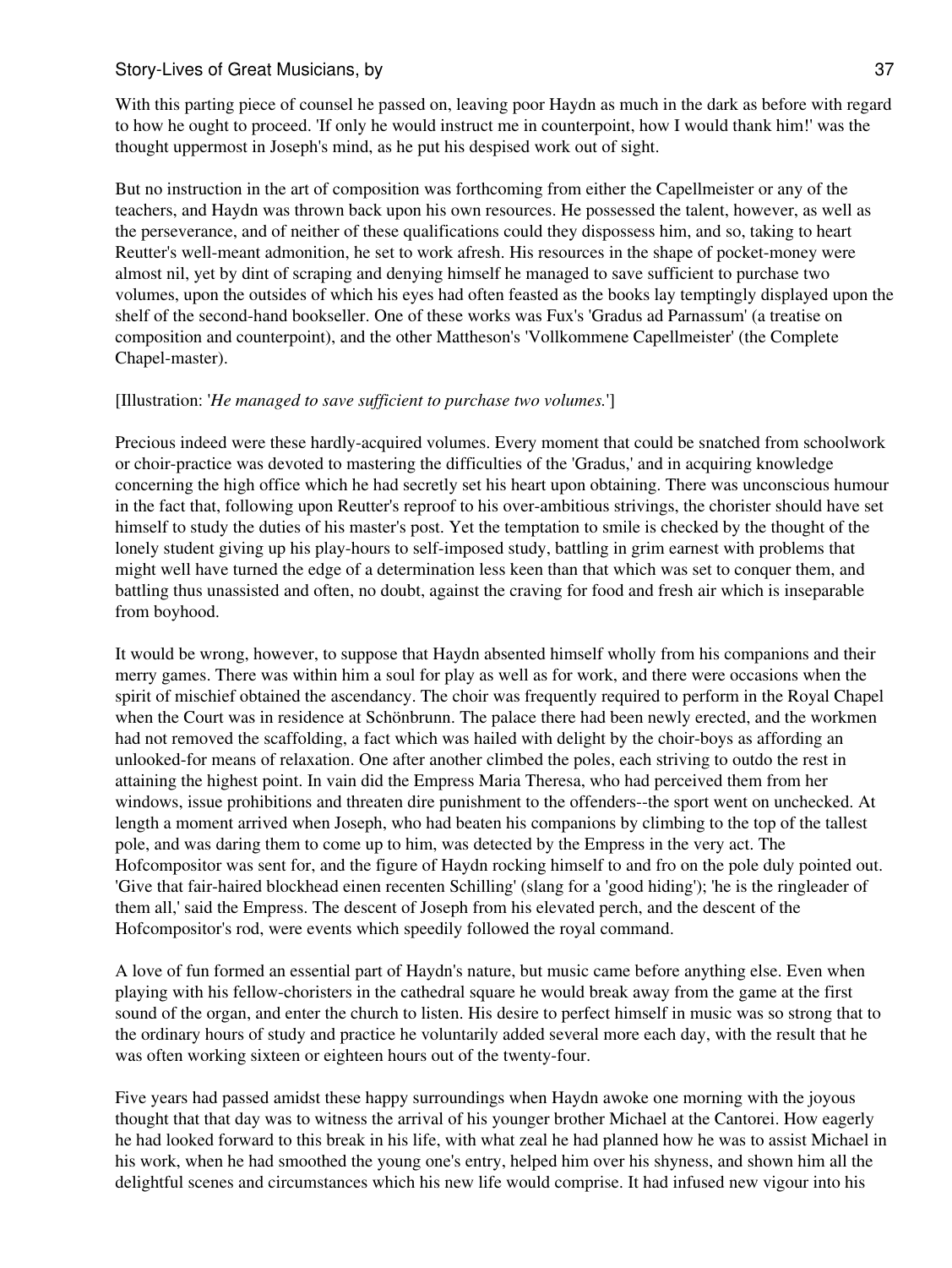With this parting piece of counsel he passed on, leaving poor Haydn as much in the dark as before with regard to how he ought to proceed. 'If only he would instruct me in counterpoint, how I would thank him!' was the thought uppermost in Joseph's mind, as he put his despised work out of sight.

But no instruction in the art of composition was forthcoming from either the Capellmeister or any of the teachers, and Haydn was thrown back upon his own resources. He possessed the talent, however, as well as the perseverance, and of neither of these qualifications could they dispossess him, and so, taking to heart Reutter's well-meant admonition, he set to work afresh. His resources in the shape of pocket-money were almost nil, yet by dint of scraping and denying himself he managed to save sufficient to purchase two volumes, upon the outsides of which his eyes had often feasted as the books lay temptingly displayed upon the shelf of the second-hand bookseller. One of these works was Fux's 'Gradus ad Parnassum' (a treatise on composition and counterpoint), and the other Mattheson's 'Vollkommene Capellmeister' (the Complete Chapel-master).

[Illustration: '*He managed to save sufficient to purchase two volumes.*']

Precious indeed were these hardly-acquired volumes. Every moment that could be snatched from schoolwork or choir-practice was devoted to mastering the difficulties of the 'Gradus,' and in acquiring knowledge concerning the high office which he had secretly set his heart upon obtaining. There was unconscious humour in the fact that, following upon Reutter's reproof to his over-ambitious strivings, the chorister should have set himself to study the duties of his master's post. Yet the temptation to smile is checked by the thought of the lonely student giving up his play-hours to self-imposed study, battling in grim earnest with problems that might well have turned the edge of a determination less keen than that which was set to conquer them, and battling thus unassisted and often, no doubt, against the craving for food and fresh air which is inseparable from boyhood.

It would be wrong, however, to suppose that Haydn absented himself wholly from his companions and their merry games. There was within him a soul for play as well as for work, and there were occasions when the spirit of mischief obtained the ascendancy. The choir was frequently required to perform in the Royal Chapel when the Court was in residence at Schönbrunn. The palace there had been newly erected, and the workmen had not removed the scaffolding, a fact which was hailed with delight by the choir-boys as affording an unlooked-for means of relaxation. One after another climbed the poles, each striving to outdo the rest in attaining the highest point. In vain did the Empress Maria Theresa, who had perceived them from her windows, issue prohibitions and threaten dire punishment to the offenders--the sport went on unchecked. At length a moment arrived when Joseph, who had beaten his companions by climbing to the top of the tallest pole, and was daring them to come up to him, was detected by the Empress in the very act. The Hofcompositor was sent for, and the figure of Haydn rocking himself to and fro on the pole duly pointed out. 'Give that fair-haired blockhead einen recenten Schilling' (slang for a 'good hiding'); 'he is the ringleader of them all,' said the Empress. The descent of Joseph from his elevated perch, and the descent of the Hofcompositor's rod, were events which speedily followed the royal command.

A love of fun formed an essential part of Haydn's nature, but music came before anything else. Even when playing with his fellow-choristers in the cathedral square he would break away from the game at the first sound of the organ, and enter the church to listen. His desire to perfect himself in music was so strong that to the ordinary hours of study and practice he voluntarily added several more each day, with the result that he was often working sixteen or eighteen hours out of the twenty-four.

Five years had passed amidst these happy surroundings when Haydn awoke one morning with the joyous thought that that day was to witness the arrival of his younger brother Michael at the Cantorei. How eagerly he had looked forward to this break in his life, with what zeal he had planned how he was to assist Michael in his work, when he had smoothed the young one's entry, helped him over his shyness, and shown him all the delightful scenes and circumstances which his new life would comprise. It had infused new vigour into his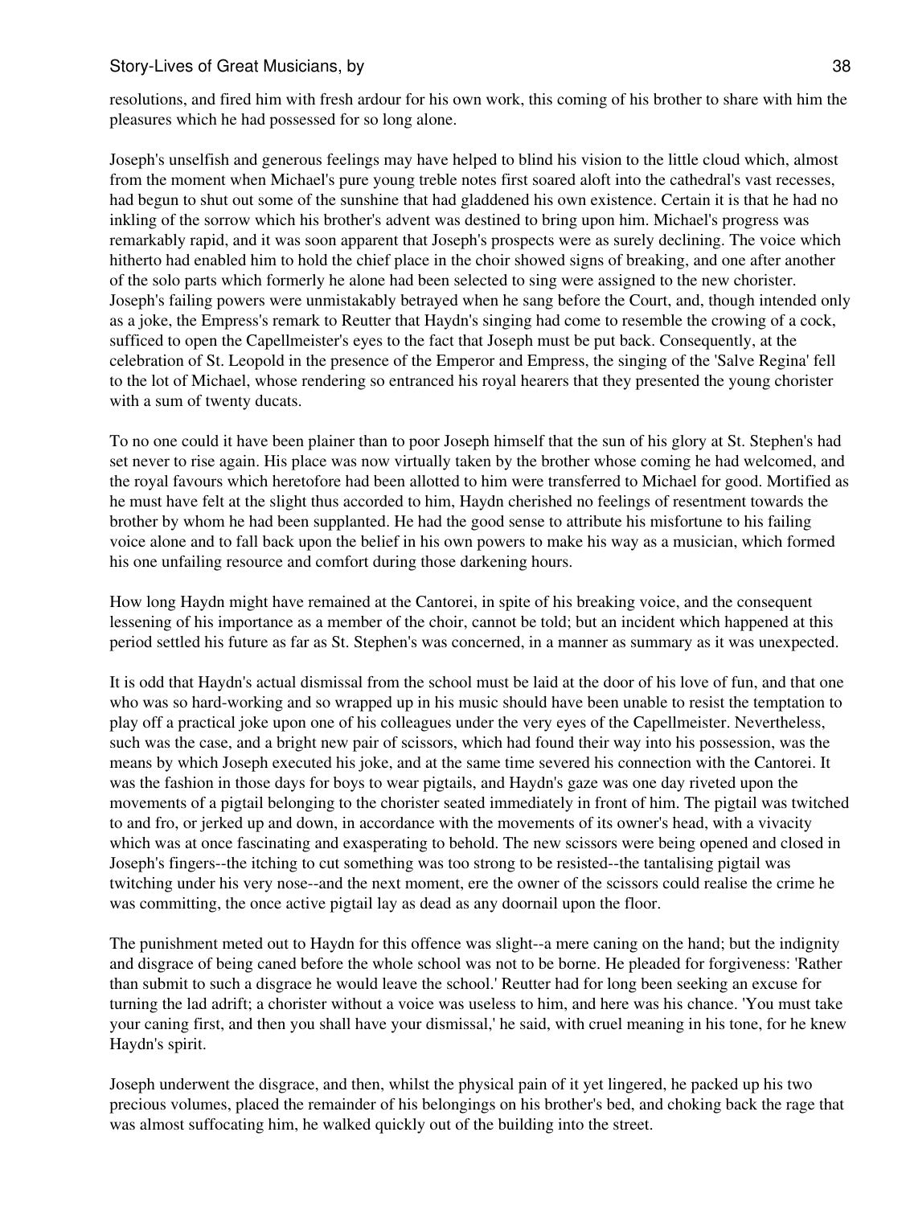resolutions, and fired him with fresh ardour for his own work, this coming of his brother to share with him the pleasures which he had possessed for so long alone.

Joseph's unselfish and generous feelings may have helped to blind his vision to the little cloud which, almost from the moment when Michael's pure young treble notes first soared aloft into the cathedral's vast recesses, had begun to shut out some of the sunshine that had gladdened his own existence. Certain it is that he had no inkling of the sorrow which his brother's advent was destined to bring upon him. Michael's progress was remarkably rapid, and it was soon apparent that Joseph's prospects were as surely declining. The voice which hitherto had enabled him to hold the chief place in the choir showed signs of breaking, and one after another of the solo parts which formerly he alone had been selected to sing were assigned to the new chorister. Joseph's failing powers were unmistakably betrayed when he sang before the Court, and, though intended only as a joke, the Empress's remark to Reutter that Haydn's singing had come to resemble the crowing of a cock, sufficed to open the Capellmeister's eyes to the fact that Joseph must be put back. Consequently, at the celebration of St. Leopold in the presence of the Emperor and Empress, the singing of the 'Salve Regina' fell to the lot of Michael, whose rendering so entranced his royal hearers that they presented the young chorister with a sum of twenty ducats.

To no one could it have been plainer than to poor Joseph himself that the sun of his glory at St. Stephen's had set never to rise again. His place was now virtually taken by the brother whose coming he had welcomed, and the royal favours which heretofore had been allotted to him were transferred to Michael for good. Mortified as he must have felt at the slight thus accorded to him, Haydn cherished no feelings of resentment towards the brother by whom he had been supplanted. He had the good sense to attribute his misfortune to his failing voice alone and to fall back upon the belief in his own powers to make his way as a musician, which formed his one unfailing resource and comfort during those darkening hours.

How long Haydn might have remained at the Cantorei, in spite of his breaking voice, and the consequent lessening of his importance as a member of the choir, cannot be told; but an incident which happened at this period settled his future as far as St. Stephen's was concerned, in a manner as summary as it was unexpected.

It is odd that Haydn's actual dismissal from the school must be laid at the door of his love of fun, and that one who was so hard-working and so wrapped up in his music should have been unable to resist the temptation to play off a practical joke upon one of his colleagues under the very eyes of the Capellmeister. Nevertheless, such was the case, and a bright new pair of scissors, which had found their way into his possession, was the means by which Joseph executed his joke, and at the same time severed his connection with the Cantorei. It was the fashion in those days for boys to wear pigtails, and Haydn's gaze was one day riveted upon the movements of a pigtail belonging to the chorister seated immediately in front of him. The pigtail was twitched to and fro, or jerked up and down, in accordance with the movements of its owner's head, with a vivacity which was at once fascinating and exasperating to behold. The new scissors were being opened and closed in Joseph's fingers--the itching to cut something was too strong to be resisted--the tantalising pigtail was twitching under his very nose--and the next moment, ere the owner of the scissors could realise the crime he was committing, the once active pigtail lay as dead as any doornail upon the floor.

The punishment meted out to Haydn for this offence was slight--a mere caning on the hand; but the indignity and disgrace of being caned before the whole school was not to be borne. He pleaded for forgiveness: 'Rather than submit to such a disgrace he would leave the school.' Reutter had for long been seeking an excuse for turning the lad adrift; a chorister without a voice was useless to him, and here was his chance. 'You must take your caning first, and then you shall have your dismissal,' he said, with cruel meaning in his tone, for he knew Haydn's spirit.

Joseph underwent the disgrace, and then, whilst the physical pain of it yet lingered, he packed up his two precious volumes, placed the remainder of his belongings on his brother's bed, and choking back the rage that was almost suffocating him, he walked quickly out of the building into the street.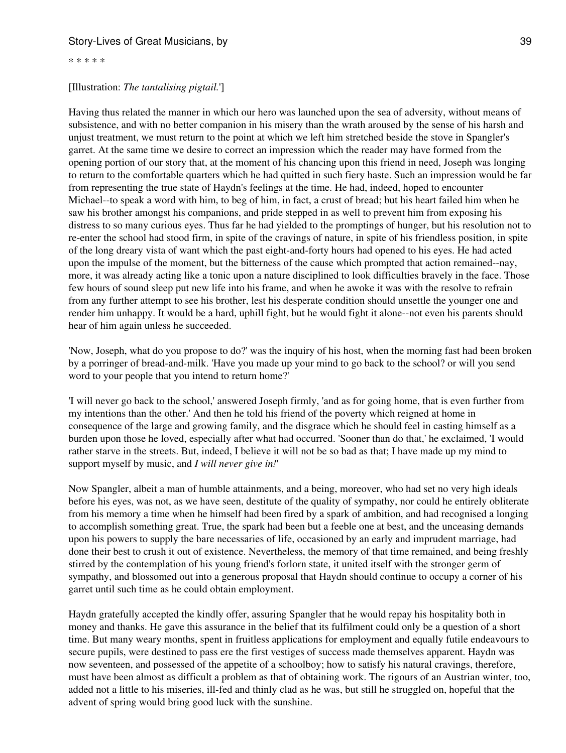* * * * *

[Illustration: *The tantalising pigtail.*']

Having thus related the manner in which our hero was launched upon the sea of adversity, without means of subsistence, and with no better companion in his misery than the wrath aroused by the sense of his harsh and unjust treatment, we must return to the point at which we left him stretched beside the stove in Spangler's garret. At the same time we desire to correct an impression which the reader may have formed from the opening portion of our story that, at the moment of his chancing upon this friend in need, Joseph was longing to return to the comfortable quarters which he had quitted in such fiery haste. Such an impression would be far from representing the true state of Haydn's feelings at the time. He had, indeed, hoped to encounter Michael--to speak a word with him, to beg of him, in fact, a crust of bread; but his heart failed him when he saw his brother amongst his companions, and pride stepped in as well to prevent him from exposing his distress to so many curious eyes. Thus far he had yielded to the promptings of hunger, but his resolution not to re-enter the school had stood firm, in spite of the cravings of nature, in spite of his friendless position, in spite of the long dreary vista of want which the past eight-and-forty hours had opened to his eyes. He had acted upon the impulse of the moment, but the bitterness of the cause which prompted that action remained--nay, more, it was already acting like a tonic upon a nature disciplined to look difficulties bravely in the face. Those few hours of sound sleep put new life into his frame, and when he awoke it was with the resolve to refrain from any further attempt to see his brother, lest his desperate condition should unsettle the younger one and render him unhappy. It would be a hard, uphill fight, but he would fight it alone--not even his parents should hear of him again unless he succeeded.

'Now, Joseph, what do you propose to do?' was the inquiry of his host, when the morning fast had been broken by a porringer of bread-and-milk. 'Have you made up your mind to go back to the school? or will you send word to your people that you intend to return home?'

'I will never go back to the school,' answered Joseph firmly, 'and as for going home, that is even further from my intentions than the other.' And then he told his friend of the poverty which reigned at home in consequence of the large and growing family, and the disgrace which he should feel in casting himself as a burden upon those he loved, especially after what had occurred. 'Sooner than do that,' he exclaimed, 'I would rather starve in the streets. But, indeed, I believe it will not be so bad as that; I have made up my mind to support myself by music, and *I will never give in!*'

Now Spangler, albeit a man of humble attainments, and a being, moreover, who had set no very high ideals before his eyes, was not, as we have seen, destitute of the quality of sympathy, nor could he entirely obliterate from his memory a time when he himself had been fired by a spark of ambition, and had recognised a longing to accomplish something great. True, the spark had been but a feeble one at best, and the unceasing demands upon his powers to supply the bare necessaries of life, occasioned by an early and imprudent marriage, had done their best to crush it out of existence. Nevertheless, the memory of that time remained, and being freshly stirred by the contemplation of his young friend's forlorn state, it united itself with the stronger germ of sympathy, and blossomed out into a generous proposal that Haydn should continue to occupy a corner of his garret until such time as he could obtain employment.

Haydn gratefully accepted the kindly offer, assuring Spangler that he would repay his hospitality both in money and thanks. He gave this assurance in the belief that its fulfilment could only be a question of a short time. But many weary months, spent in fruitless applications for employment and equally futile endeavours to secure pupils, were destined to pass ere the first vestiges of success made themselves apparent. Haydn was now seventeen, and possessed of the appetite of a schoolboy; how to satisfy his natural cravings, therefore, must have been almost as difficult a problem as that of obtaining work. The rigours of an Austrian winter, too, added not a little to his miseries, ill-fed and thinly clad as he was, but still he struggled on, hopeful that the advent of spring would bring good luck with the sunshine.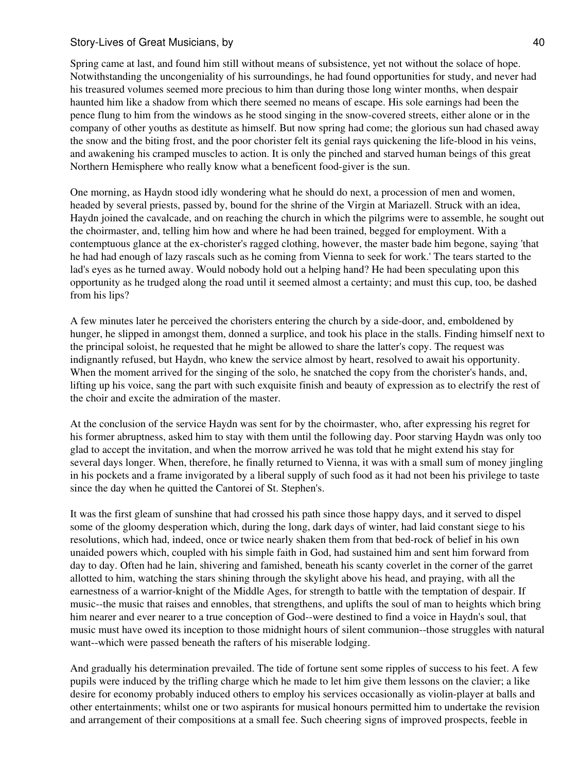Spring came at last, and found him still without means of subsistence, yet not without the solace of hope. Notwithstanding the uncongeniality of his surroundings, he had found opportunities for study, and never had his treasured volumes seemed more precious to him than during those long winter months, when despair haunted him like a shadow from which there seemed no means of escape. His sole earnings had been the pence flung to him from the windows as he stood singing in the snow-covered streets, either alone or in the company of other youths as destitute as himself. But now spring had come; the glorious sun had chased away the snow and the biting frost, and the poor chorister felt its genial rays quickening the life-blood in his veins, and awakening his cramped muscles to action. It is only the pinched and starved human beings of this great Northern Hemisphere who really know what a beneficent food-giver is the sun.

One morning, as Haydn stood idly wondering what he should do next, a procession of men and women, headed by several priests, passed by, bound for the shrine of the Virgin at Mariazell. Struck with an idea, Haydn joined the cavalcade, and on reaching the church in which the pilgrims were to assemble, he sought out the choirmaster, and, telling him how and where he had been trained, begged for employment. With a contemptuous glance at the ex-chorister's ragged clothing, however, the master bade him begone, saying 'that he had had enough of lazy rascals such as he coming from Vienna to seek for work.' The tears started to the lad's eyes as he turned away. Would nobody hold out a helping hand? He had been speculating upon this opportunity as he trudged along the road until it seemed almost a certainty; and must this cup, too, be dashed from his lips?

A few minutes later he perceived the choristers entering the church by a side-door, and, emboldened by hunger, he slipped in amongst them, donned a surplice, and took his place in the stalls. Finding himself next to the principal soloist, he requested that he might be allowed to share the latter's copy. The request was indignantly refused, but Haydn, who knew the service almost by heart, resolved to await his opportunity. When the moment arrived for the singing of the solo, he snatched the copy from the chorister's hands, and, lifting up his voice, sang the part with such exquisite finish and beauty of expression as to electrify the rest of the choir and excite the admiration of the master.

At the conclusion of the service Haydn was sent for by the choirmaster, who, after expressing his regret for his former abruptness, asked him to stay with them until the following day. Poor starving Haydn was only too glad to accept the invitation, and when the morrow arrived he was told that he might extend his stay for several days longer. When, therefore, he finally returned to Vienna, it was with a small sum of money jingling in his pockets and a frame invigorated by a liberal supply of such food as it had not been his privilege to taste since the day when he quitted the Cantorei of St. Stephen's.

It was the first gleam of sunshine that had crossed his path since those happy days, and it served to dispel some of the gloomy desperation which, during the long, dark days of winter, had laid constant siege to his resolutions, which had, indeed, once or twice nearly shaken them from that bed-rock of belief in his own unaided powers which, coupled with his simple faith in God, had sustained him and sent him forward from day to day. Often had he lain, shivering and famished, beneath his scanty coverlet in the corner of the garret allotted to him, watching the stars shining through the skylight above his head, and praying, with all the earnestness of a warrior-knight of the Middle Ages, for strength to battle with the temptation of despair. If music--the music that raises and ennobles, that strengthens, and uplifts the soul of man to heights which bring him nearer and ever nearer to a true conception of God--were destined to find a voice in Haydn's soul, that music must have owed its inception to those midnight hours of silent communion--those struggles with natural want--which were passed beneath the rafters of his miserable lodging.

And gradually his determination prevailed. The tide of fortune sent some ripples of success to his feet. A few pupils were induced by the trifling charge which he made to let him give them lessons on the clavier; a like desire for economy probably induced others to employ his services occasionally as violin-player at balls and other entertainments; whilst one or two aspirants for musical honours permitted him to undertake the revision and arrangement of their compositions at a small fee. Such cheering signs of improved prospects, feeble in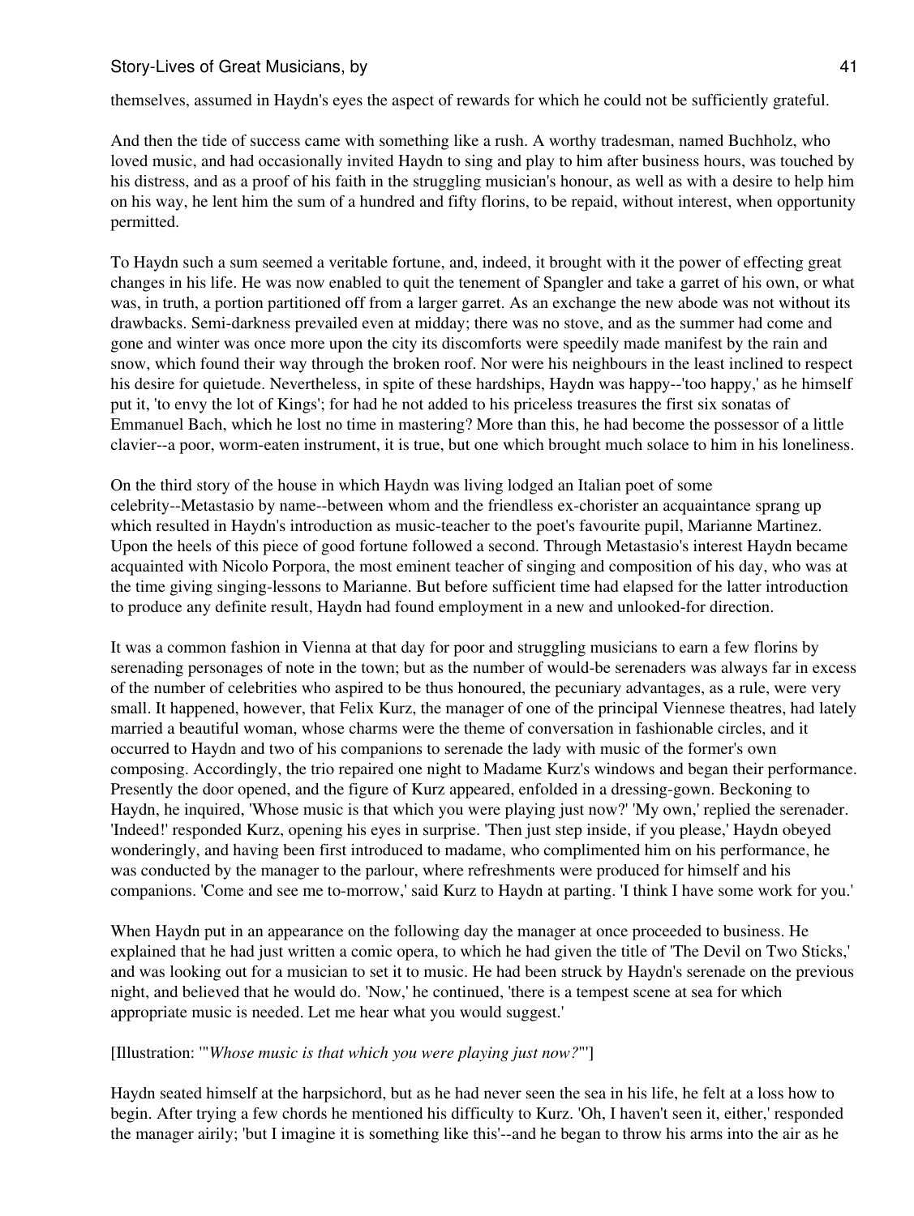themselves, assumed in Haydn's eyes the aspect of rewards for which he could not be sufficiently grateful.

And then the tide of success came with something like a rush. A worthy tradesman, named Buchholz, who loved music, and had occasionally invited Haydn to sing and play to him after business hours, was touched by his distress, and as a proof of his faith in the struggling musician's honour, as well as with a desire to help him on his way, he lent him the sum of a hundred and fifty florins, to be repaid, without interest, when opportunity permitted.

To Haydn such a sum seemed a veritable fortune, and, indeed, it brought with it the power of effecting great changes in his life. He was now enabled to quit the tenement of Spangler and take a garret of his own, or what was, in truth, a portion partitioned off from a larger garret. As an exchange the new abode was not without its drawbacks. Semi-darkness prevailed even at midday; there was no stove, and as the summer had come and gone and winter was once more upon the city its discomforts were speedily made manifest by the rain and snow, which found their way through the broken roof. Nor were his neighbours in the least inclined to respect his desire for quietude. Nevertheless, in spite of these hardships, Haydn was happy--'too happy,' as he himself put it, 'to envy the lot of Kings'; for had he not added to his priceless treasures the first six sonatas of Emmanuel Bach, which he lost no time in mastering? More than this, he had become the possessor of a little clavier--a poor, worm-eaten instrument, it is true, but one which brought much solace to him in his loneliness.

On the third story of the house in which Haydn was living lodged an Italian poet of some celebrity--Metastasio by name--between whom and the friendless ex-chorister an acquaintance sprang up which resulted in Haydn's introduction as music-teacher to the poet's favourite pupil, Marianne Martinez. Upon the heels of this piece of good fortune followed a second. Through Metastasio's interest Haydn became acquainted with Nicolo Porpora, the most eminent teacher of singing and composition of his day, who was at the time giving singing-lessons to Marianne. But before sufficient time had elapsed for the latter introduction to produce any definite result, Haydn had found employment in a new and unlooked-for direction.

It was a common fashion in Vienna at that day for poor and struggling musicians to earn a few florins by serenading personages of note in the town; but as the number of would-be serenaders was always far in excess of the number of celebrities who aspired to be thus honoured, the pecuniary advantages, as a rule, were very small. It happened, however, that Felix Kurz, the manager of one of the principal Viennese theatres, had lately married a beautiful woman, whose charms were the theme of conversation in fashionable circles, and it occurred to Haydn and two of his companions to serenade the lady with music of the former's own composing. Accordingly, the trio repaired one night to Madame Kurz's windows and began their performance. Presently the door opened, and the figure of Kurz appeared, enfolded in a dressing-gown. Beckoning to Haydn, he inquired, 'Whose music is that which you were playing just now?' 'My own,' replied the serenader. 'Indeed!' responded Kurz, opening his eyes in surprise. 'Then just step inside, if you please,' Haydn obeyed wonderingly, and having been first introduced to madame, who complimented him on his performance, he was conducted by the manager to the parlour, where refreshments were produced for himself and his companions. 'Come and see me to-morrow,' said Kurz to Haydn at parting. 'I think I have some work for you.'

When Haydn put in an appearance on the following day the manager at once proceeded to business. He explained that he had just written a comic opera, to which he had given the title of 'The Devil on Two Sticks,' and was looking out for a musician to set it to music. He had been struck by Haydn's serenade on the previous night, and believed that he would do. 'Now,' he continued, 'there is a tempest scene at sea for which appropriate music is needed. Let me hear what you would suggest.'

[Illustration: '"*Whose music is that which you were playing just now?*"']

Haydn seated himself at the harpsichord, but as he had never seen the sea in his life, he felt at a loss how to begin. After trying a few chords he mentioned his difficulty to Kurz. 'Oh, I haven't seen it, either,' responded the manager airily; 'but I imagine it is something like this'--and he began to throw his arms into the air as he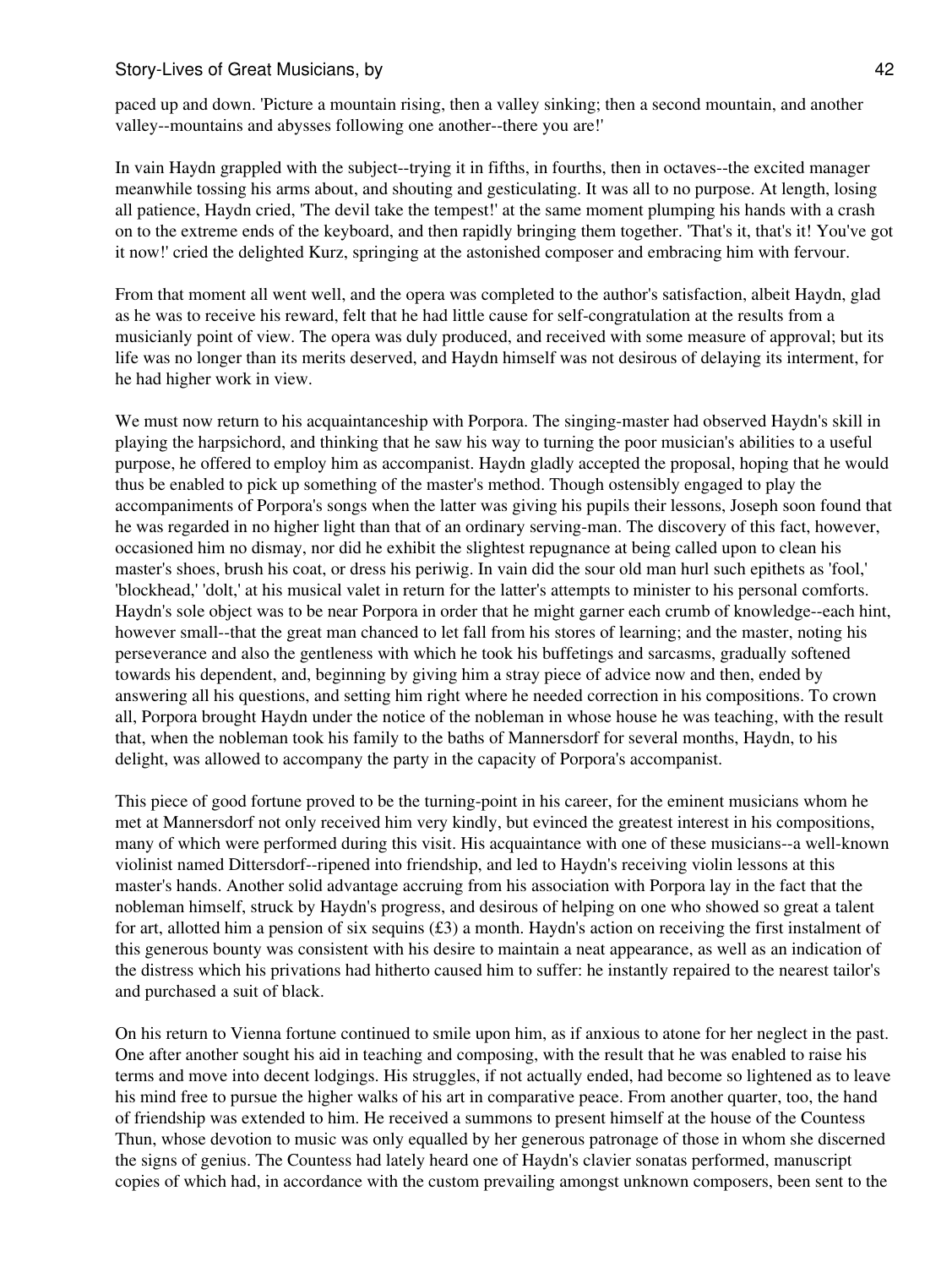paced up and down. 'Picture a mountain rising, then a valley sinking; then a second mountain, and another valley--mountains and abysses following one another--there you are!'

In vain Haydn grappled with the subject--trying it in fifths, in fourths, then in octaves--the excited manager meanwhile tossing his arms about, and shouting and gesticulating. It was all to no purpose. At length, losing all patience, Haydn cried, 'The devil take the tempest!' at the same moment plumping his hands with a crash on to the extreme ends of the keyboard, and then rapidly bringing them together. 'That's it, that's it! You've got it now!' cried the delighted Kurz, springing at the astonished composer and embracing him with fervour.

From that moment all went well, and the opera was completed to the author's satisfaction, albeit Haydn, glad as he was to receive his reward, felt that he had little cause for self-congratulation at the results from a musicianly point of view. The opera was duly produced, and received with some measure of approval; but its life was no longer than its merits deserved, and Haydn himself was not desirous of delaying its interment, for he had higher work in view.

We must now return to his acquaintanceship with Porpora. The singing-master had observed Haydn's skill in playing the harpsichord, and thinking that he saw his way to turning the poor musician's abilities to a useful purpose, he offered to employ him as accompanist. Haydn gladly accepted the proposal, hoping that he would thus be enabled to pick up something of the master's method. Though ostensibly engaged to play the accompaniments of Porpora's songs when the latter was giving his pupils their lessons, Joseph soon found that he was regarded in no higher light than that of an ordinary serving-man. The discovery of this fact, however, occasioned him no dismay, nor did he exhibit the slightest repugnance at being called upon to clean his master's shoes, brush his coat, or dress his periwig. In vain did the sour old man hurl such epithets as 'fool,' 'blockhead,' 'dolt,' at his musical valet in return for the latter's attempts to minister to his personal comforts. Haydn's sole object was to be near Porpora in order that he might garner each crumb of knowledge--each hint, however small--that the great man chanced to let fall from his stores of learning; and the master, noting his perseverance and also the gentleness with which he took his buffetings and sarcasms, gradually softened towards his dependent, and, beginning by giving him a stray piece of advice now and then, ended by answering all his questions, and setting him right where he needed correction in his compositions. To crown all, Porpora brought Haydn under the notice of the nobleman in whose house he was teaching, with the result that, when the nobleman took his family to the baths of Mannersdorf for several months, Haydn, to his delight, was allowed to accompany the party in the capacity of Porpora's accompanist.

This piece of good fortune proved to be the turning-point in his career, for the eminent musicians whom he met at Mannersdorf not only received him very kindly, but evinced the greatest interest in his compositions, many of which were performed during this visit. His acquaintance with one of these musicians--a well-known violinist named Dittersdorf--ripened into friendship, and led to Haydn's receiving violin lessons at this master's hands. Another solid advantage accruing from his association with Porpora lay in the fact that the nobleman himself, struck by Haydn's progress, and desirous of helping on one who showed so great a talent for art, allotted him a pension of six sequins (£3) a month. Haydn's action on receiving the first instalment of this generous bounty was consistent with his desire to maintain a neat appearance, as well as an indication of the distress which his privations had hitherto caused him to suffer: he instantly repaired to the nearest tailor's and purchased a suit of black.

On his return to Vienna fortune continued to smile upon him, as if anxious to atone for her neglect in the past. One after another sought his aid in teaching and composing, with the result that he was enabled to raise his terms and move into decent lodgings. His struggles, if not actually ended, had become so lightened as to leave his mind free to pursue the higher walks of his art in comparative peace. From another quarter, too, the hand of friendship was extended to him. He received a summons to present himself at the house of the Countess Thun, whose devotion to music was only equalled by her generous patronage of those in whom she discerned the signs of genius. The Countess had lately heard one of Haydn's clavier sonatas performed, manuscript copies of which had, in accordance with the custom prevailing amongst unknown composers, been sent to the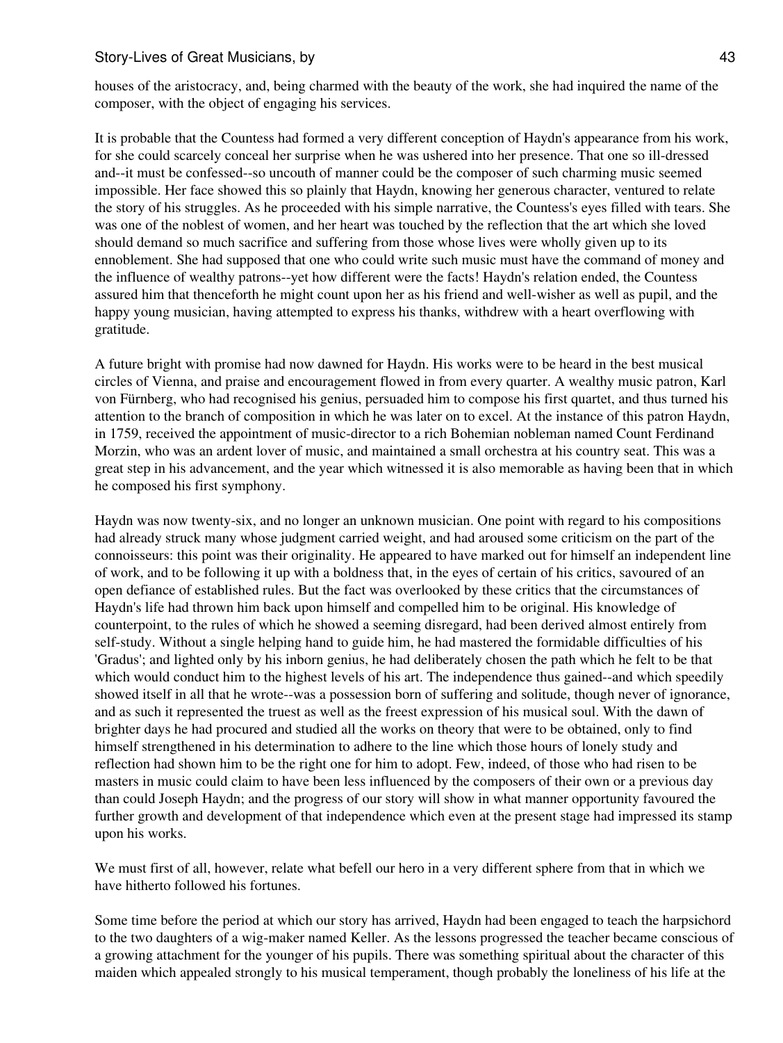houses of the aristocracy, and, being charmed with the beauty of the work, she had inquired the name of the composer, with the object of engaging his services.

It is probable that the Countess had formed a very different conception of Haydn's appearance from his work, for she could scarcely conceal her surprise when he was ushered into her presence. That one so ill-dressed and--it must be confessed--so uncouth of manner could be the composer of such charming music seemed impossible. Her face showed this so plainly that Haydn, knowing her generous character, ventured to relate the story of his struggles. As he proceeded with his simple narrative, the Countess's eyes filled with tears. She was one of the noblest of women, and her heart was touched by the reflection that the art which she loved should demand so much sacrifice and suffering from those whose lives were wholly given up to its ennoblement. She had supposed that one who could write such music must have the command of money and the influence of wealthy patrons--yet how different were the facts! Haydn's relation ended, the Countess assured him that thenceforth he might count upon her as his friend and well-wisher as well as pupil, and the happy young musician, having attempted to express his thanks, withdrew with a heart overflowing with gratitude.

A future bright with promise had now dawned for Haydn. His works were to be heard in the best musical circles of Vienna, and praise and encouragement flowed in from every quarter. A wealthy music patron, Karl von Fürnberg, who had recognised his genius, persuaded him to compose his first quartet, and thus turned his attention to the branch of composition in which he was later on to excel. At the instance of this patron Haydn, in 1759, received the appointment of music-director to a rich Bohemian nobleman named Count Ferdinand Morzin, who was an ardent lover of music, and maintained a small orchestra at his country seat. This was a great step in his advancement, and the year which witnessed it is also memorable as having been that in which he composed his first symphony.

Haydn was now twenty-six, and no longer an unknown musician. One point with regard to his compositions had already struck many whose judgment carried weight, and had aroused some criticism on the part of the connoisseurs: this point was their originality. He appeared to have marked out for himself an independent line of work, and to be following it up with a boldness that, in the eyes of certain of his critics, savoured of an open defiance of established rules. But the fact was overlooked by these critics that the circumstances of Haydn's life had thrown him back upon himself and compelled him to be original. His knowledge of counterpoint, to the rules of which he showed a seeming disregard, had been derived almost entirely from self-study. Without a single helping hand to guide him, he had mastered the formidable difficulties of his 'Gradus'; and lighted only by his inborn genius, he had deliberately chosen the path which he felt to be that which would conduct him to the highest levels of his art. The independence thus gained--and which speedily showed itself in all that he wrote--was a possession born of suffering and solitude, though never of ignorance, and as such it represented the truest as well as the freest expression of his musical soul. With the dawn of brighter days he had procured and studied all the works on theory that were to be obtained, only to find himself strengthened in his determination to adhere to the line which those hours of lonely study and reflection had shown him to be the right one for him to adopt. Few, indeed, of those who had risen to be masters in music could claim to have been less influenced by the composers of their own or a previous day than could Joseph Haydn; and the progress of our story will show in what manner opportunity favoured the further growth and development of that independence which even at the present stage had impressed its stamp upon his works.

We must first of all, however, relate what befell our hero in a very different sphere from that in which we have hitherto followed his fortunes.

Some time before the period at which our story has arrived, Haydn had been engaged to teach the harpsichord to the two daughters of a wig-maker named Keller. As the lessons progressed the teacher became conscious of a growing attachment for the younger of his pupils. There was something spiritual about the character of this maiden which appealed strongly to his musical temperament, though probably the loneliness of his life at the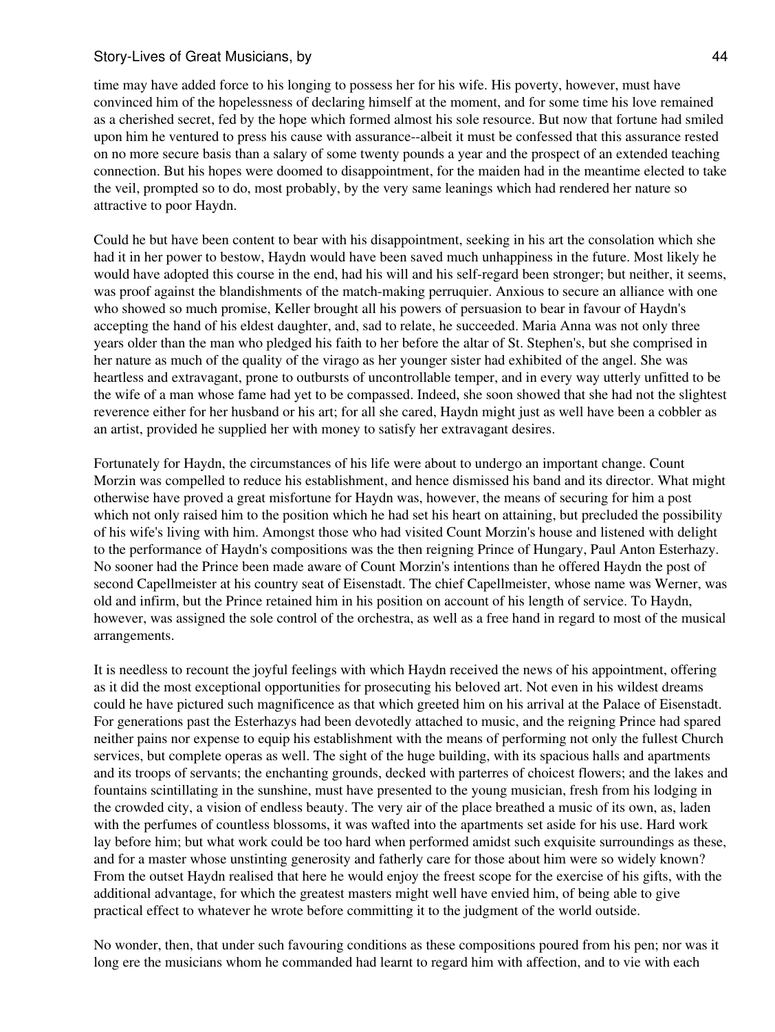time may have added force to his longing to possess her for his wife. His poverty, however, must have convinced him of the hopelessness of declaring himself at the moment, and for some time his love remained as a cherished secret, fed by the hope which formed almost his sole resource. But now that fortune had smiled upon him he ventured to press his cause with assurance--albeit it must be confessed that this assurance rested on no more secure basis than a salary of some twenty pounds a year and the prospect of an extended teaching connection. But his hopes were doomed to disappointment, for the maiden had in the meantime elected to take the veil, prompted so to do, most probably, by the very same leanings which had rendered her nature so attractive to poor Haydn.

Could he but have been content to bear with his disappointment, seeking in his art the consolation which she had it in her power to bestow, Haydn would have been saved much unhappiness in the future. Most likely he would have adopted this course in the end, had his will and his self-regard been stronger; but neither, it seems, was proof against the blandishments of the match-making perruquier. Anxious to secure an alliance with one who showed so much promise, Keller brought all his powers of persuasion to bear in favour of Haydn's accepting the hand of his eldest daughter, and, sad to relate, he succeeded. Maria Anna was not only three years older than the man who pledged his faith to her before the altar of St. Stephen's, but she comprised in her nature as much of the quality of the virago as her younger sister had exhibited of the angel. She was heartless and extravagant, prone to outbursts of uncontrollable temper, and in every way utterly unfitted to be the wife of a man whose fame had yet to be compassed. Indeed, she soon showed that she had not the slightest reverence either for her husband or his art; for all she cared, Haydn might just as well have been a cobbler as an artist, provided he supplied her with money to satisfy her extravagant desires.

Fortunately for Haydn, the circumstances of his life were about to undergo an important change. Count Morzin was compelled to reduce his establishment, and hence dismissed his band and its director. What might otherwise have proved a great misfortune for Haydn was, however, the means of securing for him a post which not only raised him to the position which he had set his heart on attaining, but precluded the possibility of his wife's living with him. Amongst those who had visited Count Morzin's house and listened with delight to the performance of Haydn's compositions was the then reigning Prince of Hungary, Paul Anton Esterhazy. No sooner had the Prince been made aware of Count Morzin's intentions than he offered Haydn the post of second Capellmeister at his country seat of Eisenstadt. The chief Capellmeister, whose name was Werner, was old and infirm, but the Prince retained him in his position on account of his length of service. To Haydn, however, was assigned the sole control of the orchestra, as well as a free hand in regard to most of the musical arrangements.

It is needless to recount the joyful feelings with which Haydn received the news of his appointment, offering as it did the most exceptional opportunities for prosecuting his beloved art. Not even in his wildest dreams could he have pictured such magnificence as that which greeted him on his arrival at the Palace of Eisenstadt. For generations past the Esterhazys had been devotedly attached to music, and the reigning Prince had spared neither pains nor expense to equip his establishment with the means of performing not only the fullest Church services, but complete operas as well. The sight of the huge building, with its spacious halls and apartments and its troops of servants; the enchanting grounds, decked with parterres of choicest flowers; and the lakes and fountains scintillating in the sunshine, must have presented to the young musician, fresh from his lodging in the crowded city, a vision of endless beauty. The very air of the place breathed a music of its own, as, laden with the perfumes of countless blossoms, it was wafted into the apartments set aside for his use. Hard work lay before him; but what work could be too hard when performed amidst such exquisite surroundings as these, and for a master whose unstinting generosity and fatherly care for those about him were so widely known? From the outset Haydn realised that here he would enjoy the freest scope for the exercise of his gifts, with the additional advantage, for which the greatest masters might well have envied him, of being able to give practical effect to whatever he wrote before committing it to the judgment of the world outside.

No wonder, then, that under such favouring conditions as these compositions poured from his pen; nor was it long ere the musicians whom he commanded had learnt to regard him with affection, and to vie with each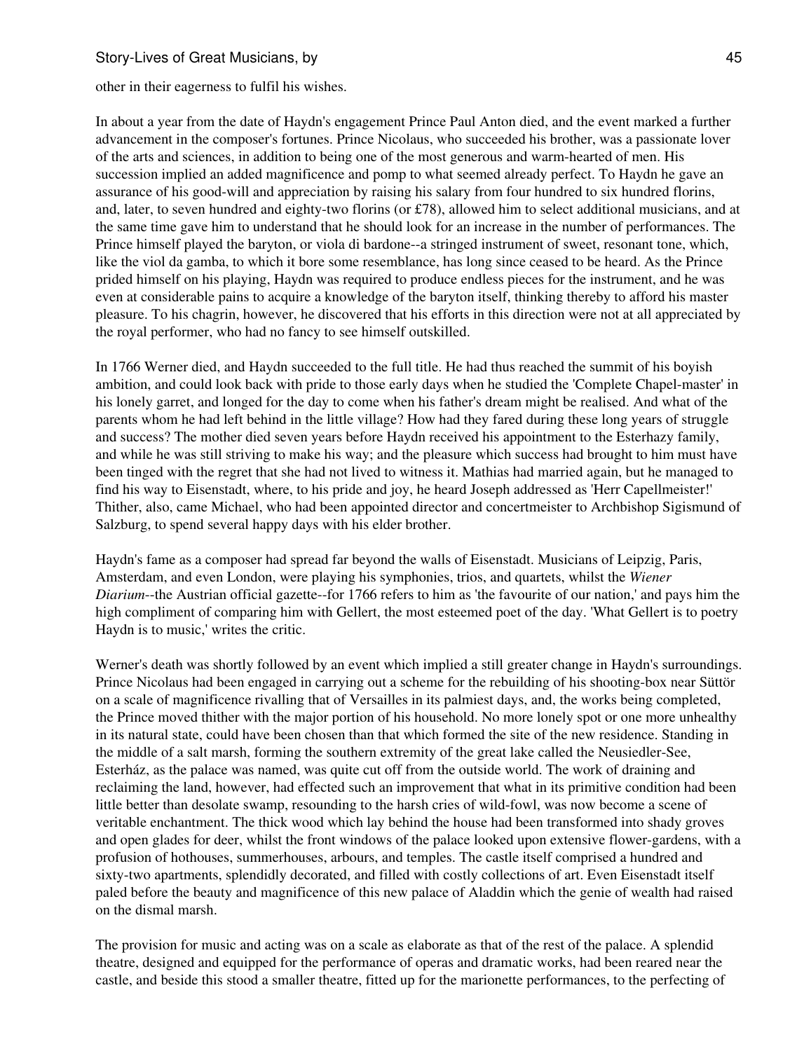other in their eagerness to fulfil his wishes.

In about a year from the date of Haydn's engagement Prince Paul Anton died, and the event marked a further advancement in the composer's fortunes. Prince Nicolaus, who succeeded his brother, was a passionate lover of the arts and sciences, in addition to being one of the most generous and warm-hearted of men. His succession implied an added magnificence and pomp to what seemed already perfect. To Haydn he gave an assurance of his good-will and appreciation by raising his salary from four hundred to six hundred florins, and, later, to seven hundred and eighty-two florins (or £78), allowed him to select additional musicians, and at the same time gave him to understand that he should look for an increase in the number of performances. The Prince himself played the baryton, or viola di bardone--a stringed instrument of sweet, resonant tone, which, like the viol da gamba, to which it bore some resemblance, has long since ceased to be heard. As the Prince prided himself on his playing, Haydn was required to produce endless pieces for the instrument, and he was even at considerable pains to acquire a knowledge of the baryton itself, thinking thereby to afford his master pleasure. To his chagrin, however, he discovered that his efforts in this direction were not at all appreciated by the royal performer, who had no fancy to see himself outskilled.

In 1766 Werner died, and Haydn succeeded to the full title. He had thus reached the summit of his boyish ambition, and could look back with pride to those early days when he studied the 'Complete Chapel-master' in his lonely garret, and longed for the day to come when his father's dream might be realised. And what of the parents whom he had left behind in the little village? How had they fared during these long years of struggle and success? The mother died seven years before Haydn received his appointment to the Esterhazy family, and while he was still striving to make his way; and the pleasure which success had brought to him must have been tinged with the regret that she had not lived to witness it. Mathias had married again, but he managed to find his way to Eisenstadt, where, to his pride and joy, he heard Joseph addressed as 'Herr Capellmeister!' Thither, also, came Michael, who had been appointed director and concertmeister to Archbishop Sigismund of Salzburg, to spend several happy days with his elder brother.

Haydn's fame as a composer had spread far beyond the walls of Eisenstadt. Musicians of Leipzig, Paris, Amsterdam, and even London, were playing his symphonies, trios, and quartets, whilst the *Wiener Diarium*--the Austrian official gazette--for 1766 refers to him as 'the favourite of our nation,' and pays him the high compliment of comparing him with Gellert, the most esteemed poet of the day. 'What Gellert is to poetry Haydn is to music,' writes the critic.

Werner's death was shortly followed by an event which implied a still greater change in Haydn's surroundings. Prince Nicolaus had been engaged in carrying out a scheme for the rebuilding of his shooting-box near Süttör on a scale of magnificence rivalling that of Versailles in its palmiest days, and, the works being completed, the Prince moved thither with the major portion of his household. No more lonely spot or one more unhealthy in its natural state, could have been chosen than that which formed the site of the new residence. Standing in the middle of a salt marsh, forming the southern extremity of the great lake called the Neusiedler-See, Esterház, as the palace was named, was quite cut off from the outside world. The work of draining and reclaiming the land, however, had effected such an improvement that what in its primitive condition had been little better than desolate swamp, resounding to the harsh cries of wild-fowl, was now become a scene of veritable enchantment. The thick wood which lay behind the house had been transformed into shady groves and open glades for deer, whilst the front windows of the palace looked upon extensive flower-gardens, with a profusion of hothouses, summerhouses, arbours, and temples. The castle itself comprised a hundred and sixty-two apartments, splendidly decorated, and filled with costly collections of art. Even Eisenstadt itself paled before the beauty and magnificence of this new palace of Aladdin which the genie of wealth had raised on the dismal marsh.

The provision for music and acting was on a scale as elaborate as that of the rest of the palace. A splendid theatre, designed and equipped for the performance of operas and dramatic works, had been reared near the castle, and beside this stood a smaller theatre, fitted up for the marionette performances, to the perfecting of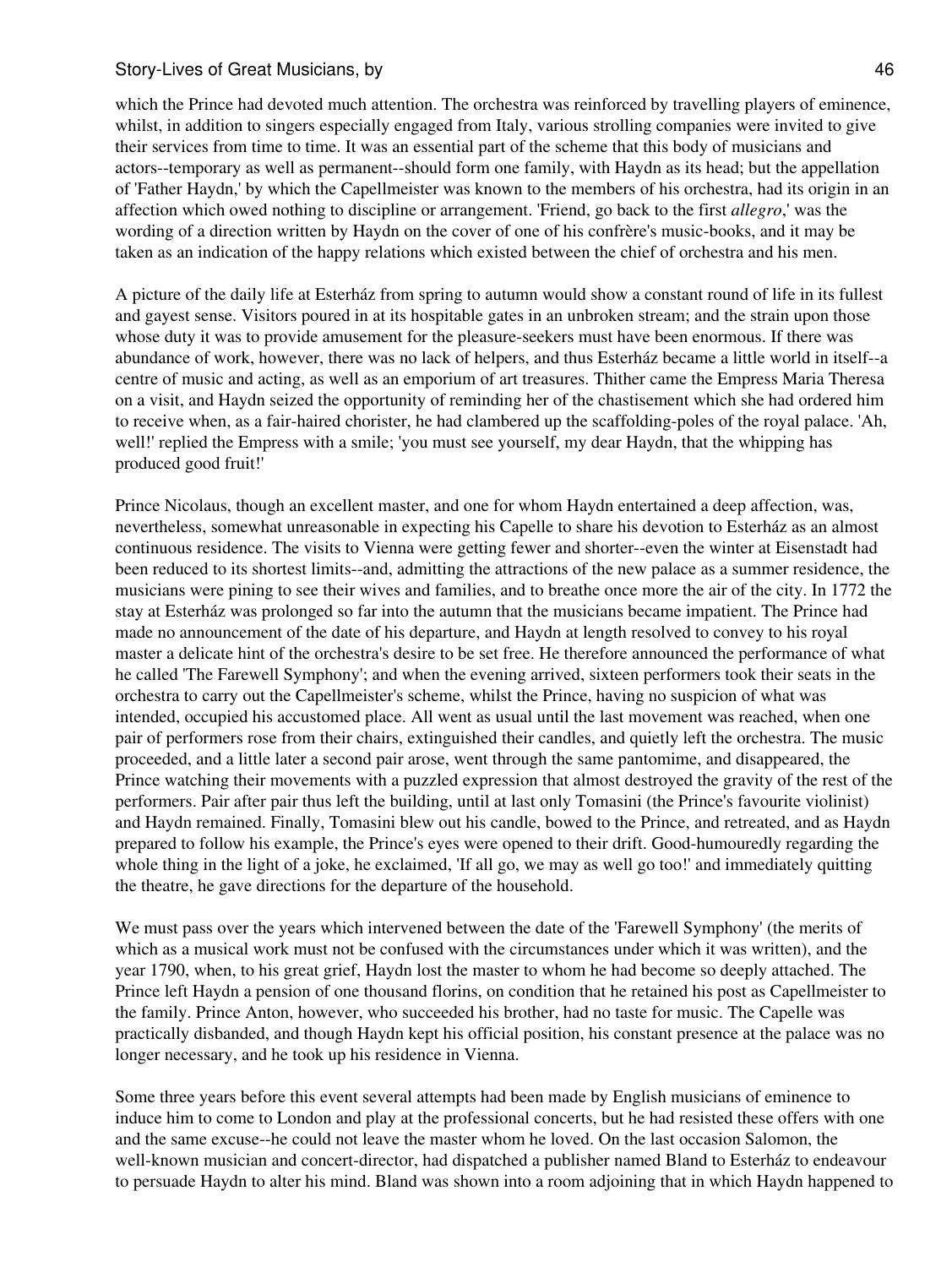which the Prince had devoted much attention. The orchestra was reinforced by travelling players of eminence, whilst, in addition to singers especially engaged from Italy, various strolling companies were invited to give their services from time to time. It was an essential part of the scheme that this body of musicians and actors--temporary as well as permanent--should form one family, with Haydn as its head; but the appellation of 'Father Haydn,' by which the Capellmeister was known to the members of his orchestra, had its origin in an affection which owed nothing to discipline or arrangement. 'Friend, go back to the first *allegro*,' was the wording of a direction written by Haydn on the cover of one of his confrère's music-books, and it may be taken as an indication of the happy relations which existed between the chief of orchestra and his men.

A picture of the daily life at Esterház from spring to autumn would show a constant round of life in its fullest and gayest sense. Visitors poured in at its hospitable gates in an unbroken stream; and the strain upon those whose duty it was to provide amusement for the pleasure-seekers must have been enormous. If there was abundance of work, however, there was no lack of helpers, and thus Esterház became a little world in itself--a centre of music and acting, as well as an emporium of art treasures. Thither came the Empress Maria Theresa on a visit, and Haydn seized the opportunity of reminding her of the chastisement which she had ordered him to receive when, as a fair-haired chorister, he had clambered up the scaffolding-poles of the royal palace. 'Ah, well!' replied the Empress with a smile; 'you must see yourself, my dear Haydn, that the whipping has produced good fruit!'

Prince Nicolaus, though an excellent master, and one for whom Haydn entertained a deep affection, was, nevertheless, somewhat unreasonable in expecting his Capelle to share his devotion to Esterház as an almost continuous residence. The visits to Vienna were getting fewer and shorter--even the winter at Eisenstadt had been reduced to its shortest limits--and, admitting the attractions of the new palace as a summer residence, the musicians were pining to see their wives and families, and to breathe once more the air of the city. In 1772 the stay at Esterház was prolonged so far into the autumn that the musicians became impatient. The Prince had made no announcement of the date of his departure, and Haydn at length resolved to convey to his royal master a delicate hint of the orchestra's desire to be set free. He therefore announced the performance of what he called 'The Farewell Symphony'; and when the evening arrived, sixteen performers took their seats in the orchestra to carry out the Capellmeister's scheme, whilst the Prince, having no suspicion of what was intended, occupied his accustomed place. All went as usual until the last movement was reached, when one pair of performers rose from their chairs, extinguished their candles, and quietly left the orchestra. The music proceeded, and a little later a second pair arose, went through the same pantomime, and disappeared, the Prince watching their movements with a puzzled expression that almost destroyed the gravity of the rest of the performers. Pair after pair thus left the building, until at last only Tomasini (the Prince's favourite violinist) and Haydn remained. Finally, Tomasini blew out his candle, bowed to the Prince, and retreated, and as Haydn prepared to follow his example, the Prince's eyes were opened to their drift. Good-humouredly regarding the whole thing in the light of a joke, he exclaimed, 'If all go, we may as well go too!' and immediately quitting the theatre, he gave directions for the departure of the household.

We must pass over the years which intervened between the date of the 'Farewell Symphony' (the merits of which as a musical work must not be confused with the circumstances under which it was written), and the year 1790, when, to his great grief, Haydn lost the master to whom he had become so deeply attached. The Prince left Haydn a pension of one thousand florins, on condition that he retained his post as Capellmeister to the family. Prince Anton, however, who succeeded his brother, had no taste for music. The Capelle was practically disbanded, and though Haydn kept his official position, his constant presence at the palace was no longer necessary, and he took up his residence in Vienna.

Some three years before this event several attempts had been made by English musicians of eminence to induce him to come to London and play at the professional concerts, but he had resisted these offers with one and the same excuse--he could not leave the master whom he loved. On the last occasion Salomon, the well-known musician and concert-director, had dispatched a publisher named Bland to Esterház to endeavour to persuade Haydn to alter his mind. Bland was shown into a room adjoining that in which Haydn happened to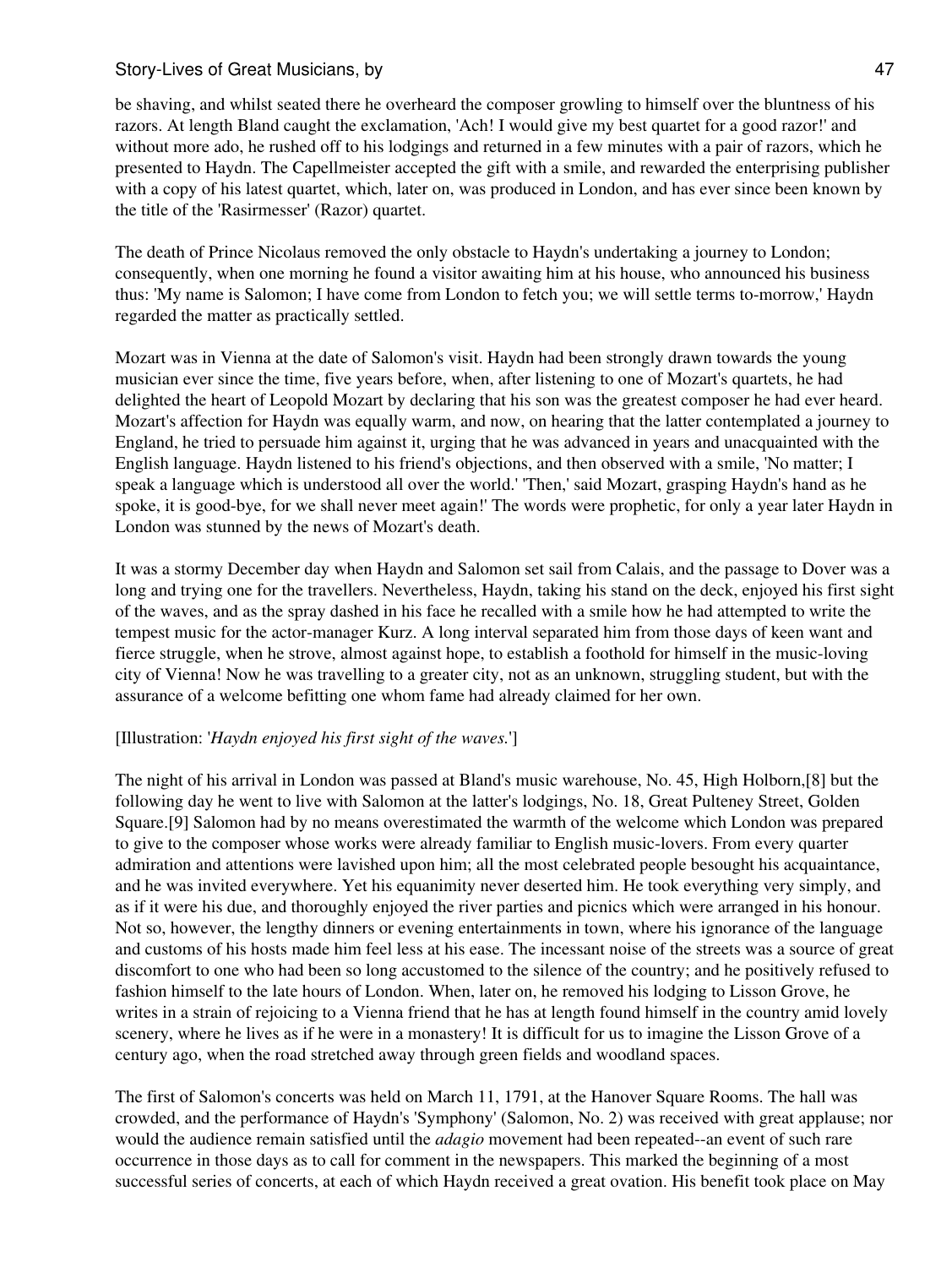be shaving, and whilst seated there he overheard the composer growling to himself over the bluntness of his razors. At length Bland caught the exclamation, 'Ach! I would give my best quartet for a good razor!' and without more ado, he rushed off to his lodgings and returned in a few minutes with a pair of razors, which he presented to Haydn. The Capellmeister accepted the gift with a smile, and rewarded the enterprising publisher with a copy of his latest quartet, which, later on, was produced in London, and has ever since been known by the title of the 'Rasirmesser' (Razor) quartet.

The death of Prince Nicolaus removed the only obstacle to Haydn's undertaking a journey to London; consequently, when one morning he found a visitor awaiting him at his house, who announced his business thus: 'My name is Salomon; I have come from London to fetch you; we will settle terms to-morrow,' Haydn regarded the matter as practically settled.

Mozart was in Vienna at the date of Salomon's visit. Haydn had been strongly drawn towards the young musician ever since the time, five years before, when, after listening to one of Mozart's quartets, he had delighted the heart of Leopold Mozart by declaring that his son was the greatest composer he had ever heard. Mozart's affection for Haydn was equally warm, and now, on hearing that the latter contemplated a journey to England, he tried to persuade him against it, urging that he was advanced in years and unacquainted with the English language. Haydn listened to his friend's objections, and then observed with a smile, 'No matter; I speak a language which is understood all over the world.' 'Then,' said Mozart, grasping Haydn's hand as he spoke, it is good-bye, for we shall never meet again!' The words were prophetic, for only a year later Haydn in London was stunned by the news of Mozart's death.

It was a stormy December day when Haydn and Salomon set sail from Calais, and the passage to Dover was a long and trying one for the travellers. Nevertheless, Haydn, taking his stand on the deck, enjoyed his first sight of the waves, and as the spray dashed in his face he recalled with a smile how he had attempted to write the tempest music for the actor-manager Kurz. A long interval separated him from those days of keen want and fierce struggle, when he strove, almost against hope, to establish a foothold for himself in the music-loving city of Vienna! Now he was travelling to a greater city, not as an unknown, struggling student, but with the assurance of a welcome befitting one whom fame had already claimed for her own.

[Illustration: '*Haydn enjoyed his first sight of the waves.*']

The night of his arrival in London was passed at Bland's music warehouse, No. 45, High Holborn,[8] but the following day he went to live with Salomon at the latter's lodgings, No. 18, Great Pulteney Street, Golden Square.[9] Salomon had by no means overestimated the warmth of the welcome which London was prepared to give to the composer whose works were already familiar to English music-lovers. From every quarter admiration and attentions were lavished upon him; all the most celebrated people besought his acquaintance, and he was invited everywhere. Yet his equanimity never deserted him. He took everything very simply, and as if it were his due, and thoroughly enjoyed the river parties and picnics which were arranged in his honour. Not so, however, the lengthy dinners or evening entertainments in town, where his ignorance of the language and customs of his hosts made him feel less at his ease. The incessant noise of the streets was a source of great discomfort to one who had been so long accustomed to the silence of the country; and he positively refused to fashion himself to the late hours of London. When, later on, he removed his lodging to Lisson Grove, he writes in a strain of rejoicing to a Vienna friend that he has at length found himself in the country amid lovely scenery, where he lives as if he were in a monastery! It is difficult for us to imagine the Lisson Grove of a century ago, when the road stretched away through green fields and woodland spaces.

The first of Salomon's concerts was held on March 11, 1791, at the Hanover Square Rooms. The hall was crowded, and the performance of Haydn's 'Symphony' (Salomon, No. 2) was received with great applause; nor would the audience remain satisfied until the *adagio* movement had been repeated--an event of such rare occurrence in those days as to call for comment in the newspapers. This marked the beginning of a most successful series of concerts, at each of which Haydn received a great ovation. His benefit took place on May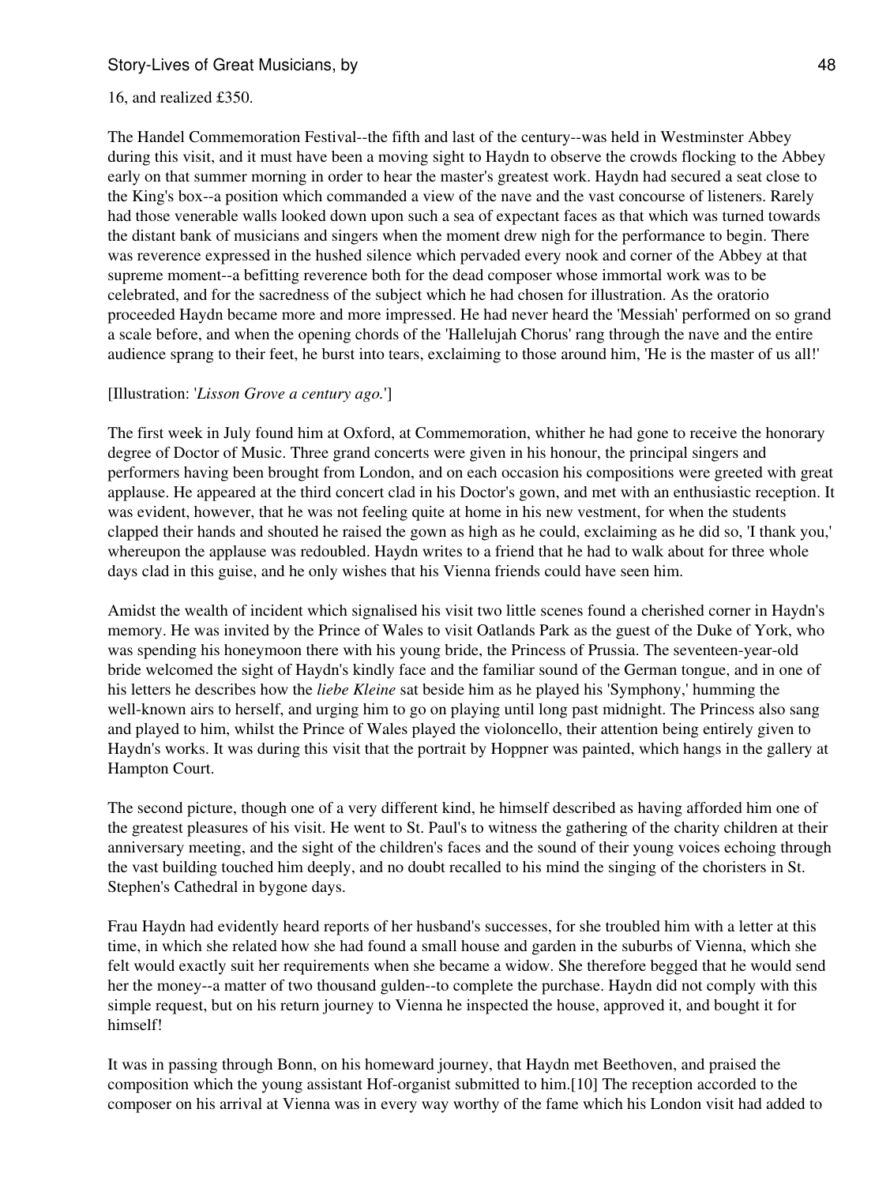16, and realized £350.

The Handel Commemoration Festival--the fifth and last of the century--was held in Westminster Abbey during this visit, and it must have been a moving sight to Haydn to observe the crowds flocking to the Abbey early on that summer morning in order to hear the master's greatest work. Haydn had secured a seat close to the King's box--a position which commanded a view of the nave and the vast concourse of listeners. Rarely had those venerable walls looked down upon such a sea of expectant faces as that which was turned towards the distant bank of musicians and singers when the moment drew nigh for the performance to begin. There was reverence expressed in the hushed silence which pervaded every nook and corner of the Abbey at that supreme moment--a befitting reverence both for the dead composer whose immortal work was to be celebrated, and for the sacredness of the subject which he had chosen for illustration. As the oratorio proceeded Haydn became more and more impressed. He had never heard the 'Messiah' performed on so grand a scale before, and when the opening chords of the 'Hallelujah Chorus' rang through the nave and the audience sprang to their feet, he burst into tears, exclaiming to those around him, 'He is the master of us all!'

[Illustration: '*Lisson Grove a century ago.*']

The first week in July found him at Oxford, at Commemoration, whither he had gone to receive the honorary degree of Doctor of Music. Three grand concerts were given in his honour, the principal singers and performers having been brought from London, and on each occasion his compositions were greeted with great applause. He appeared at the third concert clad in his Doctor's gown, and met with an enthusiastic reception. It was evident, however, that he was not feeling quite at home in his new vestment, for when the students clapped their hands and shouted he raised the gown as high as he could, exclaiming as he did so, 'I thank you,' whereupon the applause was redoubled. Haydn writes to a friend that he had to walk about for three whole days clad in this guise, and he only wishes that his Vienna friends could have seen him.

Amidst the wealth of incident which signalised his visit two little scenes found a cherished corner in Haydn's memory. He was invited by the Prince of Wales to visit Oatlands Park as the guest of the Duke of York, who was spending his honeymoon there with his young bride, the Princess of Prussia. The seventeen-year-old bride welcomed the sight of Haydn's kindly face and the familiar sound of the German tongue, and in one of his letters he describes how the *liebe Kleine* sat beside him as he played his 'Symphony,' humming the well-known airs to herself, and urging him to go on playing until long past midnight. The Princess also sang and played to him, whilst the Prince of Wales played the violoncello, their attention being entirely given to Haydn's works. It was during this visit that the portrait by Hoppner was painted, which hangs in the gallery at Hampton Court.

The second picture, though one of a very different kind, he himself described as having afforded him one of the greatest pleasures of his visit. He went to St. Paul's to witness the gathering of the charity children at their anniversary meeting, and the sight of the children's faces and the sound of their young voices echoing through the vast building touched him deeply, and no doubt recalled to his mind the singing of the choristers in St. Stephen's Cathedral in bygone days.

Frau Haydn had evidently heard reports of her husband's successes, for she troubled him with a letter at this time, in which she related how she had found a small house and garden in the suburbs of Vienna, which she felt would exactly suit her requirements when she became a widow. She therefore begged that he would send her the money--a matter of two thousand gulden--to complete the purchase. Haydn did not comply with this simple request, but on his return journey to Vienna he inspected the house, approved it, and bought it for himself!

It was in passing through Bonn, on his homeward journey, that Haydn met Beethoven, and praised the composition which the young assistant Hof-organist submitted to him.[10] The reception accorded to the composer on his arrival at Vienna was in every way worthy of the fame which his London visit had added to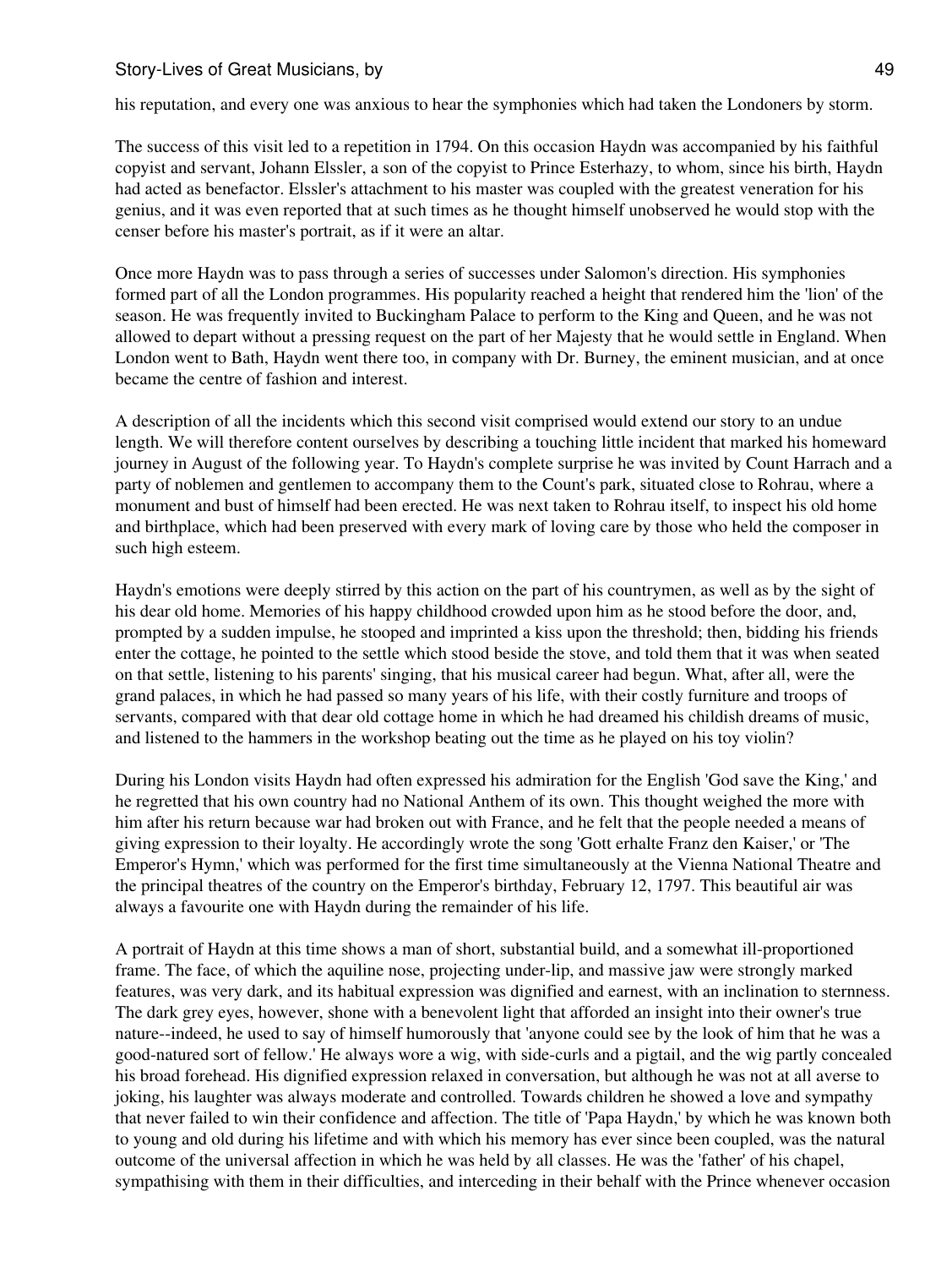his reputation, and every one was anxious to hear the symphonies which had taken the Londoners by storm.

The success of this visit led to a repetition in 1794. On this occasion Haydn was accompanied by his faithful copyist and servant, Johann Elssler, a son of the copyist to Prince Esterhazy, to whom, since his birth, Haydn had acted as benefactor. Elssler's attachment to his master was coupled with the greatest veneration for his genius, and it was even reported that at such times as he thought himself unobserved he would stop with the censer before his master's portrait, as if it were an altar.

Once more Haydn was to pass through a series of successes under Salomon's direction. His symphonies formed part of all the London programmes. His popularity reached a height that rendered him the 'lion' of the season. He was frequently invited to Buckingham Palace to perform to the King and Queen, and he was not allowed to depart without a pressing request on the part of her Majesty that he would settle in England. When London went to Bath, Haydn went there too, in company with Dr. Burney, the eminent musician, and at once became the centre of fashion and interest.

A description of all the incidents which this second visit comprised would extend our story to an undue length. We will therefore content ourselves by describing a touching little incident that marked his homeward journey in August of the following year. To Haydn's complete surprise he was invited by Count Harrach and a party of noblemen and gentlemen to accompany them to the Count's park, situated close to Rohrau, where a monument and bust of himself had been erected. He was next taken to Rohrau itself, to inspect his old home and birthplace, which had been preserved with every mark of loving care by those who held the composer in such high esteem.

Haydn's emotions were deeply stirred by this action on the part of his countrymen, as well as by the sight of his dear old home. Memories of his happy childhood crowded upon him as he stood before the door, and, prompted by a sudden impulse, he stooped and imprinted a kiss upon the threshold; then, bidding his friends enter the cottage, he pointed to the settle which stood beside the stove, and told them that it was when seated on that settle, listening to his parents' singing, that his musical career had begun. What, after all, were the grand palaces, in which he had passed so many years of his life, with their costly furniture and troops of servants, compared with that dear old cottage home in which he had dreamed his childish dreams of music, and listened to the hammers in the workshop beating out the time as he played on his toy violin?

During his London visits Haydn had often expressed his admiration for the English 'God save the King,' and he regretted that his own country had no National Anthem of its own. This thought weighed the more with him after his return because war had broken out with France, and he felt that the people needed a means of giving expression to their loyalty. He accordingly wrote the song 'Gott erhalte Franz den Kaiser,' or 'The Emperor's Hymn,' which was performed for the first time simultaneously at the Vienna National Theatre and the principal theatres of the country on the Emperor's birthday, February 12, 1797. This beautiful air was always a favourite one with Haydn during the remainder of his life.

A portrait of Haydn at this time shows a man of short, substantial build, and a somewhat ill-proportioned frame. The face, of which the aquiline nose, projecting under-lip, and massive jaw were strongly marked features, was very dark, and its habitual expression was dignified and earnest, with an inclination to sternness. The dark grey eyes, however, shone with a benevolent light that afforded an insight into their owner's true nature--indeed, he used to say of himself humorously that 'anyone could see by the look of him that he was a good-natured sort of fellow.' He always wore a wig, with side-curls and a pigtail, and the wig partly concealed his broad forehead. His dignified expression relaxed in conversation, but although he was not at all averse to joking, his laughter was always moderate and controlled. Towards children he showed a love and sympathy that never failed to win their confidence and affection. The title of 'Papa Haydn,' by which he was known both to young and old during his lifetime and with which his memory has ever since been coupled, was the natural outcome of the universal affection in which he was held by all classes. He was the 'father' of his chapel, sympathising with them in their difficulties, and interceding in their behalf with the Prince whenever occasion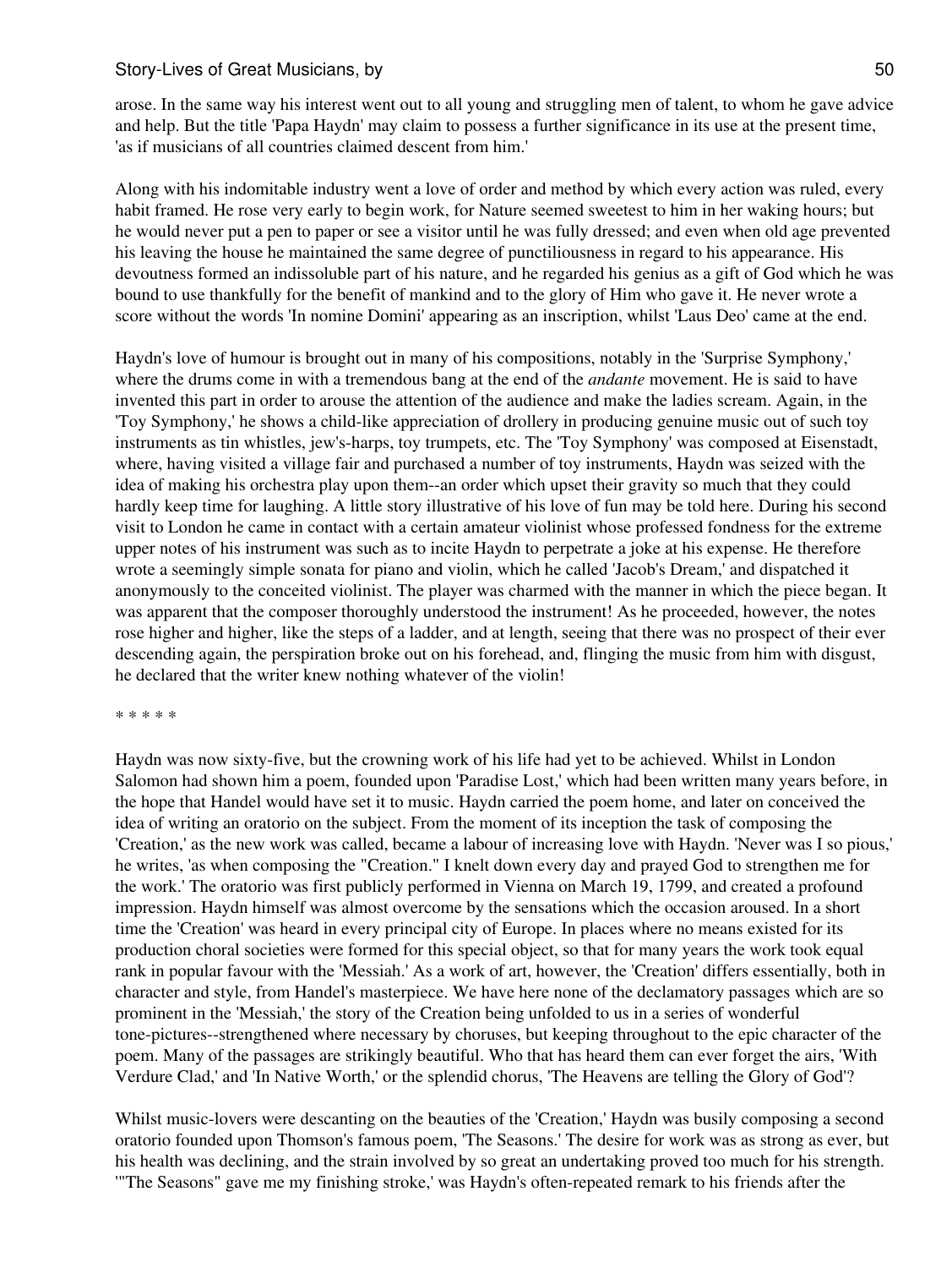arose. In the same way his interest went out to all young and struggling men of talent, to whom he gave advice and help. But the title 'Papa Haydn' may claim to possess a further significance in its use at the present time, 'as if musicians of all countries claimed descent from him.'

Along with his indomitable industry went a love of order and method by which every action was ruled, every habit framed. He rose very early to begin work, for Nature seemed sweetest to him in her waking hours; but he would never put a pen to paper or see a visitor until he was fully dressed; and even when old age prevented his leaving the house he maintained the same degree of punctiliousness in regard to his appearance. His devoutness formed an indissoluble part of his nature, and he regarded his genius as a gift of God which he was bound to use thankfully for the benefit of mankind and to the glory of Him who gave it. He never wrote a score without the words 'In nomine Domini' appearing as an inscription, whilst 'Laus Deo' came at the end.

Haydn's love of humour is brought out in many of his compositions, notably in the 'Surprise Symphony,' where the drums come in with a tremendous bang at the end of the *andante* movement. He is said to have invented this part in order to arouse the attention of the audience and make the ladies scream. Again, in the 'Toy Symphony,' he shows a child-like appreciation of drollery in producing genuine music out of such toy instruments as tin whistles, jew's-harps, toy trumpets, etc. The 'Toy Symphony' was composed at Eisenstadt, where, having visited a village fair and purchased a number of toy instruments, Haydn was seized with the idea of making his orchestra play upon them--an order which upset their gravity so much that they could hardly keep time for laughing. A little story illustrative of his love of fun may be told here. During his second visit to London he came in contact with a certain amateur violinist whose professed fondness for the extreme upper notes of his instrument was such as to incite Haydn to perpetrate a joke at his expense. He therefore wrote a seemingly simple sonata for piano and violin, which he called 'Jacob's Dream,' and dispatched it anonymously to the conceited violinist. The player was charmed with the manner in which the piece began. It was apparent that the composer thoroughly understood the instrument! As he proceeded, however, the notes rose higher and higher, like the steps of a ladder, and at length, seeing that there was no prospect of their ever descending again, the perspiration broke out on his forehead, and, flinging the music from him with disgust, he declared that the writer knew nothing whatever of the violin!

\* \* \* \* \*

Haydn was now sixty-five, but the crowning work of his life had yet to be achieved. Whilst in London Salomon had shown him a poem, founded upon 'Paradise Lost,' which had been written many years before, in the hope that Handel would have set it to music. Haydn carried the poem home, and later on conceived the idea of writing an oratorio on the subject. From the moment of its inception the task of composing the 'Creation,' as the new work was called, became a labour of increasing love with Haydn. 'Never was I so pious,' he writes, 'as when composing the "Creation." I knelt down every day and prayed God to strengthen me for the work.' The oratorio was first publicly performed in Vienna on March 19, 1799, and created a profound impression. Haydn himself was almost overcome by the sensations which the occasion aroused. In a short time the 'Creation' was heard in every principal city of Europe. In places where no means existed for its production choral societies were formed for this special object, so that for many years the work took equal rank in popular favour with the 'Messiah.' As a work of art, however, the 'Creation' differs essentially, both in character and style, from Handel's masterpiece. We have here none of the declamatory passages which are so prominent in the 'Messiah,' the story of the Creation being unfolded to us in a series of wonderful tone-pictures--strengthened where necessary by choruses, but keeping throughout to the epic character of the poem. Many of the passages are strikingly beautiful. Who that has heard them can ever forget the airs, 'With Verdure Clad,' and 'In Native Worth,' or the splendid chorus, 'The Heavens are telling the Glory of God'?

Whilst music-lovers were descanting on the beauties of the 'Creation,' Haydn was busily composing a second oratorio founded upon Thomson's famous poem, 'The Seasons.' The desire for work was as strong as ever, but his health was declining, and the strain involved by so great an undertaking proved too much for his strength. '"The Seasons" gave me my finishing stroke,' was Haydn's often-repeated remark to his friends after the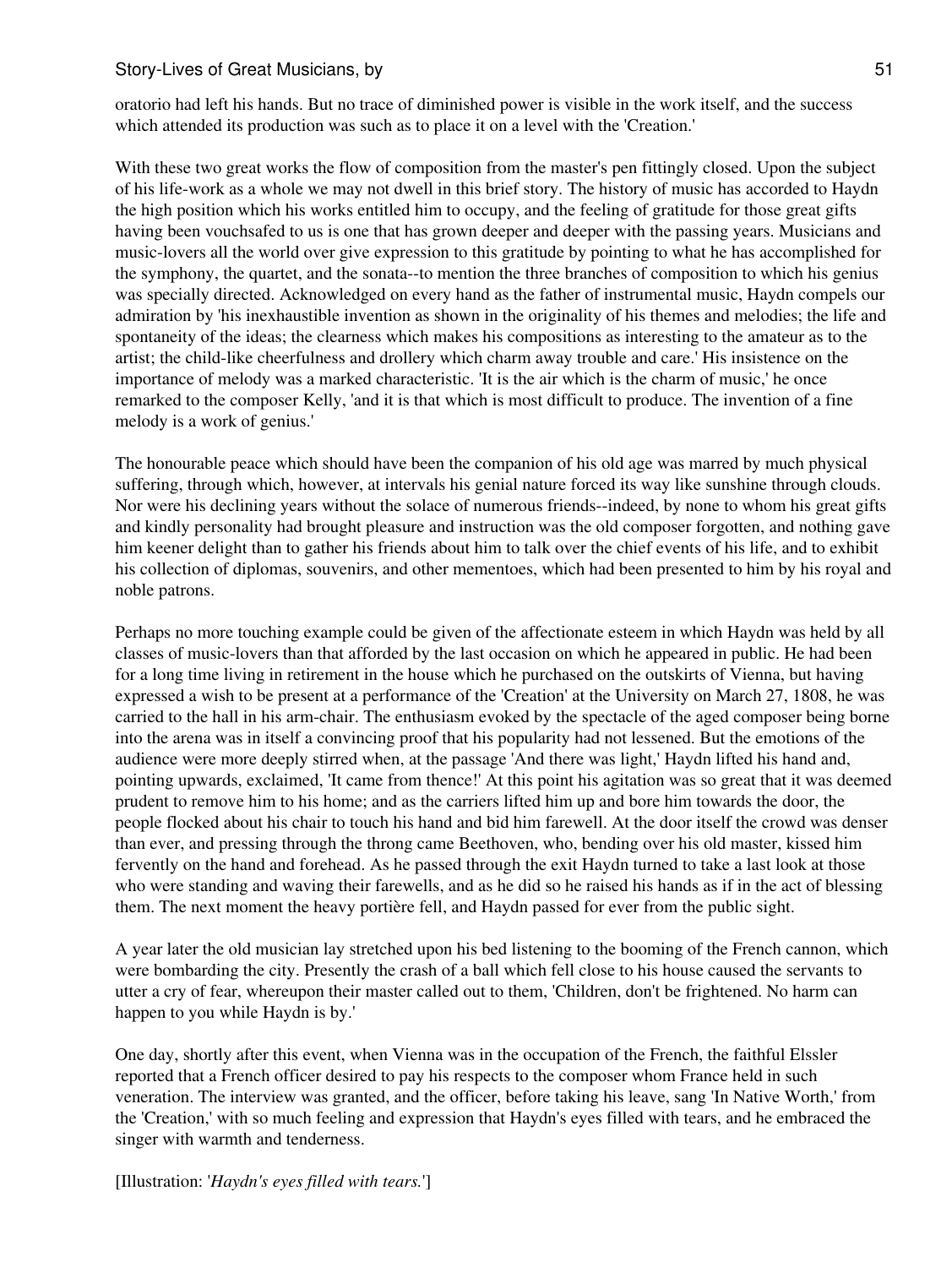oratorio had left his hands. But no trace of diminished power is visible in the work itself, and the success which attended its production was such as to place it on a level with the 'Creation.'

With these two great works the flow of composition from the master's pen fittingly closed. Upon the subject of his life-work as a whole we may not dwell in this brief story. The history of music has accorded to Haydn the high position which his works entitled him to occupy, and the feeling of gratitude for those great gifts having been vouchsafed to us is one that has grown deeper and deeper with the passing years. Musicians and music-lovers all the world over give expression to this gratitude by pointing to what he has accomplished for the symphony, the quartet, and the sonata--to mention the three branches of composition to which his genius was specially directed. Acknowledged on every hand as the father of instrumental music, Haydn compels our admiration by 'his inexhaustible invention as shown in the originality of his themes and melodies; the life and spontaneity of the ideas; the clearness which makes his compositions as interesting to the amateur as to the artist; the child-like cheerfulness and drollery which charm away trouble and care.' His insistence on the importance of melody was a marked characteristic. 'It is the air which is the charm of music,' he once remarked to the composer Kelly, 'and it is that which is most difficult to produce. The invention of a fine melody is a work of genius.'

The honourable peace which should have been the companion of his old age was marred by much physical suffering, through which, however, at intervals his genial nature forced its way like sunshine through clouds. Nor were his declining years without the solace of numerous friends--indeed, by none to whom his great gifts and kindly personality had brought pleasure and instruction was the old composer forgotten, and nothing gave him keener delight than to gather his friends about him to talk over the chief events of his life, and to exhibit his collection of diplomas, souvenirs, and other mementoes, which had been presented to him by his royal and noble patrons.

Perhaps no more touching example could be given of the affectionate esteem in which Haydn was held by all classes of music-lovers than that afforded by the last occasion on which he appeared in public. He had been for a long time living in retirement in the house which he purchased on the outskirts of Vienna, but having expressed a wish to be present at a performance of the 'Creation' at the University on March 27, 1808, he was carried to the hall in his arm-chair. The enthusiasm evoked by the spectacle of the aged composer being borne into the arena was in itself a convincing proof that his popularity had not lessened. But the emotions of the audience were more deeply stirred when, at the passage 'And there was light,' Haydn lifted his hand and, pointing upwards, exclaimed, 'It came from thence!' At this point his agitation was so great that it was deemed prudent to remove him to his home; and as the carriers lifted him up and bore him towards the door, the people flocked about his chair to touch his hand and bid him farewell. At the door itself the crowd was denser than ever, and pressing through the throng came Beethoven, who, bending over his old master, kissed him fervently on the hand and forehead. As he passed through the exit Haydn turned to take a last look at those who were standing and waving their farewells, and as he did so he raised his hands as if in the act of blessing them. The next moment the heavy portière fell, and Haydn passed for ever from the public sight.

A year later the old musician lay stretched upon his bed listening to the booming of the French cannon, which were bombarding the city. Presently the crash of a ball which fell close to his house caused the servants to utter a cry of fear, whereupon their master called out to them, 'Children, don't be frightened. No harm can happen to you while Haydn is by.'

One day, shortly after this event, when Vienna was in the occupation of the French, the faithful Elssler reported that a French officer desired to pay his respects to the composer whom France held in such veneration. The interview was granted, and the officer, before taking his leave, sang 'In Native Worth,' from the 'Creation,' with so much feeling and expression that Haydn's eyes filled with tears, and he embraced the singer with warmth and tenderness.

[Illustration: '*Haydn's eyes filled with tears.*']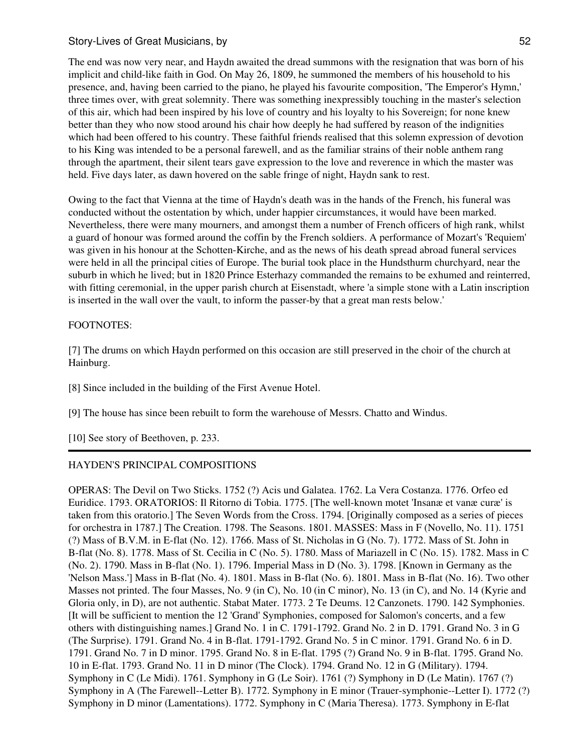The end was now very near, and Haydn awaited the dread summons with the resignation that was born of his implicit and child-like faith in God. On May 26, 1809, he summoned the members of his household to his presence, and, having been carried to the piano, he played his favourite composition, 'The Emperor's Hymn,' three times over, with great solemnity. There was something inexpressibly touching in the master's selection of this air, which had been inspired by his love of country and his loyalty to his Sovereign; for none knew better than they who now stood around his chair how deeply he had suffered by reason of the indignities which had been offered to his country. These faithful friends realised that this solemn expression of devotion to his King was intended to be a personal farewell, and as the familiar strains of their noble anthem rang through the apartment, their silent tears gave expression to the love and reverence in which the master was held. Five days later, as dawn hovered on the sable fringe of night, Haydn sank to rest.

Owing to the fact that Vienna at the time of Haydn's death was in the hands of the French, his funeral was conducted without the ostentation by which, under happier circumstances, it would have been marked. Nevertheless, there were many mourners, and amongst them a number of French officers of high rank, whilst a guard of honour was formed around the coffin by the French soldiers. A performance of Mozart's 'Requiem' was given in his honour at the Schotten-Kirche, and as the news of his death spread abroad funeral services were held in all the principal cities of Europe. The burial took place in the Hundsthurm churchyard, near the suburb in which he lived; but in 1820 Prince Esterhazy commanded the remains to be exhumed and reinterred, with fitting ceremonial, in the upper parish church at Eisenstadt, where 'a simple stone with a Latin inscription is inserted in the wall over the vault, to inform the passer-by that a great man rests below.'

FOOTNOTES:

[7] The drums on which Haydn performed on this occasion are still preserved in the choir of the church at Hainburg.

[8] Since included in the building of the First Avenue Hotel.

[9] The house has since been rebuilt to form the warehouse of Messrs. Chatto and Windus.

[10] See story of Beethoven, p. 233.

---

## HAYDEN'S PRINCIPAL COMPOSITIONS

OPERAS: The Devil on Two Sticks. 1752 (?) Acis und Galatea. 1762. La Vera Costanza. 1776. Orfeo ed Euridice. 1793. ORATORIOS: Il Ritorno di Tobia. 1775. [The well-known motet 'Insanæ et vanæ curæ' is taken from this oratorio.] The Seven Words from the Cross. 1794. [Originally composed as a series of pieces for orchestra in 1787.] The Creation. 1798. The Seasons. 1801. MASSES: Mass in F (Novello, No. 11). 1751 (?) Mass of B.V.M. in E-flat (No. 12). 1766. Mass of St. Nicholas in G (No. 7). 1772. Mass of St. John in B-flat (No. 8). 1778. Mass of St. Cecilia in C (No. 5). 1780. Mass of Mariazell in C (No. 15). 1782. Mass in C (No. 2). 1790. Mass in B-flat (No. 1). 1796. Imperial Mass in D (No. 3). 1798. [Known in Germany as the 'Nelson Mass.'] Mass in B-flat (No. 4). 1801. Mass in B-flat (No. 6). 1801. Mass in B-flat (No. 16). Two other Masses not printed. The four Masses, No. 9 (in C), No. 10 (in C minor), No. 13 (in C), and No. 14 (Kyrie and Gloria only, in D), are not authentic. Stabat Mater. 1773. 2 Te Deums. 12 Canzonets. 1790. 142 Symphonies. [It will be sufficient to mention the 12 'Grand' Symphonies, composed for Salomon's concerts, and a few others with distinguishing names.] Grand No. 1 in C. 1791-1792. Grand No. 2 in D. 1791. Grand No. 3 in G (The Surprise). 1791. Grand No. 4 in B-flat. 1791-1792. Grand No. 5 in C minor. 1791. Grand No. 6 in D. 1791. Grand No. 7 in D minor. 1795. Grand No. 8 in E-flat. 1795 (?) Grand No. 9 in B-flat. 1795. Grand No. 10 in E-flat. 1793. Grand No. 11 in D minor (The Clock). 1794. Grand No. 12 in G (Military). 1794. Symphony in C (Le Midi). 1761. Symphony in G (Le Soir). 1761 (?) Symphony in D (Le Matin). 1767 (?) Symphony in A (The Farewell--Letter B). 1772. Symphony in E minor (Trauer-symphonie--Letter I). 1772 (?) Symphony in D minor (Lamentations). 1772. Symphony in C (Maria Theresa). 1773. Symphony in E-flat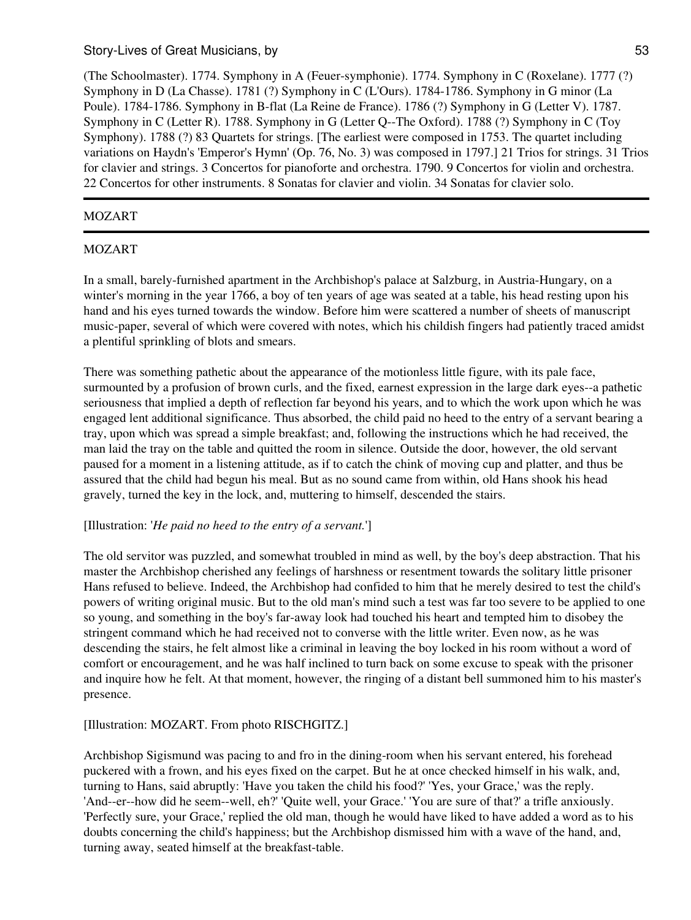(The Schoolmaster). 1774. Symphony in A (Feuer-symphonie). 1774. Symphony in C (Roxelane). 1777 (?) Symphony in D (La Chasse). 1781 (?) Symphony in C (L'Ours). 1784-1786. Symphony in G minor (La Poule). 1784-1786. Symphony in B-flat (La Reine de France). 1786 (?) Symphony in G (Letter V). 1787. Symphony in C (Letter R). 1788. Symphony in G (Letter Q--The Oxford). 1788 (?) Symphony in C (Toy Symphony). 1788 (?) 83 Quartets for strings. [The earliest were composed in 1753. The quartet including variations on Haydn's 'Emperor's Hymn' (Op. 76, No. 3) was composed in 1797.] 21 Trios for strings. 31 Trios for clavier and strings. 3 Concertos for pianoforte and orchestra. 1790. 9 Concertos for violin and orchestra. 22 Concertos for other instruments. 8 Sonatas for clavier and violin. 34 Sonatas for clavier solo.

---

MOZART

---

## MOZART

In a small, barely-furnished apartment in the Archbishop's palace at Salzburg, in Austria-Hungary, on a winter's morning in the year 1766, a boy of ten years of age was seated at a table, his head resting upon his hand and his eyes turned towards the window. Before him were scattered a number of sheets of manuscript music-paper, several of which were covered with notes, which his childish fingers had patiently traced amidst a plentiful sprinkling of blots and smears.

There was something pathetic about the appearance of the motionless little figure, with its pale face, surmounted by a profusion of brown curls, and the fixed, earnest expression in the large dark eyes--a pathetic seriousness that implied a depth of reflection far beyond his years, and to which the work upon which he was engaged lent additional significance. Thus absorbed, the child paid no heed to the entry of a servant bearing a tray, upon which was spread a simple breakfast; and, following the instructions which he had received, the man laid the tray on the table and quitted the room in silence. Outside the door, however, the old servant paused for a moment in a listening attitude, as if to catch the chink of moving cup and platter, and thus be assured that the child had begun his meal. But as no sound came from within, old Hans shook his head gravely, turned the key in the lock, and, muttering to himself, descended the stairs.

[Illustration: '*He paid no heed to the entry of a servant.*']

The old servitor was puzzled, and somewhat troubled in mind as well, by the boy's deep abstraction. That his master the Archbishop cherished any feelings of harshness or resentment towards the solitary little prisoner Hans refused to believe. Indeed, the Archbishop had confided to him that he merely desired to test the child's powers of writing original music. But to the old man's mind such a test was far too severe to be applied to one so young, and something in the boy's far-away look had touched his heart and tempted him to disobey the stringent command which he had received not to converse with the little writer. Even now, as he was descending the stairs, he felt almost like a criminal in leaving the boy locked in his room without a word of comfort or encouragement, and he was half inclined to turn back on some excuse to speak with the prisoner and inquire how he felt. At that moment, however, the ringing of a distant bell summoned him to his master's presence.

[Illustration: MOZART. From photo RISCHGITZ.]

Archbishop Sigismund was pacing to and fro in the dining-room when his servant entered, his forehead puckered with a frown, and his eyes fixed on the carpet. But he at once checked himself in his walk, and, turning to Hans, said abruptly: 'Have you taken the child his food?' 'Yes, your Grace,' was the reply. 'And--er--how did he seem--well, eh?' 'Quite well, your Grace.' 'You are sure of that?' a trifle anxiously. 'Perfectly sure, your Grace,' replied the old man, though he would have liked to have added a word as to his doubts concerning the child's happiness; but the Archbishop dismissed him with a wave of the hand, and, turning away, seated himself at the breakfast-table.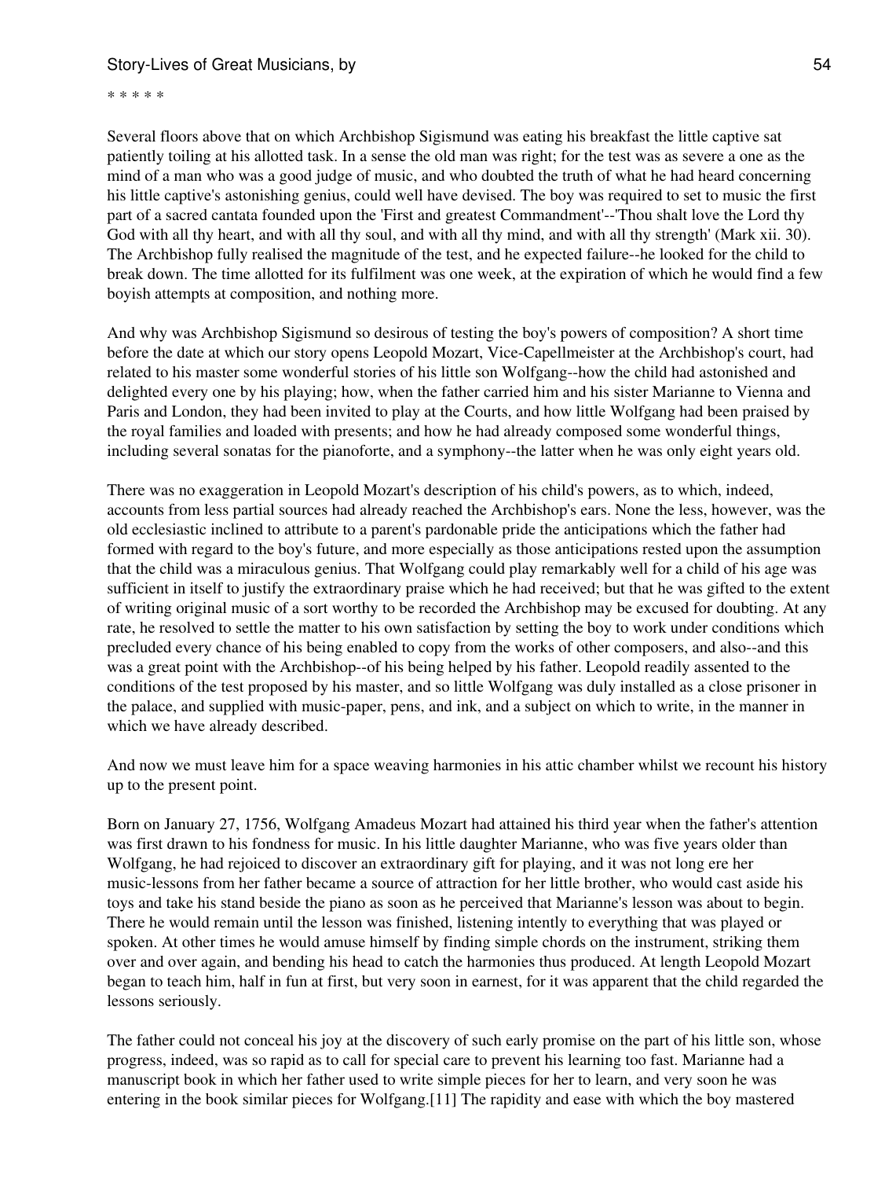* * * * *

Several floors above that on which Archbishop Sigismund was eating his breakfast the little captive sat patiently toiling at his allotted task. In a sense the old man was right; for the test was as severe a one as the mind of a man who was a good judge of music, and who doubted the truth of what he had heard concerning his little captive's astonishing genius, could well have devised. The boy was required to set to music the first part of a sacred cantata founded upon the 'First and greatest Commandment'--'Thou shalt love the Lord thy God with all thy heart, and with all thy soul, and with all thy mind, and with all thy strength' (Mark xii. 30). The Archbishop fully realised the magnitude of the test, and he expected failure--he looked for the child to break down. The time allotted for its fulfilment was one week, at the expiration of which he would find a few boyish attempts at composition, and nothing more.

And why was Archbishop Sigismund so desirous of testing the boy's powers of composition? A short time before the date at which our story opens Leopold Mozart, Vice-Capellmeister at the Archbishop's court, had related to his master some wonderful stories of his little son Wolfgang--how the child had astonished and delighted every one by his playing; how, when the father carried him and his sister Marianne to Vienna and Paris and London, they had been invited to play at the Courts, and how little Wolfgang had been praised by the royal families and loaded with presents; and how he had already composed some wonderful things, including several sonatas for the pianoforte, and a symphony--the latter when he was only eight years old.

There was no exaggeration in Leopold Mozart's description of his child's powers, as to which, indeed, accounts from less partial sources had already reached the Archbishop's ears. None the less, however, was the old ecclesiastic inclined to attribute to a parent's pardonable pride the anticipations which the father had formed with regard to the boy's future, and more especially as those anticipations rested upon the assumption that the child was a miraculous genius. That Wolfgang could play remarkably well for a child of his age was sufficient in itself to justify the extraordinary praise which he had received; but that he was gifted to the extent of writing original music of a sort worthy to be recorded the Archbishop may be excused for doubting. At any rate, he resolved to settle the matter to his own satisfaction by setting the boy to work under conditions which precluded every chance of his being enabled to copy from the works of other composers, and also--and this was a great point with the Archbishop--of his being helped by his father. Leopold readily assented to the conditions of the test proposed by his master, and so little Wolfgang was duly installed as a close prisoner in the palace, and supplied with music-paper, pens, and ink, and a subject on which to write, in the manner in which we have already described.

And now we must leave him for a space weaving harmonies in his attic chamber whilst we recount his history up to the present point.

Born on January 27, 1756, Wolfgang Amadeus Mozart had attained his third year when the father's attention was first drawn to his fondness for music. In his little daughter Marianne, who was five years older than Wolfgang, he had rejoiced to discover an extraordinary gift for playing, and it was not long ere her music-lessons from her father became a source of attraction for her little brother, who would cast aside his toys and take his stand beside the piano as soon as he perceived that Marianne's lesson was about to begin. There he would remain until the lesson was finished, listening intently to everything that was played or spoken. At other times he would amuse himself by finding simple chords on the instrument, striking them over and over again, and bending his head to catch the harmonies thus produced. At length Leopold Mozart began to teach him, half in fun at first, but very soon in earnest, for it was apparent that the child regarded the lessons seriously.

The father could not conceal his joy at the discovery of such early promise on the part of his little son, whose progress, indeed, was so rapid as to call for special care to prevent his learning too fast. Marianne had a manuscript book in which her father used to write simple pieces for her to learn, and very soon he was entering in the book similar pieces for Wolfgang.[11] The rapidity and ease with which the boy mastered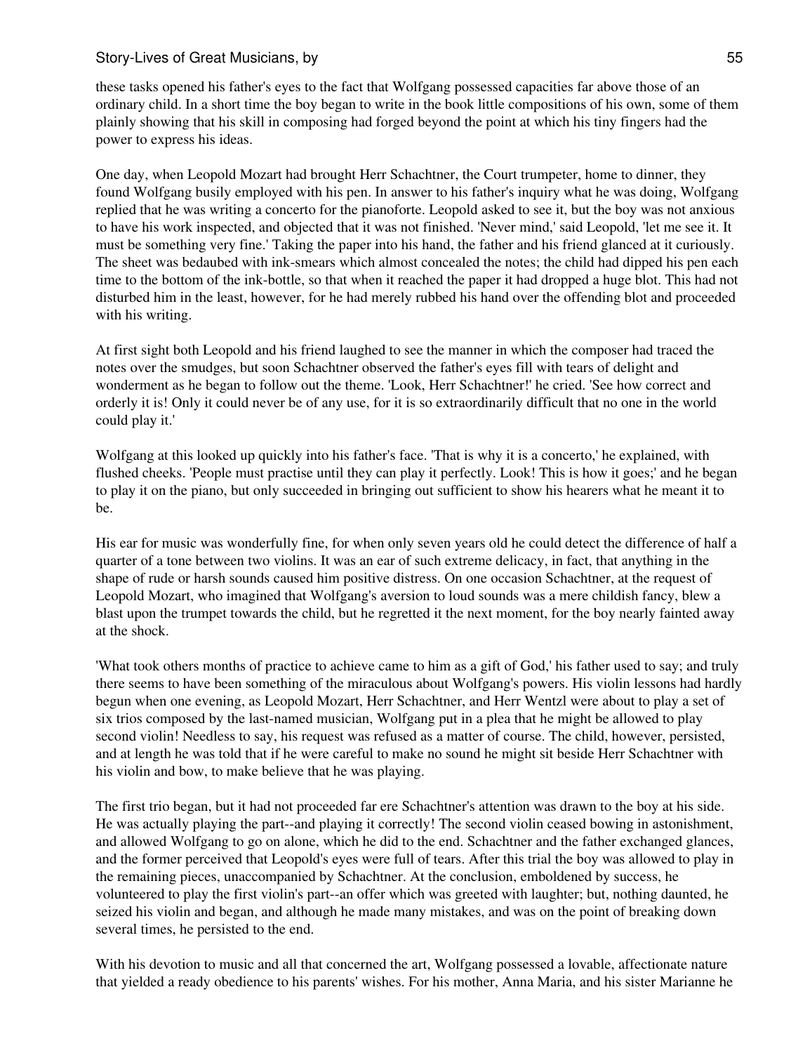these tasks opened his father's eyes to the fact that Wolfgang possessed capacities far above those of an ordinary child. In a short time the boy began to write in the book little compositions of his own, some of them plainly showing that his skill in composing had forged beyond the point at which his tiny fingers had the power to express his ideas.

One day, when Leopold Mozart had brought Herr Schachtner, the Court trumpeter, home to dinner, they found Wolfgang busily employed with his pen. In answer to his father's inquiry what he was doing, Wolfgang replied that he was writing a concerto for the pianoforte. Leopold asked to see it, but the boy was not anxious to have his work inspected, and objected that it was not finished. 'Never mind,' said Leopold, 'let me see it. It must be something very fine.' Taking the paper into his hand, the father and his friend glanced at it curiously. The sheet was bedaubed with ink-smears which almost concealed the notes; the child had dipped his pen each time to the bottom of the ink-bottle, so that when it reached the paper it had dropped a huge blot. This had not disturbed him in the least, however, for he had merely rubbed his hand over the offending blot and proceeded with his writing.

At first sight both Leopold and his friend laughed to see the manner in which the composer had traced the notes over the smudges, but soon Schachtner observed the father's eyes fill with tears of delight and wonderment as he began to follow out the theme. 'Look, Herr Schachtner!' he cried. 'See how correct and orderly it is! Only it could never be of any use, for it is so extraordinarily difficult that no one in the world could play it.'

Wolfgang at this looked up quickly into his father's face. 'That is why it is a concerto,' he explained, with flushed cheeks. 'People must practise until they can play it perfectly. Look! This is how it goes;' and he began to play it on the piano, but only succeeded in bringing out sufficient to show his hearers what he meant it to be.

His ear for music was wonderfully fine, for when only seven years old he could detect the difference of half a quarter of a tone between two violins. It was an ear of such extreme delicacy, in fact, that anything in the shape of rude or harsh sounds caused him positive distress. On one occasion Schachtner, at the request of Leopold Mozart, who imagined that Wolfgang's aversion to loud sounds was a mere childish fancy, blew a blast upon the trumpet towards the child, but he regretted it the next moment, for the boy nearly fainted away at the shock.

'What took others months of practice to achieve came to him as a gift of God,' his father used to say; and truly there seems to have been something of the miraculous about Wolfgang's powers. His violin lessons had hardly begun when one evening, as Leopold Mozart, Herr Schachtner, and Herr Wentzl were about to play a set of six trios composed by the last-named musician, Wolfgang put in a plea that he might be allowed to play second violin! Needless to say, his request was refused as a matter of course. The child, however, persisted, and at length he was told that if he were careful to make no sound he might sit beside Herr Schachtner with his violin and bow, to make believe that he was playing.

The first trio began, but it had not proceeded far ere Schachtner's attention was drawn to the boy at his side. He was actually playing the part--and playing it correctly! The second violin ceased bowing in astonishment, and allowed Wolfgang to go on alone, which he did to the end. Schachtner and the father exchanged glances, and the former perceived that Leopold's eyes were full of tears. After this trial the boy was allowed to play in the remaining pieces, unaccompanied by Schachtner. At the conclusion, emboldened by success, he volunteered to play the first violin's part--an offer which was greeted with laughter; but, nothing daunted, he seized his violin and began, and although he made many mistakes, and was on the point of breaking down several times, he persisted to the end.

With his devotion to music and all that concerned the art, Wolfgang possessed a lovable, affectionate nature that yielded a ready obedience to his parents' wishes. For his mother, Anna Maria, and his sister Marianne he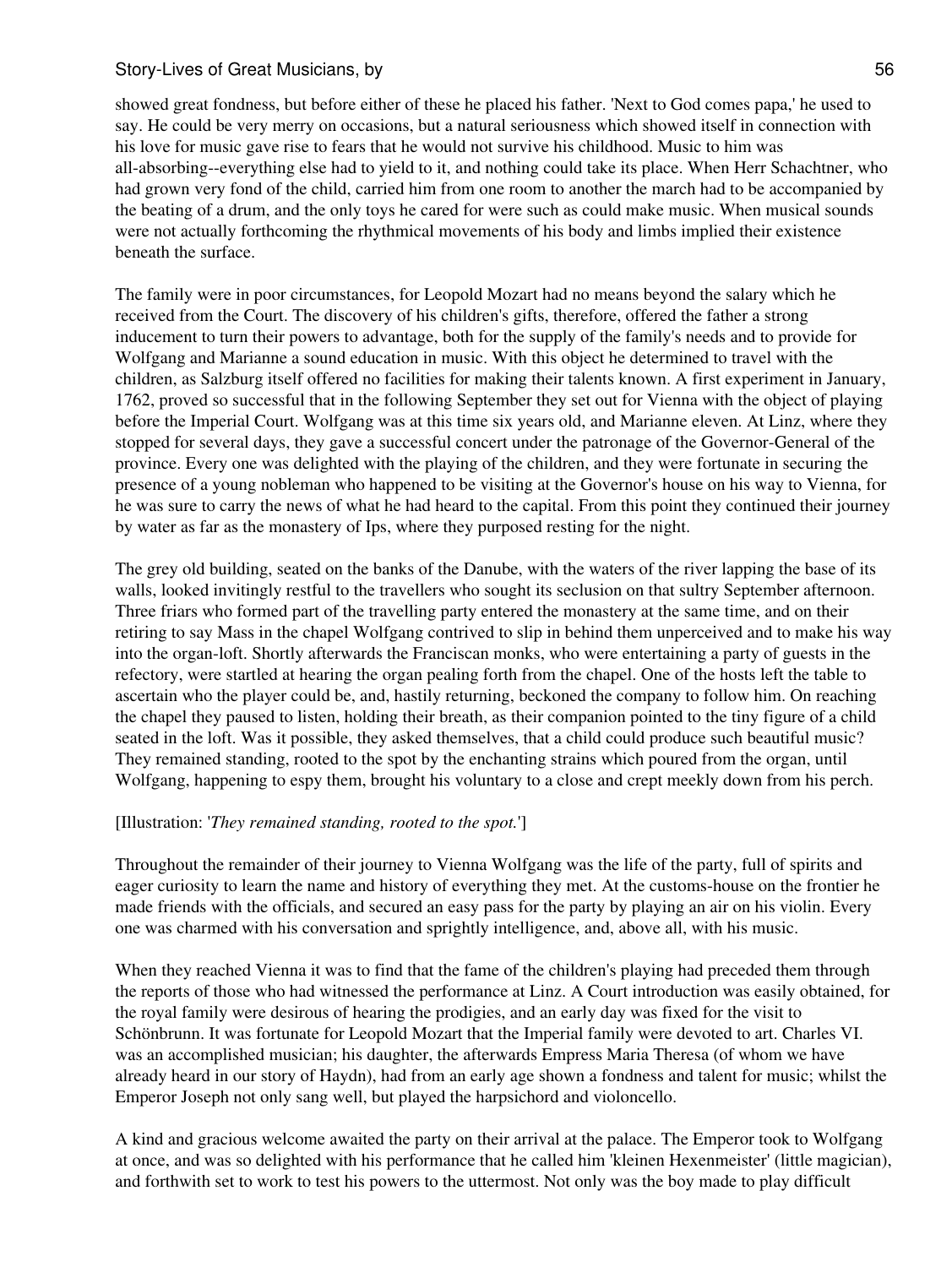showed great fondness, but before either of these he placed his father. 'Next to God comes papa,' he used to say. He could be very merry on occasions, but a natural seriousness which showed itself in connection with his love for music gave rise to fears that he would not survive his childhood. Music to him was all-absorbing--everything else had to yield to it, and nothing could take its place. When Herr Schachtner, who had grown very fond of the child, carried him from one room to another the march had to be accompanied by the beating of a drum, and the only toys he cared for were such as could make music. When musical sounds were not actually forthcoming the rhythmical movements of his body and limbs implied their existence beneath the surface.

The family were in poor circumstances, for Leopold Mozart had no means beyond the salary which he received from the Court. The discovery of his children's gifts, therefore, offered the father a strong inducement to turn their powers to advantage, both for the supply of the family's needs and to provide for Wolfgang and Marianne a sound education in music. With this object he determined to travel with the children, as Salzburg itself offered no facilities for making their talents known. A first experiment in January, 1762, proved so successful that in the following September they set out for Vienna with the object of playing before the Imperial Court. Wolfgang was at this time six years old, and Marianne eleven. At Linz, where they stopped for several days, they gave a successful concert under the patronage of the Governor-General of the province. Every one was delighted with the playing of the children, and they were fortunate in securing the presence of a young nobleman who happened to be visiting at the Governor's house on his way to Vienna, for he was sure to carry the news of what he had heard to the capital. From this point they continued their journey by water as far as the monastery of Ips, where they purposed resting for the night.

The grey old building, seated on the banks of the Danube, with the waters of the river lapping the base of its walls, looked invitingly restful to the travellers who sought its seclusion on that sultry September afternoon. Three friars who formed part of the travelling party entered the monastery at the same time, and on their retiring to say Mass in the chapel Wolfgang contrived to slip in behind them unperceived and to make his way into the organ-loft. Shortly afterwards the Franciscan monks, who were entertaining a party of guests in the refectory, were startled at hearing the organ pealing forth from the chapel. One of the hosts left the table to ascertain who the player could be, and, hastily returning, beckoned the company to follow him. On reaching the chapel they paused to listen, holding their breath, as their companion pointed to the tiny figure of a child seated in the loft. Was it possible, they asked themselves, that a child could produce such beautiful music? They remained standing, rooted to the spot by the enchanting strains which poured from the organ, until Wolfgang, happening to espy them, brought his voluntary to a close and crept meekly down from his perch.

[Illustration: '*They remained standing, rooted to the spot.*']

Throughout the remainder of their journey to Vienna Wolfgang was the life of the party, full of spirits and eager curiosity to learn the name and history of everything they met. At the customs-house on the frontier he made friends with the officials, and secured an easy pass for the party by playing an air on his violin. Every one was charmed with his conversation and sprightly intelligence, and, above all, with his music.

When they reached Vienna it was to find that the fame of the children's playing had preceded them through the reports of those who had witnessed the performance at Linz. A Court introduction was easily obtained, for the royal family were desirous of hearing the prodigies, and an early day was fixed for the visit to Schönbrunn. It was fortunate for Leopold Mozart that the Imperial family were devoted to art. Charles VI. was an accomplished musician; his daughter, the afterwards Empress Maria Theresa (of whom we have already heard in our story of Haydn), had from an early age shown a fondness and talent for music; whilst the Emperor Joseph not only sang well, but played the harpsichord and violoncello.

A kind and gracious welcome awaited the party on their arrival at the palace. The Emperor took to Wolfgang at once, and was so delighted with his performance that he called him 'kleinen Hexenmeister' (little magician), and forthwith set to work to test his powers to the uttermost. Not only was the boy made to play difficult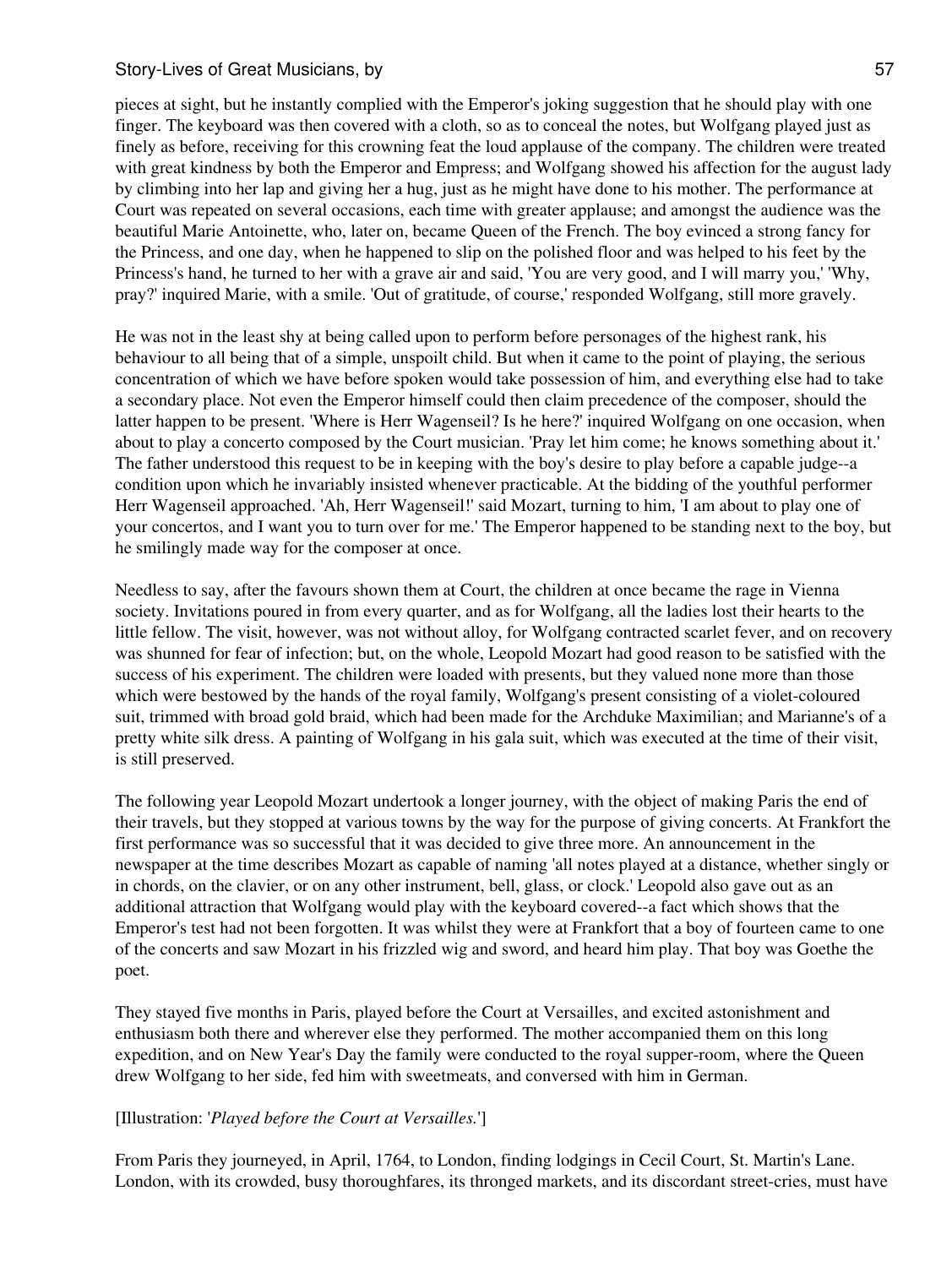pieces at sight, but he instantly complied with the Emperor's joking suggestion that he should play with one finger. The keyboard was then covered with a cloth, so as to conceal the notes, but Wolfgang played just as finely as before, receiving for this crowning feat the loud applause of the company. The children were treated with great kindness by both the Emperor and Empress; and Wolfgang showed his affection for the august lady by climbing into her lap and giving her a hug, just as he might have done to his mother. The performance at Court was repeated on several occasions, each time with greater applause; and amongst the audience was the beautiful Marie Antoinette, who, later on, became Queen of the French. The boy evinced a strong fancy for the Princess, and one day, when he happened to slip on the polished floor and was helped to his feet by the Princess's hand, he turned to her with a grave air and said, 'You are very good, and I will marry you,' 'Why, pray?' inquired Marie, with a smile. 'Out of gratitude, of course,' responded Wolfgang, still more gravely.

He was not in the least shy at being called upon to perform before personages of the highest rank, his behaviour to all being that of a simple, unspoilt child. But when it came to the point of playing, the serious concentration of which we have before spoken would take possession of him, and everything else had to take a secondary place. Not even the Emperor himself could then claim precedence of the composer, should the latter happen to be present. 'Where is Herr Wagenseil? Is he here?' inquired Wolfgang on one occasion, when about to play a concerto composed by the Court musician. 'Pray let him come; he knows something about it.' The father understood this request to be in keeping with the boy's desire to play before a capable judge--a condition upon which he invariably insisted whenever practicable. At the bidding of the youthful performer Herr Wagenseil approached. 'Ah, Herr Wagenseil!' said Mozart, turning to him, 'I am about to play one of your concertos, and I want you to turn over for me.' The Emperor happened to be standing next to the boy, but he smilingly made way for the composer at once.

Needless to say, after the favours shown them at Court, the children at once became the rage in Vienna society. Invitations poured in from every quarter, and as for Wolfgang, all the ladies lost their hearts to the little fellow. The visit, however, was not without alloy, for Wolfgang contracted scarlet fever, and on recovery was shunned for fear of infection; but, on the whole, Leopold Mozart had good reason to be satisfied with the success of his experiment. The children were loaded with presents, but they valued none more than those which were bestowed by the hands of the royal family, Wolfgang's present consisting of a violet-coloured suit, trimmed with broad gold braid, which had been made for the Archduke Maximilian; and Marianne's of a pretty white silk dress. A painting of Wolfgang in his gala suit, which was executed at the time of their visit, is still preserved.

The following year Leopold Mozart undertook a longer journey, with the object of making Paris the end of their travels, but they stopped at various towns by the way for the purpose of giving concerts. At Frankfort the first performance was so successful that it was decided to give three more. An announcement in the newspaper at the time describes Mozart as capable of naming 'all notes played at a distance, whether singly or in chords, on the clavier, or on any other instrument, bell, glass, or clock.' Leopold also gave out as an additional attraction that Wolfgang would play with the keyboard covered--a fact which shows that the Emperor's test had not been forgotten. It was whilst they were at Frankfort that a boy of fourteen came to one of the concerts and saw Mozart in his frizzled wig and sword, and heard him play. That boy was Goethe the poet.

They stayed five months in Paris, played before the Court at Versailles, and excited astonishment and enthusiasm both there and wherever else they performed. The mother accompanied them on this long expedition, and on New Year's Day the family were conducted to the royal supper-room, where the Queen drew Wolfgang to her side, fed him with sweetmeats, and conversed with him in German.

[Illustration: '*Played before the Court at Versailles.*']

From Paris they journeyed, in April, 1764, to London, finding lodgings in Cecil Court, St. Martin's Lane. London, with its crowded, busy thoroughfares, its thronged markets, and its discordant street-cries, must have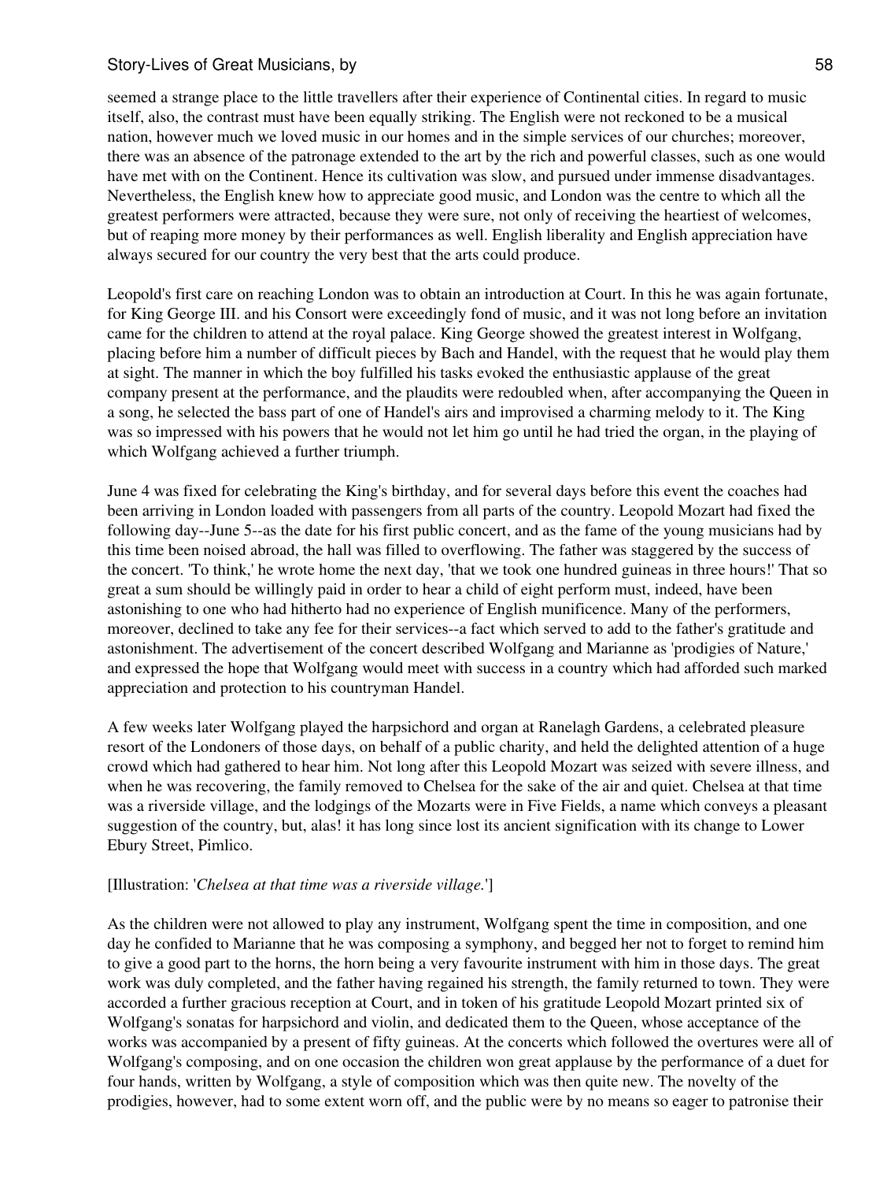seemed a strange place to the little travellers after their experience of Continental cities. In regard to music itself, also, the contrast must have been equally striking. The English were not reckoned to be a musical nation, however much we loved music in our homes and in the simple services of our churches; moreover, there was an absence of the patronage extended to the art by the rich and powerful classes, such as one would have met with on the Continent. Hence its cultivation was slow, and pursued under immense disadvantages. Nevertheless, the English knew how to appreciate good music, and London was the centre to which all the greatest performers were attracted, because they were sure, not only of receiving the heartiest of welcomes, but of reaping more money by their performances as well. English liberality and English appreciation have always secured for our country the very best that the arts could produce.

Leopold's first care on reaching London was to obtain an introduction at Court. In this he was again fortunate, for King George III. and his Consort were exceedingly fond of music, and it was not long before an invitation came for the children to attend at the royal palace. King George showed the greatest interest in Wolfgang, placing before him a number of difficult pieces by Bach and Handel, with the request that he would play them at sight. The manner in which the boy fulfilled his tasks evoked the enthusiastic applause of the great company present at the performance, and the plaudits were redoubled when, after accompanying the Queen in a song, he selected the bass part of one of Handel's airs and improvised a charming melody to it. The King was so impressed with his powers that he would not let him go until he had tried the organ, in the playing of which Wolfgang achieved a further triumph.

June 4 was fixed for celebrating the King's birthday, and for several days before this event the coaches had been arriving in London loaded with passengers from all parts of the country. Leopold Mozart had fixed the following day--June 5--as the date for his first public concert, and as the fame of the young musicians had by this time been noised abroad, the hall was filled to overflowing. The father was staggered by the success of the concert. 'To think,' he wrote home the next day, 'that we took one hundred guineas in three hours!' That so great a sum should be willingly paid in order to hear a child of eight perform must, indeed, have been astonishing to one who had hitherto had no experience of English munificence. Many of the performers, moreover, declined to take any fee for their services--a fact which served to add to the father's gratitude and astonishment. The advertisement of the concert described Wolfgang and Marianne as 'prodigies of Nature,' and expressed the hope that Wolfgang would meet with success in a country which had afforded such marked appreciation and protection to his countryman Handel.

A few weeks later Wolfgang played the harpsichord and organ at Ranelagh Gardens, a celebrated pleasure resort of the Londoners of those days, on behalf of a public charity, and held the delighted attention of a huge crowd which had gathered to hear him. Not long after this Leopold Mozart was seized with severe illness, and when he was recovering, the family removed to Chelsea for the sake of the air and quiet. Chelsea at that time was a riverside village, and the lodgings of the Mozarts were in Five Fields, a name which conveys a pleasant suggestion of the country, but, alas! it has long since lost its ancient signification with its change to Lower Ebury Street, Pimlico.

[Illustration: '*Chelsea at that time was a riverside village.*']

As the children were not allowed to play any instrument, Wolfgang spent the time in composition, and one day he confided to Marianne that he was composing a symphony, and begged her not to forget to remind him to give a good part to the horns, the horn being a very favourite instrument with him in those days. The great work was duly completed, and the father having regained his strength, the family returned to town. They were accorded a further gracious reception at Court, and in token of his gratitude Leopold Mozart printed six of Wolfgang's sonatas for harpsichord and violin, and dedicated them to the Queen, whose acceptance of the works was accompanied by a present of fifty guineas. At the concerts which followed the overtures were all of Wolfgang's composing, and on one occasion the children won great applause by the performance of a duet for four hands, written by Wolfgang, a style of composition which was then quite new. The novelty of the prodigies, however, had to some extent worn off, and the public were by no means so eager to patronise their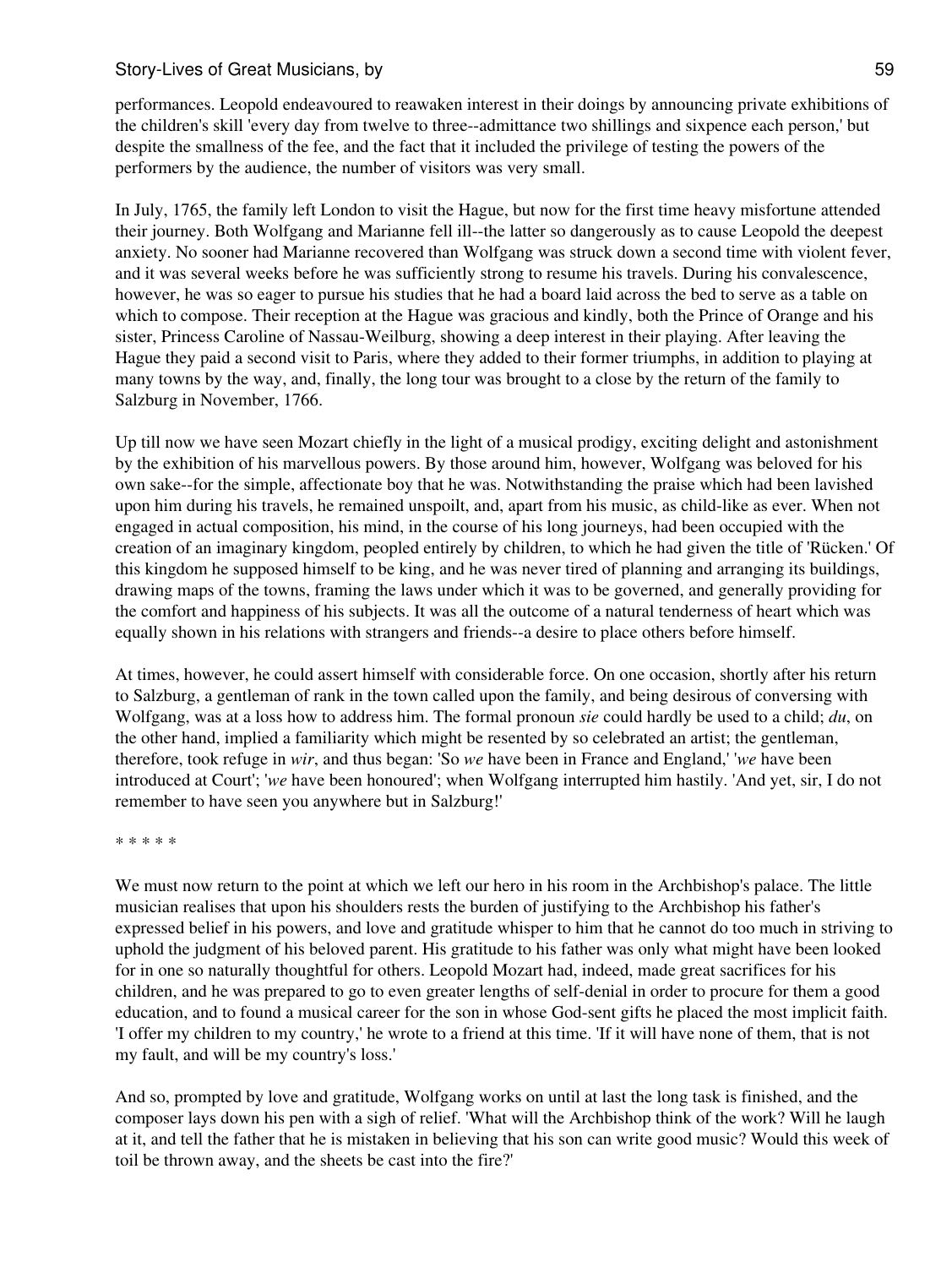performances. Leopold endeavoured to reawaken interest in their doings by announcing private exhibitions of the children's skill 'every day from twelve to three--admittance two shillings and sixpence each person,' but despite the smallness of the fee, and the fact that it included the privilege of testing the powers of the performers by the audience, the number of visitors was very small.

In July, 1765, the family left London to visit the Hague, but now for the first time heavy misfortune attended their journey. Both Wolfgang and Marianne fell ill--the latter so dangerously as to cause Leopold the deepest anxiety. No sooner had Marianne recovered than Wolfgang was struck down a second time with violent fever, and it was several weeks before he was sufficiently strong to resume his travels. During his convalescence, however, he was so eager to pursue his studies that he had a board laid across the bed to serve as a table on which to compose. Their reception at the Hague was gracious and kindly, both the Prince of Orange and his sister, Princess Caroline of Nassau-Weilburg, showing a deep interest in their playing. After leaving the Hague they paid a second visit to Paris, where they added to their former triumphs, in addition to playing at many towns by the way, and, finally, the long tour was brought to a close by the return of the family to Salzburg in November, 1766.

Up till now we have seen Mozart chiefly in the light of a musical prodigy, exciting delight and astonishment by the exhibition of his marvellous powers. By those around him, however, Wolfgang was beloved for his own sake--for the simple, affectionate boy that he was. Notwithstanding the praise which had been lavished upon him during his travels, he remained unspoilt, and, apart from his music, as child-like as ever. When not engaged in actual composition, his mind, in the course of his long journeys, had been occupied with the creation of an imaginary kingdom, peopled entirely by children, to which he had given the title of 'Rücken.' Of this kingdom he supposed himself to be king, and he was never tired of planning and arranging its buildings, drawing maps of the towns, framing the laws under which it was to be governed, and generally providing for the comfort and happiness of his subjects. It was all the outcome of a natural tenderness of heart which was equally shown in his relations with strangers and friends--a desire to place others before himself.

At times, however, he could assert himself with considerable force. On one occasion, shortly after his return to Salzburg, a gentleman of rank in the town called upon the family, and being desirous of conversing with Wolfgang, was at a loss how to address him. The formal pronoun *sie* could hardly be used to a child; *du*, on the other hand, implied a familiarity which might be resented by so celebrated an artist; the gentleman, therefore, took refuge in *wir*, and thus began: 'So *we* have been in France and England,' '*we* have been introduced at Court'; '*we* have been honoured'; when Wolfgang interrupted him hastily. 'And yet, sir, I do not remember to have seen you anywhere but in Salzburg!'

* * * * *

We must now return to the point at which we left our hero in his room in the Archbishop's palace. The little musician realises that upon his shoulders rests the burden of justifying to the Archbishop his father's expressed belief in his powers, and love and gratitude whisper to him that he cannot do too much in striving to uphold the judgment of his beloved parent. His gratitude to his father was only what might have been looked for in one so naturally thoughtful for others. Leopold Mozart had, indeed, made great sacrifices for his children, and he was prepared to go to even greater lengths of self-denial in order to procure for them a good education, and to found a musical career for the son in whose God-sent gifts he placed the most implicit faith. 'I offer my children to my country,' he wrote to a friend at this time. 'If it will have none of them, that is not my fault, and will be my country's loss.'

And so, prompted by love and gratitude, Wolfgang works on until at last the long task is finished, and the composer lays down his pen with a sigh of relief. 'What will the Archbishop think of the work? Will he laugh at it, and tell the father that he is mistaken in believing that his son can write good music? Would this week of toil be thrown away, and the sheets be cast into the fire?'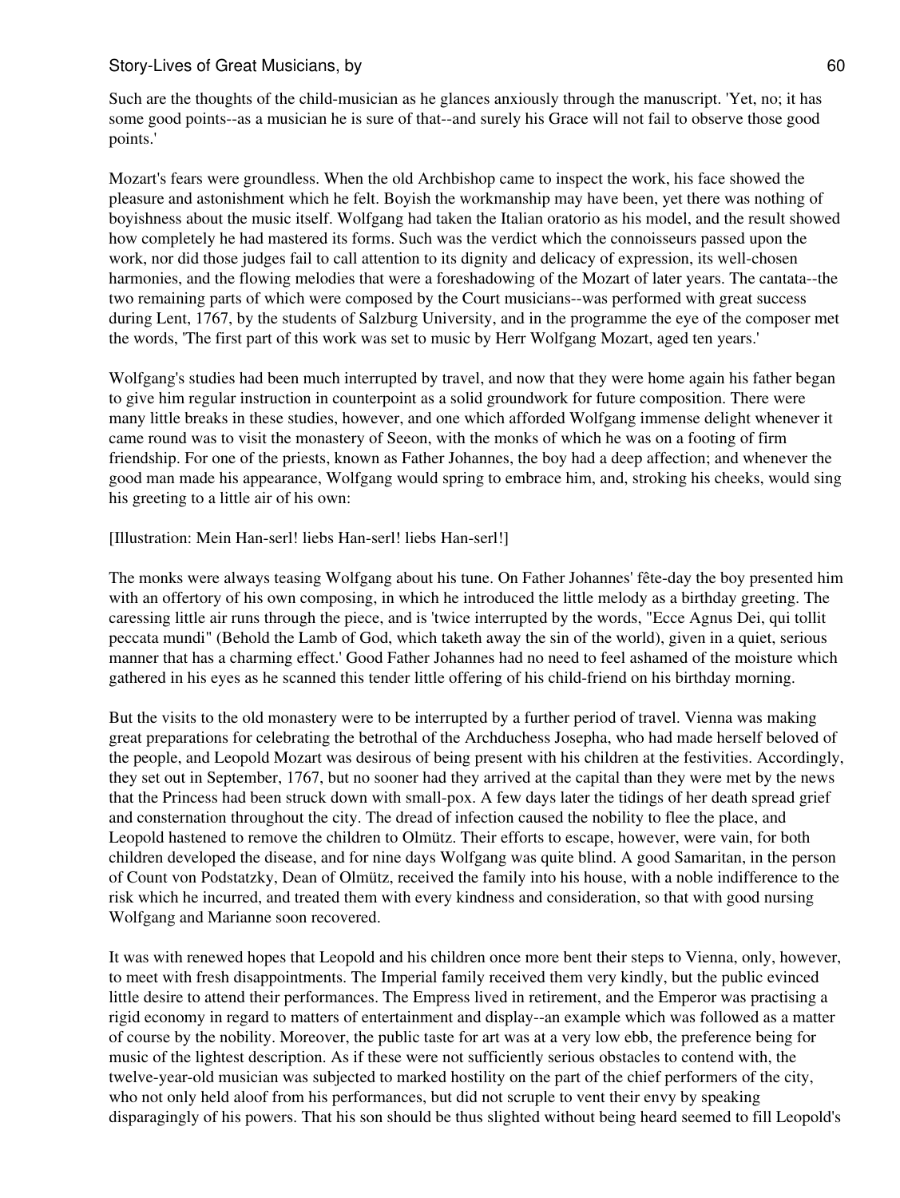Such are the thoughts of the child-musician as he glances anxiously through the manuscript. 'Yet, no; it has some good points--as a musician he is sure of that--and surely his Grace will not fail to observe those good points.'

Mozart's fears were groundless. When the old Archbishop came to inspect the work, his face showed the pleasure and astonishment which he felt. Boyish the workmanship may have been, yet there was nothing of boyishness about the music itself. Wolfgang had taken the Italian oratorio as his model, and the result showed how completely he had mastered its forms. Such was the verdict which the connoisseurs passed upon the work, nor did those judges fail to call attention to its dignity and delicacy of expression, its well-chosen harmonies, and the flowing melodies that were a foreshadowing of the Mozart of later years. The cantata--the two remaining parts of which were composed by the Court musicians--was performed with great success during Lent, 1767, by the students of Salzburg University, and in the programme the eye of the composer met the words, 'The first part of this work was set to music by Herr Wolfgang Mozart, aged ten years.'

Wolfgang's studies had been much interrupted by travel, and now that they were home again his father began to give him regular instruction in counterpoint as a solid groundwork for future composition. There were many little breaks in these studies, however, and one which afforded Wolfgang immense delight whenever it came round was to visit the monastery of Seeon, with the monks of which he was on a footing of firm friendship. For one of the priests, known as Father Johannes, the boy had a deep affection; and whenever the good man made his appearance, Wolfgang would spring to embrace him, and, stroking his cheeks, would sing his greeting to a little air of his own:

[Illustration: Mein Han-serl! liebs Han-serl! liebs Han-serl!]

The monks were always teasing Wolfgang about his tune. On Father Johannes' fête-day the boy presented him with an offertory of his own composing, in which he introduced the little melody as a birthday greeting. The caressing little air runs through the piece, and is 'twice interrupted by the words, "Ecce Agnus Dei, qui tollit peccata mundi" (Behold the Lamb of God, which taketh away the sin of the world), given in a quiet, serious manner that has a charming effect.' Good Father Johannes had no need to feel ashamed of the moisture which gathered in his eyes as he scanned this tender little offering of his child-friend on his birthday morning.

But the visits to the old monastery were to be interrupted by a further period of travel. Vienna was making great preparations for celebrating the betrothal of the Archduchess Josepha, who had made herself beloved of the people, and Leopold Mozart was desirous of being present with his children at the festivities. Accordingly, they set out in September, 1767, but no sooner had they arrived at the capital than they were met by the news that the Princess had been struck down with small-pox. A few days later the tidings of her death spread grief and consternation throughout the city. The dread of infection caused the nobility to flee the place, and Leopold hastened to remove the children to Olmütz. Their efforts to escape, however, were vain, for both children developed the disease, and for nine days Wolfgang was quite blind. A good Samaritan, in the person of Count von Podstatzky, Dean of Olmütz, received the family into his house, with a noble indifference to the risk which he incurred, and treated them with every kindness and consideration, so that with good nursing Wolfgang and Marianne soon recovered.

It was with renewed hopes that Leopold and his children once more bent their steps to Vienna, only, however, to meet with fresh disappointments. The Imperial family received them very kindly, but the public evinced little desire to attend their performances. The Empress lived in retirement, and the Emperor was practising a rigid economy in regard to matters of entertainment and display--an example which was followed as a matter of course by the nobility. Moreover, the public taste for art was at a very low ebb, the preference being for music of the lightest description. As if these were not sufficiently serious obstacles to contend with, the twelve-year-old musician was subjected to marked hostility on the part of the chief performers of the city, who not only held aloof from his performances, but did not scruple to vent their envy by speaking disparagingly of his powers. That his son should be thus slighted without being heard seemed to fill Leopold's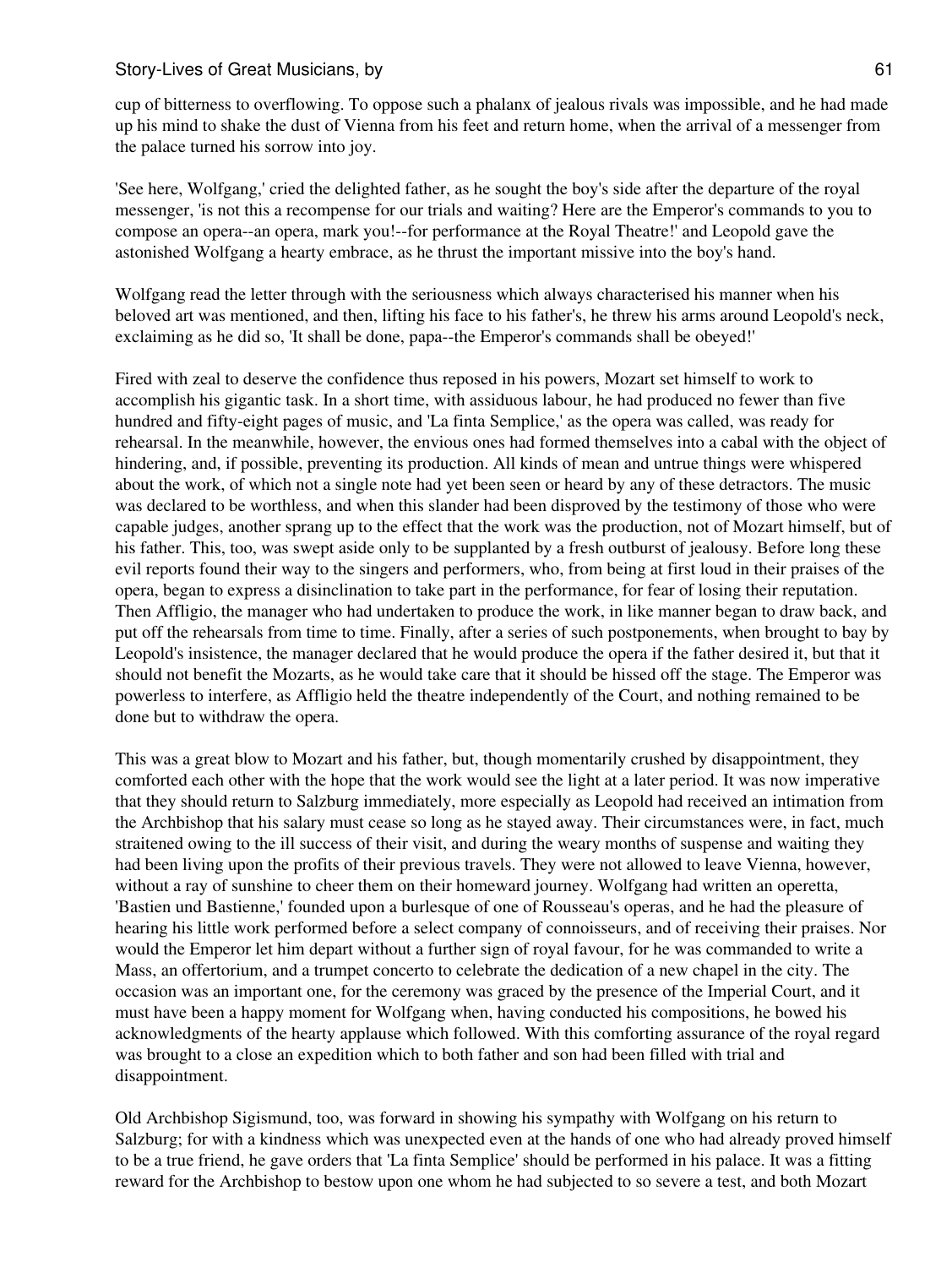cup of bitterness to overflowing. To oppose such a phalanx of jealous rivals was impossible, and he had made up his mind to shake the dust of Vienna from his feet and return home, when the arrival of a messenger from the palace turned his sorrow into joy.

'See here, Wolfgang,' cried the delighted father, as he sought the boy's side after the departure of the royal messenger, 'is not this a recompense for our trials and waiting? Here are the Emperor's commands to you to compose an opera--an opera, mark you!--for performance at the Royal Theatre!' and Leopold gave the astonished Wolfgang a hearty embrace, as he thrust the important missive into the boy's hand.

Wolfgang read the letter through with the seriousness which always characterised his manner when his beloved art was mentioned, and then, lifting his face to his father's, he threw his arms around Leopold's neck, exclaiming as he did so, 'It shall be done, papa--the Emperor's commands shall be obeyed!'

Fired with zeal to deserve the confidence thus reposed in his powers, Mozart set himself to work to accomplish his gigantic task. In a short time, with assiduous labour, he had produced no fewer than five hundred and fifty-eight pages of music, and 'La finta Semplice,' as the opera was called, was ready for rehearsal. In the meanwhile, however, the envious ones had formed themselves into a cabal with the object of hindering, and, if possible, preventing its production. All kinds of mean and untrue things were whispered about the work, of which not a single note had yet been seen or heard by any of these detractors. The music was declared to be worthless, and when this slander had been disproved by the testimony of those who were capable judges, another sprang up to the effect that the work was the production, not of Mozart himself, but of his father. This, too, was swept aside only to be supplanted by a fresh outburst of jealousy. Before long these evil reports found their way to the singers and performers, who, from being at first loud in their praises of the opera, began to express a disinclination to take part in the performance, for fear of losing their reputation. Then Affligio, the manager who had undertaken to produce the work, in like manner began to draw back, and put off the rehearsals from time to time. Finally, after a series of such postponements, when brought to bay by Leopold's insistence, the manager declared that he would produce the opera if the father desired it, but that it should not benefit the Mozarts, as he would take care that it should be hissed off the stage. The Emperor was powerless to interfere, as Affligio held the theatre independently of the Court, and nothing remained to be done but to withdraw the opera.

This was a great blow to Mozart and his father, but, though momentarily crushed by disappointment, they comforted each other with the hope that the work would see the light at a later period. It was now imperative that they should return to Salzburg immediately, more especially as Leopold had received an intimation from the Archbishop that his salary must cease so long as he stayed away. Their circumstances were, in fact, much straitened owing to the ill success of their visit, and during the weary months of suspense and waiting they had been living upon the profits of their previous travels. They were not allowed to leave Vienna, however, without a ray of sunshine to cheer them on their homeward journey. Wolfgang had written an operetta, 'Bastien und Bastienne,' founded upon a burlesque of one of Rousseau's operas, and he had the pleasure of hearing his little work performed before a select company of connoisseurs, and of receiving their praises. Nor would the Emperor let him depart without a further sign of royal favour, for he was commanded to write a Mass, an offertorium, and a trumpet concerto to celebrate the dedication of a new chapel in the city. The occasion was an important one, for the ceremony was graced by the presence of the Imperial Court, and it must have been a happy moment for Wolfgang when, having conducted his compositions, he bowed his acknowledgments of the hearty applause which followed. With this comforting assurance of the royal regard was brought to a close an expedition which to both father and son had been filled with trial and disappointment.

Old Archbishop Sigismund, too, was forward in showing his sympathy with Wolfgang on his return to Salzburg; for with a kindness which was unexpected even at the hands of one who had already proved himself to be a true friend, he gave orders that 'La finta Semplice' should be performed in his palace. It was a fitting reward for the Archbishop to bestow upon one whom he had subjected to so severe a test, and both Mozart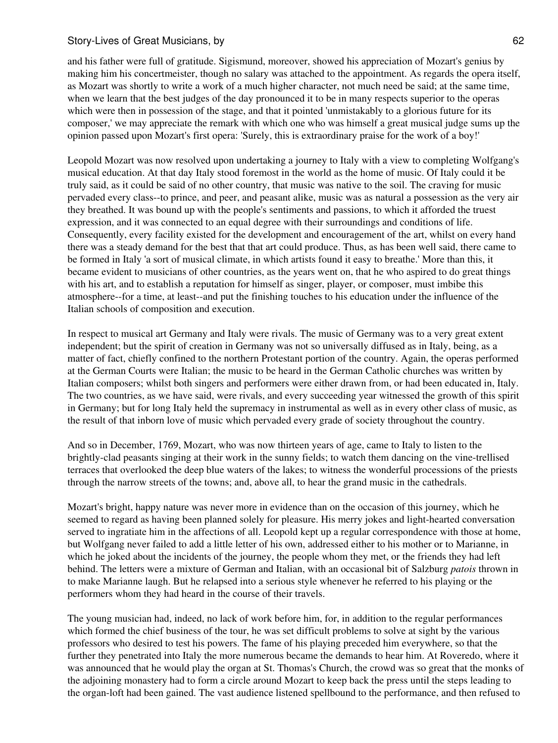and his father were full of gratitude. Sigismund, moreover, showed his appreciation of Mozart's genius by making him his concertmeister, though no salary was attached to the appointment. As regards the opera itself, as Mozart was shortly to write a work of a much higher character, not much need be said; at the same time, when we learn that the best judges of the day pronounced it to be in many respects superior to the operas which were then in possession of the stage, and that it pointed 'unmistakably to a glorious future for its composer,' we may appreciate the remark with which one who was himself a great musical judge sums up the opinion passed upon Mozart's first opera: 'Surely, this is extraordinary praise for the work of a boy!'

Leopold Mozart was now resolved upon undertaking a journey to Italy with a view to completing Wolfgang's musical education. At that day Italy stood foremost in the world as the home of music. Of Italy could it be truly said, as it could be said of no other country, that music was native to the soil. The craving for music pervaded every class--to prince, and peer, and peasant alike, music was as natural a possession as the very air they breathed. It was bound up with the people's sentiments and passions, to which it afforded the truest expression, and it was connected to an equal degree with their surroundings and conditions of life. Consequently, every facility existed for the development and encouragement of the art, whilst on every hand there was a steady demand for the best that that art could produce. Thus, as has been well said, there came to be formed in Italy 'a sort of musical climate, in which artists found it easy to breathe.' More than this, it became evident to musicians of other countries, as the years went on, that he who aspired to do great things with his art, and to establish a reputation for himself as singer, player, or composer, must imbibe this atmosphere--for a time, at least--and put the finishing touches to his education under the influence of the Italian schools of composition and execution.

In respect to musical art Germany and Italy were rivals. The music of Germany was to a very great extent independent; but the spirit of creation in Germany was not so universally diffused as in Italy, being, as a matter of fact, chiefly confined to the northern Protestant portion of the country. Again, the operas performed at the German Courts were Italian; the music to be heard in the German Catholic churches was written by Italian composers; whilst both singers and performers were either drawn from, or had been educated in, Italy. The two countries, as we have said, were rivals, and every succeeding year witnessed the growth of this spirit in Germany; but for long Italy held the supremacy in instrumental as well as in every other class of music, as the result of that inborn love of music which pervaded every grade of society throughout the country.

And so in December, 1769, Mozart, who was now thirteen years of age, came to Italy to listen to the brightly-clad peasants singing at their work in the sunny fields; to watch them dancing on the vine-trellised terraces that overlooked the deep blue waters of the lakes; to witness the wonderful processions of the priests through the narrow streets of the towns; and, above all, to hear the grand music in the cathedrals.

Mozart's bright, happy nature was never more in evidence than on the occasion of this journey, which he seemed to regard as having been planned solely for pleasure. His merry jokes and light-hearted conversation served to ingratiate him in the affections of all. Leopold kept up a regular correspondence with those at home, but Wolfgang never failed to add a little letter of his own, addressed either to his mother or to Marianne, in which he joked about the incidents of the journey, the people whom they met, or the friends they had left behind. The letters were a mixture of German and Italian, with an occasional bit of Salzburg *patois* thrown in to make Marianne laugh. But he relapsed into a serious style whenever he referred to his playing or the performers whom they had heard in the course of their travels.

The young musician had, indeed, no lack of work before him, for, in addition to the regular performances which formed the chief business of the tour, he was set difficult problems to solve at sight by the various professors who desired to test his powers. The fame of his playing preceded him everywhere, so that the further they penetrated into Italy the more numerous became the demands to hear him. At Roveredo, where it was announced that he would play the organ at St. Thomas's Church, the crowd was so great that the monks of the adjoining monastery had to form a circle around Mozart to keep back the press until the steps leading to the organ-loft had been gained. The vast audience listened spellbound to the performance, and then refused to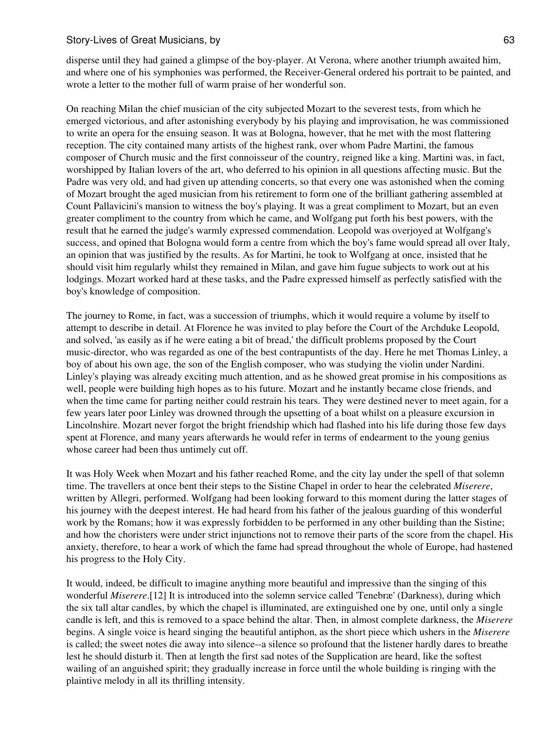disperse until they had gained a glimpse of the boy-player. At Verona, where another triumph awaited him, and where one of his symphonies was performed, the Receiver-General ordered his portrait to be painted, and wrote a letter to the mother full of warm praise of her wonderful son.

On reaching Milan the chief musician of the city subjected Mozart to the severest tests, from which he emerged victorious, and after astonishing everybody by his playing and improvisation, he was commissioned to write an opera for the ensuing season. It was at Bologna, however, that he met with the most flattering reception. The city contained many artists of the highest rank, over whom Padre Martini, the famous composer of Church music and the first connoisseur of the country, reigned like a king. Martini was, in fact, worshipped by Italian lovers of the art, who deferred to his opinion in all questions affecting music. But the Padre was very old, and had given up attending concerts, so that every one was astonished when the coming of Mozart brought the aged musician from his retirement to form one of the brilliant gathering assembled at Count Pallavicini's mansion to witness the boy's playing. It was a great compliment to Mozart, but an even greater compliment to the country from which he came, and Wolfgang put forth his best powers, with the result that he earned the judge's warmly expressed commendation. Leopold was overjoyed at Wolfgang's success, and opined that Bologna would form a centre from which the boy's fame would spread all over Italy, an opinion that was justified by the results. As for Martini, he took to Wolfgang at once, insisted that he should visit him regularly whilst they remained in Milan, and gave him fugue subjects to work out at his lodgings. Mozart worked hard at these tasks, and the Padre expressed himself as perfectly satisfied with the boy's knowledge of composition.

The journey to Rome, in fact, was a succession of triumphs, which it would require a volume by itself to attempt to describe in detail. At Florence he was invited to play before the Court of the Archduke Leopold, and solved, 'as easily as if he were eating a bit of bread,' the difficult problems proposed by the Court music-director, who was regarded as one of the best contrapuntists of the day. Here he met Thomas Linley, a boy of about his own age, the son of the English composer, who was studying the violin under Nardini. Linley's playing was already exciting much attention, and as he showed great promise in his compositions as well, people were building high hopes as to his future. Mozart and he instantly became close friends, and when the time came for parting neither could restrain his tears. They were destined never to meet again, for a few years later poor Linley was drowned through the upsetting of a boat whilst on a pleasure excursion in Lincolnshire. Mozart never forgot the bright friendship which had flashed into his life during those few days spent at Florence, and many years afterwards he would refer in terms of endearment to the young genius whose career had been thus untimely cut off.

It was Holy Week when Mozart and his father reached Rome, and the city lay under the spell of that solemn time. The travellers at once bent their steps to the Sistine Chapel in order to hear the celebrated *Miserere*, written by Allegri, performed. Wolfgang had been looking forward to this moment during the latter stages of his journey with the deepest interest. He had heard from his father of the jealous guarding of this wonderful work by the Romans; how it was expressly forbidden to be performed in any other building than the Sistine; and how the choristers were under strict injunctions not to remove their parts of the score from the chapel. His anxiety, therefore, to hear a work of which the fame had spread throughout the whole of Europe, had hastened his progress to the Holy City.

It would, indeed, be difficult to imagine anything more beautiful and impressive than the singing of this wonderful *Miserere*.[12] It is introduced into the solemn service called 'Tenebræ' (Darkness), during which the six tall altar candles, by which the chapel is illuminated, are extinguished one by one, until only a single candle is left, and this is removed to a space behind the altar. Then, in almost complete darkness, the *Miserere* begins. A single voice is heard singing the beautiful antiphon, as the short piece which ushers in the *Miserere* is called; the sweet notes die away into silence--a silence so profound that the listener hardly dares to breathe lest he should disturb it. Then at length the first sad notes of the Supplication are heard, like the softest wailing of an anguished spirit; they gradually increase in force until the whole building is ringing with the plaintive melody in all its thrilling intensity.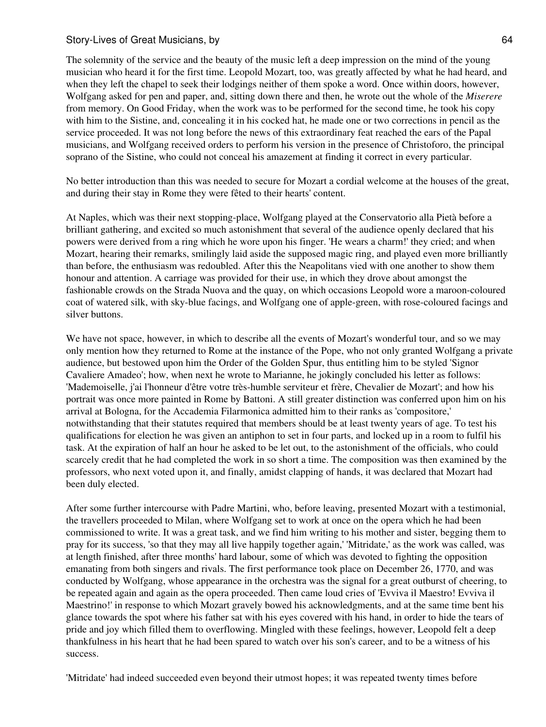The solemnity of the service and the beauty of the music left a deep impression on the mind of the young musician who heard it for the first time. Leopold Mozart, too, was greatly affected by what he had heard, and when they left the chapel to seek their lodgings neither of them spoke a word. Once within doors, however, Wolfgang asked for pen and paper, and, sitting down there and then, he wrote out the whole of the *Miserere* from memory. On Good Friday, when the work was to be performed for the second time, he took his copy with him to the Sistine, and, concealing it in his cocked hat, he made one or two corrections in pencil as the service proceeded. It was not long before the news of this extraordinary feat reached the ears of the Papal musicians, and Wolfgang received orders to perform his version in the presence of Christoforo, the principal soprano of the Sistine, who could not conceal his amazement at finding it correct in every particular.

No better introduction than this was needed to secure for Mozart a cordial welcome at the houses of the great, and during their stay in Rome they were fêted to their hearts' content.

At Naples, which was their next stopping-place, Wolfgang played at the Conservatorio alla Pietà before a brilliant gathering, and excited so much astonishment that several of the audience openly declared that his powers were derived from a ring which he wore upon his finger. 'He wears a charm!' they cried; and when Mozart, hearing their remarks, smilingly laid aside the supposed magic ring, and played even more brilliantly than before, the enthusiasm was redoubled. After this the Neapolitans vied with one another to show them honour and attention. A carriage was provided for their use, in which they drove about amongst the fashionable crowds on the Strada Nuova and the quay, on which occasions Leopold wore a maroon-coloured coat of watered silk, with sky-blue facings, and Wolfgang one of apple-green, with rose-coloured facings and silver buttons.

We have not space, however, in which to describe all the events of Mozart's wonderful tour, and so we may only mention how they returned to Rome at the instance of the Pope, who not only granted Wolfgang a private audience, but bestowed upon him the Order of the Golden Spur, thus entitling him to be styled 'Signor Cavaliere Amadeo'; how, when next he wrote to Marianne, he jokingly concluded his letter as follows: 'Mademoiselle, j'ai l'honneur d'être votre très-humble serviteur et frère, Chevalier de Mozart'; and how his portrait was once more painted in Rome by Battoni. A still greater distinction was conferred upon him on his arrival at Bologna, for the Accademia Filarmonica admitted him to their ranks as 'compositore,' notwithstanding that their statutes required that members should be at least twenty years of age. To test his qualifications for election he was given an antiphon to set in four parts, and locked up in a room to fulfil his task. At the expiration of half an hour he asked to be let out, to the astonishment of the officials, who could scarcely credit that he had completed the work in so short a time. The composition was then examined by the professors, who next voted upon it, and finally, amidst clapping of hands, it was declared that Mozart had been duly elected.

After some further intercourse with Padre Martini, who, before leaving, presented Mozart with a testimonial, the travellers proceeded to Milan, where Wolfgang set to work at once on the opera which he had been commissioned to write. It was a great task, and we find him writing to his mother and sister, begging them to pray for its success, 'so that they may all live happily together again,' 'Mitridate,' as the work was called, was at length finished, after three months' hard labour, some of which was devoted to fighting the opposition emanating from both singers and rivals. The first performance took place on December 26, 1770, and was conducted by Wolfgang, whose appearance in the orchestra was the signal for a great outburst of cheering, to be repeated again and again as the opera proceeded. Then came loud cries of 'Evviva il Maestro! Evviva il Maestrino!' in response to which Mozart gravely bowed his acknowledgments, and at the same time bent his glance towards the spot where his father sat with his eyes covered with his hand, in order to hide the tears of pride and joy which filled them to overflowing. Mingled with these feelings, however, Leopold felt a deep thankfulness in his heart that he had been spared to watch over his son's career, and to be a witness of his success.

'Mitridate' had indeed succeeded even beyond their utmost hopes; it was repeated twenty times before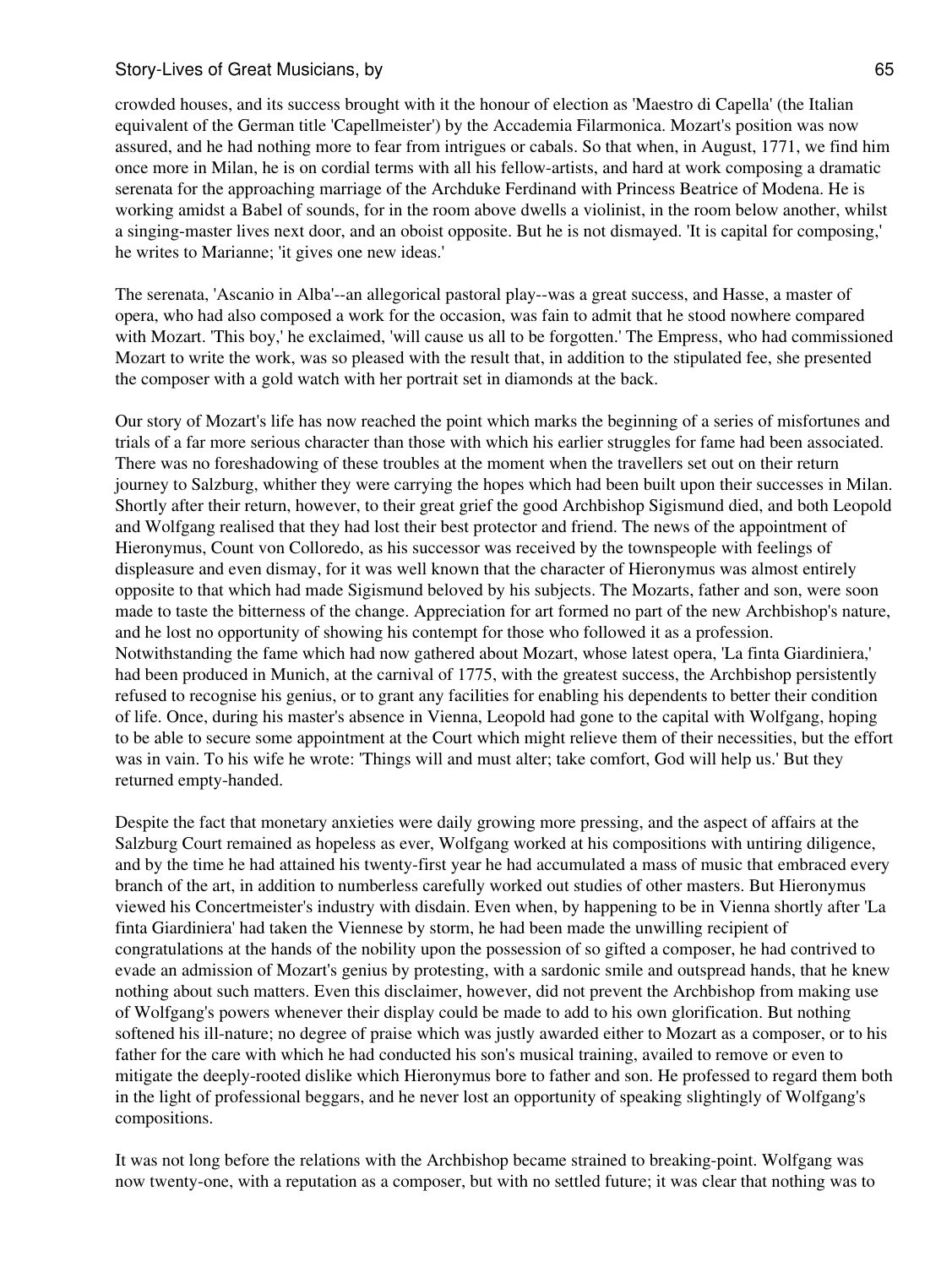crowded houses, and its success brought with it the honour of election as 'Maestro di Capella' (the Italian equivalent of the German title 'Capellmeister') by the Accademia Filarmonica. Mozart's position was now assured, and he had nothing more to fear from intrigues or cabals. So that when, in August, 1771, we find him once more in Milan, he is on cordial terms with all his fellow-artists, and hard at work composing a dramatic serenata for the approaching marriage of the Archduke Ferdinand with Princess Beatrice of Modena. He is working amidst a Babel of sounds, for in the room above dwells a violinist, in the room below another, whilst a singing-master lives next door, and an oboist opposite. But he is not dismayed. 'It is capital for composing,' he writes to Marianne; 'it gives one new ideas.'

The serenata, 'Ascanio in Alba'--an allegorical pastoral play--was a great success, and Hasse, a master of opera, who had also composed a work for the occasion, was fain to admit that he stood nowhere compared with Mozart. 'This boy,' he exclaimed, 'will cause us all to be forgotten.' The Empress, who had commissioned Mozart to write the work, was so pleased with the result that, in addition to the stipulated fee, she presented the composer with a gold watch with her portrait set in diamonds at the back.

Our story of Mozart's life has now reached the point which marks the beginning of a series of misfortunes and trials of a far more serious character than those with which his earlier struggles for fame had been associated. There was no foreshadowing of these troubles at the moment when the travellers set out on their return journey to Salzburg, whither they were carrying the hopes which had been built upon their successes in Milan. Shortly after their return, however, to their great grief the good Archbishop Sigismund died, and both Leopold and Wolfgang realised that they had lost their best protector and friend. The news of the appointment of Hieronymus, Count von Colloredo, as his successor was received by the townspeople with feelings of displeasure and even dismay, for it was well known that the character of Hieronymus was almost entirely opposite to that which had made Sigismund beloved by his subjects. The Mozarts, father and son, were soon made to taste the bitterness of the change. Appreciation for art formed no part of the new Archbishop's nature, and he lost no opportunity of showing his contempt for those who followed it as a profession. Notwithstanding the fame which had now gathered about Mozart, whose latest opera, 'La finta Giardiniera,' had been produced in Munich, at the carnival of 1775, with the greatest success, the Archbishop persistently refused to recognise his genius, or to grant any facilities for enabling his dependents to better their condition of life. Once, during his master's absence in Vienna, Leopold had gone to the capital with Wolfgang, hoping to be able to secure some appointment at the Court which might relieve them of their necessities, but the effort was in vain. To his wife he wrote: 'Things will and must alter; take comfort, God will help us.' But they returned empty-handed.

Despite the fact that monetary anxieties were daily growing more pressing, and the aspect of affairs at the Salzburg Court remained as hopeless as ever, Wolfgang worked at his compositions with untiring diligence, and by the time he had attained his twenty-first year he had accumulated a mass of music that embraced every branch of the art, in addition to numberless carefully worked out studies of other masters. But Hieronymus viewed his Concertmeister's industry with disdain. Even when, by happening to be in Vienna shortly after 'La finta Giardiniera' had taken the Viennese by storm, he had been made the unwilling recipient of congratulations at the hands of the nobility upon the possession of so gifted a composer, he had contrived to evade an admission of Mozart's genius by protesting, with a sardonic smile and outspread hands, that he knew nothing about such matters. Even this disclaimer, however, did not prevent the Archbishop from making use of Wolfgang's powers whenever their display could be made to add to his own glorification. But nothing softened his ill-nature; no degree of praise which was justly awarded either to Mozart as a composer, or to his father for the care with which he had conducted his son's musical training, availed to remove or even to mitigate the deeply-rooted dislike which Hieronymus bore to father and son. He professed to regard them both in the light of professional beggars, and he never lost an opportunity of speaking slightingly of Wolfgang's compositions.

It was not long before the relations with the Archbishop became strained to breaking-point. Wolfgang was now twenty-one, with a reputation as a composer, but with no settled future; it was clear that nothing was to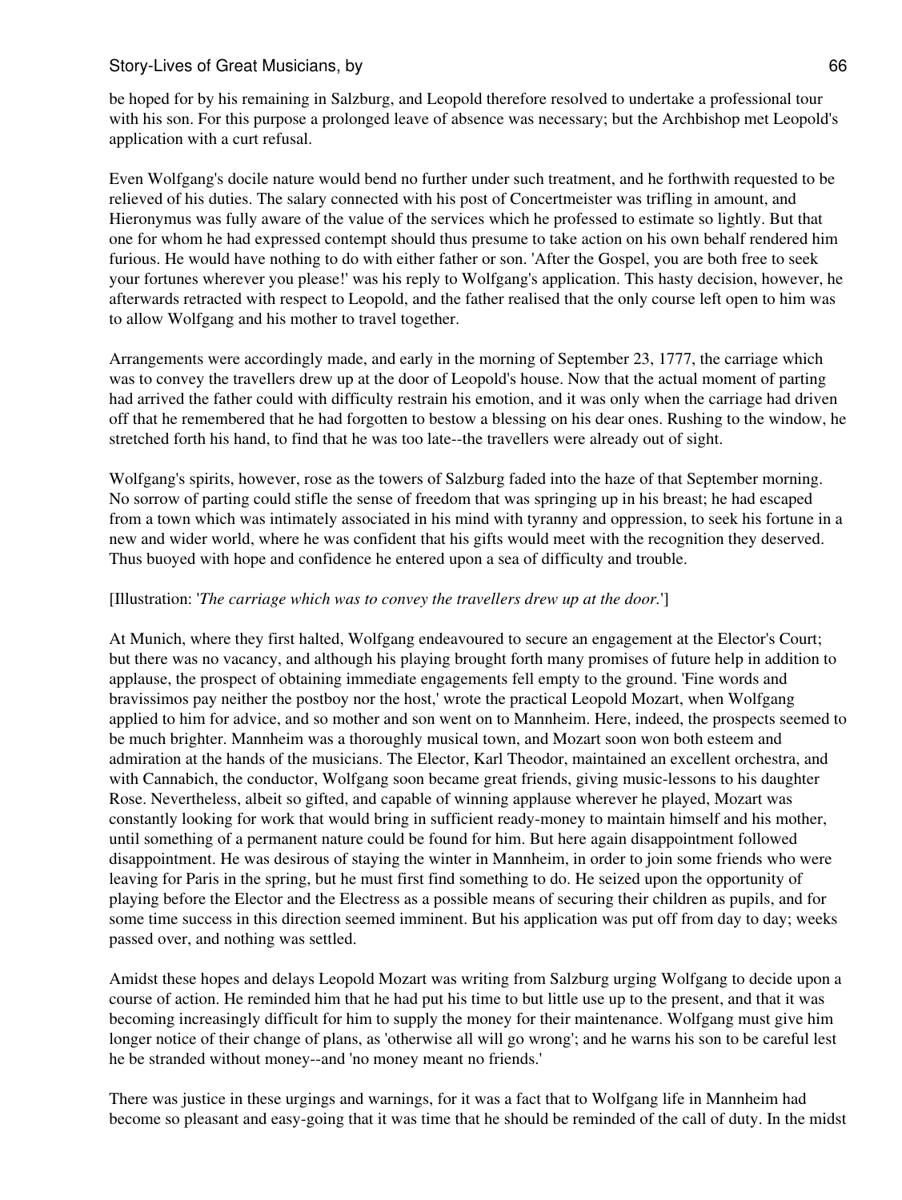be hoped for by his remaining in Salzburg, and Leopold therefore resolved to undertake a professional tour with his son. For this purpose a prolonged leave of absence was necessary; but the Archbishop met Leopold's application with a curt refusal.

Even Wolfgang's docile nature would bend no further under such treatment, and he forthwith requested to be relieved of his duties. The salary connected with his post of Concertmeister was trifling in amount, and Hieronymus was fully aware of the value of the services which he professed to estimate so lightly. But that one for whom he had expressed contempt should thus presume to take action on his own behalf rendered him furious. He would have nothing to do with either father or son. 'After the Gospel, you are both free to seek your fortunes wherever you please!' was his reply to Wolfgang's application. This hasty decision, however, he afterwards retracted with respect to Leopold, and the father realised that the only course left open to him was to allow Wolfgang and his mother to travel together.

Arrangements were accordingly made, and early in the morning of September 23, 1777, the carriage which was to convey the travellers drew up at the door of Leopold's house. Now that the actual moment of parting had arrived the father could with difficulty restrain his emotion, and it was only when the carriage had driven off that he remembered that he had forgotten to bestow a blessing on his dear ones. Rushing to the window, he stretched forth his hand, to find that he was too late--the travellers were already out of sight.

Wolfgang's spirits, however, rose as the towers of Salzburg faded into the haze of that September morning. No sorrow of parting could stifle the sense of freedom that was springing up in his breast; he had escaped from a town which was intimately associated in his mind with tyranny and oppression, to seek his fortune in a new and wider world, where he was confident that his gifts would meet with the recognition they deserved. Thus buoyed with hope and confidence he entered upon a sea of difficulty and trouble.

[Illustration: '*The carriage which was to convey the travellers drew up at the door.*']

At Munich, where they first halted, Wolfgang endeavoured to secure an engagement at the Elector's Court; but there was no vacancy, and although his playing brought forth many promises of future help in addition to applause, the prospect of obtaining immediate engagements fell empty to the ground. 'Fine words and bravissimos pay neither the postboy nor the host,' wrote the practical Leopold Mozart, when Wolfgang applied to him for advice, and so mother and son went on to Mannheim. Here, indeed, the prospects seemed to be much brighter. Mannheim was a thoroughly musical town, and Mozart soon won both esteem and admiration at the hands of the musicians. The Elector, Karl Theodor, maintained an excellent orchestra, and with Cannabich, the conductor, Wolfgang soon became great friends, giving music-lessons to his daughter Rose. Nevertheless, albeit so gifted, and capable of winning applause wherever he played, Mozart was constantly looking for work that would bring in sufficient ready-money to maintain himself and his mother, until something of a permanent nature could be found for him. But here again disappointment followed disappointment. He was desirous of staying the winter in Mannheim, in order to join some friends who were leaving for Paris in the spring, but he must first find something to do. He seized upon the opportunity of playing before the Elector and the Electress as a possible means of securing their children as pupils, and for some time success in this direction seemed imminent. But his application was put off from day to day; weeks passed over, and nothing was settled.

Amidst these hopes and delays Leopold Mozart was writing from Salzburg urging Wolfgang to decide upon a course of action. He reminded him that he had put his time to but little use up to the present, and that it was becoming increasingly difficult for him to supply the money for their maintenance. Wolfgang must give him longer notice of their change of plans, as 'otherwise all will go wrong'; and he warns his son to be careful lest he be stranded without money--and 'no money meant no friends.'

There was justice in these urgings and warnings, for it was a fact that to Wolfgang life in Mannheim had become so pleasant and easy-going that it was time that he should be reminded of the call of duty. In the midst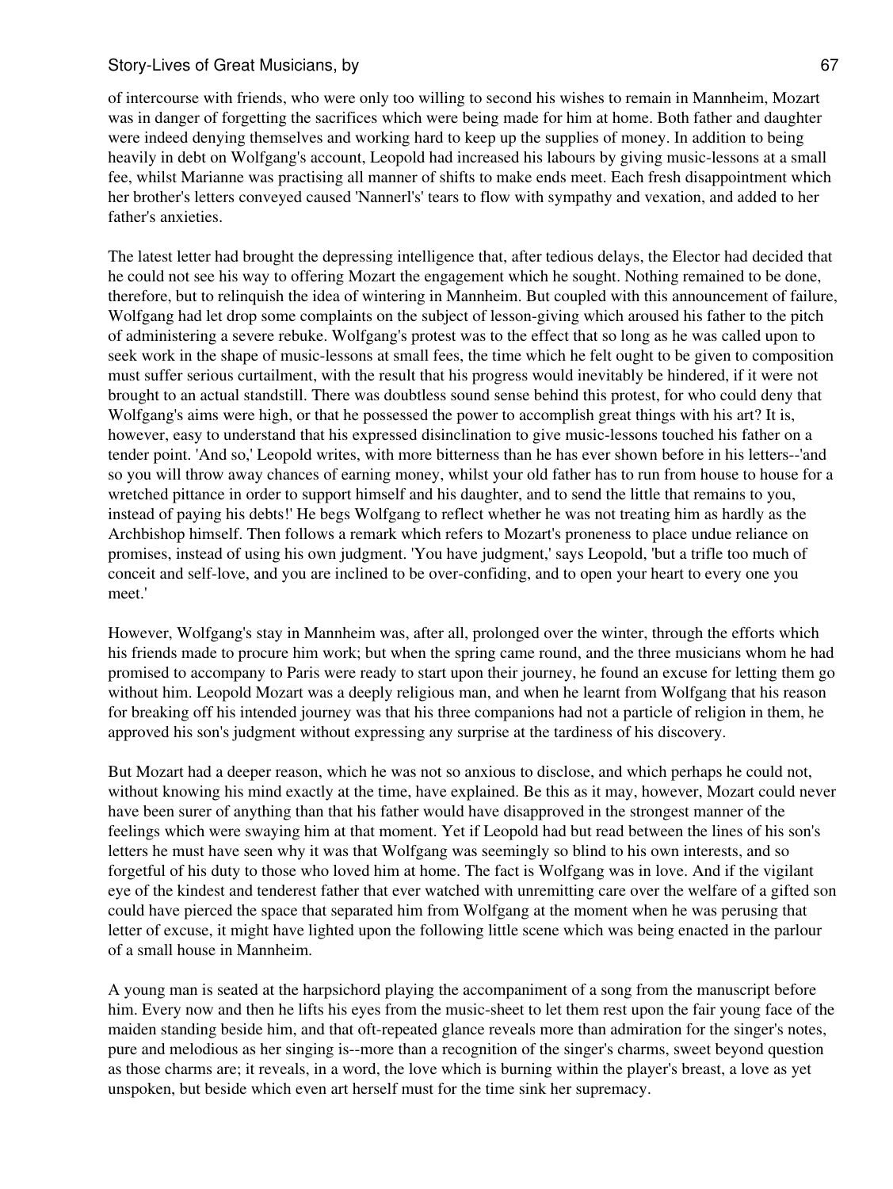of intercourse with friends, who were only too willing to second his wishes to remain in Mannheim, Mozart was in danger of forgetting the sacrifices which were being made for him at home. Both father and daughter were indeed denying themselves and working hard to keep up the supplies of money. In addition to being heavily in debt on Wolfgang's account, Leopold had increased his labours by giving music-lessons at a small fee, whilst Marianne was practising all manner of shifts to make ends meet. Each fresh disappointment which her brother's letters conveyed caused 'Nannerl's' tears to flow with sympathy and vexation, and added to her father's anxieties.

The latest letter had brought the depressing intelligence that, after tedious delays, the Elector had decided that he could not see his way to offering Mozart the engagement which he sought. Nothing remained to be done, therefore, but to relinquish the idea of wintering in Mannheim. But coupled with this announcement of failure, Wolfgang had let drop some complaints on the subject of lesson-giving which aroused his father to the pitch of administering a severe rebuke. Wolfgang's protest was to the effect that so long as he was called upon to seek work in the shape of music-lessons at small fees, the time which he felt ought to be given to composition must suffer serious curtailment, with the result that his progress would inevitably be hindered, if it were not brought to an actual standstill. There was doubtless sound sense behind this protest, for who could deny that Wolfgang's aims were high, or that he possessed the power to accomplish great things with his art? It is, however, easy to understand that his expressed disinclination to give music-lessons touched his father on a tender point. 'And so,' Leopold writes, with more bitterness than he has ever shown before in his letters--'and so you will throw away chances of earning money, whilst your old father has to run from house to house for a wretched pittance in order to support himself and his daughter, and to send the little that remains to you, instead of paying his debts!' He begs Wolfgang to reflect whether he was not treating him as hardly as the Archbishop himself. Then follows a remark which refers to Mozart's proneness to place undue reliance on promises, instead of using his own judgment. 'You have judgment,' says Leopold, 'but a trifle too much of conceit and self-love, and you are inclined to be over-confiding, and to open your heart to every one you meet.'

However, Wolfgang's stay in Mannheim was, after all, prolonged over the winter, through the efforts which his friends made to procure him work; but when the spring came round, and the three musicians whom he had promised to accompany to Paris were ready to start upon their journey, he found an excuse for letting them go without him. Leopold Mozart was a deeply religious man, and when he learnt from Wolfgang that his reason for breaking off his intended journey was that his three companions had not a particle of religion in them, he approved his son's judgment without expressing any surprise at the tardiness of his discovery.

But Mozart had a deeper reason, which he was not so anxious to disclose, and which perhaps he could not, without knowing his mind exactly at the time, have explained. Be this as it may, however, Mozart could never have been surer of anything than that his father would have disapproved in the strongest manner of the feelings which were swaying him at that moment. Yet if Leopold had but read between the lines of his son's letters he must have seen why it was that Wolfgang was seemingly so blind to his own interests, and so forgetful of his duty to those who loved him at home. The fact is Wolfgang was in love. And if the vigilant eye of the kindest and tenderest father that ever watched with unremitting care over the welfare of a gifted son could have pierced the space that separated him from Wolfgang at the moment when he was perusing that letter of excuse, it might have lighted upon the following little scene which was being enacted in the parlour of a small house in Mannheim.

A young man is seated at the harpsichord playing the accompaniment of a song from the manuscript before him. Every now and then he lifts his eyes from the music-sheet to let them rest upon the fair young face of the maiden standing beside him, and that oft-repeated glance reveals more than admiration for the singer's notes, pure and melodious as her singing is--more than a recognition of the singer's charms, sweet beyond question as those charms are; it reveals, in a word, the love which is burning within the player's breast, a love as yet unspoken, but beside which even art herself must for the time sink her supremacy.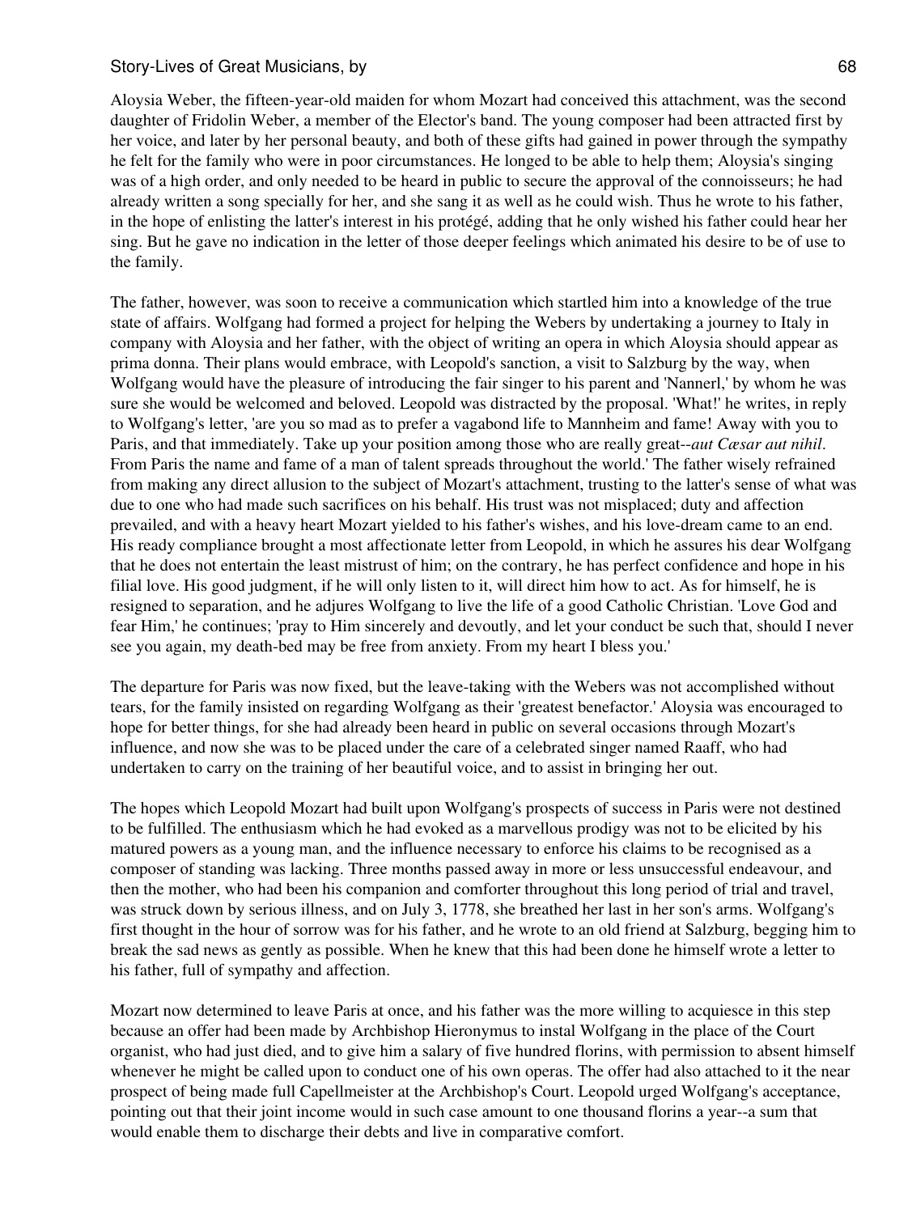Aloysia Weber, the fifteen-year-old maiden for whom Mozart had conceived this attachment, was the second daughter of Fridolin Weber, a member of the Elector's band. The young composer had been attracted first by her voice, and later by her personal beauty, and both of these gifts had gained in power through the sympathy he felt for the family who were in poor circumstances. He longed to be able to help them; Aloysia's singing was of a high order, and only needed to be heard in public to secure the approval of the connoisseurs; he had already written a song specially for her, and she sang it as well as he could wish. Thus he wrote to his father, in the hope of enlisting the latter's interest in his protégé, adding that he only wished his father could hear her sing. But he gave no indication in the letter of those deeper feelings which animated his desire to be of use to the family.

The father, however, was soon to receive a communication which startled him into a knowledge of the true state of affairs. Wolfgang had formed a project for helping the Webers by undertaking a journey to Italy in company with Aloysia and her father, with the object of writing an opera in which Aloysia should appear as prima donna. Their plans would embrace, with Leopold's sanction, a visit to Salzburg by the way, when Wolfgang would have the pleasure of introducing the fair singer to his parent and 'Nannerl,' by whom he was sure she would be welcomed and beloved. Leopold was distracted by the proposal. 'What!' he writes, in reply to Wolfgang's letter, 'are you so mad as to prefer a vagabond life to Mannheim and fame! Away with you to Paris, and that immediately. Take up your position among those who are really great--*aut Cæsar aut nihil*. From Paris the name and fame of a man of talent spreads throughout the world.' The father wisely refrained from making any direct allusion to the subject of Mozart's attachment, trusting to the latter's sense of what was due to one who had made such sacrifices on his behalf. His trust was not misplaced; duty and affection prevailed, and with a heavy heart Mozart yielded to his father's wishes, and his love-dream came to an end. His ready compliance brought a most affectionate letter from Leopold, in which he assures his dear Wolfgang that he does not entertain the least mistrust of him; on the contrary, he has perfect confidence and hope in his filial love. His good judgment, if he will only listen to it, will direct him how to act. As for himself, he is resigned to separation, and he adjures Wolfgang to live the life of a good Catholic Christian. 'Love God and fear Him,' he continues; 'pray to Him sincerely and devoutly, and let your conduct be such that, should I never see you again, my death-bed may be free from anxiety. From my heart I bless you.'

The departure for Paris was now fixed, but the leave-taking with the Webers was not accomplished without tears, for the family insisted on regarding Wolfgang as their 'greatest benefactor.' Aloysia was encouraged to hope for better things, for she had already been heard in public on several occasions through Mozart's influence, and now she was to be placed under the care of a celebrated singer named Raaff, who had undertaken to carry on the training of her beautiful voice, and to assist in bringing her out.

The hopes which Leopold Mozart had built upon Wolfgang's prospects of success in Paris were not destined to be fulfilled. The enthusiasm which he had evoked as a marvellous prodigy was not to be elicited by his matured powers as a young man, and the influence necessary to enforce his claims to be recognised as a composer of standing was lacking. Three months passed away in more or less unsuccessful endeavour, and then the mother, who had been his companion and comforter throughout this long period of trial and travel, was struck down by serious illness, and on July 3, 1778, she breathed her last in her son's arms. Wolfgang's first thought in the hour of sorrow was for his father, and he wrote to an old friend at Salzburg, begging him to break the sad news as gently as possible. When he knew that this had been done he himself wrote a letter to his father, full of sympathy and affection.

Mozart now determined to leave Paris at once, and his father was the more willing to acquiesce in this step because an offer had been made by Archbishop Hieronymus to instal Wolfgang in the place of the Court organist, who had just died, and to give him a salary of five hundred florins, with permission to absent himself whenever he might be called upon to conduct one of his own operas. The offer had also attached to it the near prospect of being made full Capellmeister at the Archbishop's Court. Leopold urged Wolfgang's acceptance, pointing out that their joint income would in such case amount to one thousand florins a year--a sum that would enable them to discharge their debts and live in comparative comfort.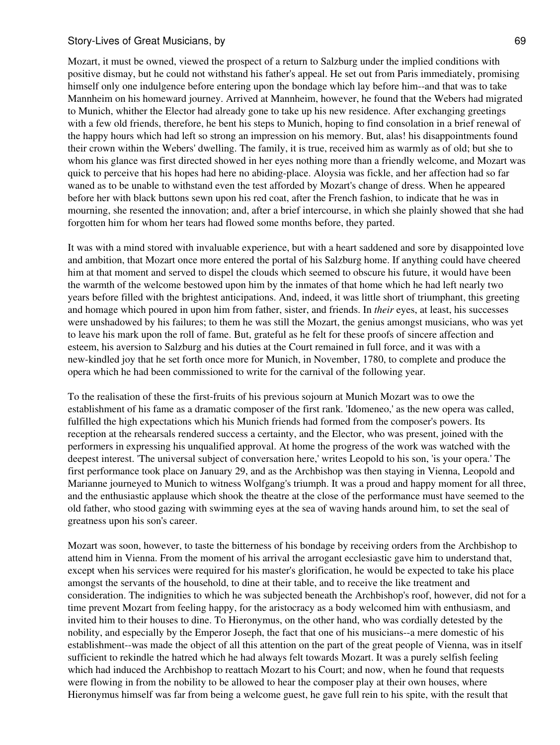Mozart, it must be owned, viewed the prospect of a return to Salzburg under the implied conditions with positive dismay, but he could not withstand his father's appeal. He set out from Paris immediately, promising himself only one indulgence before entering upon the bondage which lay before him--and that was to take Mannheim on his homeward journey. Arrived at Mannheim, however, he found that the Webers had migrated to Munich, whither the Elector had already gone to take up his new residence. After exchanging greetings with a few old friends, therefore, he bent his steps to Munich, hoping to find consolation in a brief renewal of the happy hours which had left so strong an impression on his memory. But, alas! his disappointments found their crown within the Webers' dwelling. The family, it is true, received him as warmly as of old; but she to whom his glance was first directed showed in her eyes nothing more than a friendly welcome, and Mozart was quick to perceive that his hopes had here no abiding-place. Aloysia was fickle, and her affection had so far waned as to be unable to withstand even the test afforded by Mozart's change of dress. When he appeared before her with black buttons sewn upon his red coat, after the French fashion, to indicate that he was in mourning, she resented the innovation; and, after a brief intercourse, in which she plainly showed that she had forgotten him for whom her tears had flowed some months before, they parted.

It was with a mind stored with invaluable experience, but with a heart saddened and sore by disappointed love and ambition, that Mozart once more entered the portal of his Salzburg home. If anything could have cheered him at that moment and served to dispel the clouds which seemed to obscure his future, it would have been the warmth of the welcome bestowed upon him by the inmates of that home which he had left nearly two years before filled with the brightest anticipations. And, indeed, it was little short of triumphant, this greeting and homage which poured in upon him from father, sister, and friends. In *their* eyes, at least, his successes were unshadowed by his failures; to them he was still the Mozart, the genius amongst musicians, who was yet to leave his mark upon the roll of fame. But, grateful as he felt for these proofs of sincere affection and esteem, his aversion to Salzburg and his duties at the Court remained in full force, and it was with a new-kindled joy that he set forth once more for Munich, in November, 1780, to complete and produce the opera which he had been commissioned to write for the carnival of the following year.

To the realisation of these the first-fruits of his previous sojourn at Munich Mozart was to owe the establishment of his fame as a dramatic composer of the first rank. 'Idomeneo,' as the new opera was called, fulfilled the high expectations which his Munich friends had formed from the composer's powers. Its reception at the rehearsals rendered success a certainty, and the Elector, who was present, joined with the performers in expressing his unqualified approval. At home the progress of the work was watched with the deepest interest. 'The universal subject of conversation here,' writes Leopold to his son, 'is your opera.' The first performance took place on January 29, and as the Archbishop was then staying in Vienna, Leopold and Marianne journeyed to Munich to witness Wolfgang's triumph. It was a proud and happy moment for all three, and the enthusiastic applause which shook the theatre at the close of the performance must have seemed to the old father, who stood gazing with swimming eyes at the sea of waving hands around him, to set the seal of greatness upon his son's career.

Mozart was soon, however, to taste the bitterness of his bondage by receiving orders from the Archbishop to attend him in Vienna. From the moment of his arrival the arrogant ecclesiastic gave him to understand that, except when his services were required for his master's glorification, he would be expected to take his place amongst the servants of the household, to dine at their table, and to receive the like treatment and consideration. The indignities to which he was subjected beneath the Archbishop's roof, however, did not for a time prevent Mozart from feeling happy, for the aristocracy as a body welcomed him with enthusiasm, and invited him to their houses to dine. To Hieronymus, on the other hand, who was cordially detested by the nobility, and especially by the Emperor Joseph, the fact that one of his musicians--a mere domestic of his establishment--was made the object of all this attention on the part of the great people of Vienna, was in itself sufficient to rekindle the hatred which he had always felt towards Mozart. It was a purely selfish feeling which had induced the Archbishop to reattach Mozart to his Court; and now, when he found that requests were flowing in from the nobility to be allowed to hear the composer play at their own houses, where Hieronymus himself was far from being a welcome guest, he gave full rein to his spite, with the result that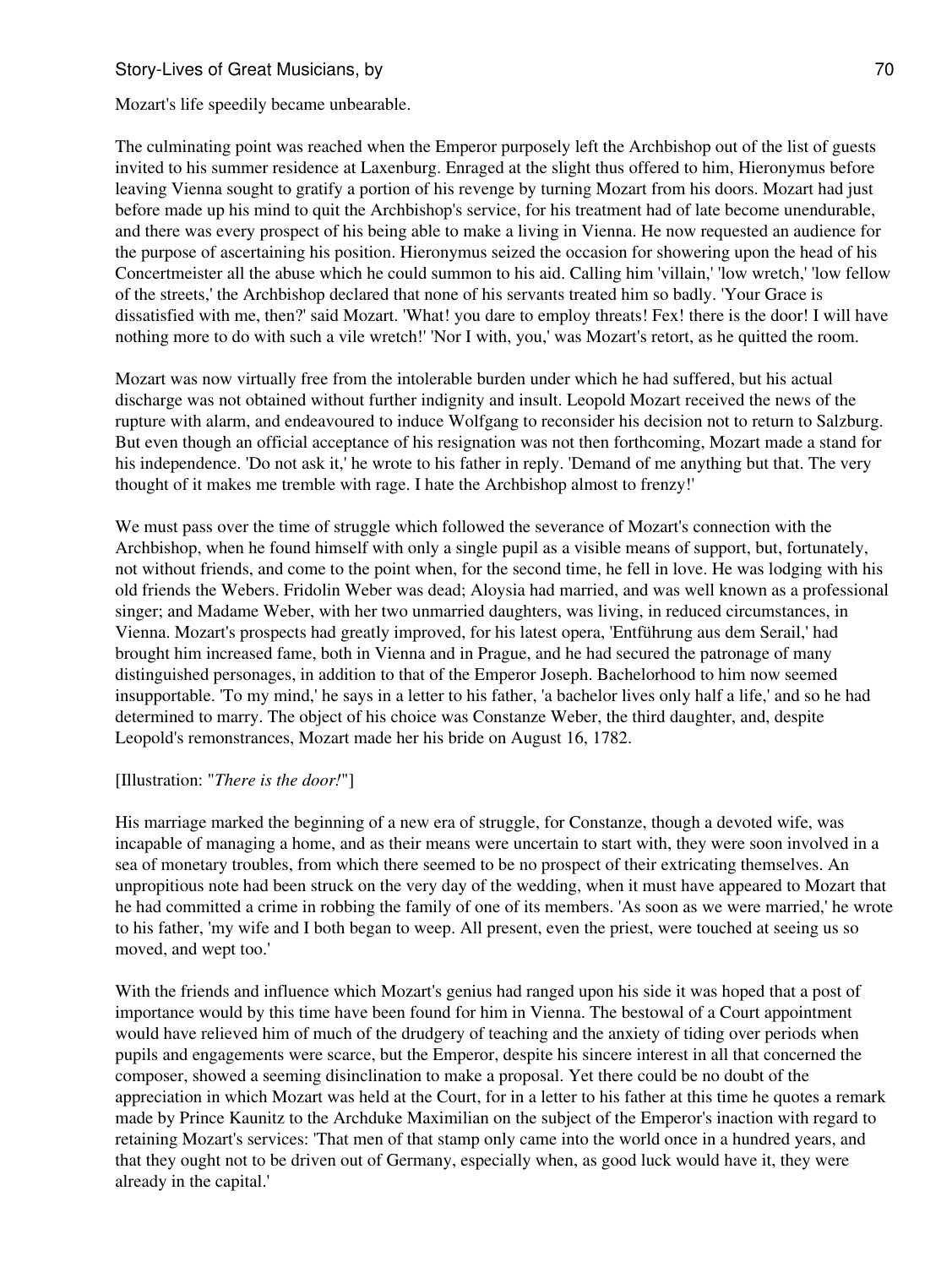Mozart's life speedily became unbearable.

The culminating point was reached when the Emperor purposely left the Archbishop out of the list of guests invited to his summer residence at Laxenburg. Enraged at the slight thus offered to him, Hieronymus before leaving Vienna sought to gratify a portion of his revenge by turning Mozart from his doors. Mozart had just before made up his mind to quit the Archbishop's service, for his treatment had of late become unendurable, and there was every prospect of his being able to make a living in Vienna. He now requested an audience for the purpose of ascertaining his position. Hieronymus seized the occasion for showering upon the head of his Concertmeister all the abuse which he could summon to his aid. Calling him 'villain,' 'low wretch,' 'low fellow of the streets,' the Archbishop declared that none of his servants treated him so badly. 'Your Grace is dissatisfied with me, then?' said Mozart. 'What! you dare to employ threats! Fex! there is the door! I will have nothing more to do with such a vile wretch!' 'Nor I with, you,' was Mozart's retort, as he quitted the room.

Mozart was now virtually free from the intolerable burden under which he had suffered, but his actual discharge was not obtained without further indignity and insult. Leopold Mozart received the news of the rupture with alarm, and endeavoured to induce Wolfgang to reconsider his decision not to return to Salzburg. But even though an official acceptance of his resignation was not then forthcoming, Mozart made a stand for his independence. 'Do not ask it,' he wrote to his father in reply. 'Demand of me anything but that. The very thought of it makes me tremble with rage. I hate the Archbishop almost to frenzy!'

We must pass over the time of struggle which followed the severance of Mozart's connection with the Archbishop, when he found himself with only a single pupil as a visible means of support, but, fortunately, not without friends, and come to the point when, for the second time, he fell in love. He was lodging with his old friends the Webers. Fridolin Weber was dead; Aloysia had married, and was well known as a professional singer; and Madame Weber, with her two unmarried daughters, was living, in reduced circumstances, in Vienna. Mozart's prospects had greatly improved, for his latest opera, 'Entführung aus dem Serail,' had brought him increased fame, both in Vienna and in Prague, and he had secured the patronage of many distinguished personages, in addition to that of the Emperor Joseph. Bachelorhood to him now seemed insupportable. 'To my mind,' he says in a letter to his father, 'a bachelor lives only half a life,' and so he had determined to marry. The object of his choice was Constanze Weber, the third daughter, and, despite Leopold's remonstrances, Mozart made her his bride on August 16, 1782.

[Illustration: "*There is the door!*"]

His marriage marked the beginning of a new era of struggle, for Constanze, though a devoted wife, was incapable of managing a home, and as their means were uncertain to start with, they were soon involved in a sea of monetary troubles, from which there seemed to be no prospect of their extricating themselves. An unpropitious note had been struck on the very day of the wedding, when it must have appeared to Mozart that he had committed a crime in robbing the family of one of its members. 'As soon as we were married,' he wrote to his father, 'my wife and I both began to weep. All present, even the priest, were touched at seeing us so moved, and wept too.'

With the friends and influence which Mozart's genius had ranged upon his side it was hoped that a post of importance would by this time have been found for him in Vienna. The bestowal of a Court appointment would have relieved him of much of the drudgery of teaching and the anxiety of tiding over periods when pupils and engagements were scarce, but the Emperor, despite his sincere interest in all that concerned the composer, showed a seeming disinclination to make a proposal. Yet there could be no doubt of the appreciation in which Mozart was held at the Court, for in a letter to his father at this time he quotes a remark made by Prince Kaunitz to the Archduke Maximilian on the subject of the Emperor's inaction with regard to retaining Mozart's services: 'That men of that stamp only came into the world once in a hundred years, and that they ought not to be driven out of Germany, especially when, as good luck would have it, they were already in the capital.'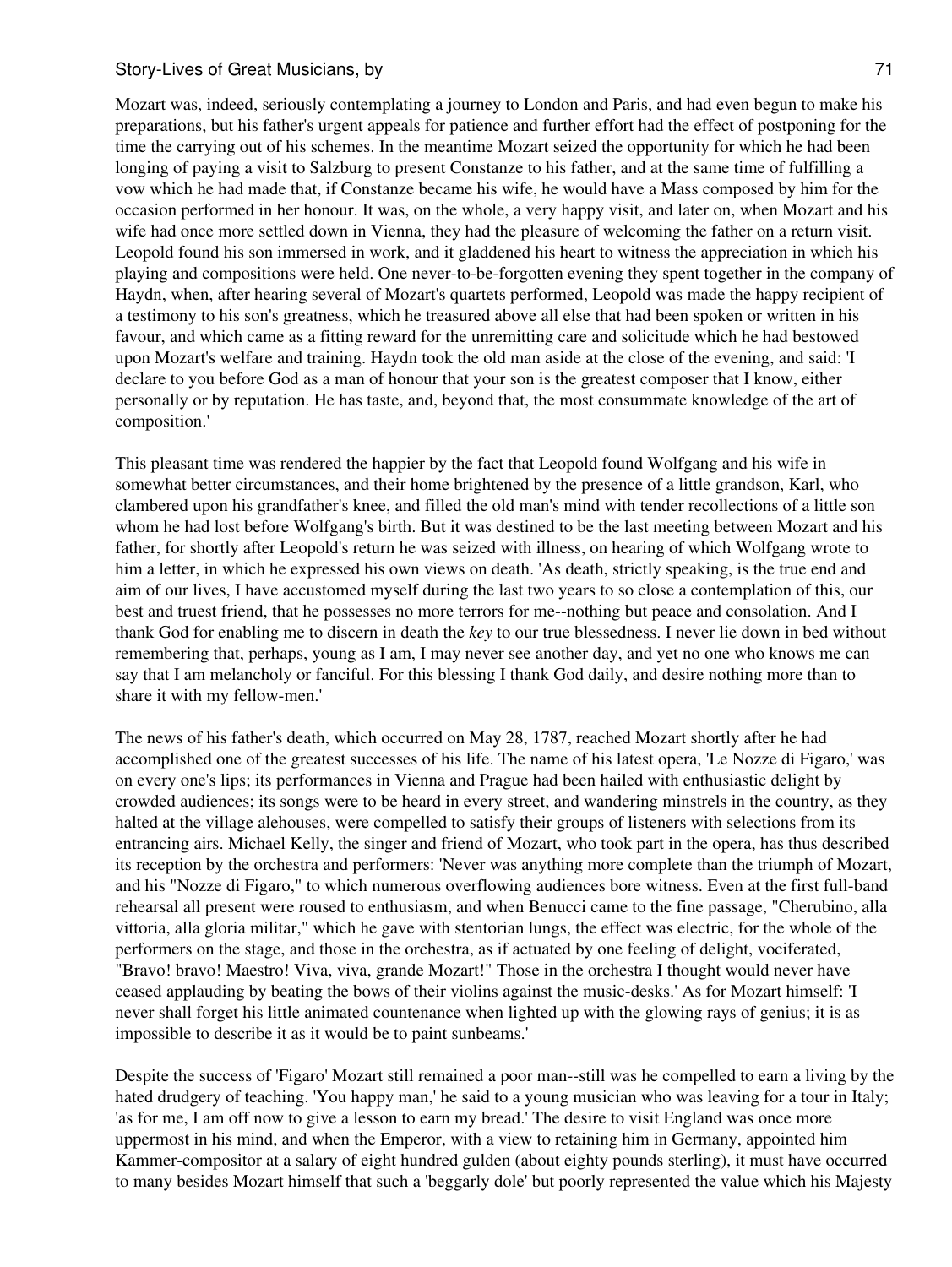Mozart was, indeed, seriously contemplating a journey to London and Paris, and had even begun to make his preparations, but his father's urgent appeals for patience and further effort had the effect of postponing for the time the carrying out of his schemes. In the meantime Mozart seized the opportunity for which he had been longing of paying a visit to Salzburg to present Constanze to his father, and at the same time of fulfilling a vow which he had made that, if Constanze became his wife, he would have a Mass composed by him for the occasion performed in her honour. It was, on the whole, a very happy visit, and later on, when Mozart and his wife had once more settled down in Vienna, they had the pleasure of welcoming the father on a return visit. Leopold found his son immersed in work, and it gladdened his heart to witness the appreciation in which his playing and compositions were held. One never-to-be-forgotten evening they spent together in the company of Haydn, when, after hearing several of Mozart's quartets performed, Leopold was made the happy recipient of a testimony to his son's greatness, which he treasured above all else that had been spoken or written in his favour, and which came as a fitting reward for the unremitting care and solicitude which he had bestowed upon Mozart's welfare and training. Haydn took the old man aside at the close of the evening, and said: 'I declare to you before God as a man of honour that your son is the greatest composer that I know, either personally or by reputation. He has taste, and, beyond that, the most consummate knowledge of the art of composition.'

This pleasant time was rendered the happier by the fact that Leopold found Wolfgang and his wife in somewhat better circumstances, and their home brightened by the presence of a little grandson, Karl, who clambered upon his grandfather's knee, and filled the old man's mind with tender recollections of a little son whom he had lost before Wolfgang's birth. But it was destined to be the last meeting between Mozart and his father, for shortly after Leopold's return he was seized with illness, on hearing of which Wolfgang wrote to him a letter, in which he expressed his own views on death. 'As death, strictly speaking, is the true end and aim of our lives, I have accustomed myself during the last two years to so close a contemplation of this, our best and truest friend, that he possesses no more terrors for me--nothing but peace and consolation. And I thank God for enabling me to discern in death the *key* to our true blessedness. I never lie down in bed without remembering that, perhaps, young as I am, I may never see another day, and yet no one who knows me can say that I am melancholy or fanciful. For this blessing I thank God daily, and desire nothing more than to share it with my fellow-men.'

The news of his father's death, which occurred on May 28, 1787, reached Mozart shortly after he had accomplished one of the greatest successes of his life. The name of his latest opera, 'Le Nozze di Figaro,' was on every one's lips; its performances in Vienna and Prague had been hailed with enthusiastic delight by crowded audiences; its songs were to be heard in every street, and wandering minstrels in the country, as they halted at the village alehouses, were compelled to satisfy their groups of listeners with selections from its entrancing airs. Michael Kelly, the singer and friend of Mozart, who took part in the opera, has thus described its reception by the orchestra and performers: 'Never was anything more complete than the triumph of Mozart, and his "Nozze di Figaro," to which numerous overflowing audiences bore witness. Even at the first full-band rehearsal all present were roused to enthusiasm, and when Benucci came to the fine passage, "Cherubino, alla vittoria, alla gloria militar," which he gave with stentorian lungs, the effect was electric, for the whole of the performers on the stage, and those in the orchestra, as if actuated by one feeling of delight, vociferated, "Bravo! bravo! Maestro! Viva, viva, grande Mozart!" Those in the orchestra I thought would never have ceased applauding by beating the bows of their violins against the music-desks.' As for Mozart himself: 'I never shall forget his little animated countenance when lighted up with the glowing rays of genius; it is as impossible to describe it as it would be to paint sunbeams.'

Despite the success of 'Figaro' Mozart still remained a poor man--still was he compelled to earn a living by the hated drudgery of teaching. 'You happy man,' he said to a young musician who was leaving for a tour in Italy; 'as for me, I am off now to give a lesson to earn my bread.' The desire to visit England was once more uppermost in his mind, and when the Emperor, with a view to retaining him in Germany, appointed him Kammer-compositor at a salary of eight hundred gulden (about eighty pounds sterling), it must have occurred to many besides Mozart himself that such a 'beggarly dole' but poorly represented the value which his Majesty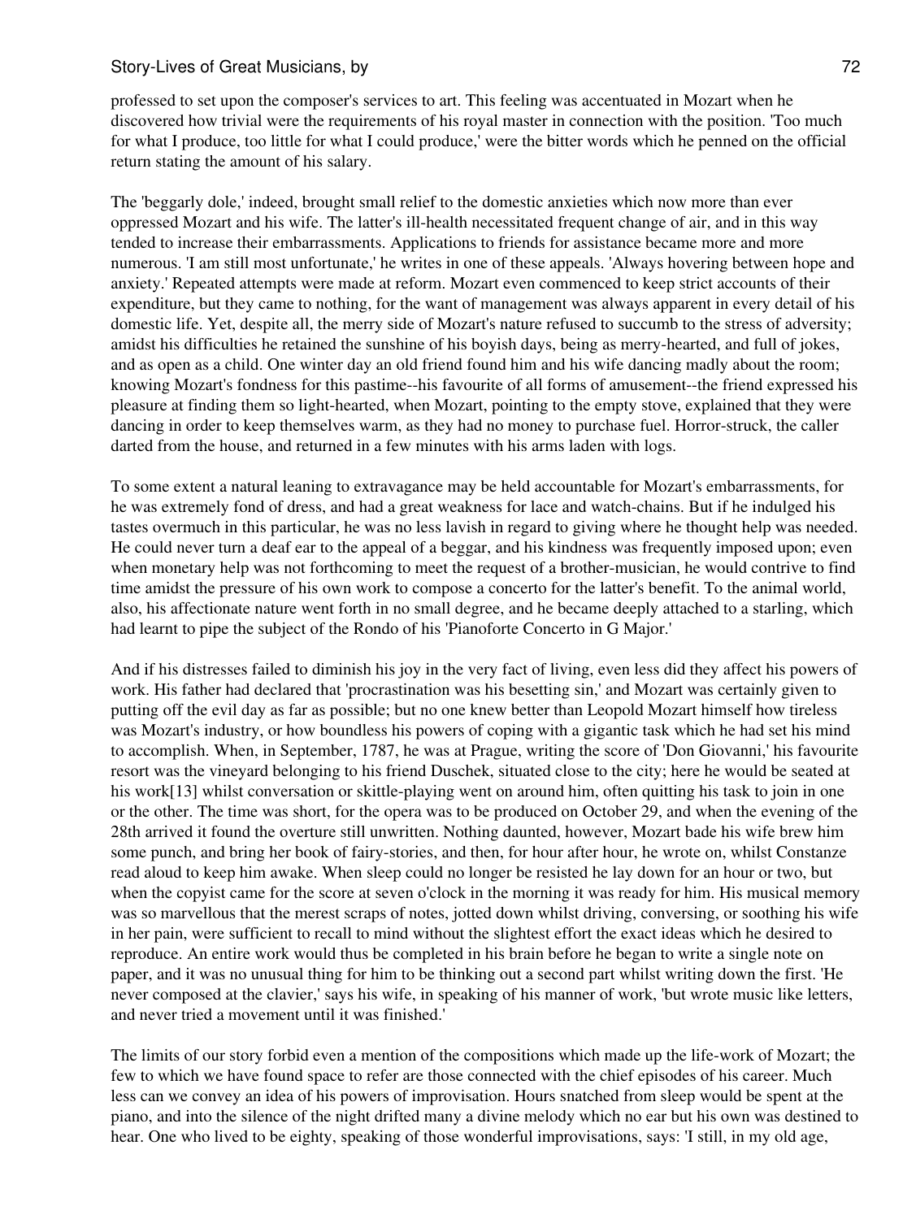professed to set upon the composer's services to art. This feeling was accentuated in Mozart when he discovered how trivial were the requirements of his royal master in connection with the position. 'Too much for what I produce, too little for what I could produce,' were the bitter words which he penned on the official return stating the amount of his salary.

The 'beggarly dole,' indeed, brought small relief to the domestic anxieties which now more than ever oppressed Mozart and his wife. The latter's ill-health necessitated frequent change of air, and in this way tended to increase their embarrassments. Applications to friends for assistance became more and more numerous. 'I am still most unfortunate,' he writes in one of these appeals. 'Always hovering between hope and anxiety.' Repeated attempts were made at reform. Mozart even commenced to keep strict accounts of their expenditure, but they came to nothing, for the want of management was always apparent in every detail of his domestic life. Yet, despite all, the merry side of Mozart's nature refused to succumb to the stress of adversity; amidst his difficulties he retained the sunshine of his boyish days, being as merry-hearted, and full of jokes, and as open as a child. One winter day an old friend found him and his wife dancing madly about the room; knowing Mozart's fondness for this pastime--his favourite of all forms of amusement--the friend expressed his pleasure at finding them so light-hearted, when Mozart, pointing to the empty stove, explained that they were dancing in order to keep themselves warm, as they had no money to purchase fuel. Horror-struck, the caller darted from the house, and returned in a few minutes with his arms laden with logs.

To some extent a natural leaning to extravagance may be held accountable for Mozart's embarrassments, for he was extremely fond of dress, and had a great weakness for lace and watch-chains. But if he indulged his tastes overmuch in this particular, he was no less lavish in regard to giving where he thought help was needed. He could never turn a deaf ear to the appeal of a beggar, and his kindness was frequently imposed upon; even when monetary help was not forthcoming to meet the request of a brother-musician, he would contrive to find time amidst the pressure of his own work to compose a concerto for the latter's benefit. To the animal world, also, his affectionate nature went forth in no small degree, and he became deeply attached to a starling, which had learnt to pipe the subject of the Rondo of his 'Pianoforte Concerto in G Major.'

And if his distresses failed to diminish his joy in the very fact of living, even less did they affect his powers of work. His father had declared that 'procrastination was his besetting sin,' and Mozart was certainly given to putting off the evil day as far as possible; but no one knew better than Leopold Mozart himself how tireless was Mozart's industry, or how boundless his powers of coping with a gigantic task which he had set his mind to accomplish. When, in September, 1787, he was at Prague, writing the score of 'Don Giovanni,' his favourite resort was the vineyard belonging to his friend Duschek, situated close to the city; here he would be seated at his work[13] whilst conversation or skittle-playing went on around him, often quitting his task to join in one or the other. The time was short, for the opera was to be produced on October 29, and when the evening of the 28th arrived it found the overture still unwritten. Nothing daunted, however, Mozart bade his wife brew him some punch, and bring her book of fairy-stories, and then, for hour after hour, he wrote on, whilst Constanze read aloud to keep him awake. When sleep could no longer be resisted he lay down for an hour or two, but when the copyist came for the score at seven o'clock in the morning it was ready for him. His musical memory was so marvellous that the merest scraps of notes, jotted down whilst driving, conversing, or soothing his wife in her pain, were sufficient to recall to mind without the slightest effort the exact ideas which he desired to reproduce. An entire work would thus be completed in his brain before he began to write a single note on paper, and it was no unusual thing for him to be thinking out a second part whilst writing down the first. 'He never composed at the clavier,' says his wife, in speaking of his manner of work, 'but wrote music like letters, and never tried a movement until it was finished.'

The limits of our story forbid even a mention of the compositions which made up the life-work of Mozart; the few to which we have found space to refer are those connected with the chief episodes of his career. Much less can we convey an idea of his powers of improvisation. Hours snatched from sleep would be spent at the piano, and into the silence of the night drifted many a divine melody which no ear but his own was destined to hear. One who lived to be eighty, speaking of those wonderful improvisations, says: 'I still, in my old age,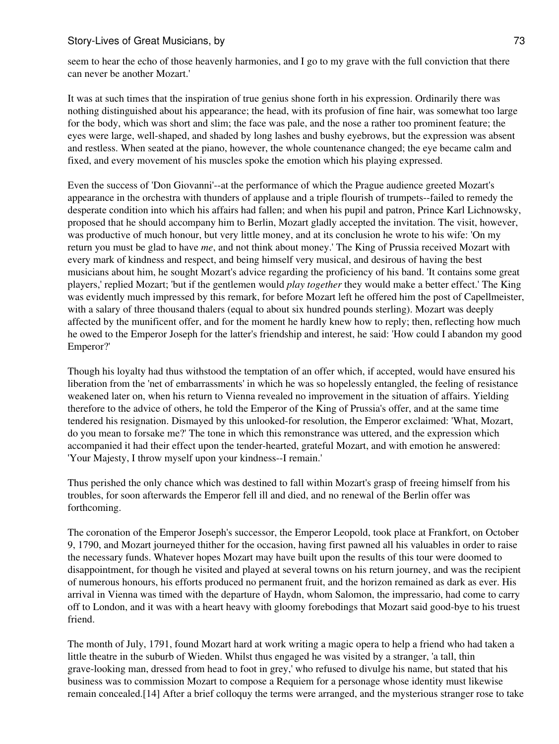seem to hear the echo of those heavenly harmonies, and I go to my grave with the full conviction that there can never be another Mozart.'

It was at such times that the inspiration of true genius shone forth in his expression. Ordinarily there was nothing distinguished about his appearance; the head, with its profusion of fine hair, was somewhat too large for the body, which was short and slim; the face was pale, and the nose a rather too prominent feature; the eyes were large, well-shaped, and shaded by long lashes and bushy eyebrows, but the expression was absent and restless. When seated at the piano, however, the whole countenance changed; the eye became calm and fixed, and every movement of his muscles spoke the emotion which his playing expressed.

Even the success of 'Don Giovanni'--at the performance of which the Prague audience greeted Mozart's appearance in the orchestra with thunders of applause and a triple flourish of trumpets--failed to remedy the desperate condition into which his affairs had fallen; and when his pupil and patron, Prince Karl Lichnowsky, proposed that he should accompany him to Berlin, Mozart gladly accepted the invitation. The visit, however, was productive of much honour, but very little money, and at its conclusion he wrote to his wife: 'On my return you must be glad to have *me*, and not think about money.' The King of Prussia received Mozart with every mark of kindness and respect, and being himself very musical, and desirous of having the best musicians about him, he sought Mozart's advice regarding the proficiency of his band. 'It contains some great players,' replied Mozart; 'but if the gentlemen would *play together* they would make a better effect.' The King was evidently much impressed by this remark, for before Mozart left he offered him the post of Capellmeister, with a salary of three thousand thalers (equal to about six hundred pounds sterling). Mozart was deeply affected by the munificent offer, and for the moment he hardly knew how to reply; then, reflecting how much he owed to the Emperor Joseph for the latter's friendship and interest, he said: 'How could I abandon my good Emperor?'

Though his loyalty had thus withstood the temptation of an offer which, if accepted, would have ensured his liberation from the 'net of embarrassments' in which he was so hopelessly entangled, the feeling of resistance weakened later on, when his return to Vienna revealed no improvement in the situation of affairs. Yielding therefore to the advice of others, he told the Emperor of the King of Prussia's offer, and at the same time tendered his resignation. Dismayed by this unlooked-for resolution, the Emperor exclaimed: 'What, Mozart, do you mean to forsake me?' The tone in which this remonstrance was uttered, and the expression which accompanied it had their effect upon the tender-hearted, grateful Mozart, and with emotion he answered: 'Your Majesty, I throw myself upon your kindness--I remain.'

Thus perished the only chance which was destined to fall within Mozart's grasp of freeing himself from his troubles, for soon afterwards the Emperor fell ill and died, and no renewal of the Berlin offer was forthcoming.

The coronation of the Emperor Joseph's successor, the Emperor Leopold, took place at Frankfort, on October 9, 1790, and Mozart journeyed thither for the occasion, having first pawned all his valuables in order to raise the necessary funds. Whatever hopes Mozart may have built upon the results of this tour were doomed to disappointment, for though he visited and played at several towns on his return journey, and was the recipient of numerous honours, his efforts produced no permanent fruit, and the horizon remained as dark as ever. His arrival in Vienna was timed with the departure of Haydn, whom Salomon, the impressario, had come to carry off to London, and it was with a heart heavy with gloomy forebodings that Mozart said good-bye to his truest friend.

The month of July, 1791, found Mozart hard at work writing a magic opera to help a friend who had taken a little theatre in the suburb of Wieden. Whilst thus engaged he was visited by a stranger, 'a tall, thin grave-looking man, dressed from head to foot in grey,' who refused to divulge his name, but stated that his business was to commission Mozart to compose a Requiem for a personage whose identity must likewise remain concealed.[14] After a brief colloquy the terms were arranged, and the mysterious stranger rose to take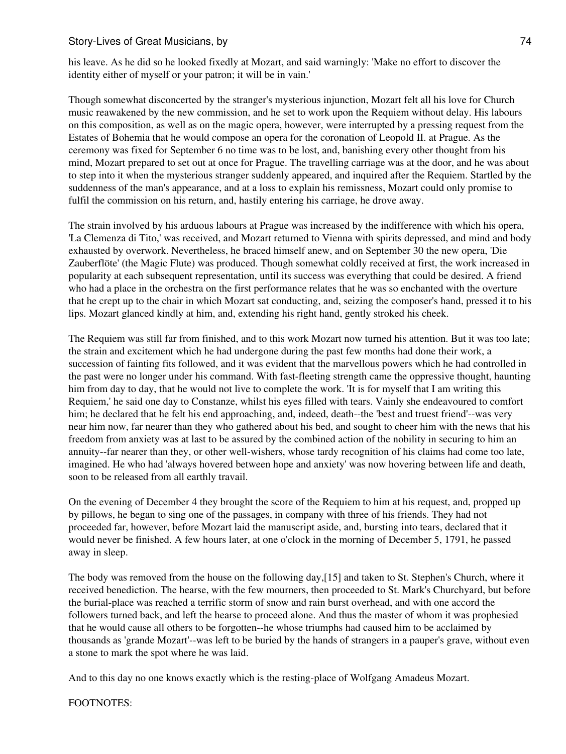his leave. As he did so he looked fixedly at Mozart, and said warningly: 'Make no effort to discover the identity either of myself or your patron; it will be in vain.'

Though somewhat disconcerted by the stranger's mysterious injunction, Mozart felt all his love for Church music reawakened by the new commission, and he set to work upon the Requiem without delay. His labours on this composition, as well as on the magic opera, however, were interrupted by a pressing request from the Estates of Bohemia that he would compose an opera for the coronation of Leopold II. at Prague. As the ceremony was fixed for September 6 no time was to be lost, and, banishing every other thought from his mind, Mozart prepared to set out at once for Prague. The travelling carriage was at the door, and he was about to step into it when the mysterious stranger suddenly appeared, and inquired after the Requiem. Startled by the suddenness of the man's appearance, and at a loss to explain his remissness, Mozart could only promise to fulfil the commission on his return, and, hastily entering his carriage, he drove away.

The strain involved by his arduous labours at Prague was increased by the indifference with which his opera, 'La Clemenza di Tito,' was received, and Mozart returned to Vienna with spirits depressed, and mind and body exhausted by overwork. Nevertheless, he braced himself anew, and on September 30 the new opera, 'Die Zauberflöte' (the Magic Flute) was produced. Though somewhat coldly received at first, the work increased in popularity at each subsequent representation, until its success was everything that could be desired. A friend who had a place in the orchestra on the first performance relates that he was so enchanted with the overture that he crept up to the chair in which Mozart sat conducting, and, seizing the composer's hand, pressed it to his lips. Mozart glanced kindly at him, and, extending his right hand, gently stroked his cheek.

The Requiem was still far from finished, and to this work Mozart now turned his attention. But it was too late; the strain and excitement which he had undergone during the past few months had done their work, a succession of fainting fits followed, and it was evident that the marvellous powers which he had controlled in the past were no longer under his command. With fast-fleeting strength came the oppressive thought, haunting him from day to day, that he would not live to complete the work. 'It is for myself that I am writing this Requiem,' he said one day to Constanze, whilst his eyes filled with tears. Vainly she endeavoured to comfort him; he declared that he felt his end approaching, and, indeed, death--the 'best and truest friend'--was very near him now, far nearer than they who gathered about his bed, and sought to cheer him with the news that his freedom from anxiety was at last to be assured by the combined action of the nobility in securing to him an annuity--far nearer than they, or other well-wishers, whose tardy recognition of his claims had come too late, imagined. He who had 'always hovered between hope and anxiety' was now hovering between life and death, soon to be released from all earthly travail.

On the evening of December 4 they brought the score of the Requiem to him at his request, and, propped up by pillows, he began to sing one of the passages, in company with three of his friends. They had not proceeded far, however, before Mozart laid the manuscript aside, and, bursting into tears, declared that it would never be finished. A few hours later, at one o'clock in the morning of December 5, 1791, he passed away in sleep.

The body was removed from the house on the following day,[15] and taken to St. Stephen's Church, where it received benediction. The hearse, with the few mourners, then proceeded to St. Mark's Churchyard, but before the burial-place was reached a terrific storm of snow and rain burst overhead, and with one accord the followers turned back, and left the hearse to proceed alone. And thus the master of whom it was prophesied that he would cause all others to be forgotten--he whose triumphs had caused him to be acclaimed by thousands as 'grande Mozart'--was left to be buried by the hands of strangers in a pauper's grave, without even a stone to mark the spot where he was laid.

And to this day no one knows exactly which is the resting-place of Wolfgang Amadeus Mozart.

FOOTNOTES: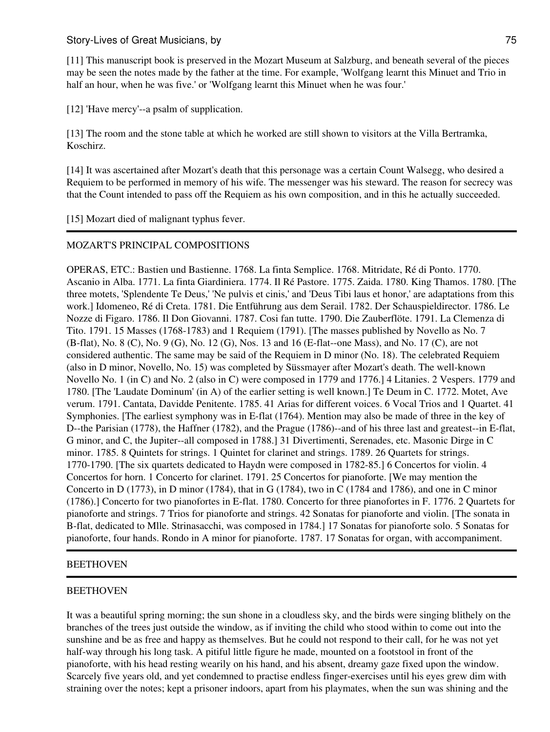[11] This manuscript book is preserved in the Mozart Museum at Salzburg, and beneath several of the pieces may be seen the notes made by the father at the time. For example, 'Wolfgang learnt this Minuet and Trio in half an hour, when he was five.' or 'Wolfgang learnt this Minuet when he was four.'

[12] 'Have mercy'--a psalm of supplication.

[13] The room and the stone table at which he worked are still shown to visitors at the Villa Bertramka, Koschirz.

[14] It was ascertained after Mozart's death that this personage was a certain Count Walsegg, who desired a Requiem to be performed in memory of his wife. The messenger was his steward. The reason for secrecy was that the Count intended to pass off the Requiem as his own composition, and in this he actually succeeded.

[15] Mozart died of malignant typhus fever.

---

## MOZART'S PRINCIPAL COMPOSITIONS

OPERAS, ETC.: Bastien und Bastienne. 1768. La finta Semplice. 1768. Mitridate, Ré di Ponto. 1770. Ascanio in Alba. 1771. La finta Giardiniera. 1774. Il Ré Pastore. 1775. Zaida. 1780. King Thamos. 1780. [The three motets, 'Splendente Te Deus,' 'Ne pulvis et cinis,' and 'Deus Tibi laus et honor,' are adaptations from this work.] Idomeneo, Ré di Creta. 1781. Die Entführung aus dem Serail. 1782. Der Schauspieldirector. 1786. Le Nozze di Figaro. 1786. Il Don Giovanni. 1787. Cosi fan tutte. 1790. Die Zauberflöte. 1791. La Clemenza di Tito. 1791. 15 Masses (1768-1783) and 1 Requiem (1791). [The masses published by Novello as No. 7 (B-flat), No. 8 (C), No. 9 (G), No. 12 (G), Nos. 13 and 16 (E-flat--one Mass), and No. 17 (C), are not considered authentic. The same may be said of the Requiem in D minor (No. 18). The celebrated Requiem (also in D minor, Novello, No. 15) was completed by Süssmayer after Mozart's death. The well-known Novello No. 1 (in C) and No. 2 (also in C) were composed in 1779 and 1776.] 4 Litanies. 2 Vespers. 1779 and 1780. [The 'Laudate Dominum' (in A) of the earlier setting is well known.] Te Deum in C. 1772. Motet, Ave verum. 1791. Cantata, Davidde Penitente. 1785. 41 Arias for different voices. 6 Vocal Trios and 1 Quartet. 41 Symphonies. [The earliest symphony was in E-flat (1764). Mention may also be made of three in the key of D--the Parisian (1778), the Haffner (1782), and the Prague (1786)--and of his three last and greatest--in E-flat, G minor, and C, the Jupiter--all composed in 1788.] 31 Divertimenti, Serenades, etc. Masonic Dirge in C minor. 1785. 8 Quintets for strings. 1 Quintet for clarinet and strings. 1789. 26 Quartets for strings. 1770-1790. [The six quartets dedicated to Haydn were composed in 1782-85.] 6 Concertos for violin. 4 Concertos for horn. 1 Concerto for clarinet. 1791. 25 Concertos for pianoforte. [We may mention the Concerto in D (1773), in D minor (1784), that in G (1784), two in C (1784 and 1786), and one in C minor (1786).] Concerto for two pianofortes in E-flat. 1780. Concerto for three pianofortes in F. 1776. 2 Quartets for pianoforte and strings. 7 Trios for pianoforte and strings. 42 Sonatas for pianoforte and violin. [The sonata in B-flat, dedicated to Mlle. Strinasacchi, was composed in 1784.] 17 Sonatas for pianoforte solo. 5 Sonatas for pianoforte, four hands. Rondo in A minor for pianoforte. 1787. 17 Sonatas for organ, with accompaniment.

---

# BEETHOVEN

---

## BEETHOVEN

It was a beautiful spring morning; the sun shone in a cloudless sky, and the birds were singing blithely on the branches of the trees just outside the window, as if inviting the child who stood within to come out into the sunshine and be as free and happy as themselves. But he could not respond to their call, for he was not yet half-way through his long task. A pitiful little figure he made, mounted on a footstool in front of the pianoforte, with his head resting wearily on his hand, and his absent, dreamy gaze fixed upon the window. Scarcely five years old, and yet condemned to practise endless finger-exercises until his eyes grew dim with straining over the notes; kept a prisoner indoors, apart from his playmates, when the sun was shining and the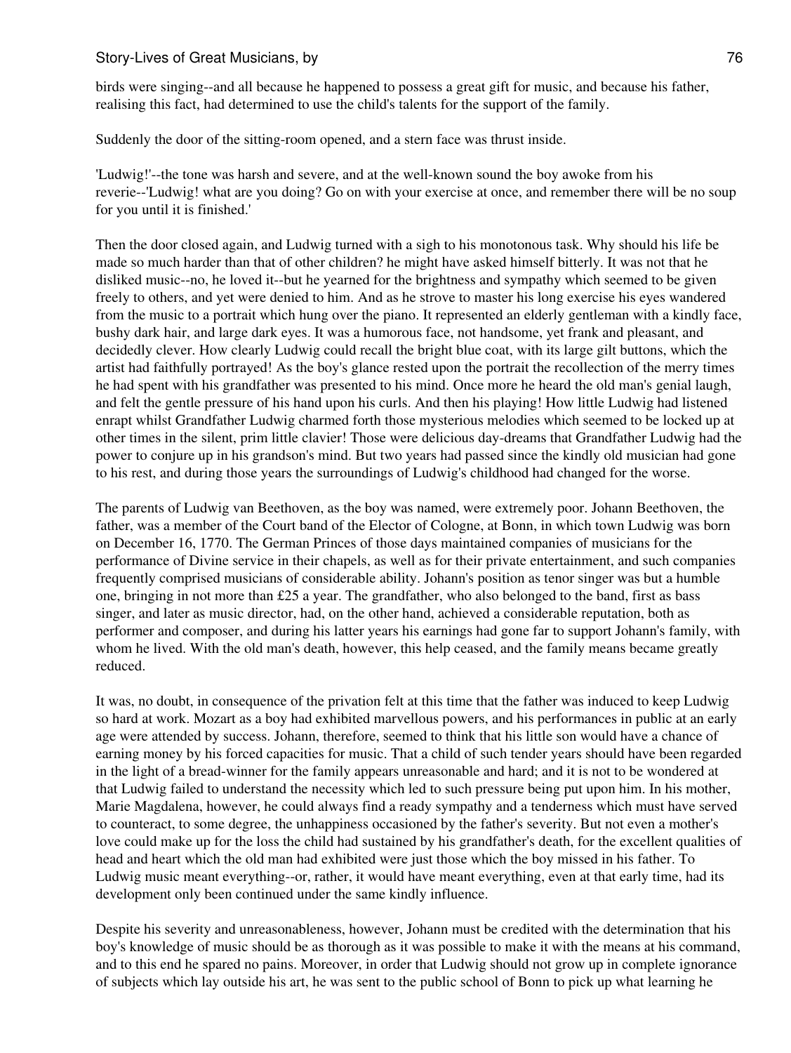birds were singing--and all because he happened to possess a great gift for music, and because his father, realising this fact, had determined to use the child's talents for the support of the family.

Suddenly the door of the sitting-room opened, and a stern face was thrust inside.

'Ludwig!'--the tone was harsh and severe, and at the well-known sound the boy awoke from his reverie--'Ludwig! what are you doing? Go on with your exercise at once, and remember there will be no soup for you until it is finished.'

Then the door closed again, and Ludwig turned with a sigh to his monotonous task. Why should his life be made so much harder than that of other children? he might have asked himself bitterly. It was not that he disliked music--no, he loved it--but he yearned for the brightness and sympathy which seemed to be given freely to others, and yet were denied to him. And as he strove to master his long exercise his eyes wandered from the music to a portrait which hung over the piano. It represented an elderly gentleman with a kindly face, bushy dark hair, and large dark eyes. It was a humorous face, not handsome, yet frank and pleasant, and decidedly clever. How clearly Ludwig could recall the bright blue coat, with its large gilt buttons, which the artist had faithfully portrayed! As the boy's glance rested upon the portrait the recollection of the merry times he had spent with his grandfather was presented to his mind. Once more he heard the old man's genial laugh, and felt the gentle pressure of his hand upon his curls. And then his playing! How little Ludwig had listened enrapt whilst Grandfather Ludwig charmed forth those mysterious melodies which seemed to be locked up at other times in the silent, prim little clavier! Those were delicious day-dreams that Grandfather Ludwig had the power to conjure up in his grandson's mind. But two years had passed since the kindly old musician had gone to his rest, and during those years the surroundings of Ludwig's childhood had changed for the worse.

The parents of Ludwig van Beethoven, as the boy was named, were extremely poor. Johann Beethoven, the father, was a member of the Court band of the Elector of Cologne, at Bonn, in which town Ludwig was born on December 16, 1770. The German Princes of those days maintained companies of musicians for the performance of Divine service in their chapels, as well as for their private entertainment, and such companies frequently comprised musicians of considerable ability. Johann's position as tenor singer was but a humble one, bringing in not more than £25 a year. The grandfather, who also belonged to the band, first as bass singer, and later as music director, had, on the other hand, achieved a considerable reputation, both as performer and composer, and during his latter years his earnings had gone far to support Johann's family, with whom he lived. With the old man's death, however, this help ceased, and the family means became greatly reduced.

It was, no doubt, in consequence of the privation felt at this time that the father was induced to keep Ludwig so hard at work. Mozart as a boy had exhibited marvellous powers, and his performances in public at an early age were attended by success. Johann, therefore, seemed to think that his little son would have a chance of earning money by his forced capacities for music. That a child of such tender years should have been regarded in the light of a bread-winner for the family appears unreasonable and hard; and it is not to be wondered at that Ludwig failed to understand the necessity which led to such pressure being put upon him. In his mother, Marie Magdalena, however, he could always find a ready sympathy and a tenderness which must have served to counteract, to some degree, the unhappiness occasioned by the father's severity. But not even a mother's love could make up for the loss the child had sustained by his grandfather's death, for the excellent qualities of head and heart which the old man had exhibited were just those which the boy missed in his father. To Ludwig music meant everything--or, rather, it would have meant everything, even at that early time, had its development only been continued under the same kindly influence.

Despite his severity and unreasonableness, however, Johann must be credited with the determination that his boy's knowledge of music should be as thorough as it was possible to make it with the means at his command, and to this end he spared no pains. Moreover, in order that Ludwig should not grow up in complete ignorance of subjects which lay outside his art, he was sent to the public school of Bonn to pick up what learning he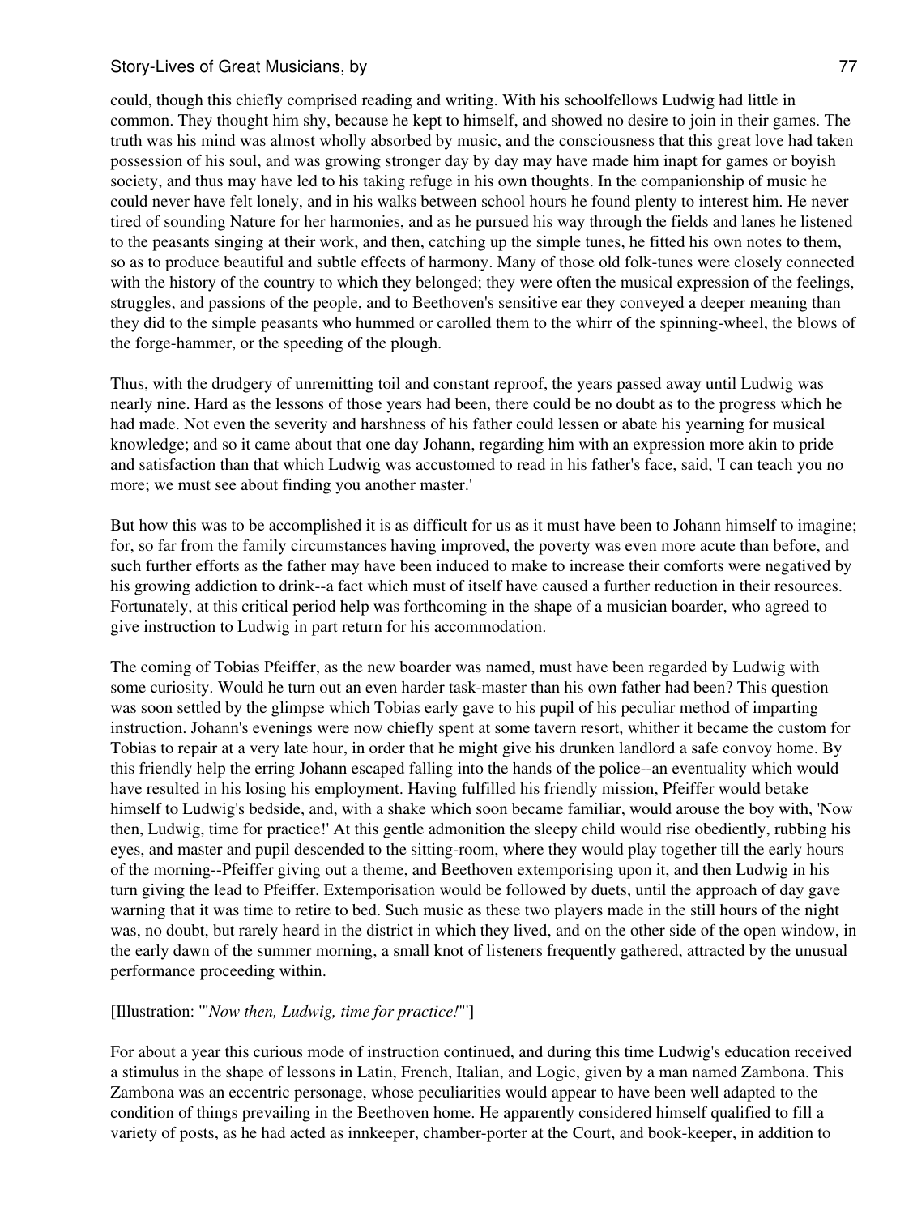could, though this chiefly comprised reading and writing. With his schoolfellows Ludwig had little in common. They thought him shy, because he kept to himself, and showed no desire to join in their games. The truth was his mind was almost wholly absorbed by music, and the consciousness that this great love had taken possession of his soul, and was growing stronger day by day may have made him inapt for games or boyish society, and thus may have led to his taking refuge in his own thoughts. In the companionship of music he could never have felt lonely, and in his walks between school hours he found plenty to interest him. He never tired of sounding Nature for her harmonies, and as he pursued his way through the fields and lanes he listened to the peasants singing at their work, and then, catching up the simple tunes, he fitted his own notes to them, so as to produce beautiful and subtle effects of harmony. Many of those old folk-tunes were closely connected with the history of the country to which they belonged; they were often the musical expression of the feelings, struggles, and passions of the people, and to Beethoven's sensitive ear they conveyed a deeper meaning than they did to the simple peasants who hummed or carolled them to the whirr of the spinning-wheel, the blows of the forge-hammer, or the speeding of the plough.

Thus, with the drudgery of unremitting toil and constant reproof, the years passed away until Ludwig was nearly nine. Hard as the lessons of those years had been, there could be no doubt as to the progress which he had made. Not even the severity and harshness of his father could lessen or abate his yearning for musical knowledge; and so it came about that one day Johann, regarding him with an expression more akin to pride and satisfaction than that which Ludwig was accustomed to read in his father's face, said, 'I can teach you no more; we must see about finding you another master.'

But how this was to be accomplished it is as difficult for us as it must have been to Johann himself to imagine; for, so far from the family circumstances having improved, the poverty was even more acute than before, and such further efforts as the father may have been induced to make to increase their comforts were negatived by his growing addiction to drink--a fact which must of itself have caused a further reduction in their resources. Fortunately, at this critical period help was forthcoming in the shape of a musician boarder, who agreed to give instruction to Ludwig in part return for his accommodation.

The coming of Tobias Pfeiffer, as the new boarder was named, must have been regarded by Ludwig with some curiosity. Would he turn out an even harder task-master than his own father had been? This question was soon settled by the glimpse which Tobias early gave to his pupil of his peculiar method of imparting instruction. Johann's evenings were now chiefly spent at some tavern resort, whither it became the custom for Tobias to repair at a very late hour, in order that he might give his drunken landlord a safe convoy home. By this friendly help the erring Johann escaped falling into the hands of the police--an eventuality which would have resulted in his losing his employment. Having fulfilled his friendly mission, Pfeiffer would betake himself to Ludwig's bedside, and, with a shake which soon became familiar, would arouse the boy with, 'Now then, Ludwig, time for practice!' At this gentle admonition the sleepy child would rise obediently, rubbing his eyes, and master and pupil descended to the sitting-room, where they would play together till the early hours of the morning--Pfeiffer giving out a theme, and Beethoven extemporising upon it, and then Ludwig in his turn giving the lead to Pfeiffer. Extemporisation would be followed by duets, until the approach of day gave warning that it was time to retire to bed. Such music as these two players made in the still hours of the night was, no doubt, but rarely heard in the district in which they lived, and on the other side of the open window, in the early dawn of the summer morning, a small knot of listeners frequently gathered, attracted by the unusual performance proceeding within.

[Illustration: '"*Now then, Ludwig, time for practice!*"']

For about a year this curious mode of instruction continued, and during this time Ludwig's education received a stimulus in the shape of lessons in Latin, French, Italian, and Logic, given by a man named Zambona. This Zambona was an eccentric personage, whose peculiarities would appear to have been well adapted to the condition of things prevailing in the Beethoven home. He apparently considered himself qualified to fill a variety of posts, as he had acted as innkeeper, chamber-porter at the Court, and book-keeper, in addition to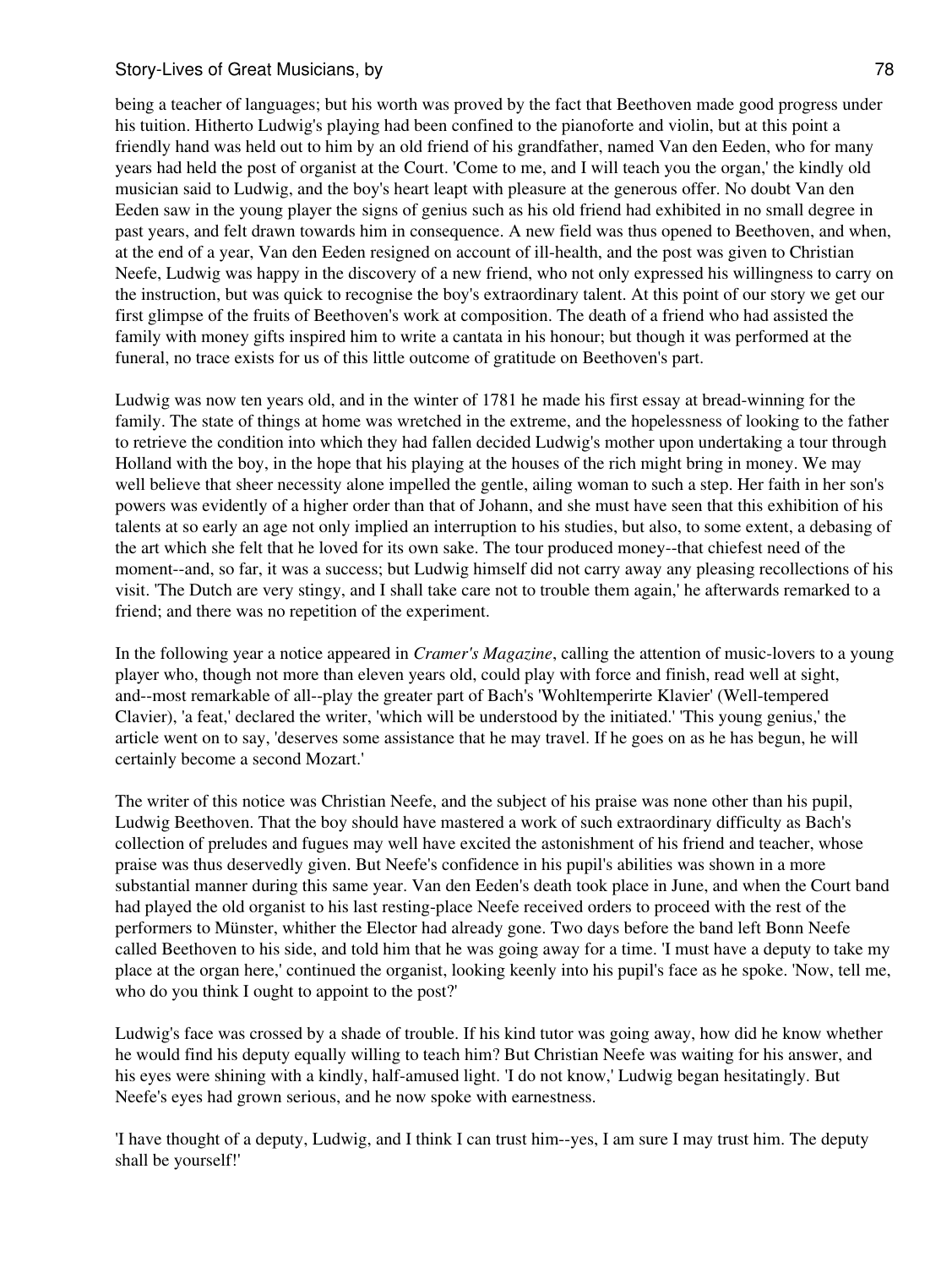being a teacher of languages; but his worth was proved by the fact that Beethoven made good progress under his tuition. Hitherto Ludwig's playing had been confined to the pianoforte and violin, but at this point a friendly hand was held out to him by an old friend of his grandfather, named Van den Eeden, who for many years had held the post of organist at the Court. 'Come to me, and I will teach you the organ,' the kindly old musician said to Ludwig, and the boy's heart leapt with pleasure at the generous offer. No doubt Van den Eeden saw in the young player the signs of genius such as his old friend had exhibited in no small degree in past years, and felt drawn towards him in consequence. A new field was thus opened to Beethoven, and when, at the end of a year, Van den Eeden resigned on account of ill-health, and the post was given to Christian Neefe, Ludwig was happy in the discovery of a new friend, who not only expressed his willingness to carry on the instruction, but was quick to recognise the boy's extraordinary talent. At this point of our story we get our first glimpse of the fruits of Beethoven's work at composition. The death of a friend who had assisted the family with money gifts inspired him to write a cantata in his honour; but though it was performed at the funeral, no trace exists for us of this little outcome of gratitude on Beethoven's part.

Ludwig was now ten years old, and in the winter of 1781 he made his first essay at bread-winning for the family. The state of things at home was wretched in the extreme, and the hopelessness of looking to the father to retrieve the condition into which they had fallen decided Ludwig's mother upon undertaking a tour through Holland with the boy, in the hope that his playing at the houses of the rich might bring in money. We may well believe that sheer necessity alone impelled the gentle, ailing woman to such a step. Her faith in her son's powers was evidently of a higher order than that of Johann, and she must have seen that this exhibition of his talents at so early an age not only implied an interruption to his studies, but also, to some extent, a debasing of the art which she felt that he loved for its own sake. The tour produced money--that chiefest need of the moment--and, so far, it was a success; but Ludwig himself did not carry away any pleasing recollections of his visit. 'The Dutch are very stingy, and I shall take care not to trouble them again,' he afterwards remarked to a friend; and there was no repetition of the experiment.

In the following year a notice appeared in *Cramer's Magazine*, calling the attention of music-lovers to a young player who, though not more than eleven years old, could play with force and finish, read well at sight, and--most remarkable of all--play the greater part of Bach's 'Wohltemperirte Klavier' (Well-tempered Clavier), 'a feat,' declared the writer, 'which will be understood by the initiated.' 'This young genius,' the article went on to say, 'deserves some assistance that he may travel. If he goes on as he has begun, he will certainly become a second Mozart.'

The writer of this notice was Christian Neefe, and the subject of his praise was none other than his pupil, Ludwig Beethoven. That the boy should have mastered a work of such extraordinary difficulty as Bach's collection of preludes and fugues may well have excited the astonishment of his friend and teacher, whose praise was thus deservedly given. But Neefe's confidence in his pupil's abilities was shown in a more substantial manner during this same year. Van den Eeden's death took place in June, and when the Court band had played the old organist to his last resting-place Neefe received orders to proceed with the rest of the performers to Münster, whither the Elector had already gone. Two days before the band left Bonn Neefe called Beethoven to his side, and told him that he was going away for a time. 'I must have a deputy to take my place at the organ here,' continued the organist, looking keenly into his pupil's face as he spoke. 'Now, tell me, who do you think I ought to appoint to the post?'

Ludwig's face was crossed by a shade of trouble. If his kind tutor was going away, how did he know whether he would find his deputy equally willing to teach him? But Christian Neefe was waiting for his answer, and his eyes were shining with a kindly, half-amused light. 'I do not know,' Ludwig began hesitatingly. But Neefe's eyes had grown serious, and he now spoke with earnestness.

'I have thought of a deputy, Ludwig, and I think I can trust him--yes, I am sure I may trust him. The deputy shall be yourself!'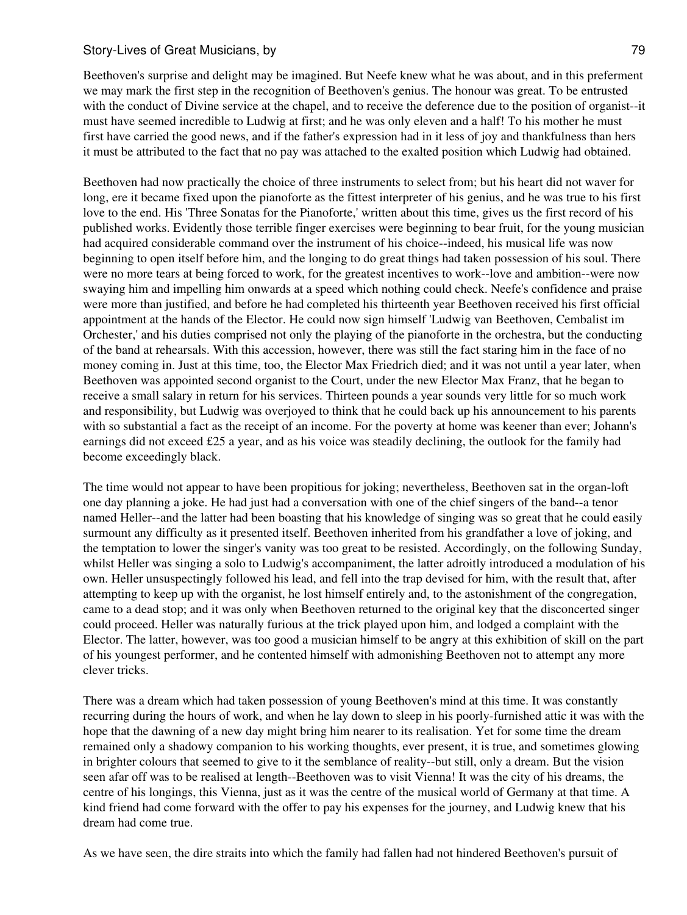Beethoven's surprise and delight may be imagined. But Neefe knew what he was about, and in this preferment we may mark the first step in the recognition of Beethoven's genius. The honour was great. To be entrusted with the conduct of Divine service at the chapel, and to receive the deference due to the position of organist--it must have seemed incredible to Ludwig at first; and he was only eleven and a half! To his mother he must first have carried the good news, and if the father's expression had in it less of joy and thankfulness than hers it must be attributed to the fact that no pay was attached to the exalted position which Ludwig had obtained.

Beethoven had now practically the choice of three instruments to select from; but his heart did not waver for long, ere it became fixed upon the pianoforte as the fittest interpreter of his genius, and he was true to his first love to the end. His 'Three Sonatas for the Pianoforte,' written about this time, gives us the first record of his published works. Evidently those terrible finger exercises were beginning to bear fruit, for the young musician had acquired considerable command over the instrument of his choice--indeed, his musical life was now beginning to open itself before him, and the longing to do great things had taken possession of his soul. There were no more tears at being forced to work, for the greatest incentives to work--love and ambition--were now swaying him and impelling him onwards at a speed which nothing could check. Neefe's confidence and praise were more than justified, and before he had completed his thirteenth year Beethoven received his first official appointment at the hands of the Elector. He could now sign himself 'Ludwig van Beethoven, Cembalist im Orchester,' and his duties comprised not only the playing of the pianoforte in the orchestra, but the conducting of the band at rehearsals. With this accession, however, there was still the fact staring him in the face of no money coming in. Just at this time, too, the Elector Max Friedrich died; and it was not until a year later, when Beethoven was appointed second organist to the Court, under the new Elector Max Franz, that he began to receive a small salary in return for his services. Thirteen pounds a year sounds very little for so much work and responsibility, but Ludwig was overjoyed to think that he could back up his announcement to his parents with so substantial a fact as the receipt of an income. For the poverty at home was keener than ever; Johann's earnings did not exceed £25 a year, and as his voice was steadily declining, the outlook for the family had become exceedingly black.

The time would not appear to have been propitious for joking; nevertheless, Beethoven sat in the organ-loft one day planning a joke. He had just had a conversation with one of the chief singers of the band--a tenor named Heller--and the latter had been boasting that his knowledge of singing was so great that he could easily surmount any difficulty as it presented itself. Beethoven inherited from his grandfather a love of joking, and the temptation to lower the singer's vanity was too great to be resisted. Accordingly, on the following Sunday, whilst Heller was singing a solo to Ludwig's accompaniment, the latter adroitly introduced a modulation of his own. Heller unsuspectingly followed his lead, and fell into the trap devised for him, with the result that, after attempting to keep up with the organist, he lost himself entirely and, to the astonishment of the congregation, came to a dead stop; and it was only when Beethoven returned to the original key that the disconcerted singer could proceed. Heller was naturally furious at the trick played upon him, and lodged a complaint with the Elector. The latter, however, was too good a musician himself to be angry at this exhibition of skill on the part of his youngest performer, and he contented himself with admonishing Beethoven not to attempt any more clever tricks.

There was a dream which had taken possession of young Beethoven's mind at this time. It was constantly recurring during the hours of work, and when he lay down to sleep in his poorly-furnished attic it was with the hope that the dawning of a new day might bring him nearer to its realisation. Yet for some time the dream remained only a shadowy companion to his working thoughts, ever present, it is true, and sometimes glowing in brighter colours that seemed to give to it the semblance of reality--but still, only a dream. But the vision seen afar off was to be realised at length--Beethoven was to visit Vienna! It was the city of his dreams, the centre of his longings, this Vienna, just as it was the centre of the musical world of Germany at that time. A kind friend had come forward with the offer to pay his expenses for the journey, and Ludwig knew that his dream had come true.

As we have seen, the dire straits into which the family had fallen had not hindered Beethoven's pursuit of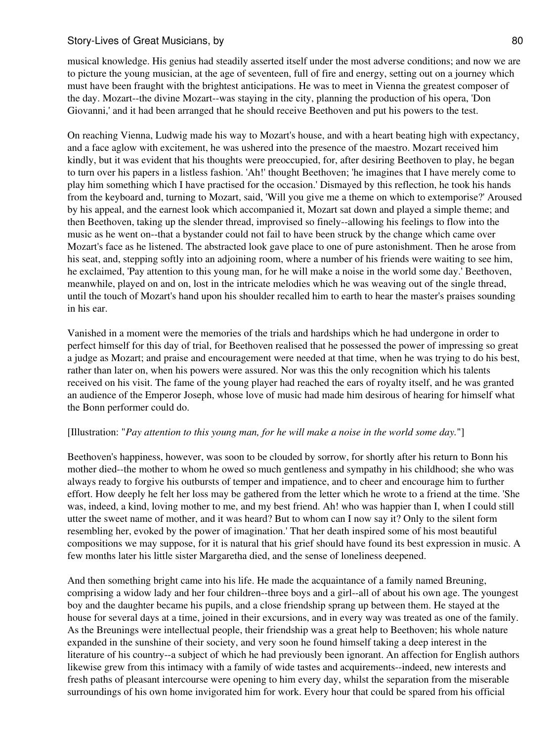musical knowledge. His genius had steadily asserted itself under the most adverse conditions; and now we are to picture the young musician, at the age of seventeen, full of fire and energy, setting out on a journey which must have been fraught with the brightest anticipations. He was to meet in Vienna the greatest composer of the day. Mozart--the divine Mozart--was staying in the city, planning the production of his opera, 'Don Giovanni,' and it had been arranged that he should receive Beethoven and put his powers to the test.

On reaching Vienna, Ludwig made his way to Mozart's house, and with a heart beating high with expectancy, and a face aglow with excitement, he was ushered into the presence of the maestro. Mozart received him kindly, but it was evident that his thoughts were preoccupied, for, after desiring Beethoven to play, he began to turn over his papers in a listless fashion. 'Ah!' thought Beethoven; 'he imagines that I have merely come to play him something which I have practised for the occasion.' Dismayed by this reflection, he took his hands from the keyboard and, turning to Mozart, said, 'Will you give me a theme on which to extemporise?' Aroused by his appeal, and the earnest look which accompanied it, Mozart sat down and played a simple theme; and then Beethoven, taking up the slender thread, improvised so finely--allowing his feelings to flow into the music as he went on--that a bystander could not fail to have been struck by the change which came over Mozart's face as he listened. The abstracted look gave place to one of pure astonishment. Then he arose from his seat, and, stepping softly into an adjoining room, where a number of his friends were waiting to see him, he exclaimed, 'Pay attention to this young man, for he will make a noise in the world some day.' Beethoven, meanwhile, played on and on, lost in the intricate melodies which he was weaving out of the single thread, until the touch of Mozart's hand upon his shoulder recalled him to earth to hear the master's praises sounding in his ear.

Vanished in a moment were the memories of the trials and hardships which he had undergone in order to perfect himself for this day of trial, for Beethoven realised that he possessed the power of impressing so great a judge as Mozart; and praise and encouragement were needed at that time, when he was trying to do his best, rather than later on, when his powers were assured. Nor was this the only recognition which his talents received on his visit. The fame of the young player had reached the ears of royalty itself, and he was granted an audience of the Emperor Joseph, whose love of music had made him desirous of hearing for himself what the Bonn performer could do.

[Illustration: "*Pay attention to this young man, for he will make a noise in the world some day.*"]

Beethoven's happiness, however, was soon to be clouded by sorrow, for shortly after his return to Bonn his mother died--the mother to whom he owed so much gentleness and sympathy in his childhood; she who was always ready to forgive his outbursts of temper and impatience, and to cheer and encourage him to further effort. How deeply he felt her loss may be gathered from the letter which he wrote to a friend at the time. 'She was, indeed, a kind, loving mother to me, and my best friend. Ah! who was happier than I, when I could still utter the sweet name of mother, and it was heard? But to whom can I now say it? Only to the silent form resembling her, evoked by the power of imagination.' That her death inspired some of his most beautiful compositions we may suppose, for it is natural that his grief should have found its best expression in music. A few months later his little sister Margaretha died, and the sense of loneliness deepened.

And then something bright came into his life. He made the acquaintance of a family named Breuning, comprising a widow lady and her four children--three boys and a girl--all of about his own age. The youngest boy and the daughter became his pupils, and a close friendship sprang up between them. He stayed at the house for several days at a time, joined in their excursions, and in every way was treated as one of the family. As the Breunings were intellectual people, their friendship was a great help to Beethoven; his whole nature expanded in the sunshine of their society, and very soon he found himself taking a deep interest in the literature of his country--a subject of which he had previously been ignorant. An affection for English authors likewise grew from this intimacy with a family of wide tastes and acquirements--indeed, new interests and fresh paths of pleasant intercourse were opening to him every day, whilst the separation from the miserable surroundings of his own home invigorated him for work. Every hour that could be spared from his official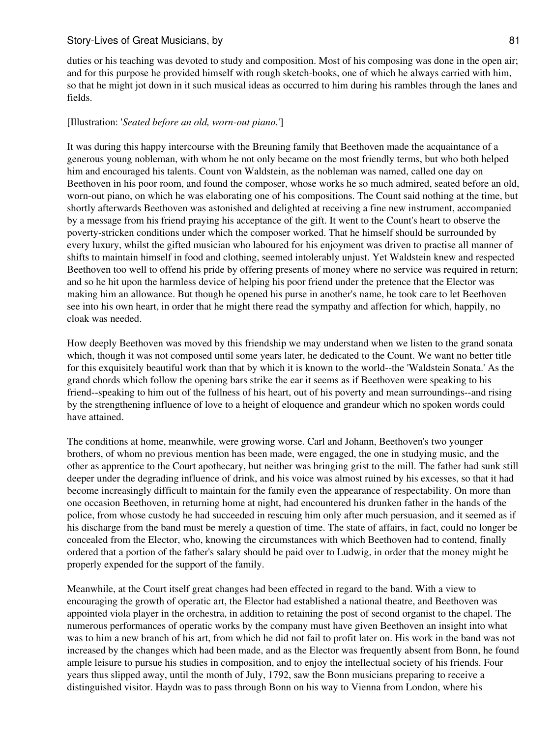duties or his teaching was devoted to study and composition. Most of his composing was done in the open air; and for this purpose he provided himself with rough sketch-books, one of which he always carried with him, so that he might jot down in it such musical ideas as occurred to him during his rambles through the lanes and fields.

[Illustration: '*Seated before an old, worn-out piano.*']

It was during this happy intercourse with the Breuning family that Beethoven made the acquaintance of a generous young nobleman, with whom he not only became on the most friendly terms, but who both helped him and encouraged his talents. Count von Waldstein, as the nobleman was named, called one day on Beethoven in his poor room, and found the composer, whose works he so much admired, seated before an old, worn-out piano, on which he was elaborating one of his compositions. The Count said nothing at the time, but shortly afterwards Beethoven was astonished and delighted at receiving a fine new instrument, accompanied by a message from his friend praying his acceptance of the gift. It went to the Count's heart to observe the poverty-stricken conditions under which the composer worked. That he himself should be surrounded by every luxury, whilst the gifted musician who laboured for his enjoyment was driven to practise all manner of shifts to maintain himself in food and clothing, seemed intolerably unjust. Yet Waldstein knew and respected Beethoven too well to offend his pride by offering presents of money where no service was required in return; and so he hit upon the harmless device of helping his poor friend under the pretence that the Elector was making him an allowance. But though he opened his purse in another's name, he took care to let Beethoven see into his own heart, in order that he might there read the sympathy and affection for which, happily, no cloak was needed.

How deeply Beethoven was moved by this friendship we may understand when we listen to the grand sonata which, though it was not composed until some years later, he dedicated to the Count. We want no better title for this exquisitely beautiful work than that by which it is known to the world--the 'Waldstein Sonata.' As the grand chords which follow the opening bars strike the ear it seems as if Beethoven were speaking to his friend--speaking to him out of the fullness of his heart, out of his poverty and mean surroundings--and rising by the strengthening influence of love to a height of eloquence and grandeur which no spoken words could have attained.

The conditions at home, meanwhile, were growing worse. Carl and Johann, Beethoven's two younger brothers, of whom no previous mention has been made, were engaged, the one in studying music, and the other as apprentice to the Court apothecary, but neither was bringing grist to the mill. The father had sunk still deeper under the degrading influence of drink, and his voice was almost ruined by his excesses, so that it had become increasingly difficult to maintain for the family even the appearance of respectability. On more than one occasion Beethoven, in returning home at night, had encountered his drunken father in the hands of the police, from whose custody he had succeeded in rescuing him only after much persuasion, and it seemed as if his discharge from the band must be merely a question of time. The state of affairs, in fact, could no longer be concealed from the Elector, who, knowing the circumstances with which Beethoven had to contend, finally ordered that a portion of the father's salary should be paid over to Ludwig, in order that the money might be properly expended for the support of the family.

Meanwhile, at the Court itself great changes had been effected in regard to the band. With a view to encouraging the growth of operatic art, the Elector had established a national theatre, and Beethoven was appointed viola player in the orchestra, in addition to retaining the post of second organist to the chapel. The numerous performances of operatic works by the company must have given Beethoven an insight into what was to him a new branch of his art, from which he did not fail to profit later on. His work in the band was not increased by the changes which had been made, and as the Elector was frequently absent from Bonn, he found ample leisure to pursue his studies in composition, and to enjoy the intellectual society of his friends. Four years thus slipped away, until the month of July, 1792, saw the Bonn musicians preparing to receive a distinguished visitor. Haydn was to pass through Bonn on his way to Vienna from London, where his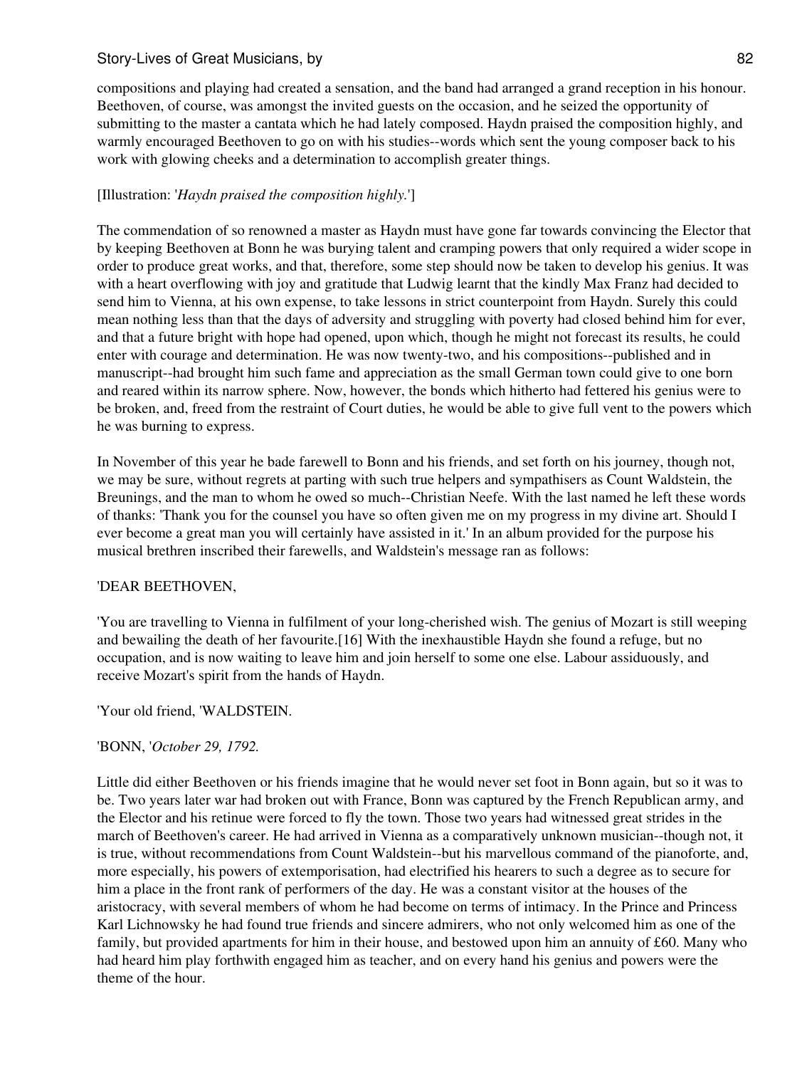compositions and playing had created a sensation, and the band had arranged a grand reception in his honour. Beethoven, of course, was amongst the invited guests on the occasion, and he seized the opportunity of submitting to the master a cantata which he had lately composed. Haydn praised the composition highly, and warmly encouraged Beethoven to go on with his studies--words which sent the young composer back to his work with glowing cheeks and a determination to accomplish greater things.

[Illustration: '*Haydn praised the composition highly.*']

The commendation of so renowned a master as Haydn must have gone far towards convincing the Elector that by keeping Beethoven at Bonn he was burying talent and cramping powers that only required a wider scope in order to produce great works, and that, therefore, some step should now be taken to develop his genius. It was with a heart overflowing with joy and gratitude that Ludwig learnt that the kindly Max Franz had decided to send him to Vienna, at his own expense, to take lessons in strict counterpoint from Haydn. Surely this could mean nothing less than that the days of adversity and struggling with poverty had closed behind him for ever, and that a future bright with hope had opened, upon which, though he might not forecast its results, he could enter with courage and determination. He was now twenty-two, and his compositions--published and in manuscript--had brought him such fame and appreciation as the small German town could give to one born and reared within its narrow sphere. Now, however, the bonds which hitherto had fettered his genius were to be broken, and, freed from the restraint of Court duties, he would be able to give full vent to the powers which he was burning to express.

In November of this year he bade farewell to Bonn and his friends, and set forth on his journey, though not, we may be sure, without regrets at parting with such true helpers and sympathisers as Count Waldstein, the Breunings, and the man to whom he owed so much--Christian Neefe. With the last named he left these words of thanks: 'Thank you for the counsel you have so often given me on my progress in my divine art. Should I ever become a great man you will certainly have assisted in it.' In an album provided for the purpose his musical brethren inscribed their farewells, and Waldstein's message ran as follows:

'DEAR BEETHOVEN,

'You are travelling to Vienna in fulfilment of your long-cherished wish. The genius of Mozart is still weeping and bewailing the death of her favourite.[16] With the inexhaustible Haydn she found a refuge, but no occupation, and is now waiting to leave him and join herself to some one else. Labour assiduously, and receive Mozart's spirit from the hands of Haydn.

'Your old friend, 'WALDSTEIN.

'BONN, '*October 29, 1792.*

Little did either Beethoven or his friends imagine that he would never set foot in Bonn again, but so it was to be. Two years later war had broken out with France, Bonn was captured by the French Republican army, and the Elector and his retinue were forced to fly the town. Those two years had witnessed great strides in the march of Beethoven's career. He had arrived in Vienna as a comparatively unknown musician--though not, it is true, without recommendations from Count Waldstein--but his marvellous command of the pianoforte, and, more especially, his powers of extemporisation, had electrified his hearers to such a degree as to secure for him a place in the front rank of performers of the day. He was a constant visitor at the houses of the aristocracy, with several members of whom he had become on terms of intimacy. In the Prince and Princess Karl Lichnowsky he had found true friends and sincere admirers, who not only welcomed him as one of the family, but provided apartments for him in their house, and bestowed upon him an annuity of £60. Many who had heard him play forthwith engaged him as teacher, and on every hand his genius and powers were the theme of the hour.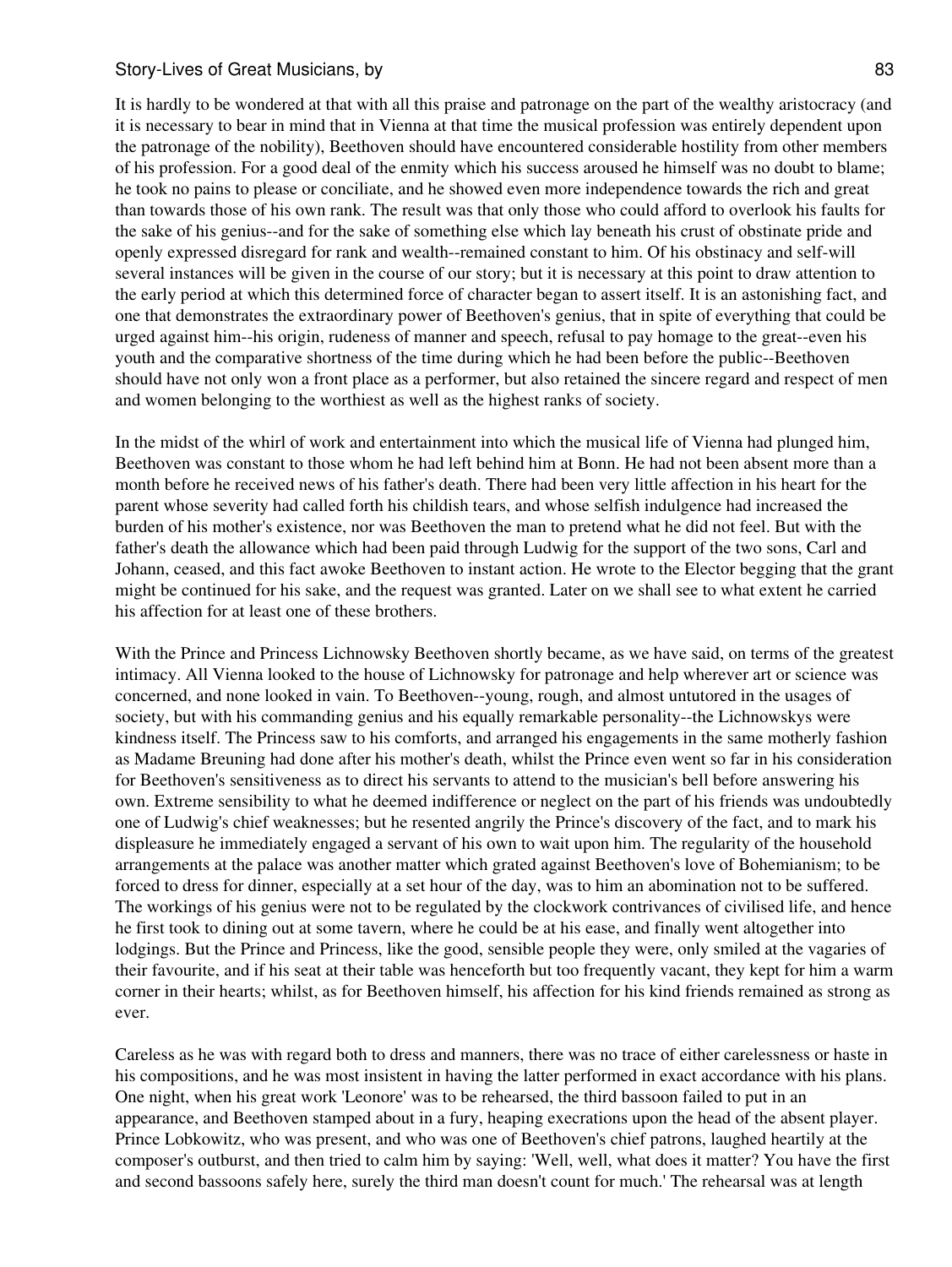It is hardly to be wondered at that with all this praise and patronage on the part of the wealthy aristocracy (and it is necessary to bear in mind that in Vienna at that time the musical profession was entirely dependent upon the patronage of the nobility), Beethoven should have encountered considerable hostility from other members of his profession. For a good deal of the enmity which his success aroused he himself was no doubt to blame; he took no pains to please or conciliate, and he showed even more independence towards the rich and great than towards those of his own rank. The result was that only those who could afford to overlook his faults for the sake of his genius--and for the sake of something else which lay beneath his crust of obstinate pride and openly expressed disregard for rank and wealth--remained constant to him. Of his obstinacy and self-will several instances will be given in the course of our story; but it is necessary at this point to draw attention to the early period at which this determined force of character began to assert itself. It is an astonishing fact, and one that demonstrates the extraordinary power of Beethoven's genius, that in spite of everything that could be urged against him--his origin, rudeness of manner and speech, refusal to pay homage to the great--even his youth and the comparative shortness of the time during which he had been before the public--Beethoven should have not only won a front place as a performer, but also retained the sincere regard and respect of men and women belonging to the worthiest as well as the highest ranks of society.

In the midst of the whirl of work and entertainment into which the musical life of Vienna had plunged him, Beethoven was constant to those whom he had left behind him at Bonn. He had not been absent more than a month before he received news of his father's death. There had been very little affection in his heart for the parent whose severity had called forth his childish tears, and whose selfish indulgence had increased the burden of his mother's existence, nor was Beethoven the man to pretend what he did not feel. But with the father's death the allowance which had been paid through Ludwig for the support of the two sons, Carl and Johann, ceased, and this fact awoke Beethoven to instant action. He wrote to the Elector begging that the grant might be continued for his sake, and the request was granted. Later on we shall see to what extent he carried his affection for at least one of these brothers.

With the Prince and Princess Lichnowsky Beethoven shortly became, as we have said, on terms of the greatest intimacy. All Vienna looked to the house of Lichnowsky for patronage and help wherever art or science was concerned, and none looked in vain. To Beethoven--young, rough, and almost untutored in the usages of society, but with his commanding genius and his equally remarkable personality--the Lichnowskys were kindness itself. The Princess saw to his comforts, and arranged his engagements in the same motherly fashion as Madame Breuning had done after his mother's death, whilst the Prince even went so far in his consideration for Beethoven's sensitiveness as to direct his servants to attend to the musician's bell before answering his own. Extreme sensibility to what he deemed indifference or neglect on the part of his friends was undoubtedly one of Ludwig's chief weaknesses; but he resented angrily the Prince's discovery of the fact, and to mark his displeasure he immediately engaged a servant of his own to wait upon him. The regularity of the household arrangements at the palace was another matter which grated against Beethoven's love of Bohemianism; to be forced to dress for dinner, especially at a set hour of the day, was to him an abomination not to be suffered. The workings of his genius were not to be regulated by the clockwork contrivances of civilised life, and hence he first took to dining out at some tavern, where he could be at his ease, and finally went altogether into lodgings. But the Prince and Princess, like the good, sensible people they were, only smiled at the vagaries of their favourite, and if his seat at their table was henceforth but too frequently vacant, they kept for him a warm corner in their hearts; whilst, as for Beethoven himself, his affection for his kind friends remained as strong as ever.

Careless as he was with regard both to dress and manners, there was no trace of either carelessness or haste in his compositions, and he was most insistent in having the latter performed in exact accordance with his plans. One night, when his great work 'Leonore' was to be rehearsed, the third bassoon failed to put in an appearance, and Beethoven stamped about in a fury, heaping execrations upon the head of the absent player. Prince Lobkowitz, who was present, and who was one of Beethoven's chief patrons, laughed heartily at the composer's outburst, and then tried to calm him by saying: 'Well, well, what does it matter? You have the first and second bassoons safely here, surely the third man doesn't count for much.' The rehearsal was at length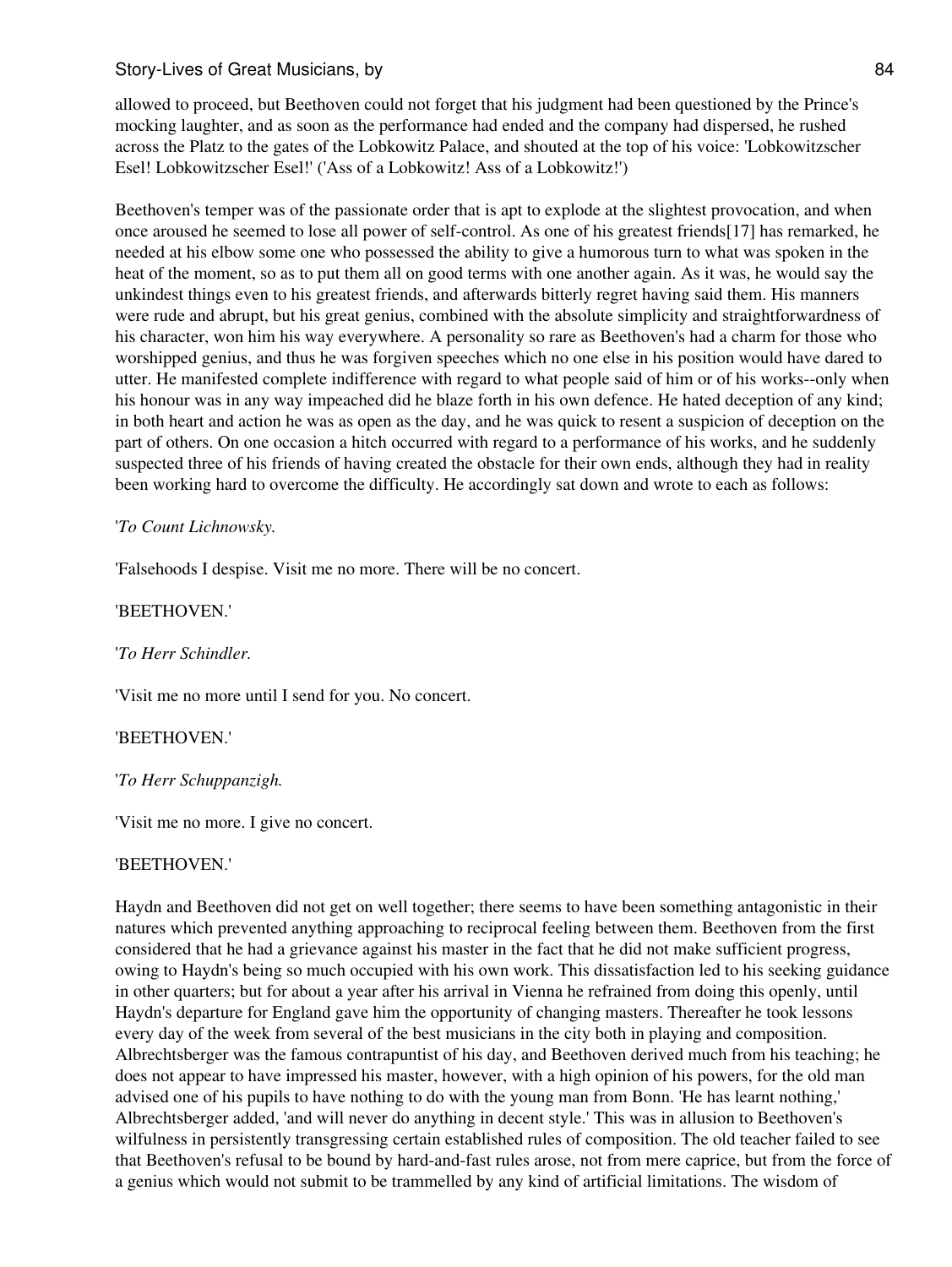allowed to proceed, but Beethoven could not forget that his judgment had been questioned by the Prince's mocking laughter, and as soon as the performance had ended and the company had dispersed, he rushed across the Platz to the gates of the Lobkowitz Palace, and shouted at the top of his voice: 'Lobkowitzscher Esel! Lobkowitzscher Esel!' ('Ass of a Lobkowitz! Ass of a Lobkowitz!')

Beethoven's temper was of the passionate order that is apt to explode at the slightest provocation, and when once aroused he seemed to lose all power of self-control. As one of his greatest friends[17] has remarked, he needed at his elbow some one who possessed the ability to give a humorous turn to what was spoken in the heat of the moment, so as to put them all on good terms with one another again. As it was, he would say the unkindest things even to his greatest friends, and afterwards bitterly regret having said them. His manners were rude and abrupt, but his great genius, combined with the absolute simplicity and straightforwardness of his character, won him his way everywhere. A personality so rare as Beethoven's had a charm for those who worshipped genius, and thus he was forgiven speeches which no one else in his position would have dared to utter. He manifested complete indifference with regard to what people said of him or of his works--only when his honour was in any way impeached did he blaze forth in his own defence. He hated deception of any kind; in both heart and action he was as open as the day, and he was quick to resent a suspicion of deception on the part of others. On one occasion a hitch occurred with regard to a performance of his works, and he suddenly suspected three of his friends of having created the obstacle for their own ends, although they had in reality been working hard to overcome the difficulty. He accordingly sat down and wrote to each as follows:

'*To Count Lichnowsky.*

'Falsehoods I despise. Visit me no more. There will be no concert.

'BEETHOVEN.'

'*To Herr Schindler.*

'Visit me no more until I send for you. No concert.

'BEETHOVEN.'

'*To Herr Schuppanzigh.*

'Visit me no more. I give no concert.

'BEETHOVEN.'

Haydn and Beethoven did not get on well together; there seems to have been something antagonistic in their natures which prevented anything approaching to reciprocal feeling between them. Beethoven from the first considered that he had a grievance against his master in the fact that he did not make sufficient progress, owing to Haydn's being so much occupied with his own work. This dissatisfaction led to his seeking guidance in other quarters; but for about a year after his arrival in Vienna he refrained from doing this openly, until Haydn's departure for England gave him the opportunity of changing masters. Thereafter he took lessons every day of the week from several of the best musicians in the city both in playing and composition. Albrechtsberger was the famous contrapuntist of his day, and Beethoven derived much from his teaching; he does not appear to have impressed his master, however, with a high opinion of his powers, for the old man advised one of his pupils to have nothing to do with the young man from Bonn. 'He has learnt nothing,' Albrechtsberger added, 'and will never do anything in decent style.' This was in allusion to Beethoven's wilfulness in persistently transgressing certain established rules of composition. The old teacher failed to see that Beethoven's refusal to be bound by hard-and-fast rules arose, not from mere caprice, but from the force of a genius which would not submit to be trammelled by any kind of artificial limitations. The wisdom of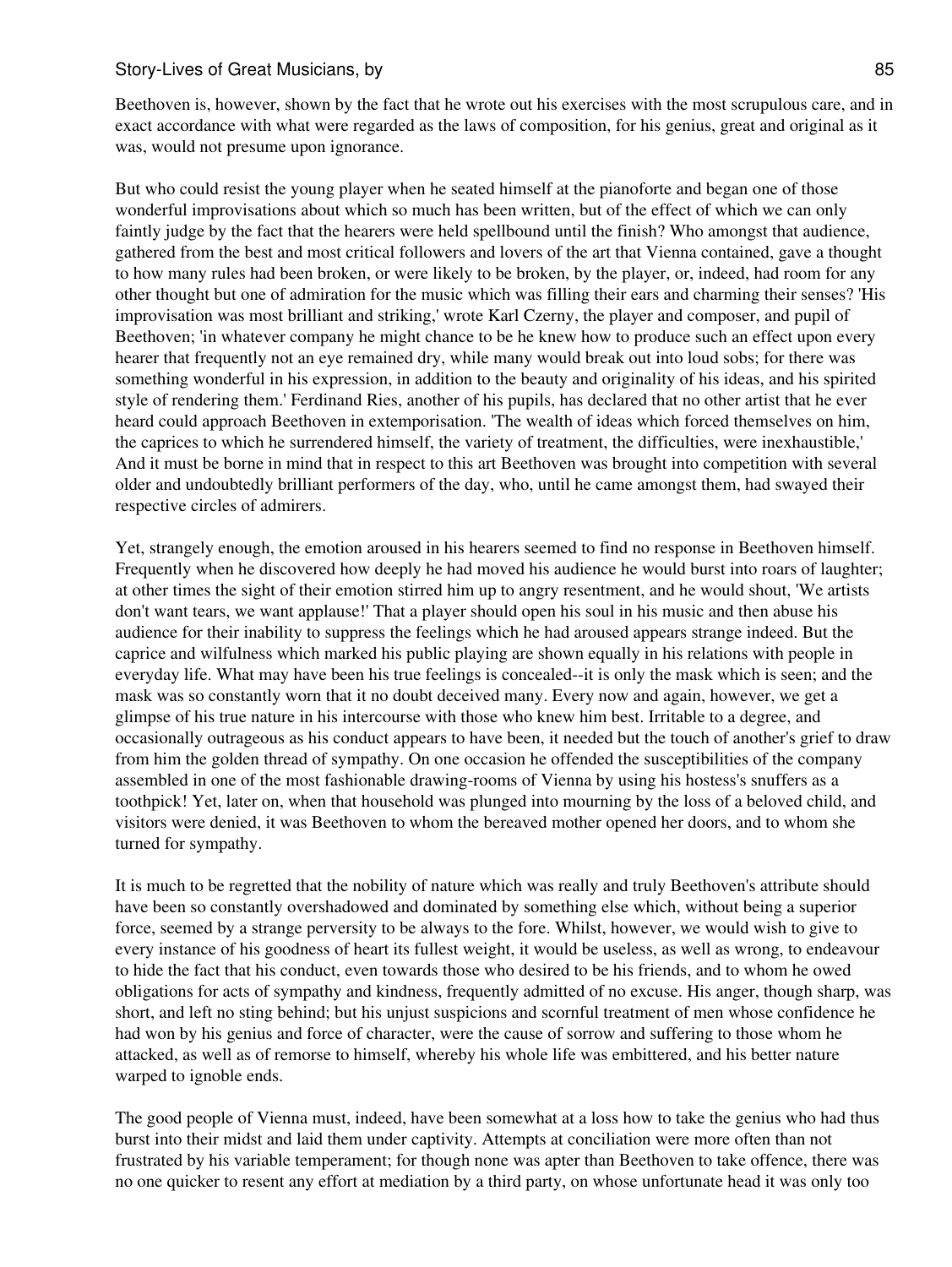Beethoven is, however, shown by the fact that he wrote out his exercises with the most scrupulous care, and in exact accordance with what were regarded as the laws of composition, for his genius, great and original as it was, would not presume upon ignorance.

But who could resist the young player when he seated himself at the pianoforte and began one of those wonderful improvisations about which so much has been written, but of the effect of which we can only faintly judge by the fact that the hearers were held spellbound until the finish? Who amongst that audience, gathered from the best and most critical followers and lovers of the art that Vienna contained, gave a thought to how many rules had been broken, or were likely to be broken, by the player, or, indeed, had room for any other thought but one of admiration for the music which was filling their ears and charming their senses? 'His improvisation was most brilliant and striking,' wrote Karl Czerny, the player and composer, and pupil of Beethoven; 'in whatever company he might chance to be he knew how to produce such an effect upon every hearer that frequently not an eye remained dry, while many would break out into loud sobs; for there was something wonderful in his expression, in addition to the beauty and originality of his ideas, and his spirited style of rendering them.' Ferdinand Ries, another of his pupils, has declared that no other artist that he ever heard could approach Beethoven in extemporisation. 'The wealth of ideas which forced themselves on him, the caprices to which he surrendered himself, the variety of treatment, the difficulties, were inexhaustible,' And it must be borne in mind that in respect to this art Beethoven was brought into competition with several older and undoubtedly brilliant performers of the day, who, until he came amongst them, had swayed their respective circles of admirers.

Yet, strangely enough, the emotion aroused in his hearers seemed to find no response in Beethoven himself. Frequently when he discovered how deeply he had moved his audience he would burst into roars of laughter; at other times the sight of their emotion stirred him up to angry resentment, and he would shout, 'We artists don't want tears, we want applause!' That a player should open his soul in his music and then abuse his audience for their inability to suppress the feelings which he had aroused appears strange indeed. But the caprice and wilfulness which marked his public playing are shown equally in his relations with people in everyday life. What may have been his true feelings is concealed--it is only the mask which is seen; and the mask was so constantly worn that it no doubt deceived many. Every now and again, however, we get a glimpse of his true nature in his intercourse with those who knew him best. Irritable to a degree, and occasionally outrageous as his conduct appears to have been, it needed but the touch of another's grief to draw from him the golden thread of sympathy. On one occasion he offended the susceptibilities of the company assembled in one of the most fashionable drawing-rooms of Vienna by using his hostess's snuffers as a toothpick! Yet, later on, when that household was plunged into mourning by the loss of a beloved child, and visitors were denied, it was Beethoven to whom the bereaved mother opened her doors, and to whom she turned for sympathy.

It is much to be regretted that the nobility of nature which was really and truly Beethoven's attribute should have been so constantly overshadowed and dominated by something else which, without being a superior force, seemed by a strange perversity to be always to the fore. Whilst, however, we would wish to give to every instance of his goodness of heart its fullest weight, it would be useless, as well as wrong, to endeavour to hide the fact that his conduct, even towards those who desired to be his friends, and to whom he owed obligations for acts of sympathy and kindness, frequently admitted of no excuse. His anger, though sharp, was short, and left no sting behind; but his unjust suspicions and scornful treatment of men whose confidence he had won by his genius and force of character, were the cause of sorrow and suffering to those whom he attacked, as well as of remorse to himself, whereby his whole life was embittered, and his better nature warped to ignoble ends.

The good people of Vienna must, indeed, have been somewhat at a loss how to take the genius who had thus burst into their midst and laid them under captivity. Attempts at conciliation were more often than not frustrated by his variable temperament; for though none was apter than Beethoven to take offence, there was no one quicker to resent any effort at mediation by a third party, on whose unfortunate head it was only too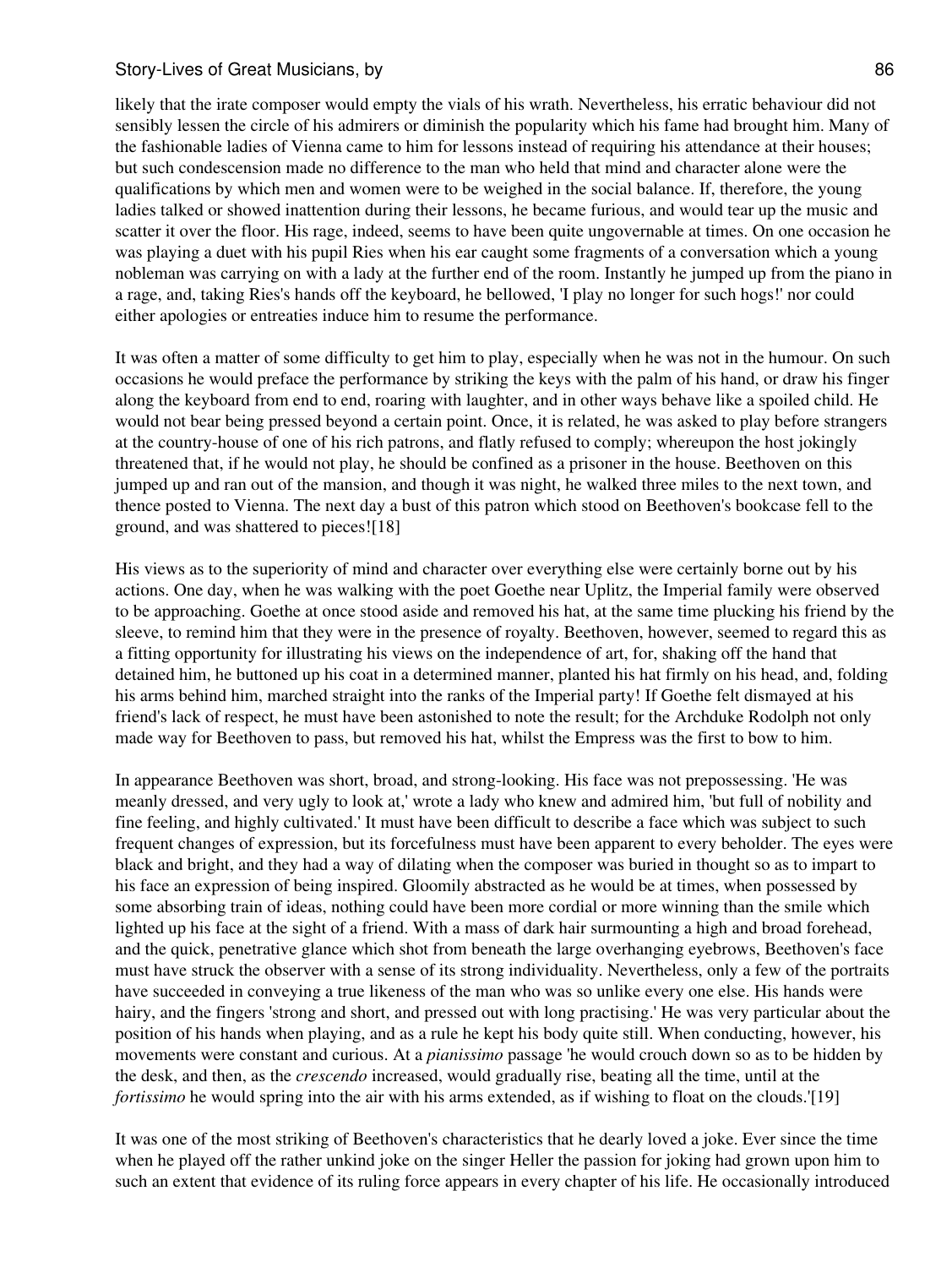likely that the irate composer would empty the vials of his wrath. Nevertheless, his erratic behaviour did not sensibly lessen the circle of his admirers or diminish the popularity which his fame had brought him. Many of the fashionable ladies of Vienna came to him for lessons instead of requiring his attendance at their houses; but such condescension made no difference to the man who held that mind and character alone were the qualifications by which men and women were to be weighed in the social balance. If, therefore, the young ladies talked or showed inattention during their lessons, he became furious, and would tear up the music and scatter it over the floor. His rage, indeed, seems to have been quite ungovernable at times. On one occasion he was playing a duet with his pupil Ries when his ear caught some fragments of a conversation which a young nobleman was carrying on with a lady at the further end of the room. Instantly he jumped up from the piano in a rage, and, taking Ries's hands off the keyboard, he bellowed, 'I play no longer for such hogs!' nor could either apologies or entreaties induce him to resume the performance.

It was often a matter of some difficulty to get him to play, especially when he was not in the humour. On such occasions he would preface the performance by striking the keys with the palm of his hand, or draw his finger along the keyboard from end to end, roaring with laughter, and in other ways behave like a spoiled child. He would not bear being pressed beyond a certain point. Once, it is related, he was asked to play before strangers at the country-house of one of his rich patrons, and flatly refused to comply; whereupon the host jokingly threatened that, if he would not play, he should be confined as a prisoner in the house. Beethoven on this jumped up and ran out of the mansion, and though it was night, he walked three miles to the next town, and thence posted to Vienna. The next day a bust of this patron which stood on Beethoven's bookcase fell to the ground, and was shattered to pieces![18]

His views as to the superiority of mind and character over everything else were certainly borne out by his actions. One day, when he was walking with the poet Goethe near Uplitz, the Imperial family were observed to be approaching. Goethe at once stood aside and removed his hat, at the same time plucking his friend by the sleeve, to remind him that they were in the presence of royalty. Beethoven, however, seemed to regard this as a fitting opportunity for illustrating his views on the independence of art, for, shaking off the hand that detained him, he buttoned up his coat in a determined manner, planted his hat firmly on his head, and, folding his arms behind him, marched straight into the ranks of the Imperial party! If Goethe felt dismayed at his friend's lack of respect, he must have been astonished to note the result; for the Archduke Rodolph not only made way for Beethoven to pass, but removed his hat, whilst the Empress was the first to bow to him.

In appearance Beethoven was short, broad, and strong-looking. His face was not prepossessing. 'He was meanly dressed, and very ugly to look at,' wrote a lady who knew and admired him, 'but full of nobility and fine feeling, and highly cultivated.' It must have been difficult to describe a face which was subject to such frequent changes of expression, but its forcefulness must have been apparent to every beholder. The eyes were black and bright, and they had a way of dilating when the composer was buried in thought so as to impart to his face an expression of being inspired. Gloomily abstracted as he would be at times, when possessed by some absorbing train of ideas, nothing could have been more cordial or more winning than the smile which lighted up his face at the sight of a friend. With a mass of dark hair surmounting a high and broad forehead, and the quick, penetrative glance which shot from beneath the large overhanging eyebrows, Beethoven's face must have struck the observer with a sense of its strong individuality. Nevertheless, only a few of the portraits have succeeded in conveying a true likeness of the man who was so unlike every one else. His hands were hairy, and the fingers 'strong and short, and pressed out with long practising.' He was very particular about the position of his hands when playing, and as a rule he kept his body quite still. When conducting, however, his movements were constant and curious. At a *pianissimo* passage 'he would crouch down so as to be hidden by the desk, and then, as the *crescendo* increased, would gradually rise, beating all the time, until at the *fortissimo* he would spring into the air with his arms extended, as if wishing to float on the clouds.'[19]

It was one of the most striking of Beethoven's characteristics that he dearly loved a joke. Ever since the time when he played off the rather unkind joke on the singer Heller the passion for joking had grown upon him to such an extent that evidence of its ruling force appears in every chapter of his life. He occasionally introduced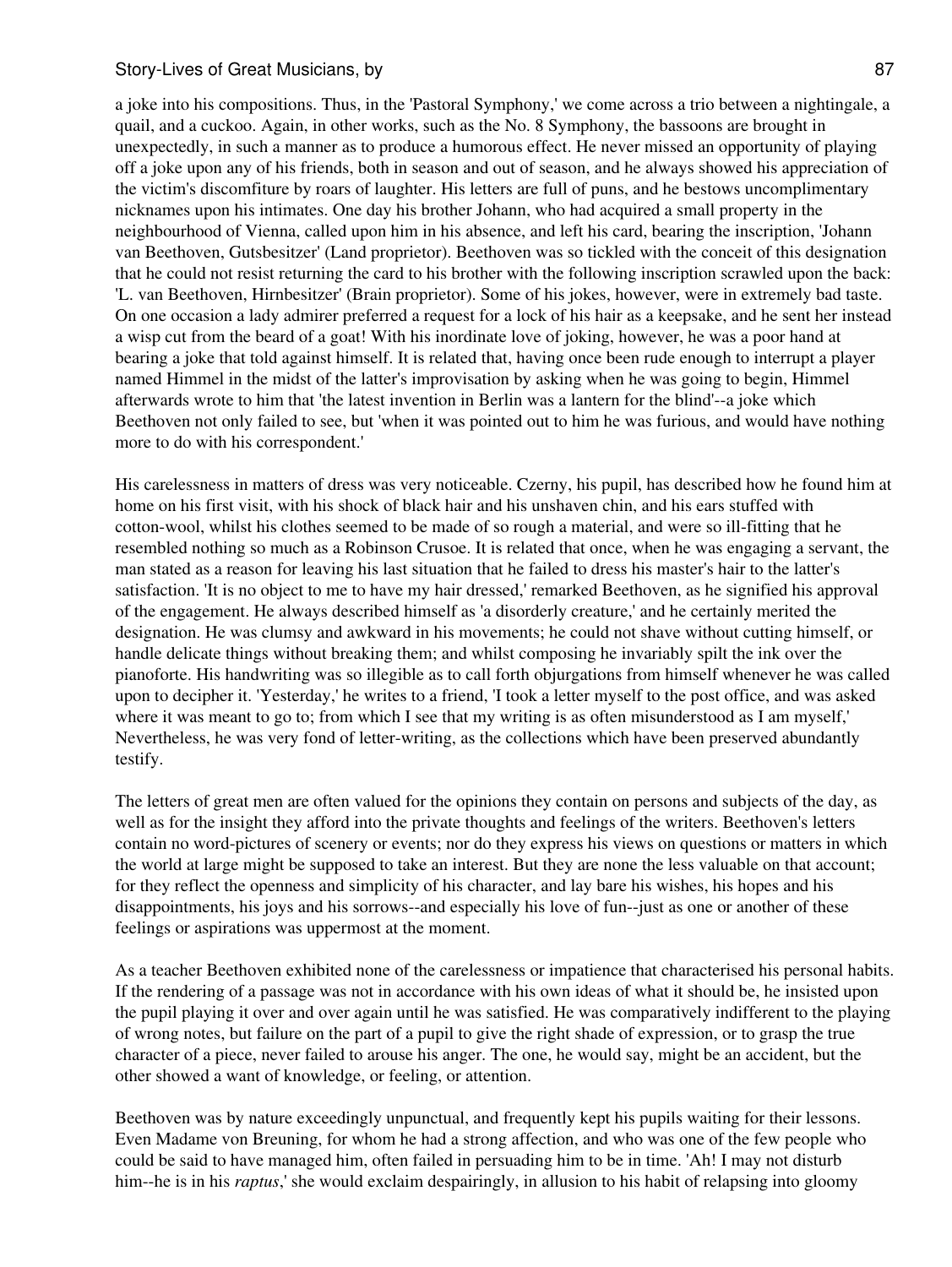a joke into his compositions. Thus, in the 'Pastoral Symphony,' we come across a trio between a nightingale, a quail, and a cuckoo. Again, in other works, such as the No. 8 Symphony, the bassoons are brought in unexpectedly, in such a manner as to produce a humorous effect. He never missed an opportunity of playing off a joke upon any of his friends, both in season and out of season, and he always showed his appreciation of the victim's discomfiture by roars of laughter. His letters are full of puns, and he bestows uncomplimentary nicknames upon his intimates. One day his brother Johann, who had acquired a small property in the neighbourhood of Vienna, called upon him in his absence, and left his card, bearing the inscription, 'Johann van Beethoven, Gutsbesitzer' (Land proprietor). Beethoven was so tickled with the conceit of this designation that he could not resist returning the card to his brother with the following inscription scrawled upon the back: 'L. van Beethoven, Hirnbesitzer' (Brain proprietor). Some of his jokes, however, were in extremely bad taste. On one occasion a lady admirer preferred a request for a lock of his hair as a keepsake, and he sent her instead a wisp cut from the beard of a goat! With his inordinate love of joking, however, he was a poor hand at bearing a joke that told against himself. It is related that, having once been rude enough to interrupt a player named Himmel in the midst of the latter's improvisation by asking when he was going to begin, Himmel afterwards wrote to him that 'the latest invention in Berlin was a lantern for the blind'--a joke which Beethoven not only failed to see, but 'when it was pointed out to him he was furious, and would have nothing more to do with his correspondent.'

His carelessness in matters of dress was very noticeable. Czerny, his pupil, has described how he found him at home on his first visit, with his shock of black hair and his unshaven chin, and his ears stuffed with cotton-wool, whilst his clothes seemed to be made of so rough a material, and were so ill-fitting that he resembled nothing so much as a Robinson Crusoe. It is related that once, when he was engaging a servant, the man stated as a reason for leaving his last situation that he failed to dress his master's hair to the latter's satisfaction. 'It is no object to me to have my hair dressed,' remarked Beethoven, as he signified his approval of the engagement. He always described himself as 'a disorderly creature,' and he certainly merited the designation. He was clumsy and awkward in his movements; he could not shave without cutting himself, or handle delicate things without breaking them; and whilst composing he invariably spilt the ink over the pianoforte. His handwriting was so illegible as to call forth objurgations from himself whenever he was called upon to decipher it. 'Yesterday,' he writes to a friend, 'I took a letter myself to the post office, and was asked where it was meant to go to; from which I see that my writing is as often misunderstood as I am myself,' Nevertheless, he was very fond of letter-writing, as the collections which have been preserved abundantly testify.

The letters of great men are often valued for the opinions they contain on persons and subjects of the day, as well as for the insight they afford into the private thoughts and feelings of the writers. Beethoven's letters contain no word-pictures of scenery or events; nor do they express his views on questions or matters in which the world at large might be supposed to take an interest. But they are none the less valuable on that account; for they reflect the openness and simplicity of his character, and lay bare his wishes, his hopes and his disappointments, his joys and his sorrows--and especially his love of fun--just as one or another of these feelings or aspirations was uppermost at the moment.

As a teacher Beethoven exhibited none of the carelessness or impatience that characterised his personal habits. If the rendering of a passage was not in accordance with his own ideas of what it should be, he insisted upon the pupil playing it over and over again until he was satisfied. He was comparatively indifferent to the playing of wrong notes, but failure on the part of a pupil to give the right shade of expression, or to grasp the true character of a piece, never failed to arouse his anger. The one, he would say, might be an accident, but the other showed a want of knowledge, or feeling, or attention.

Beethoven was by nature exceedingly unpunctual, and frequently kept his pupils waiting for their lessons. Even Madame von Breuning, for whom he had a strong affection, and who was one of the few people who could be said to have managed him, often failed in persuading him to be in time. 'Ah! I may not disturb him--he is in his *raptus*,' she would exclaim despairingly, in allusion to his habit of relapsing into gloomy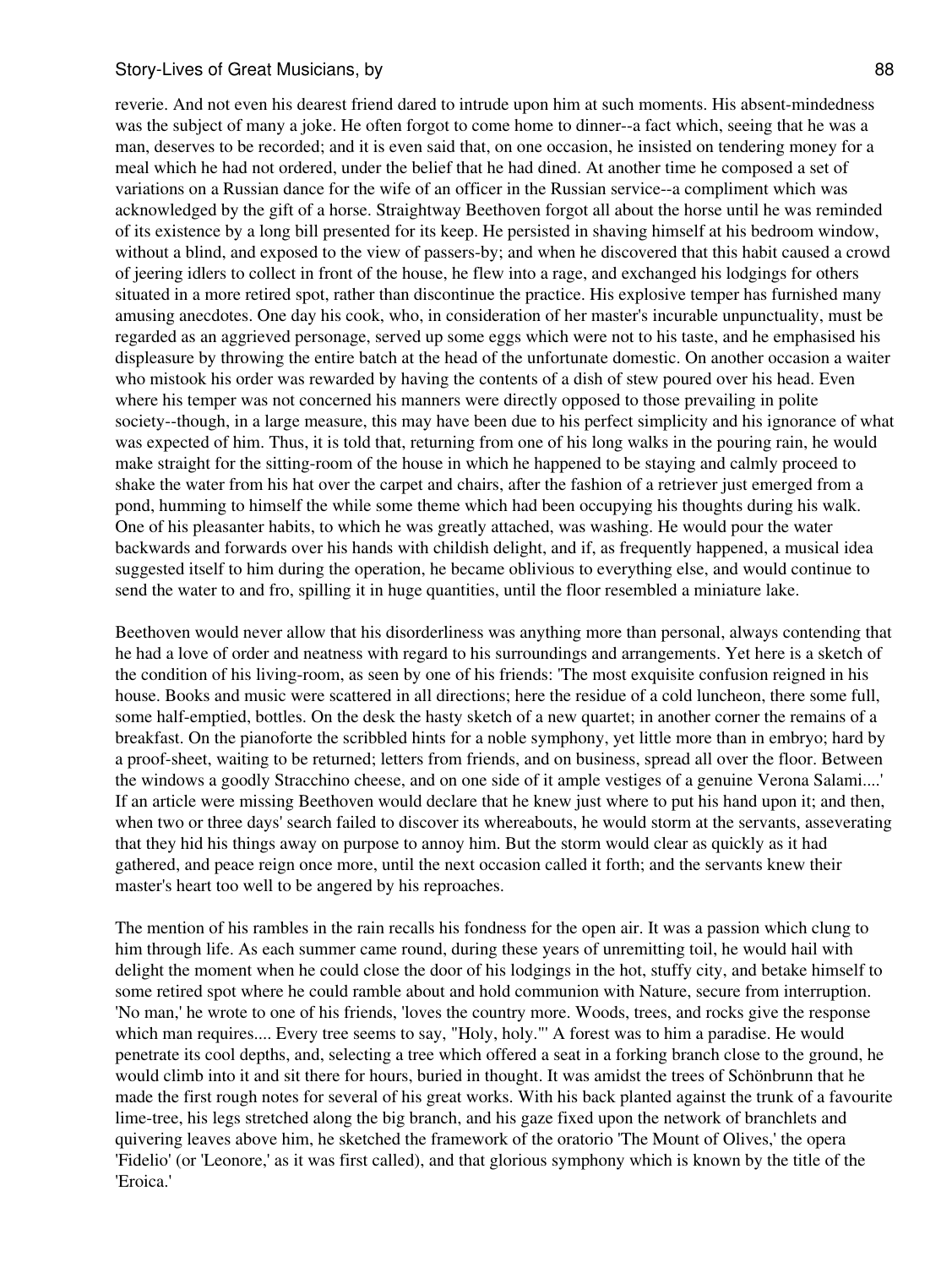reverie. And not even his dearest friend dared to intrude upon him at such moments. His absent-mindedness was the subject of many a joke. He often forgot to come home to dinner--a fact which, seeing that he was a man, deserves to be recorded; and it is even said that, on one occasion, he insisted on tendering money for a meal which he had not ordered, under the belief that he had dined. At another time he composed a set of variations on a Russian dance for the wife of an officer in the Russian service--a compliment which was acknowledged by the gift of a horse. Straightway Beethoven forgot all about the horse until he was reminded of its existence by a long bill presented for its keep. He persisted in shaving himself at his bedroom window, without a blind, and exposed to the view of passers-by; and when he discovered that this habit caused a crowd of jeering idlers to collect in front of the house, he flew into a rage, and exchanged his lodgings for others situated in a more retired spot, rather than discontinue the practice. His explosive temper has furnished many amusing anecdotes. One day his cook, who, in consideration of her master's incurable unpunctuality, must be regarded as an aggrieved personage, served up some eggs which were not to his taste, and he emphasised his displeasure by throwing the entire batch at the head of the unfortunate domestic. On another occasion a waiter who mistook his order was rewarded by having the contents of a dish of stew poured over his head. Even where his temper was not concerned his manners were directly opposed to those prevailing in polite society--though, in a large measure, this may have been due to his perfect simplicity and his ignorance of what was expected of him. Thus, it is told that, returning from one of his long walks in the pouring rain, he would make straight for the sitting-room of the house in which he happened to be staying and calmly proceed to shake the water from his hat over the carpet and chairs, after the fashion of a retriever just emerged from a pond, humming to himself the while some theme which had been occupying his thoughts during his walk. One of his pleasanter habits, to which he was greatly attached, was washing. He would pour the water backwards and forwards over his hands with childish delight, and if, as frequently happened, a musical idea suggested itself to him during the operation, he became oblivious to everything else, and would continue to send the water to and fro, spilling it in huge quantities, until the floor resembled a miniature lake.

Beethoven would never allow that his disorderliness was anything more than personal, always contending that he had a love of order and neatness with regard to his surroundings and arrangements. Yet here is a sketch of the condition of his living-room, as seen by one of his friends: 'The most exquisite confusion reigned in his house. Books and music were scattered in all directions; here the residue of a cold luncheon, there some full, some half-emptied, bottles. On the desk the hasty sketch of a new quartet; in another corner the remains of a breakfast. On the pianoforte the scribbled hints for a noble symphony, yet little more than in embryo; hard by a proof-sheet, waiting to be returned; letters from friends, and on business, spread all over the floor. Between the windows a goodly Stracchino cheese, and on one side of it ample vestiges of a genuine Verona Salami....' If an article were missing Beethoven would declare that he knew just where to put his hand upon it; and then, when two or three days' search failed to discover its whereabouts, he would storm at the servants, asseverating that they hid his things away on purpose to annoy him. But the storm would clear as quickly as it had gathered, and peace reign once more, until the next occasion called it forth; and the servants knew their master's heart too well to be angered by his reproaches.

The mention of his rambles in the rain recalls his fondness for the open air. It was a passion which clung to him through life. As each summer came round, during these years of unremitting toil, he would hail with delight the moment when he could close the door of his lodgings in the hot, stuffy city, and betake himself to some retired spot where he could ramble about and hold communion with Nature, secure from interruption. 'No man,' he wrote to one of his friends, 'loves the country more. Woods, trees, and rocks give the response which man requires.... Every tree seems to say, "Holy, holy."' A forest was to him a paradise. He would penetrate its cool depths, and, selecting a tree which offered a seat in a forking branch close to the ground, he would climb into it and sit there for hours, buried in thought. It was amidst the trees of Schönbrunn that he made the first rough notes for several of his great works. With his back planted against the trunk of a favourite lime-tree, his legs stretched along the big branch, and his gaze fixed upon the network of branchlets and quivering leaves above him, he sketched the framework of the oratorio 'The Mount of Olives,' the opera 'Fidelio' (or 'Leonore,' as it was first called), and that glorious symphony which is known by the title of the 'Eroica.'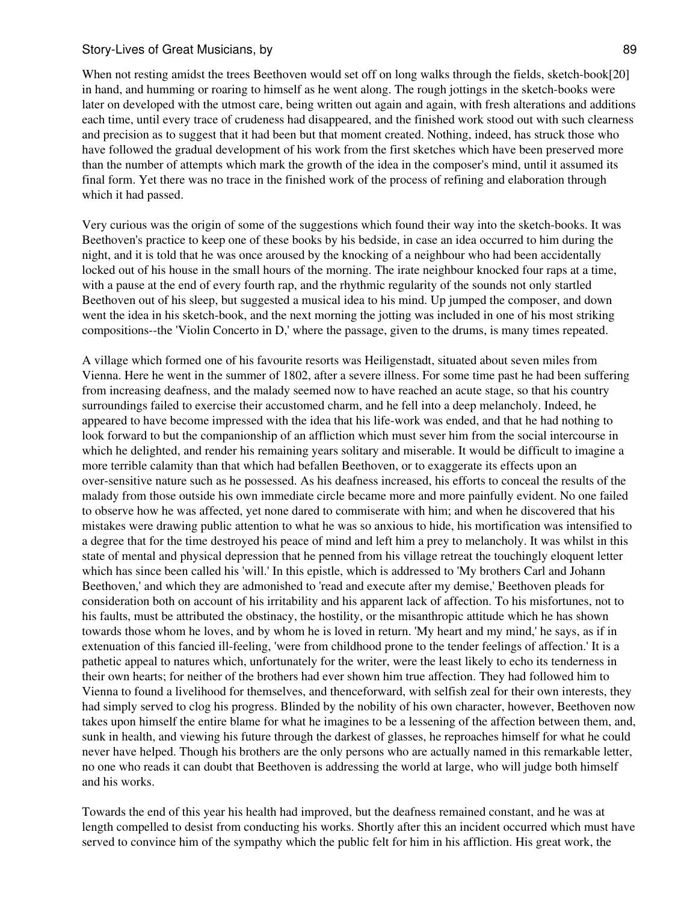When not resting amidst the trees Beethoven would set off on long walks through the fields, sketch-book[20] in hand, and humming or roaring to himself as he went along. The rough jottings in the sketch-books were later on developed with the utmost care, being written out again and again, with fresh alterations and additions each time, until every trace of crudeness had disappeared, and the finished work stood out with such clearness and precision as to suggest that it had been but that moment created. Nothing, indeed, has struck those who have followed the gradual development of his work from the first sketches which have been preserved more than the number of attempts which mark the growth of the idea in the composer's mind, until it assumed its final form. Yet there was no trace in the finished work of the process of refining and elaboration through which it had passed.

Very curious was the origin of some of the suggestions which found their way into the sketch-books. It was Beethoven's practice to keep one of these books by his bedside, in case an idea occurred to him during the night, and it is told that he was once aroused by the knocking of a neighbour who had been accidentally locked out of his house in the small hours of the morning. The irate neighbour knocked four raps at a time, with a pause at the end of every fourth rap, and the rhythmic regularity of the sounds not only startled Beethoven out of his sleep, but suggested a musical idea to his mind. Up jumped the composer, and down went the idea in his sketch-book, and the next morning the jotting was included in one of his most striking compositions--the 'Violin Concerto in D,' where the passage, given to the drums, is many times repeated.

A village which formed one of his favourite resorts was Heiligenstadt, situated about seven miles from Vienna. Here he went in the summer of 1802, after a severe illness. For some time past he had been suffering from increasing deafness, and the malady seemed now to have reached an acute stage, so that his country surroundings failed to exercise their accustomed charm, and he fell into a deep melancholy. Indeed, he appeared to have become impressed with the idea that his life-work was ended, and that he had nothing to look forward to but the companionship of an affliction which must sever him from the social intercourse in which he delighted, and render his remaining years solitary and miserable. It would be difficult to imagine a more terrible calamity than that which had befallen Beethoven, or to exaggerate its effects upon an over-sensitive nature such as he possessed. As his deafness increased, his efforts to conceal the results of the malady from those outside his own immediate circle became more and more painfully evident. No one failed to observe how he was affected, yet none dared to commiserate with him; and when he discovered that his mistakes were drawing public attention to what he was so anxious to hide, his mortification was intensified to a degree that for the time destroyed his peace of mind and left him a prey to melancholy. It was whilst in this state of mental and physical depression that he penned from his village retreat the touchingly eloquent letter which has since been called his 'will.' In this epistle, which is addressed to 'My brothers Carl and Johann Beethoven,' and which they are admonished to 'read and execute after my demise,' Beethoven pleads for consideration both on account of his irritability and his apparent lack of affection. To his misfortunes, not to his faults, must be attributed the obstinacy, the hostility, or the misanthropic attitude which he has shown towards those whom he loves, and by whom he is loved in return. 'My heart and my mind,' he says, as if in extenuation of this fancied ill-feeling, 'were from childhood prone to the tender feelings of affection.' It is a pathetic appeal to natures which, unfortunately for the writer, were the least likely to echo its tenderness in their own hearts; for neither of the brothers had ever shown him true affection. They had followed him to Vienna to found a livelihood for themselves, and thenceforward, with selfish zeal for their own interests, they had simply served to clog his progress. Blinded by the nobility of his own character, however, Beethoven now takes upon himself the entire blame for what he imagines to be a lessening of the affection between them, and, sunk in health, and viewing his future through the darkest of glasses, he reproaches himself for what he could never have helped. Though his brothers are the only persons who are actually named in this remarkable letter, no one who reads it can doubt that Beethoven is addressing the world at large, who will judge both himself and his works.

Towards the end of this year his health had improved, but the deafness remained constant, and he was at length compelled to desist from conducting his works. Shortly after this an incident occurred which must have served to convince him of the sympathy which the public felt for him in his affliction. His great work, the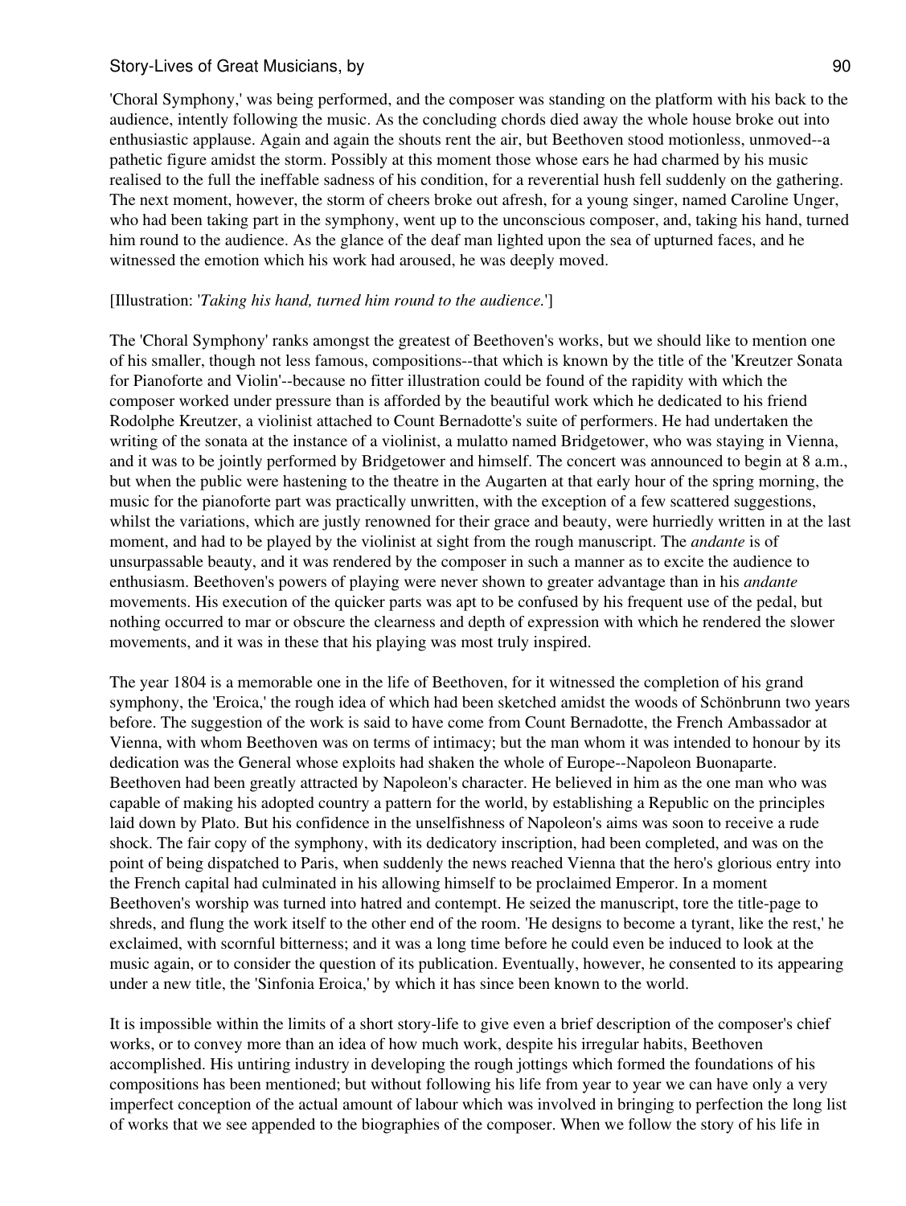'Choral Symphony,' was being performed, and the composer was standing on the platform with his back to the audience, intently following the music. As the concluding chords died away the whole house broke out into enthusiastic applause. Again and again the shouts rent the air, but Beethoven stood motionless, unmoved--a pathetic figure amidst the storm. Possibly at this moment those whose ears he had charmed by his music realised to the full the ineffable sadness of his condition, for a reverential hush fell suddenly on the gathering. The next moment, however, the storm of cheers broke out afresh, for a young singer, named Caroline Unger, who had been taking part in the symphony, went up to the unconscious composer, and, taking his hand, turned him round to the audience. As the glance of the deaf man lighted upon the sea of upturned faces, and he witnessed the emotion which his work had aroused, he was deeply moved.

[Illustration: '*Taking his hand, turned him round to the audience.*']

The 'Choral Symphony' ranks amongst the greatest of Beethoven's works, but we should like to mention one of his smaller, though not less famous, compositions--that which is known by the title of the 'Kreutzer Sonata for Pianoforte and Violin'--because no fitter illustration could be found of the rapidity with which the composer worked under pressure than is afforded by the beautiful work which he dedicated to his friend Rodolphe Kreutzer, a violinist attached to Count Bernadotte's suite of performers. He had undertaken the writing of the sonata at the instance of a violinist, a mulatto named Bridgetower, who was staying in Vienna, and it was to be jointly performed by Bridgetower and himself. The concert was announced to begin at 8 a.m., but when the public were hastening to the theatre in the Augarten at that early hour of the spring morning, the music for the pianoforte part was practically unwritten, with the exception of a few scattered suggestions, whilst the variations, which are justly renowned for their grace and beauty, were hurriedly written in at the last moment, and had to be played by the violinist at sight from the rough manuscript. The *andante* is of unsurpassable beauty, and it was rendered by the composer in such a manner as to excite the audience to enthusiasm. Beethoven's powers of playing were never shown to greater advantage than in his *andante* movements. His execution of the quicker parts was apt to be confused by his frequent use of the pedal, but nothing occurred to mar or obscure the clearness and depth of expression with which he rendered the slower movements, and it was in these that his playing was most truly inspired.

The year 1804 is a memorable one in the life of Beethoven, for it witnessed the completion of his grand symphony, the 'Eroica,' the rough idea of which had been sketched amidst the woods of Schönbrunn two years before. The suggestion of the work is said to have come from Count Bernadotte, the French Ambassador at Vienna, with whom Beethoven was on terms of intimacy; but the man whom it was intended to honour by its dedication was the General whose exploits had shaken the whole of Europe--Napoleon Buonaparte. Beethoven had been greatly attracted by Napoleon's character. He believed in him as the one man who was capable of making his adopted country a pattern for the world, by establishing a Republic on the principles laid down by Plato. But his confidence in the unselfishness of Napoleon's aims was soon to receive a rude shock. The fair copy of the symphony, with its dedicatory inscription, had been completed, and was on the point of being dispatched to Paris, when suddenly the news reached Vienna that the hero's glorious entry into the French capital had culminated in his allowing himself to be proclaimed Emperor. In a moment Beethoven's worship was turned into hatred and contempt. He seized the manuscript, tore the title-page to shreds, and flung the work itself to the other end of the room. 'He designs to become a tyrant, like the rest,' he exclaimed, with scornful bitterness; and it was a long time before he could even be induced to look at the music again, or to consider the question of its publication. Eventually, however, he consented to its appearing under a new title, the 'Sinfonia Eroica,' by which it has since been known to the world.

It is impossible within the limits of a short story-life to give even a brief description of the composer's chief works, or to convey more than an idea of how much work, despite his irregular habits, Beethoven accomplished. His untiring industry in developing the rough jottings which formed the foundations of his compositions has been mentioned; but without following his life from year to year we can have only a very imperfect conception of the actual amount of labour which was involved in bringing to perfection the long list of works that we see appended to the biographies of the composer. When we follow the story of his life in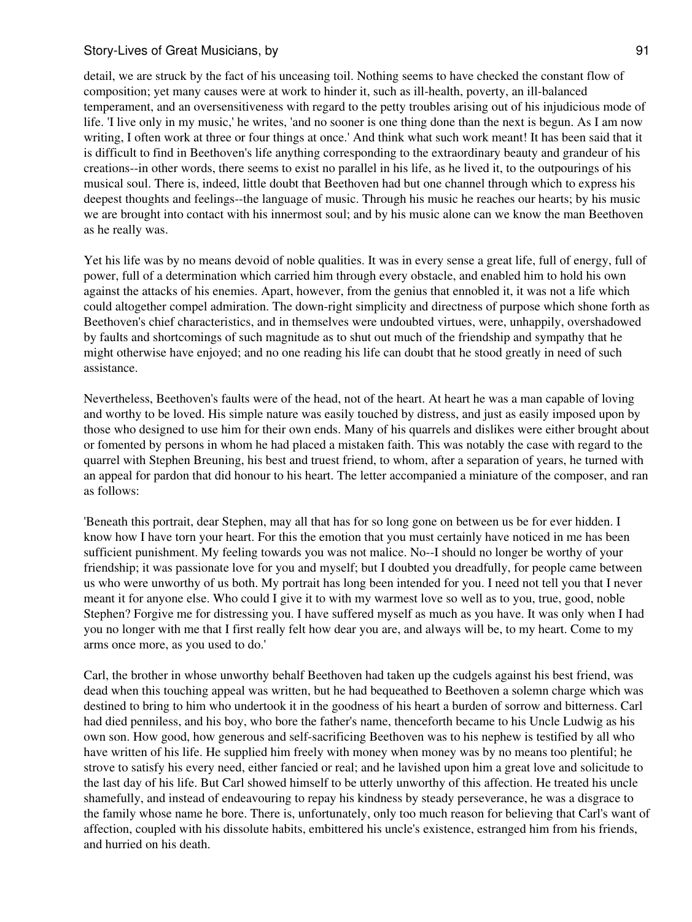detail, we are struck by the fact of his unceasing toil. Nothing seems to have checked the constant flow of composition; yet many causes were at work to hinder it, such as ill-health, poverty, an ill-balanced temperament, and an oversensitiveness with regard to the petty troubles arising out of his injudicious mode of life. 'I live only in my music,' he writes, 'and no sooner is one thing done than the next is begun. As I am now writing, I often work at three or four things at once.' And think what such work meant! It has been said that it is difficult to find in Beethoven's life anything corresponding to the extraordinary beauty and grandeur of his creations--in other words, there seems to exist no parallel in his life, as he lived it, to the outpourings of his musical soul. There is, indeed, little doubt that Beethoven had but one channel through which to express his deepest thoughts and feelings--the language of music. Through his music he reaches our hearts; by his music we are brought into contact with his innermost soul; and by his music alone can we know the man Beethoven as he really was.

Yet his life was by no means devoid of noble qualities. It was in every sense a great life, full of energy, full of power, full of a determination which carried him through every obstacle, and enabled him to hold his own against the attacks of his enemies. Apart, however, from the genius that ennobled it, it was not a life which could altogether compel admiration. The down-right simplicity and directness of purpose which shone forth as Beethoven's chief characteristics, and in themselves were undoubted virtues, were, unhappily, overshadowed by faults and shortcomings of such magnitude as to shut out much of the friendship and sympathy that he might otherwise have enjoyed; and no one reading his life can doubt that he stood greatly in need of such assistance.

Nevertheless, Beethoven's faults were of the head, not of the heart. At heart he was a man capable of loving and worthy to be loved. His simple nature was easily touched by distress, and just as easily imposed upon by those who designed to use him for their own ends. Many of his quarrels and dislikes were either brought about or fomented by persons in whom he had placed a mistaken faith. This was notably the case with regard to the quarrel with Stephen Breuning, his best and truest friend, to whom, after a separation of years, he turned with an appeal for pardon that did honour to his heart. The letter accompanied a miniature of the composer, and ran as follows:

'Beneath this portrait, dear Stephen, may all that has for so long gone on between us be for ever hidden. I know how I have torn your heart. For this the emotion that you must certainly have noticed in me has been sufficient punishment. My feeling towards you was not malice. No--I should no longer be worthy of your friendship; it was passionate love for you and myself; but I doubted you dreadfully, for people came between us who were unworthy of us both. My portrait has long been intended for you. I need not tell you that I never meant it for anyone else. Who could I give it to with my warmest love so well as to you, true, good, noble Stephen? Forgive me for distressing you. I have suffered myself as much as you have. It was only when I had you no longer with me that I first really felt how dear you are, and always will be, to my heart. Come to my arms once more, as you used to do.'

Carl, the brother in whose unworthy behalf Beethoven had taken up the cudgels against his best friend, was dead when this touching appeal was written, but he had bequeathed to Beethoven a solemn charge which was destined to bring to him who undertook it in the goodness of his heart a burden of sorrow and bitterness. Carl had died penniless, and his boy, who bore the father's name, thenceforth became to his Uncle Ludwig as his own son. How good, how generous and self-sacrificing Beethoven was to his nephew is testified by all who have written of his life. He supplied him freely with money when money was by no means too plentiful; he strove to satisfy his every need, either fancied or real; and he lavished upon him a great love and solicitude to the last day of his life. But Carl showed himself to be utterly unworthy of this affection. He treated his uncle shamefully, and instead of endeavouring to repay his kindness by steady perseverance, he was a disgrace to the family whose name he bore. There is, unfortunately, only too much reason for believing that Carl's want of affection, coupled with his dissolute habits, embittered his uncle's existence, estranged him from his friends, and hurried on his death.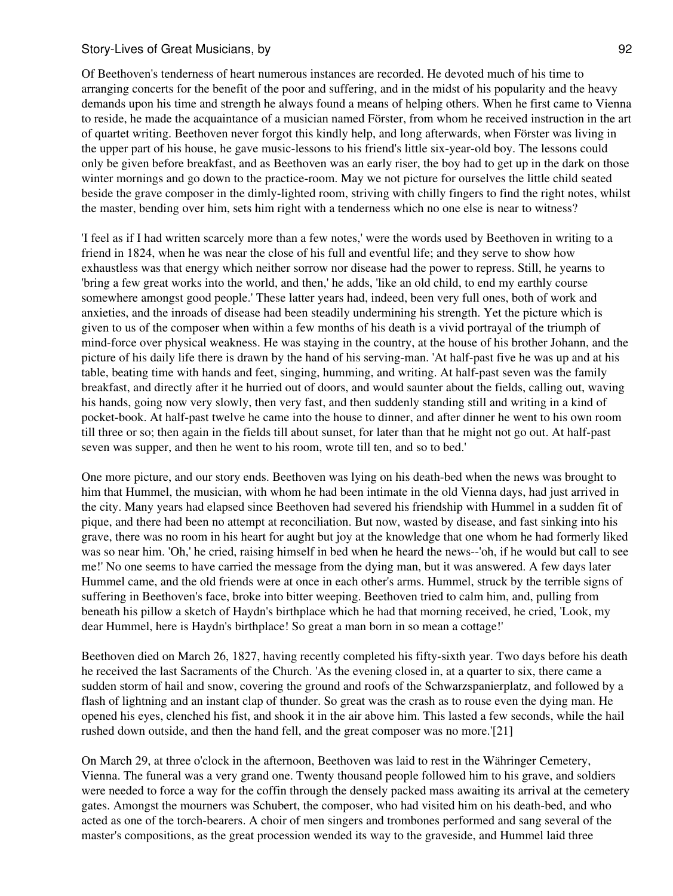Of Beethoven's tenderness of heart numerous instances are recorded. He devoted much of his time to arranging concerts for the benefit of the poor and suffering, and in the midst of his popularity and the heavy demands upon his time and strength he always found a means of helping others. When he first came to Vienna to reside, he made the acquaintance of a musician named Förster, from whom he received instruction in the art of quartet writing. Beethoven never forgot this kindly help, and long afterwards, when Förster was living in the upper part of his house, he gave music-lessons to his friend's little six-year-old boy. The lessons could only be given before breakfast, and as Beethoven was an early riser, the boy had to get up in the dark on those winter mornings and go down to the practice-room. May we not picture for ourselves the little child seated beside the grave composer in the dimly-lighted room, striving with chilly fingers to find the right notes, whilst the master, bending over him, sets him right with a tenderness which no one else is near to witness?

'I feel as if I had written scarcely more than a few notes,' were the words used by Beethoven in writing to a friend in 1824, when he was near the close of his full and eventful life; and they serve to show how exhaustless was that energy which neither sorrow nor disease had the power to repress. Still, he yearns to 'bring a few great works into the world, and then,' he adds, 'like an old child, to end my earthly course somewhere amongst good people.' These latter years had, indeed, been very full ones, both of work and anxieties, and the inroads of disease had been steadily undermining his strength. Yet the picture which is given to us of the composer when within a few months of his death is a vivid portrayal of the triumph of mind-force over physical weakness. He was staying in the country, at the house of his brother Johann, and the picture of his daily life there is drawn by the hand of his serving-man. 'At half-past five he was up and at his table, beating time with hands and feet, singing, humming, and writing. At half-past seven was the family breakfast, and directly after it he hurried out of doors, and would saunter about the fields, calling out, waving his hands, going now very slowly, then very fast, and then suddenly standing still and writing in a kind of pocket-book. At half-past twelve he came into the house to dinner, and after dinner he went to his own room till three or so; then again in the fields till about sunset, for later than that he might not go out. At half-past seven was supper, and then he went to his room, wrote till ten, and so to bed.'

One more picture, and our story ends. Beethoven was lying on his death-bed when the news was brought to him that Hummel, the musician, with whom he had been intimate in the old Vienna days, had just arrived in the city. Many years had elapsed since Beethoven had severed his friendship with Hummel in a sudden fit of pique, and there had been no attempt at reconciliation. But now, wasted by disease, and fast sinking into his grave, there was no room in his heart for aught but joy at the knowledge that one whom he had formerly liked was so near him. 'Oh,' he cried, raising himself in bed when he heard the news--'oh, if he would but call to see me!' No one seems to have carried the message from the dying man, but it was answered. A few days later Hummel came, and the old friends were at once in each other's arms. Hummel, struck by the terrible signs of suffering in Beethoven's face, broke into bitter weeping. Beethoven tried to calm him, and, pulling from beneath his pillow a sketch of Haydn's birthplace which he had that morning received, he cried, 'Look, my dear Hummel, here is Haydn's birthplace! So great a man born in so mean a cottage!'

Beethoven died on March 26, 1827, having recently completed his fifty-sixth year. Two days before his death he received the last Sacraments of the Church. 'As the evening closed in, at a quarter to six, there came a sudden storm of hail and snow, covering the ground and roofs of the Schwarzspanierplatz, and followed by a flash of lightning and an instant clap of thunder. So great was the crash as to rouse even the dying man. He opened his eyes, clenched his fist, and shook it in the air above him. This lasted a few seconds, while the hail rushed down outside, and then the hand fell, and the great composer was no more.'[21]

On March 29, at three o'clock in the afternoon, Beethoven was laid to rest in the Währinger Cemetery, Vienna. The funeral was a very grand one. Twenty thousand people followed him to his grave, and soldiers were needed to force a way for the coffin through the densely packed mass awaiting its arrival at the cemetery gates. Amongst the mourners was Schubert, the composer, who had visited him on his death-bed, and who acted as one of the torch-bearers. A choir of men singers and trombones performed and sang several of the master's compositions, as the great procession wended its way to the graveside, and Hummel laid three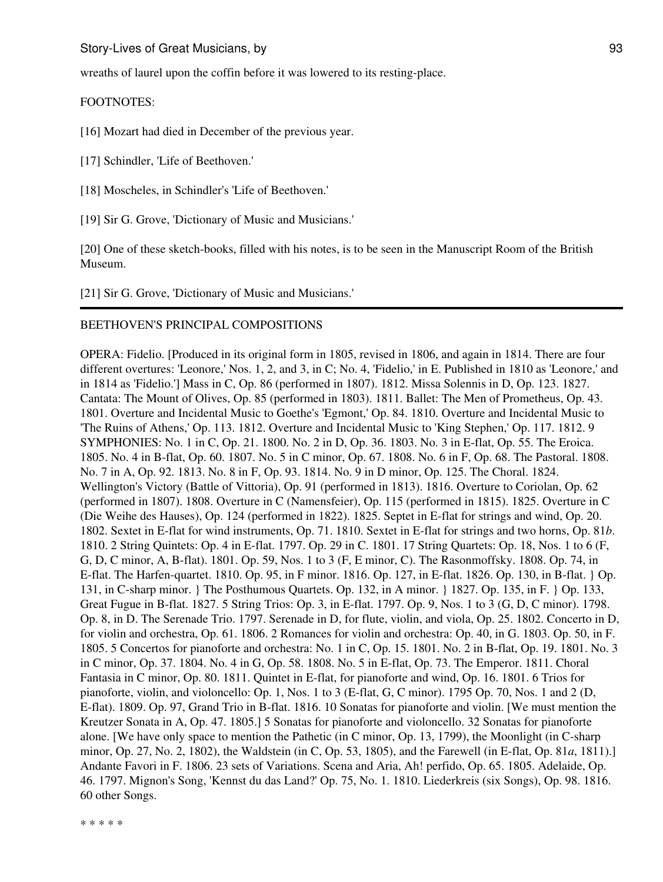wreaths of laurel upon the coffin before it was lowered to its resting-place.

FOOTNOTES:

[16] Mozart had died in December of the previous year.

[17] Schindler, 'Life of Beethoven.'

[18] Moscheles, in Schindler's 'Life of Beethoven.'

[19] Sir G. Grove, 'Dictionary of Music and Musicians.'

[20] One of these sketch-books, filled with his notes, is to be seen in the Manuscript Room of the British Museum.

[21] Sir G. Grove, 'Dictionary of Music and Musicians.'

---

BEETHOVEN'S PRINCIPAL COMPOSITIONS

OPERA: Fidelio. [Produced in its original form in 1805, revised in 1806, and again in 1814. There are four different overtures: 'Leonore,' Nos. 1, 2, and 3, in C; No. 4, 'Fidelio,' in E. Published in 1810 as 'Leonore,' and in 1814 as 'Fidelio.'] Mass in C, Op. 86 (performed in 1807). 1812. Missa Solennis in D, Op. 123. 1827. Cantata: The Mount of Olives, Op. 85 (performed in 1803). 1811. Ballet: The Men of Prometheus, Op. 43. 1801. Overture and Incidental Music to Goethe's 'Egmont,' Op. 84. 1810. Overture and Incidental Music to 'The Ruins of Athens,' Op. 113. 1812. Overture and Incidental Music to 'King Stephen,' Op. 117. 1812. 9 SYMPHONIES: No. 1 in C, Op. 21. 1800. No. 2 in D, Op. 36. 1803. No. 3 in E-flat, Op. 55. The Eroica. 1805. No. 4 in B-flat, Op. 60. 1807. No. 5 in C minor, Op. 67. 1808. No. 6 in F, Op. 68. The Pastoral. 1808. No. 7 in A, Op. 92. 1813. No. 8 in F, Op. 93. 1814. No. 9 in D minor, Op. 125. The Choral. 1824. Wellington's Victory (Battle of Vittoria), Op. 91 (performed in 1813). 1816. Overture to Coriolan, Op. 62 (performed in 1807). 1808. Overture in C (Namensfeier), Op. 115 (performed in 1815). 1825. Overture in C (Die Weihe des Hauses), Op. 124 (performed in 1822). 1825. Septet in E-flat for strings and wind, Op. 20. 1802. Sextet in E-flat for wind instruments, Op. 71. 1810. Sextet in E-flat for strings and two horns, Op. 81*b*. 1810. 2 String Quintets: Op. 4 in E-flat. 1797. Op. 29 in C. 1801. 17 String Quartets: Op. 18, Nos. 1 to 6 (F, G, D, C minor, A, B-flat). 1801. Op. 59, Nos. 1 to 3 (F, E minor, C). The Rasonmoffsky. 1808. Op. 74, in E-flat. The Harfen-quartet. 1810. Op. 95, in F minor. 1816. Op. 127, in E-flat. 1826. Op. 130, in B-flat. } Op. 131, in C-sharp minor. } The Posthumous Quartets. Op. 132, in A minor. } 1827. Op. 135, in F. } Op. 133, Great Fugue in B-flat. 1827. 5 String Trios: Op. 3, in E-flat. 1797. Op. 9, Nos. 1 to 3 (G, D, C minor). 1798. Op. 8, in D. The Serenade Trio. 1797. Serenade in D, for flute, violin, and viola, Op. 25. 1802. Concerto in D, for violin and orchestra, Op. 61. 1806. 2 Romances for violin and orchestra: Op. 40, in G. 1803. Op. 50, in F. 1805. 5 Concertos for pianoforte and orchestra: No. 1 in C, Op. 15. 1801. No. 2 in B-flat, Op. 19. 1801. No. 3 in C minor, Op. 37. 1804. No. 4 in G, Op. 58. 1808. No. 5 in E-flat, Op. 73. The Emperor. 1811. Choral Fantasia in C minor, Op. 80. 1811. Quintet in E-flat, for pianoforte and wind, Op. 16. 1801. 6 Trios for pianoforte, violin, and violoncello: Op. 1, Nos. 1 to 3 (E-flat, G, C minor). 1795 Op. 70, Nos. 1 and 2 (D, E-flat). 1809. Op. 97, Grand Trio in B-flat. 1816. 10 Sonatas for pianoforte and violin. [We must mention the Kreutzer Sonata in A, Op. 47. 1805.] 5 Sonatas for pianoforte and violoncello. 32 Sonatas for pianoforte alone. [We have only space to mention the Pathetic (in C minor, Op. 13, 1799), the Moonlight (in C-sharp minor, Op. 27, No. 2, 1802), the Waldstein (in C, Op. 53, 1805), and the Farewell (in E-flat, Op. 81*a*, 1811).] Andante Favori in F. 1806. 23 sets of Variations. Scena and Aria, Ah! perfido, Op. 65. 1805. Adelaide, Op. 46. 1797. Mignon's Song, 'Kennst du das Land?' Op. 75, No. 1. 1810. Liederkreis (six Songs), Op. 98. 1816. 60 other Songs.

* * * * *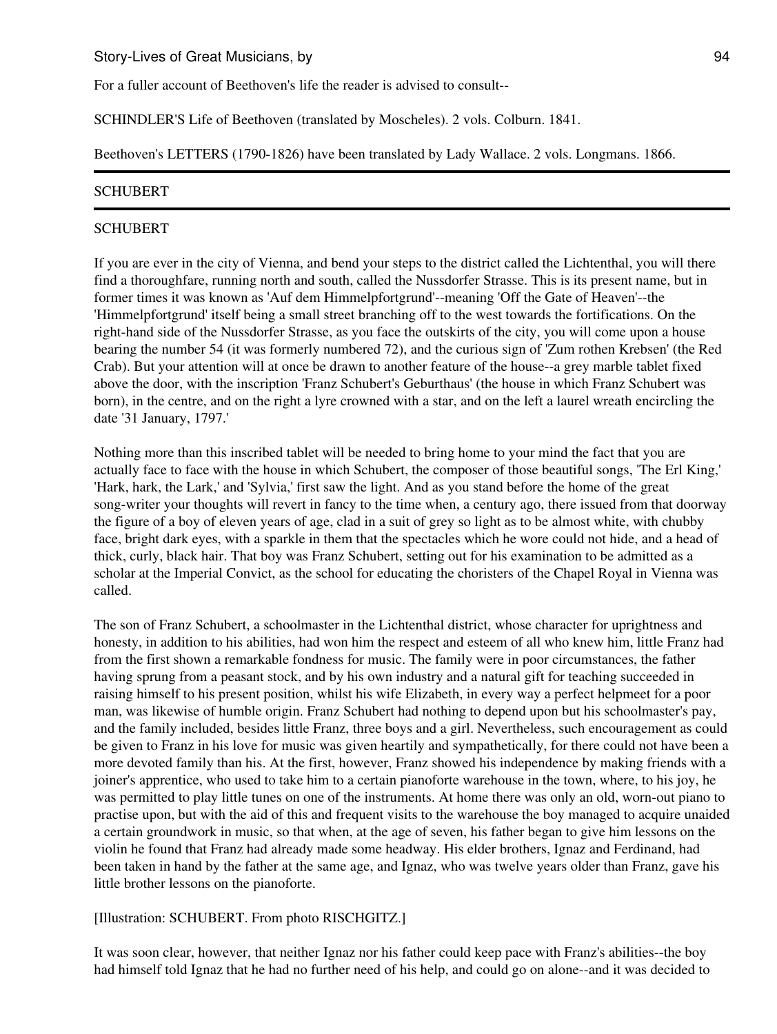For a fuller account of Beethoven's life the reader is advised to consult--

SCHINDLER'S Life of Beethoven (translated by Moscheles). 2 vols. Colburn. 1841.

Beethoven's LETTERS (1790-1826) have been translated by Lady Wallace. 2 vols. Longmans. 1866.

---

SCHUBERT

---

## SCHUBERT

If you are ever in the city of Vienna, and bend your steps to the district called the Lichtenthal, you will there find a thoroughfare, running north and south, called the Nussdorfer Strasse. This is its present name, but in former times it was known as 'Auf dem Himmelpfortgrund'--meaning 'Off the Gate of Heaven'--the 'Himmelpfortgrund' itself being a small street branching off to the west towards the fortifications. On the right-hand side of the Nussdorfer Strasse, as you face the outskirts of the city, you will come upon a house bearing the number 54 (it was formerly numbered 72), and the curious sign of 'Zum rothen Krebsen' (the Red Crab). But your attention will at once be drawn to another feature of the house--a grey marble tablet fixed above the door, with the inscription 'Franz Schubert's Geburthaus' (the house in which Franz Schubert was born), in the centre, and on the right a lyre crowned with a star, and on the left a laurel wreath encircling the date '31 January, 1797.'

Nothing more than this inscribed tablet will be needed to bring home to your mind the fact that you are actually face to face with the house in which Schubert, the composer of those beautiful songs, 'The Erl King,' 'Hark, hark, the Lark,' and 'Sylvia,' first saw the light. And as you stand before the home of the great song-writer your thoughts will revert in fancy to the time when, a century ago, there issued from that doorway the figure of a boy of eleven years of age, clad in a suit of grey so light as to be almost white, with chubby face, bright dark eyes, with a sparkle in them that the spectacles which he wore could not hide, and a head of thick, curly, black hair. That boy was Franz Schubert, setting out for his examination to be admitted as a scholar at the Imperial Convict, as the school for educating the choristers of the Chapel Royal in Vienna was called.

The son of Franz Schubert, a schoolmaster in the Lichtenthal district, whose character for uprightness and honesty, in addition to his abilities, had won him the respect and esteem of all who knew him, little Franz had from the first shown a remarkable fondness for music. The family were in poor circumstances, the father having sprung from a peasant stock, and by his own industry and a natural gift for teaching succeeded in raising himself to his present position, whilst his wife Elizabeth, in every way a perfect helpmeet for a poor man, was likewise of humble origin. Franz Schubert had nothing to depend upon but his schoolmaster's pay, and the family included, besides little Franz, three boys and a girl. Nevertheless, such encouragement as could be given to Franz in his love for music was given heartily and sympathetically, for there could not have been a more devoted family than his. At the first, however, Franz showed his independence by making friends with a joiner's apprentice, who used to take him to a certain pianoforte warehouse in the town, where, to his joy, he was permitted to play little tunes on one of the instruments. At home there was only an old, worn-out piano to practise upon, but with the aid of this and frequent visits to the warehouse the boy managed to acquire unaided a certain groundwork in music, so that when, at the age of seven, his father began to give him lessons on the violin he found that Franz had already made some headway. His elder brothers, Ignaz and Ferdinand, had been taken in hand by the father at the same age, and Ignaz, who was twelve years older than Franz, gave his little brother lessons on the pianoforte.

[Illustration: SCHUBERT. From photo RISCHGITZ.]

It was soon clear, however, that neither Ignaz nor his father could keep pace with Franz's abilities--the boy had himself told Ignaz that he had no further need of his help, and could go on alone--and it was decided to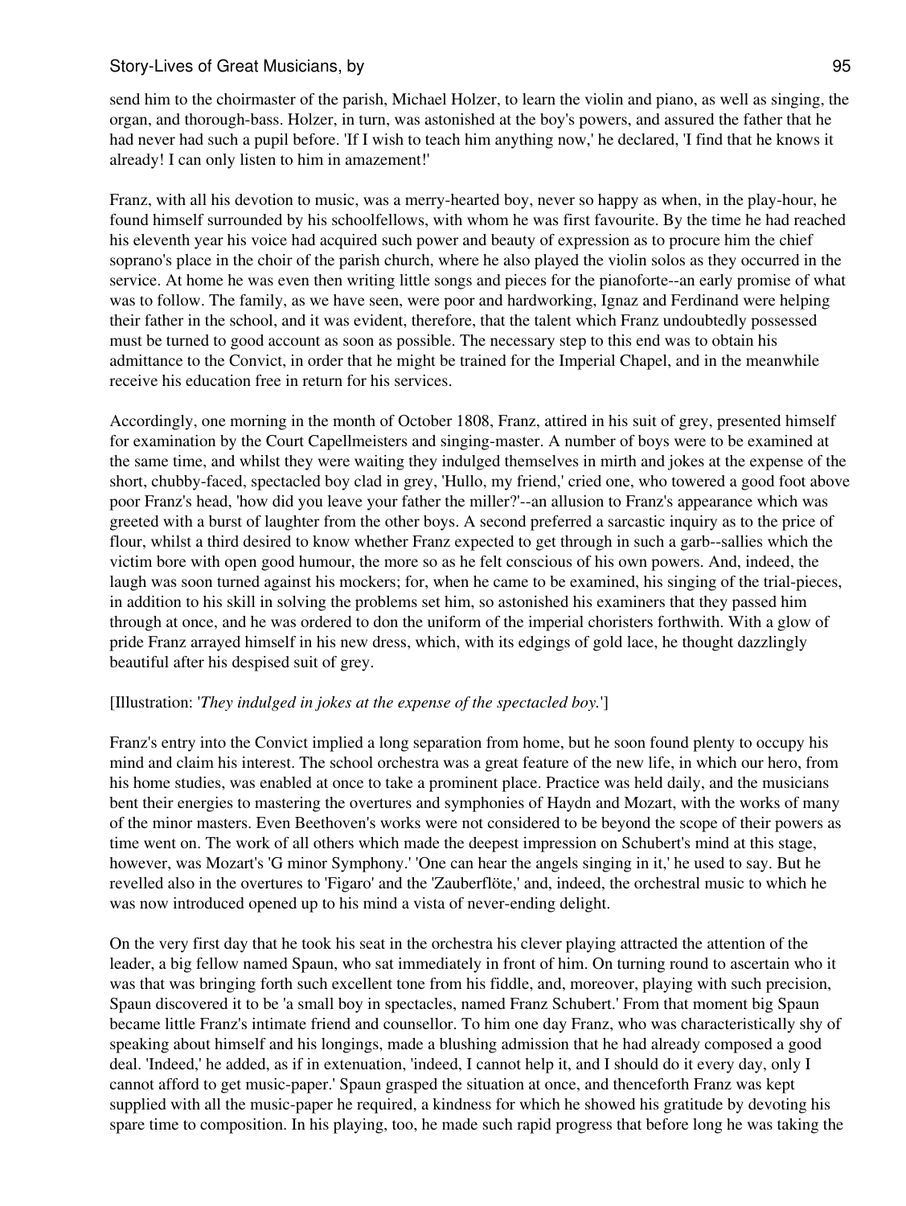send him to the choirmaster of the parish, Michael Holzer, to learn the violin and piano, as well as singing, the organ, and thorough-bass. Holzer, in turn, was astonished at the boy's powers, and assured the father that he had never had such a pupil before. 'If I wish to teach him anything now,' he declared, 'I find that he knows it already! I can only listen to him in amazement!'

Franz, with all his devotion to music, was a merry-hearted boy, never so happy as when, in the play-hour, he found himself surrounded by his schoolfellows, with whom he was first favourite. By the time he had reached his eleventh year his voice had acquired such power and beauty of expression as to procure him the chief soprano's place in the choir of the parish church, where he also played the violin solos as they occurred in the service. At home he was even then writing little songs and pieces for the pianoforte--an early promise of what was to follow. The family, as we have seen, were poor and hardworking, Ignaz and Ferdinand were helping their father in the school, and it was evident, therefore, that the talent which Franz undoubtedly possessed must be turned to good account as soon as possible. The necessary step to this end was to obtain his admittance to the Convict, in order that he might be trained for the Imperial Chapel, and in the meanwhile receive his education free in return for his services.

Accordingly, one morning in the month of October 1808, Franz, attired in his suit of grey, presented himself for examination by the Court Capellmeisters and singing-master. A number of boys were to be examined at the same time, and whilst they were waiting they indulged themselves in mirth and jokes at the expense of the short, chubby-faced, spectacled boy clad in grey, 'Hullo, my friend,' cried one, who towered a good foot above poor Franz's head, 'how did you leave your father the miller?'--an allusion to Franz's appearance which was greeted with a burst of laughter from the other boys. A second preferred a sarcastic inquiry as to the price of flour, whilst a third desired to know whether Franz expected to get through in such a garb--sallies which the victim bore with open good humour, the more so as he felt conscious of his own powers. And, indeed, the laugh was soon turned against his mockers; for, when he came to be examined, his singing of the trial-pieces, in addition to his skill in solving the problems set him, so astonished his examiners that they passed him through at once, and he was ordered to don the uniform of the imperial choristers forthwith. With a glow of pride Franz arrayed himself in his new dress, which, with its edgings of gold lace, he thought dazzlingly beautiful after his despised suit of grey.

[Illustration: '*They indulged in jokes at the expense of the spectacled boy.*']

Franz's entry into the Convict implied a long separation from home, but he soon found plenty to occupy his mind and claim his interest. The school orchestra was a great feature of the new life, in which our hero, from his home studies, was enabled at once to take a prominent place. Practice was held daily, and the musicians bent their energies to mastering the overtures and symphonies of Haydn and Mozart, with the works of many of the minor masters. Even Beethoven's works were not considered to be beyond the scope of their powers as time went on. The work of all others which made the deepest impression on Schubert's mind at this stage, however, was Mozart's 'G minor Symphony.' 'One can hear the angels singing in it,' he used to say. But he revelled also in the overtures to 'Figaro' and the 'Zauberflöte,' and, indeed, the orchestral music to which he was now introduced opened up to his mind a vista of never-ending delight.

On the very first day that he took his seat in the orchestra his clever playing attracted the attention of the leader, a big fellow named Spaun, who sat immediately in front of him. On turning round to ascertain who it was that was bringing forth such excellent tone from his fiddle, and, moreover, playing with such precision, Spaun discovered it to be 'a small boy in spectacles, named Franz Schubert.' From that moment big Spaun became little Franz's intimate friend and counsellor. To him one day Franz, who was characteristically shy of speaking about himself and his longings, made a blushing admission that he had already composed a good deal. 'Indeed,' he added, as if in extenuation, 'indeed, I cannot help it, and I should do it every day, only I cannot afford to get music-paper.' Spaun grasped the situation at once, and thenceforth Franz was kept supplied with all the music-paper he required, a kindness for which he showed his gratitude by devoting his spare time to composition. In his playing, too, he made such rapid progress that before long he was taking the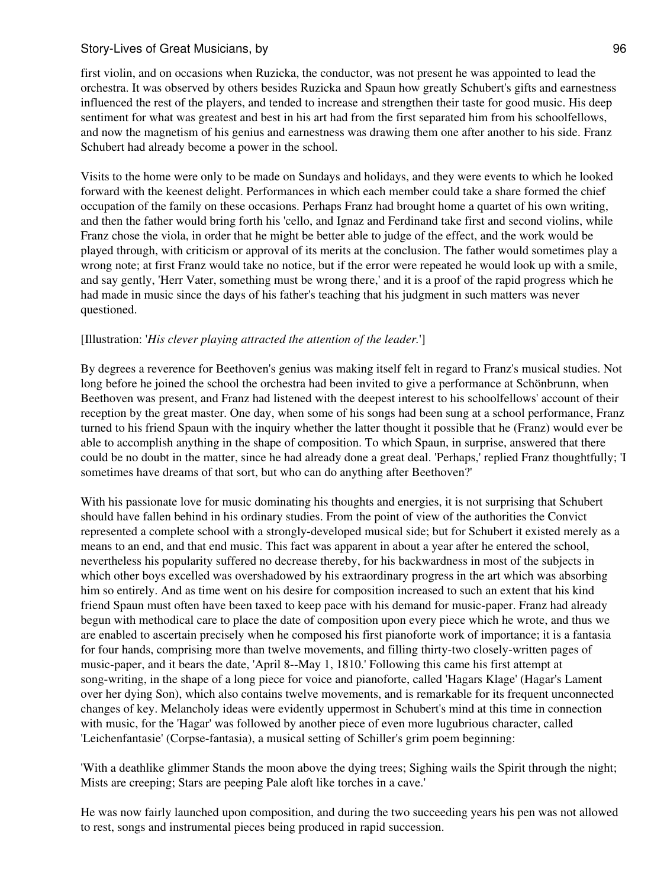first violin, and on occasions when Ruzicka, the conductor, was not present he was appointed to lead the orchestra. It was observed by others besides Ruzicka and Spaun how greatly Schubert's gifts and earnestness influenced the rest of the players, and tended to increase and strengthen their taste for good music. His deep sentiment for what was greatest and best in his art had from the first separated him from his schoolfellows, and now the magnetism of his genius and earnestness was drawing them one after another to his side. Franz Schubert had already become a power in the school.

Visits to the home were only to be made on Sundays and holidays, and they were events to which he looked forward with the keenest delight. Performances in which each member could take a share formed the chief occupation of the family on these occasions. Perhaps Franz had brought home a quartet of his own writing, and then the father would bring forth his 'cello, and Ignaz and Ferdinand take first and second violins, while Franz chose the viola, in order that he might be better able to judge of the effect, and the work would be played through, with criticism or approval of its merits at the conclusion. The father would sometimes play a wrong note; at first Franz would take no notice, but if the error were repeated he would look up with a smile, and say gently, 'Herr Vater, something must be wrong there,' and it is a proof of the rapid progress which he had made in music since the days of his father's teaching that his judgment in such matters was never questioned.

[Illustration: '*His clever playing attracted the attention of the leader.*']

By degrees a reverence for Beethoven's genius was making itself felt in regard to Franz's musical studies. Not long before he joined the school the orchestra had been invited to give a performance at Schönbrunn, when Beethoven was present, and Franz had listened with the deepest interest to his schoolfellows' account of their reception by the great master. One day, when some of his songs had been sung at a school performance, Franz turned to his friend Spaun with the inquiry whether the latter thought it possible that he (Franz) would ever be able to accomplish anything in the shape of composition. To which Spaun, in surprise, answered that there could be no doubt in the matter, since he had already done a great deal. 'Perhaps,' replied Franz thoughtfully; 'I sometimes have dreams of that sort, but who can do anything after Beethoven?'

With his passionate love for music dominating his thoughts and energies, it is not surprising that Schubert should have fallen behind in his ordinary studies. From the point of view of the authorities the Convict represented a complete school with a strongly-developed musical side; but for Schubert it existed merely as a means to an end, and that end music. This fact was apparent in about a year after he entered the school, nevertheless his popularity suffered no decrease thereby, for his backwardness in most of the subjects in which other boys excelled was overshadowed by his extraordinary progress in the art which was absorbing him so entirely. And as time went on his desire for composition increased to such an extent that his kind friend Spaun must often have been taxed to keep pace with his demand for music-paper. Franz had already begun with methodical care to place the date of composition upon every piece which he wrote, and thus we are enabled to ascertain precisely when he composed his first pianoforte work of importance; it is a fantasia for four hands, comprising more than twelve movements, and filling thirty-two closely-written pages of music-paper, and it bears the date, 'April 8--May 1, 1810.' Following this came his first attempt at song-writing, in the shape of a long piece for voice and pianoforte, called 'Hagars Klage' (Hagar's Lament over her dying Son), which also contains twelve movements, and is remarkable for its frequent unconnected changes of key. Melancholy ideas were evidently uppermost in Schubert's mind at this time in connection with music, for the 'Hagar' was followed by another piece of even more lugubrious character, called 'Leichenfantasie' (Corpse-fantasia), a musical setting of Schiller's grim poem beginning:

'With a deathlike glimmer Stands the moon above the dying trees; Sighing wails the Spirit through the night; Mists are creeping; Stars are peeping Pale aloft like torches in a cave.'

He was now fairly launched upon composition, and during the two succeeding years his pen was not allowed to rest, songs and instrumental pieces being produced in rapid succession.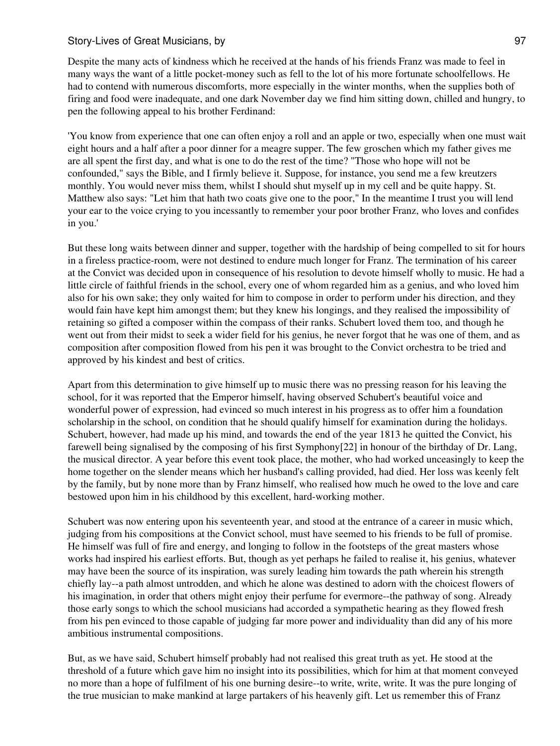Despite the many acts of kindness which he received at the hands of his friends Franz was made to feel in many ways the want of a little pocket-money such as fell to the lot of his more fortunate schoolfellows. He had to contend with numerous discomforts, more especially in the winter months, when the supplies both of firing and food were inadequate, and one dark November day we find him sitting down, chilled and hungry, to pen the following appeal to his brother Ferdinand:

'You know from experience that one can often enjoy a roll and an apple or two, especially when one must wait eight hours and a half after a poor dinner for a meagre supper. The few groschen which my father gives me are all spent the first day, and what is one to do the rest of the time? "Those who hope will not be confounded," says the Bible, and I firmly believe it. Suppose, for instance, you send me a few kreutzers monthly. You would never miss them, whilst I should shut myself up in my cell and be quite happy. St. Matthew also says: "Let him that hath two coats give one to the poor," In the meantime I trust you will lend your ear to the voice crying to you incessantly to remember your poor brother Franz, who loves and confides in you.'

But these long waits between dinner and supper, together with the hardship of being compelled to sit for hours in a fireless practice-room, were not destined to endure much longer for Franz. The termination of his career at the Convict was decided upon in consequence of his resolution to devote himself wholly to music. He had a little circle of faithful friends in the school, every one of whom regarded him as a genius, and who loved him also for his own sake; they only waited for him to compose in order to perform under his direction, and they would fain have kept him amongst them; but they knew his longings, and they realised the impossibility of retaining so gifted a composer within the compass of their ranks. Schubert loved them too, and though he went out from their midst to seek a wider field for his genius, he never forgot that he was one of them, and as composition after composition flowed from his pen it was brought to the Convict orchestra to be tried and approved by his kindest and best of critics.

Apart from this determination to give himself up to music there was no pressing reason for his leaving the school, for it was reported that the Emperor himself, having observed Schubert's beautiful voice and wonderful power of expression, had evinced so much interest in his progress as to offer him a foundation scholarship in the school, on condition that he should qualify himself for examination during the holidays. Schubert, however, had made up his mind, and towards the end of the year 1813 he quitted the Convict, his farewell being signalised by the composing of his first Symphony[22] in honour of the birthday of Dr. Lang, the musical director. A year before this event took place, the mother, who had worked unceasingly to keep the home together on the slender means which her husband's calling provided, had died. Her loss was keenly felt by the family, but by none more than by Franz himself, who realised how much he owed to the love and care bestowed upon him in his childhood by this excellent, hard-working mother.

Schubert was now entering upon his seventeenth year, and stood at the entrance of a career in music which, judging from his compositions at the Convict school, must have seemed to his friends to be full of promise. He himself was full of fire and energy, and longing to follow in the footsteps of the great masters whose works had inspired his earliest efforts. But, though as yet perhaps he failed to realise it, his genius, whatever may have been the source of its inspiration, was surely leading him towards the path wherein his strength chiefly lay--a path almost untrodden, and which he alone was destined to adorn with the choicest flowers of his imagination, in order that others might enjoy their perfume for evermore--the pathway of song. Already those early songs to which the school musicians had accorded a sympathetic hearing as they flowed fresh from his pen evinced to those capable of judging far more power and individuality than did any of his more ambitious instrumental compositions.

But, as we have said, Schubert himself probably had not realised this great truth as yet. He stood at the threshold of a future which gave him no insight into its possibilities, which for him at that moment conveyed no more than a hope of fulfilment of his one burning desire--to write, write, write. It was the pure longing of the true musician to make mankind at large partakers of his heavenly gift. Let us remember this of Franz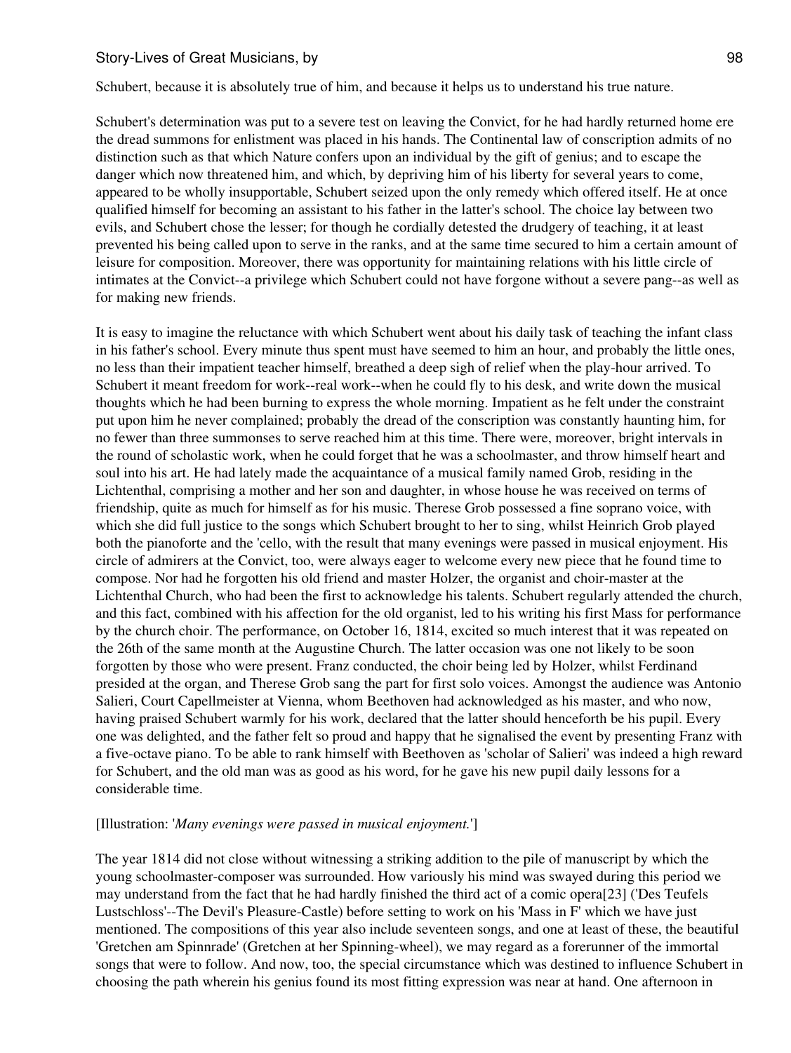Schubert, because it is absolutely true of him, and because it helps us to understand his true nature.

Schubert's determination was put to a severe test on leaving the Convict, for he had hardly returned home ere the dread summons for enlistment was placed in his hands. The Continental law of conscription admits of no distinction such as that which Nature confers upon an individual by the gift of genius; and to escape the danger which now threatened him, and which, by depriving him of his liberty for several years to come, appeared to be wholly insupportable, Schubert seized upon the only remedy which offered itself. He at once qualified himself for becoming an assistant to his father in the latter's school. The choice lay between two evils, and Schubert chose the lesser; for though he cordially detested the drudgery of teaching, it at least prevented his being called upon to serve in the ranks, and at the same time secured to him a certain amount of leisure for composition. Moreover, there was opportunity for maintaining relations with his little circle of intimates at the Convict--a privilege which Schubert could not have forgone without a severe pang--as well as for making new friends.

It is easy to imagine the reluctance with which Schubert went about his daily task of teaching the infant class in his father's school. Every minute thus spent must have seemed to him an hour, and probably the little ones, no less than their impatient teacher himself, breathed a deep sigh of relief when the play-hour arrived. To Schubert it meant freedom for work--real work--when he could fly to his desk, and write down the musical thoughts which he had been burning to express the whole morning. Impatient as he felt under the constraint put upon him he never complained; probably the dread of the conscription was constantly haunting him, for no fewer than three summonses to serve reached him at this time. There were, moreover, bright intervals in the round of scholastic work, when he could forget that he was a schoolmaster, and throw himself heart and soul into his art. He had lately made the acquaintance of a musical family named Grob, residing in the Lichtenthal, comprising a mother and her son and daughter, in whose house he was received on terms of friendship, quite as much for himself as for his music. Therese Grob possessed a fine soprano voice, with which she did full justice to the songs which Schubert brought to her to sing, whilst Heinrich Grob played both the pianoforte and the 'cello, with the result that many evenings were passed in musical enjoyment. His circle of admirers at the Convict, too, were always eager to welcome every new piece that he found time to compose. Nor had he forgotten his old friend and master Holzer, the organist and choir-master at the Lichtenthal Church, who had been the first to acknowledge his talents. Schubert regularly attended the church, and this fact, combined with his affection for the old organist, led to his writing his first Mass for performance by the church choir. The performance, on October 16, 1814, excited so much interest that it was repeated on the 26th of the same month at the Augustine Church. The latter occasion was one not likely to be soon forgotten by those who were present. Franz conducted, the choir being led by Holzer, whilst Ferdinand presided at the organ, and Therese Grob sang the part for first solo voices. Amongst the audience was Antonio Salieri, Court Capellmeister at Vienna, whom Beethoven had acknowledged as his master, and who now, having praised Schubert warmly for his work, declared that the latter should henceforth be his pupil. Every one was delighted, and the father felt so proud and happy that he signalised the event by presenting Franz with a five-octave piano. To be able to rank himself with Beethoven as 'scholar of Salieri' was indeed a high reward for Schubert, and the old man was as good as his word, for he gave his new pupil daily lessons for a considerable time.

[Illustration: '*Many evenings were passed in musical enjoyment.*']

The year 1814 did not close without witnessing a striking addition to the pile of manuscript by which the young schoolmaster-composer was surrounded. How variously his mind was swayed during this period we may understand from the fact that he had hardly finished the third act of a comic opera[23] ('Des Teufels Lustschloss'--The Devil's Pleasure-Castle) before setting to work on his 'Mass in F' which we have just mentioned. The compositions of this year also include seventeen songs, and one at least of these, the beautiful 'Gretchen am Spinnrade' (Gretchen at her Spinning-wheel), we may regard as a forerunner of the immortal songs that were to follow. And now, too, the special circumstance which was destined to influence Schubert in choosing the path wherein his genius found its most fitting expression was near at hand. One afternoon in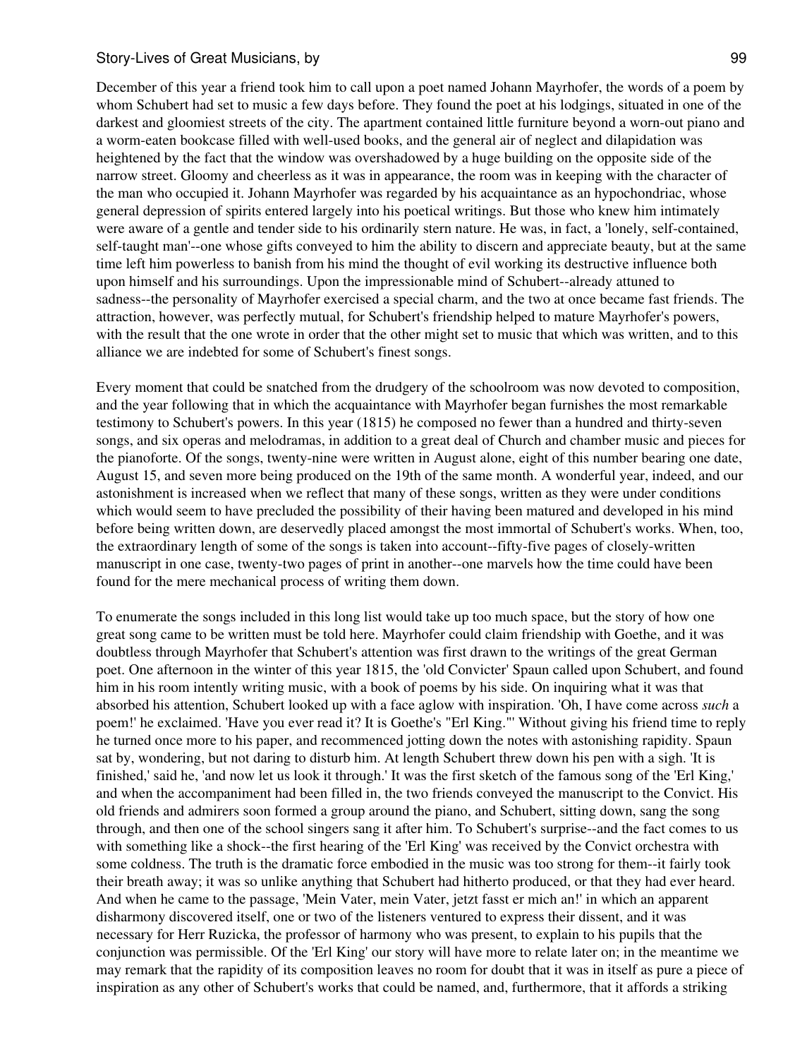December of this year a friend took him to call upon a poet named Johann Mayrhofer, the words of a poem by whom Schubert had set to music a few days before. They found the poet at his lodgings, situated in one of the darkest and gloomiest streets of the city. The apartment contained little furniture beyond a worn-out piano and a worm-eaten bookcase filled with well-used books, and the general air of neglect and dilapidation was heightened by the fact that the window was overshadowed by a huge building on the opposite side of the narrow street. Gloomy and cheerless as it was in appearance, the room was in keeping with the character of the man who occupied it. Johann Mayrhofer was regarded by his acquaintance as an hypochondriac, whose general depression of spirits entered largely into his poetical writings. But those who knew him intimately were aware of a gentle and tender side to his ordinarily stern nature. He was, in fact, a 'lonely, self-contained, self-taught man'--one whose gifts conveyed to him the ability to discern and appreciate beauty, but at the same time left him powerless to banish from his mind the thought of evil working its destructive influence both upon himself and his surroundings. Upon the impressionable mind of Schubert--already attuned to sadness--the personality of Mayrhofer exercised a special charm, and the two at once became fast friends. The attraction, however, was perfectly mutual, for Schubert's friendship helped to mature Mayrhofer's powers, with the result that the one wrote in order that the other might set to music that which was written, and to this alliance we are indebted for some of Schubert's finest songs.

Every moment that could be snatched from the drudgery of the schoolroom was now devoted to composition, and the year following that in which the acquaintance with Mayrhofer began furnishes the most remarkable testimony to Schubert's powers. In this year (1815) he composed no fewer than a hundred and thirty-seven songs, and six operas and melodramas, in addition to a great deal of Church and chamber music and pieces for the pianoforte. Of the songs, twenty-nine were written in August alone, eight of this number bearing one date, August 15, and seven more being produced on the 19th of the same month. A wonderful year, indeed, and our astonishment is increased when we reflect that many of these songs, written as they were under conditions which would seem to have precluded the possibility of their having been matured and developed in his mind before being written down, are deservedly placed amongst the most immortal of Schubert's works. When, too, the extraordinary length of some of the songs is taken into account--fifty-five pages of closely-written manuscript in one case, twenty-two pages of print in another--one marvels how the time could have been found for the mere mechanical process of writing them down.

To enumerate the songs included in this long list would take up too much space, but the story of how one great song came to be written must be told here. Mayrhofer could claim friendship with Goethe, and it was doubtless through Mayrhofer that Schubert's attention was first drawn to the writings of the great German poet. One afternoon in the winter of this year 1815, the 'old Convicter' Spaun called upon Schubert, and found him in his room intently writing music, with a book of poems by his side. On inquiring what it was that absorbed his attention, Schubert looked up with a face aglow with inspiration. 'Oh, I have come across *such* a poem!' he exclaimed. 'Have you ever read it? It is Goethe's "Erl King."' Without giving his friend time to reply he turned once more to his paper, and recommenced jotting down the notes with astonishing rapidity. Spaun sat by, wondering, but not daring to disturb him. At length Schubert threw down his pen with a sigh. 'It is finished,' said he, 'and now let us look it through.' It was the first sketch of the famous song of the 'Erl King,' and when the accompaniment had been filled in, the two friends conveyed the manuscript to the Convict. His old friends and admirers soon formed a group around the piano, and Schubert, sitting down, sang the song through, and then one of the school singers sang it after him. To Schubert's surprise--and the fact comes to us with something like a shock--the first hearing of the 'Erl King' was received by the Convict orchestra with some coldness. The truth is the dramatic force embodied in the music was too strong for them--it fairly took their breath away; it was so unlike anything that Schubert had hitherto produced, or that they had ever heard. And when he came to the passage, 'Mein Vater, mein Vater, jetzt fasst er mich an!' in which an apparent disharmony discovered itself, one or two of the listeners ventured to express their dissent, and it was necessary for Herr Ruzicka, the professor of harmony who was present, to explain to his pupils that the conjunction was permissible. Of the 'Erl King' our story will have more to relate later on; in the meantime we may remark that the rapidity of its composition leaves no room for doubt that it was in itself as pure a piece of inspiration as any other of Schubert's works that could be named, and, furthermore, that it affords a striking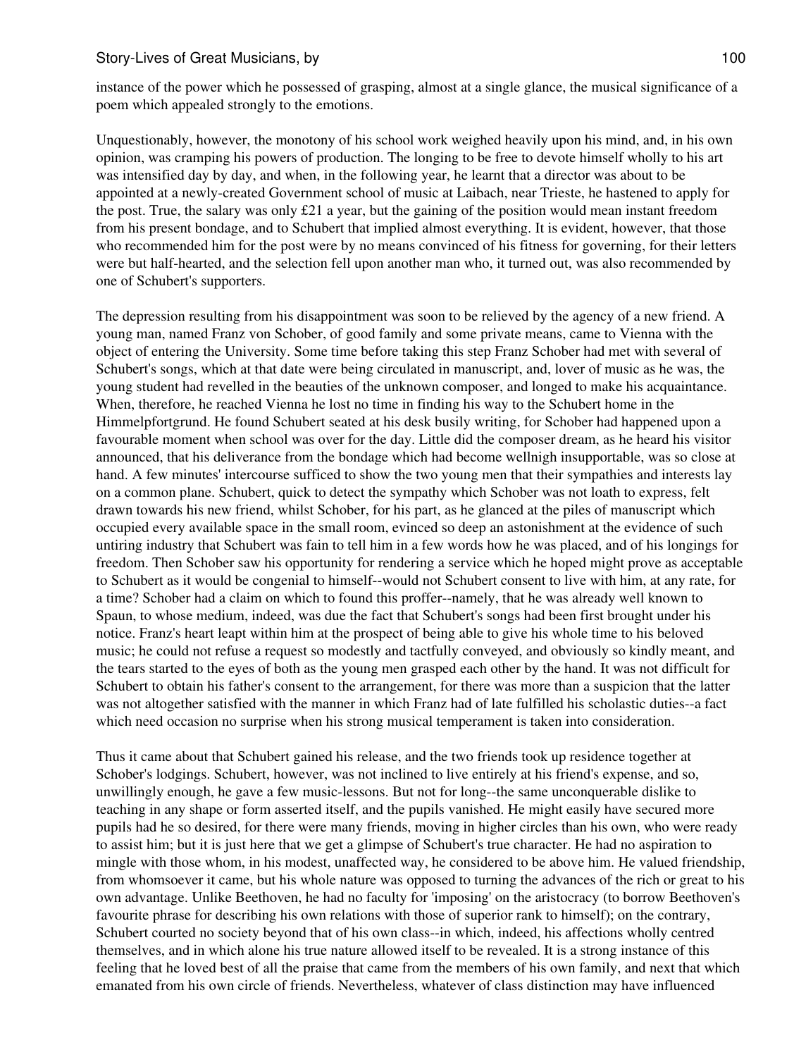instance of the power which he possessed of grasping, almost at a single glance, the musical significance of a poem which appealed strongly to the emotions.

Unquestionably, however, the monotony of his school work weighed heavily upon his mind, and, in his own opinion, was cramping his powers of production. The longing to be free to devote himself wholly to his art was intensified day by day, and when, in the following year, he learnt that a director was about to be appointed at a newly-created Government school of music at Laibach, near Trieste, he hastened to apply for the post. True, the salary was only £21 a year, but the gaining of the position would mean instant freedom from his present bondage, and to Schubert that implied almost everything. It is evident, however, that those who recommended him for the post were by no means convinced of his fitness for governing, for their letters were but half-hearted, and the selection fell upon another man who, it turned out, was also recommended by one of Schubert's supporters.

The depression resulting from his disappointment was soon to be relieved by the agency of a new friend. A young man, named Franz von Schober, of good family and some private means, came to Vienna with the object of entering the University. Some time before taking this step Franz Schober had met with several of Schubert's songs, which at that date were being circulated in manuscript, and, lover of music as he was, the young student had revelled in the beauties of the unknown composer, and longed to make his acquaintance. When, therefore, he reached Vienna he lost no time in finding his way to the Schubert home in the Himmelpfortgrund. He found Schubert seated at his desk busily writing, for Schober had happened upon a favourable moment when school was over for the day. Little did the composer dream, as he heard his visitor announced, that his deliverance from the bondage which had become wellnigh insupportable, was so close at hand. A few minutes' intercourse sufficed to show the two young men that their sympathies and interests lay on a common plane. Schubert, quick to detect the sympathy which Schober was not loath to express, felt drawn towards his new friend, whilst Schober, for his part, as he glanced at the piles of manuscript which occupied every available space in the small room, evinced so deep an astonishment at the evidence of such untiring industry that Schubert was fain to tell him in a few words how he was placed, and of his longings for freedom. Then Schober saw his opportunity for rendering a service which he hoped might prove as acceptable to Schubert as it would be congenial to himself--would not Schubert consent to live with him, at any rate, for a time? Schober had a claim on which to found this proffer--namely, that he was already well known to Spaun, to whose medium, indeed, was due the fact that Schubert's songs had been first brought under his notice. Franz's heart leapt within him at the prospect of being able to give his whole time to his beloved music; he could not refuse a request so modestly and tactfully conveyed, and obviously so kindly meant, and the tears started to the eyes of both as the young men grasped each other by the hand. It was not difficult for Schubert to obtain his father's consent to the arrangement, for there was more than a suspicion that the latter was not altogether satisfied with the manner in which Franz had of late fulfilled his scholastic duties--a fact which need occasion no surprise when his strong musical temperament is taken into consideration.

Thus it came about that Schubert gained his release, and the two friends took up residence together at Schober's lodgings. Schubert, however, was not inclined to live entirely at his friend's expense, and so, unwillingly enough, he gave a few music-lessons. But not for long--the same unconquerable dislike to teaching in any shape or form asserted itself, and the pupils vanished. He might easily have secured more pupils had he so desired, for there were many friends, moving in higher circles than his own, who were ready to assist him; but it is just here that we get a glimpse of Schubert's true character. He had no aspiration to mingle with those whom, in his modest, unaffected way, he considered to be above him. He valued friendship, from whomsoever it came, but his whole nature was opposed to turning the advances of the rich or great to his own advantage. Unlike Beethoven, he had no faculty for 'imposing' on the aristocracy (to borrow Beethoven's favourite phrase for describing his own relations with those of superior rank to himself); on the contrary, Schubert courted no society beyond that of his own class--in which, indeed, his affections wholly centred themselves, and in which alone his true nature allowed itself to be revealed. It is a strong instance of this feeling that he loved best of all the praise that came from the members of his own family, and next that which emanated from his own circle of friends. Nevertheless, whatever of class distinction may have influenced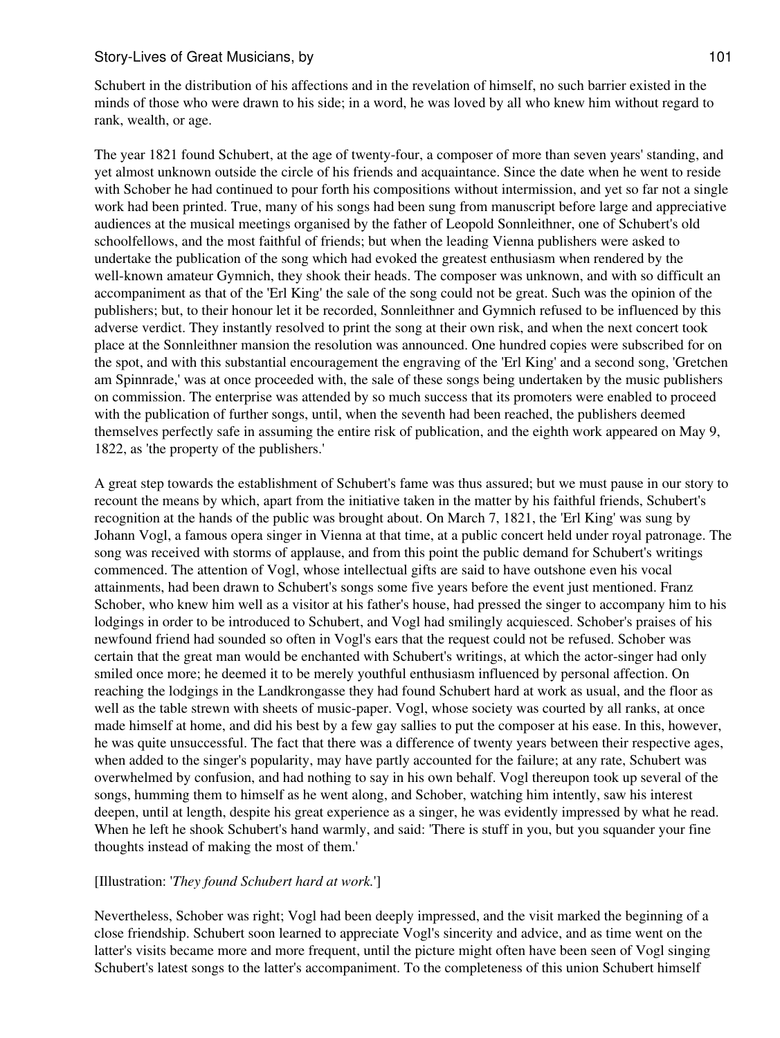Schubert in the distribution of his affections and in the revelation of himself, no such barrier existed in the minds of those who were drawn to his side; in a word, he was loved by all who knew him without regard to rank, wealth, or age.

The year 1821 found Schubert, at the age of twenty-four, a composer of more than seven years' standing, and yet almost unknown outside the circle of his friends and acquaintance. Since the date when he went to reside with Schober he had continued to pour forth his compositions without intermission, and yet so far not a single work had been printed. True, many of his songs had been sung from manuscript before large and appreciative audiences at the musical meetings organised by the father of Leopold Sonnleithner, one of Schubert's old schoolfellows, and the most faithful of friends; but when the leading Vienna publishers were asked to undertake the publication of the song which had evoked the greatest enthusiasm when rendered by the well-known amateur Gymnich, they shook their heads. The composer was unknown, and with so difficult an accompaniment as that of the 'Erl King' the sale of the song could not be great. Such was the opinion of the publishers; but, to their honour let it be recorded, Sonnleithner and Gymnich refused to be influenced by this adverse verdict. They instantly resolved to print the song at their own risk, and when the next concert took place at the Sonnleithner mansion the resolution was announced. One hundred copies were subscribed for on the spot, and with this substantial encouragement the engraving of the 'Erl King' and a second song, 'Gretchen am Spinnrade,' was at once proceeded with, the sale of these songs being undertaken by the music publishers on commission. The enterprise was attended by so much success that its promoters were enabled to proceed with the publication of further songs, until, when the seventh had been reached, the publishers deemed themselves perfectly safe in assuming the entire risk of publication, and the eighth work appeared on May 9, 1822, as 'the property of the publishers.'

A great step towards the establishment of Schubert's fame was thus assured; but we must pause in our story to recount the means by which, apart from the initiative taken in the matter by his faithful friends, Schubert's recognition at the hands of the public was brought about. On March 7, 1821, the 'Erl King' was sung by Johann Vogl, a famous opera singer in Vienna at that time, at a public concert held under royal patronage. The song was received with storms of applause, and from this point the public demand for Schubert's writings commenced. The attention of Vogl, whose intellectual gifts are said to have outshone even his vocal attainments, had been drawn to Schubert's songs some five years before the event just mentioned. Franz Schober, who knew him well as a visitor at his father's house, had pressed the singer to accompany him to his lodgings in order to be introduced to Schubert, and Vogl had smilingly acquiesced. Schober's praises of his newfound friend had sounded so often in Vogl's ears that the request could not be refused. Schober was certain that the great man would be enchanted with Schubert's writings, at which the actor-singer had only smiled once more; he deemed it to be merely youthful enthusiasm influenced by personal affection. On reaching the lodgings in the Landkrongasse they had found Schubert hard at work as usual, and the floor as well as the table strewn with sheets of music-paper. Vogl, whose society was courted by all ranks, at once made himself at home, and did his best by a few gay sallies to put the composer at his ease. In this, however, he was quite unsuccessful. The fact that there was a difference of twenty years between their respective ages, when added to the singer's popularity, may have partly accounted for the failure; at any rate, Schubert was overwhelmed by confusion, and had nothing to say in his own behalf. Vogl thereupon took up several of the songs, humming them to himself as he went along, and Schober, watching him intently, saw his interest deepen, until at length, despite his great experience as a singer, he was evidently impressed by what he read. When he left he shook Schubert's hand warmly, and said: 'There is stuff in you, but you squander your fine thoughts instead of making the most of them.'

[Illustration: '*They found Schubert hard at work.*']

Nevertheless, Schober was right; Vogl had been deeply impressed, and the visit marked the beginning of a close friendship. Schubert soon learned to appreciate Vogl's sincerity and advice, and as time went on the latter's visits became more and more frequent, until the picture might often have been seen of Vogl singing Schubert's latest songs to the latter's accompaniment. To the completeness of this union Schubert himself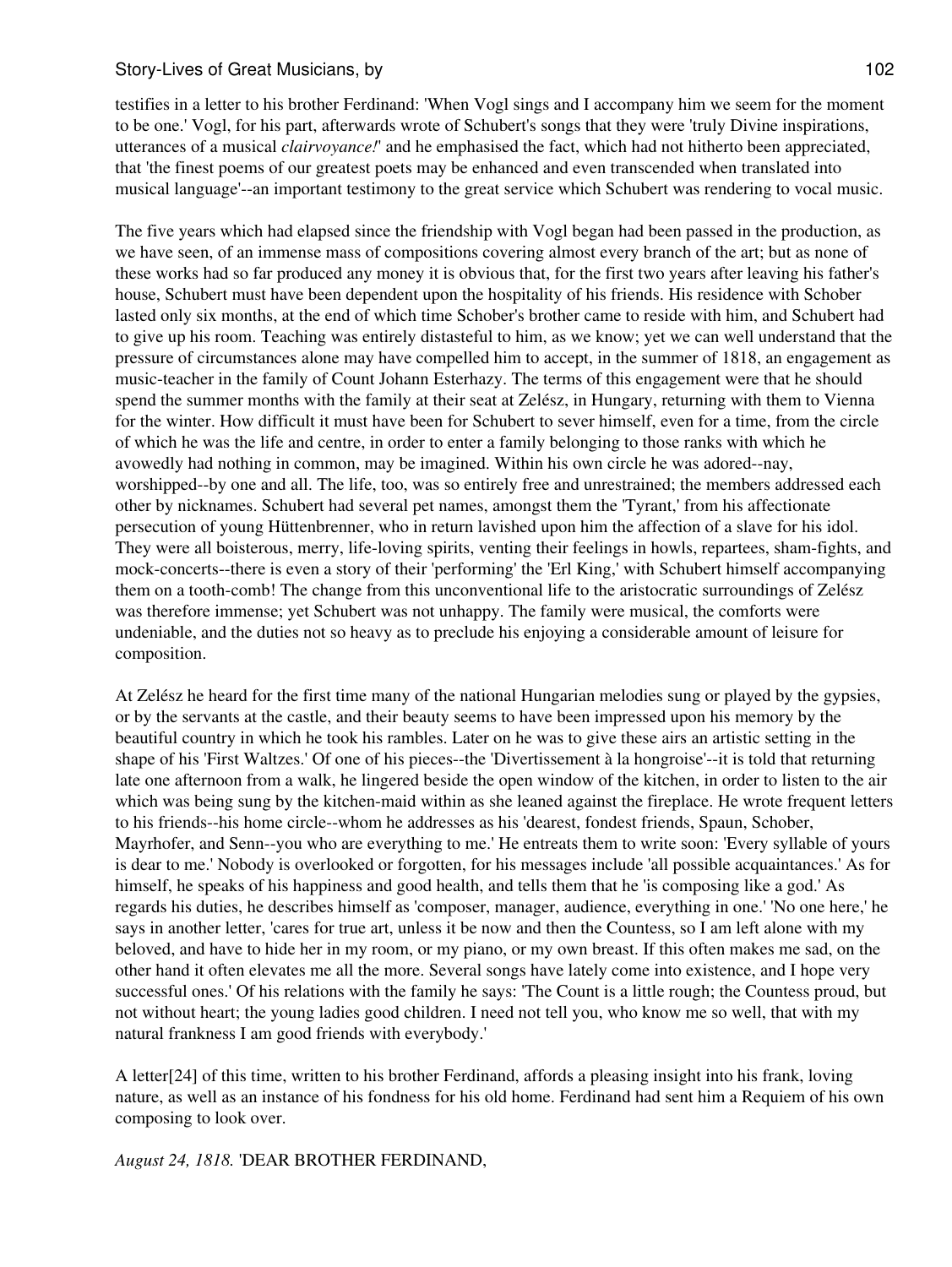testifies in a letter to his brother Ferdinand: 'When Vogl sings and I accompany him we seem for the moment to be one.' Vogl, for his part, afterwards wrote of Schubert's songs that they were 'truly Divine inspirations, utterances of a musical *clairvoyance!*' and he emphasised the fact, which had not hitherto been appreciated, that 'the finest poems of our greatest poets may be enhanced and even transcended when translated into musical language'--an important testimony to the great service which Schubert was rendering to vocal music.

The five years which had elapsed since the friendship with Vogl began had been passed in the production, as we have seen, of an immense mass of compositions covering almost every branch of the art; but as none of these works had so far produced any money it is obvious that, for the first two years after leaving his father's house, Schubert must have been dependent upon the hospitality of his friends. His residence with Schober lasted only six months, at the end of which time Schober's brother came to reside with him, and Schubert had to give up his room. Teaching was entirely distasteful to him, as we know; yet we can well understand that the pressure of circumstances alone may have compelled him to accept, in the summer of 1818, an engagement as music-teacher in the family of Count Johann Esterhazy. The terms of this engagement were that he should spend the summer months with the family at their seat at Zelész, in Hungary, returning with them to Vienna for the winter. How difficult it must have been for Schubert to sever himself, even for a time, from the circle of which he was the life and centre, in order to enter a family belonging to those ranks with which he avowedly had nothing in common, may be imagined. Within his own circle he was adored--nay, worshipped--by one and all. The life, too, was so entirely free and unrestrained; the members addressed each other by nicknames. Schubert had several pet names, amongst them the 'Tyrant,' from his affectionate persecution of young Hüttenbrenner, who in return lavished upon him the affection of a slave for his idol. They were all boisterous, merry, life-loving spirits, venting their feelings in howls, repartees, sham-fights, and mock-concerts--there is even a story of their 'performing' the 'Erl King,' with Schubert himself accompanying them on a tooth-comb! The change from this unconventional life to the aristocratic surroundings of Zelész was therefore immense; yet Schubert was not unhappy. The family were musical, the comforts were undeniable, and the duties not so heavy as to preclude his enjoying a considerable amount of leisure for composition.

At Zelész he heard for the first time many of the national Hungarian melodies sung or played by the gypsies, or by the servants at the castle, and their beauty seems to have been impressed upon his memory by the beautiful country in which he took his rambles. Later on he was to give these airs an artistic setting in the shape of his 'First Waltzes.' Of one of his pieces--the 'Divertissement à la hongroise'--it is told that returning late one afternoon from a walk, he lingered beside the open window of the kitchen, in order to listen to the air which was being sung by the kitchen-maid within as she leaned against the fireplace. He wrote frequent letters to his friends--his home circle--whom he addresses as his 'dearest, fondest friends, Spaun, Schober, Mayrhofer, and Senn--you who are everything to me.' He entreats them to write soon: 'Every syllable of yours is dear to me.' Nobody is overlooked or forgotten, for his messages include 'all possible acquaintances.' As for himself, he speaks of his happiness and good health, and tells them that he 'is composing like a god.' As regards his duties, he describes himself as 'composer, manager, audience, everything in one.' 'No one here,' he says in another letter, 'cares for true art, unless it be now and then the Countess, so I am left alone with my beloved, and have to hide her in my room, or my piano, or my own breast. If this often makes me sad, on the other hand it often elevates me all the more. Several songs have lately come into existence, and I hope very successful ones.' Of his relations with the family he says: 'The Count is a little rough; the Countess proud, but not without heart; the young ladies good children. I need not tell you, who know me so well, that with my natural frankness I am good friends with everybody.'

A letter[24] of this time, written to his brother Ferdinand, affords a pleasing insight into his frank, loving nature, as well as an instance of his fondness for his old home. Ferdinand had sent him a Requiem of his own composing to look over.

*August 24, 1818.* 'DEAR BROTHER FERDINAND,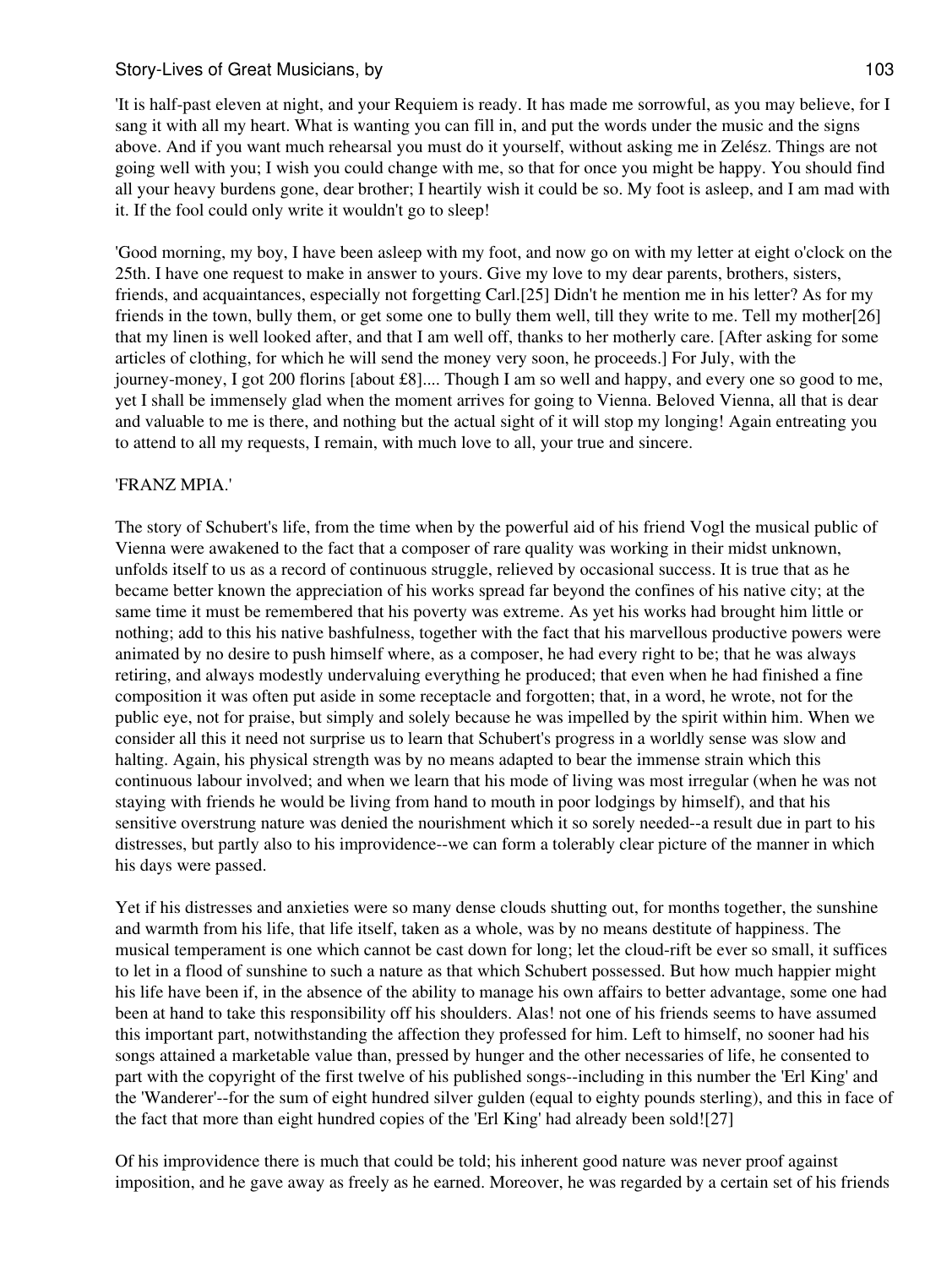'It is half-past eleven at night, and your Requiem is ready. It has made me sorrowful, as you may believe, for I sang it with all my heart. What is wanting you can fill in, and put the words under the music and the signs above. And if you want much rehearsal you must do it yourself, without asking me in Zelész. Things are not going well with you; I wish you could change with me, so that for once you might be happy. You should find all your heavy burdens gone, dear brother; I heartily wish it could be so. My foot is asleep, and I am mad with it. If the fool could only write it wouldn't go to sleep!

'Good morning, my boy, I have been asleep with my foot, and now go on with my letter at eight o'clock on the 25th. I have one request to make in answer to yours. Give my love to my dear parents, brothers, sisters, friends, and acquaintances, especially not forgetting Carl.[25] Didn't he mention me in his letter? As for my friends in the town, bully them, or get some one to bully them well, till they write to me. Tell my mother[26] that my linen is well looked after, and that I am well off, thanks to her motherly care. [After asking for some articles of clothing, for which he will send the money very soon, he proceeds.] For July, with the journey-money, I got 200 florins [about £8].... Though I am so well and happy, and every one so good to me, yet I shall be immensely glad when the moment arrives for going to Vienna. Beloved Vienna, all that is dear and valuable to me is there, and nothing but the actual sight of it will stop my longing! Again entreating you to attend to all my requests, I remain, with much love to all, your true and sincere.

'FRANZ MPIA.'

The story of Schubert's life, from the time when by the powerful aid of his friend Vogl the musical public of Vienna were awakened to the fact that a composer of rare quality was working in their midst unknown, unfolds itself to us as a record of continuous struggle, relieved by occasional success. It is true that as he became better known the appreciation of his works spread far beyond the confines of his native city; at the same time it must be remembered that his poverty was extreme. As yet his works had brought him little or nothing; add to this his native bashfulness, together with the fact that his marvellous productive powers were animated by no desire to push himself where, as a composer, he had every right to be; that he was always retiring, and always modestly undervaluing everything he produced; that even when he had finished a fine composition it was often put aside in some receptacle and forgotten; that, in a word, he wrote, not for the public eye, not for praise, but simply and solely because he was impelled by the spirit within him. When we consider all this it need not surprise us to learn that Schubert's progress in a worldly sense was slow and halting. Again, his physical strength was by no means adapted to bear the immense strain which this continuous labour involved; and when we learn that his mode of living was most irregular (when he was not staying with friends he would be living from hand to mouth in poor lodgings by himself), and that his sensitive overstrung nature was denied the nourishment which it so sorely needed--a result due in part to his distresses, but partly also to his improvidence--we can form a tolerably clear picture of the manner in which his days were passed.

Yet if his distresses and anxieties were so many dense clouds shutting out, for months together, the sunshine and warmth from his life, that life itself, taken as a whole, was by no means destitute of happiness. The musical temperament is one which cannot be cast down for long; let the cloud-rift be ever so small, it suffices to let in a flood of sunshine to such a nature as that which Schubert possessed. But how much happier might his life have been if, in the absence of the ability to manage his own affairs to better advantage, some one had been at hand to take this responsibility off his shoulders. Alas! not one of his friends seems to have assumed this important part, notwithstanding the affection they professed for him. Left to himself, no sooner had his songs attained a marketable value than, pressed by hunger and the other necessaries of life, he consented to part with the copyright of the first twelve of his published songs--including in this number the 'Erl King' and the 'Wanderer'--for the sum of eight hundred silver gulden (equal to eighty pounds sterling), and this in face of the fact that more than eight hundred copies of the 'Erl King' had already been sold![27]

Of his improvidence there is much that could be told; his inherent good nature was never proof against imposition, and he gave away as freely as he earned. Moreover, he was regarded by a certain set of his friends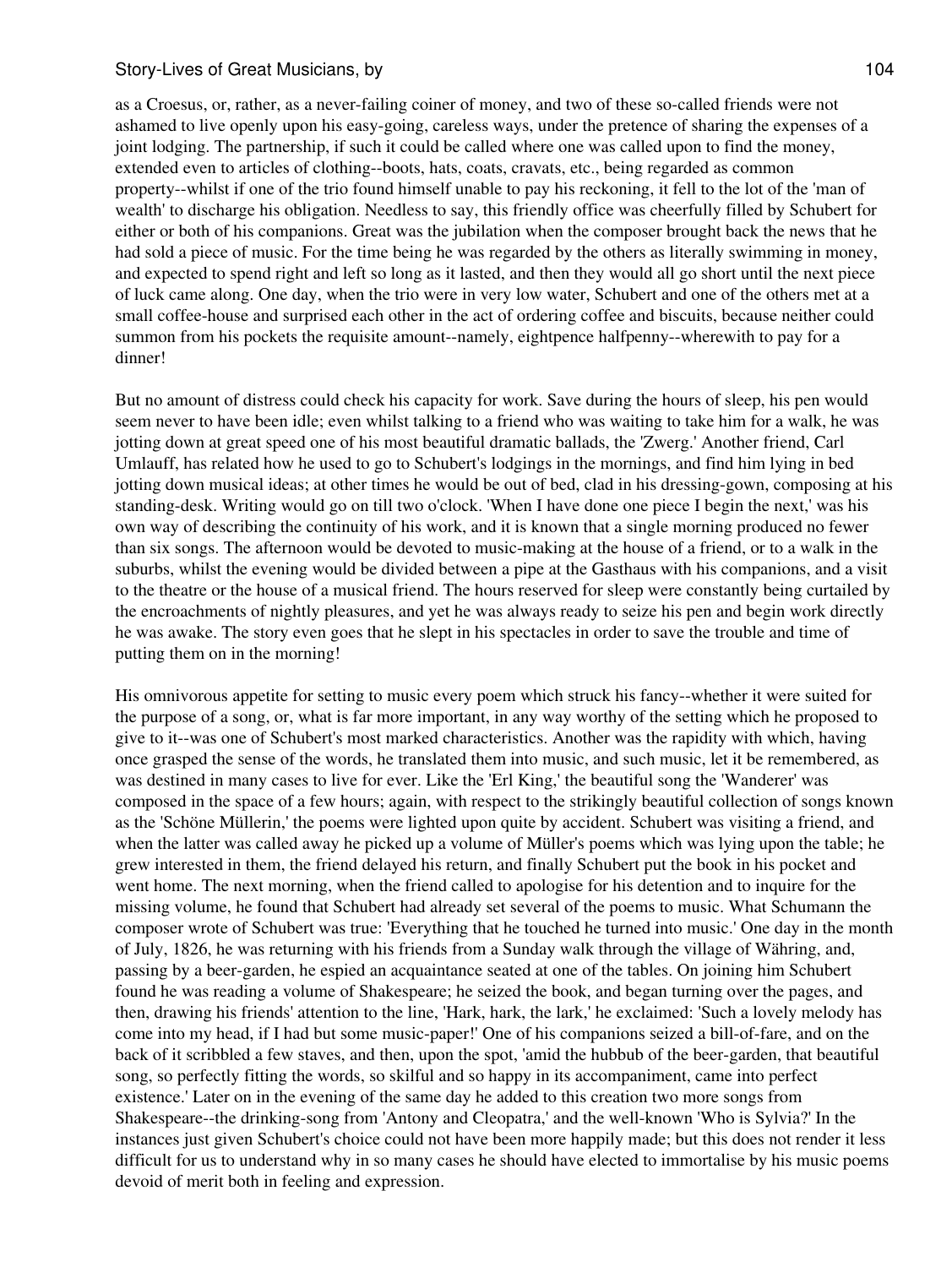as a Croesus, or, rather, as a never-failing coiner of money, and two of these so-called friends were not ashamed to live openly upon his easy-going, careless ways, under the pretence of sharing the expenses of a joint lodging. The partnership, if such it could be called where one was called upon to find the money, extended even to articles of clothing--boots, hats, coats, cravats, etc., being regarded as common property--whilst if one of the trio found himself unable to pay his reckoning, it fell to the lot of the 'man of wealth' to discharge his obligation. Needless to say, this friendly office was cheerfully filled by Schubert for either or both of his companions. Great was the jubilation when the composer brought back the news that he had sold a piece of music. For the time being he was regarded by the others as literally swimming in money, and expected to spend right and left so long as it lasted, and then they would all go short until the next piece of luck came along. One day, when the trio were in very low water, Schubert and one of the others met at a small coffee-house and surprised each other in the act of ordering coffee and biscuits, because neither could summon from his pockets the requisite amount--namely, eightpence halfpenny--wherewith to pay for a dinner!

But no amount of distress could check his capacity for work. Save during the hours of sleep, his pen would seem never to have been idle; even whilst talking to a friend who was waiting to take him for a walk, he was jotting down at great speed one of his most beautiful dramatic ballads, the 'Zwerg.' Another friend, Carl Umlauff, has related how he used to go to Schubert's lodgings in the mornings, and find him lying in bed jotting down musical ideas; at other times he would be out of bed, clad in his dressing-gown, composing at his standing-desk. Writing would go on till two o'clock. 'When I have done one piece I begin the next,' was his own way of describing the continuity of his work, and it is known that a single morning produced no fewer than six songs. The afternoon would be devoted to music-making at the house of a friend, or to a walk in the suburbs, whilst the evening would be divided between a pipe at the Gasthaus with his companions, and a visit to the theatre or the house of a musical friend. The hours reserved for sleep were constantly being curtailed by the encroachments of nightly pleasures, and yet he was always ready to seize his pen and begin work directly he was awake. The story even goes that he slept in his spectacles in order to save the trouble and time of putting them on in the morning!

His omnivorous appetite for setting to music every poem which struck his fancy--whether it were suited for the purpose of a song, or, what is far more important, in any way worthy of the setting which he proposed to give to it--was one of Schubert's most marked characteristics. Another was the rapidity with which, having once grasped the sense of the words, he translated them into music, and such music, let it be remembered, as was destined in many cases to live for ever. Like the 'Erl King,' the beautiful song the 'Wanderer' was composed in the space of a few hours; again, with respect to the strikingly beautiful collection of songs known as the 'Schöne Müllerin,' the poems were lighted upon quite by accident. Schubert was visiting a friend, and when the latter was called away he picked up a volume of Müller's poems which was lying upon the table; he grew interested in them, the friend delayed his return, and finally Schubert put the book in his pocket and went home. The next morning, when the friend called to apologise for his detention and to inquire for the missing volume, he found that Schubert had already set several of the poems to music. What Schumann the composer wrote of Schubert was true: 'Everything that he touched he turned into music.' One day in the month of July, 1826, he was returning with his friends from a Sunday walk through the village of Währing, and, passing by a beer-garden, he espied an acquaintance seated at one of the tables. On joining him Schubert found he was reading a volume of Shakespeare; he seized the book, and began turning over the pages, and then, drawing his friends' attention to the line, 'Hark, hark, the lark,' he exclaimed: 'Such a lovely melody has come into my head, if I had but some music-paper!' One of his companions seized a bill-of-fare, and on the back of it scribbled a few staves, and then, upon the spot, 'amid the hubbub of the beer-garden, that beautiful song, so perfectly fitting the words, so skilful and so happy in its accompaniment, came into perfect existence.' Later on in the evening of the same day he added to this creation two more songs from Shakespeare--the drinking-song from 'Antony and Cleopatra,' and the well-known 'Who is Sylvia?' In the instances just given Schubert's choice could not have been more happily made; but this does not render it less difficult for us to understand why in so many cases he should have elected to immortalise by his music poems devoid of merit both in feeling and expression.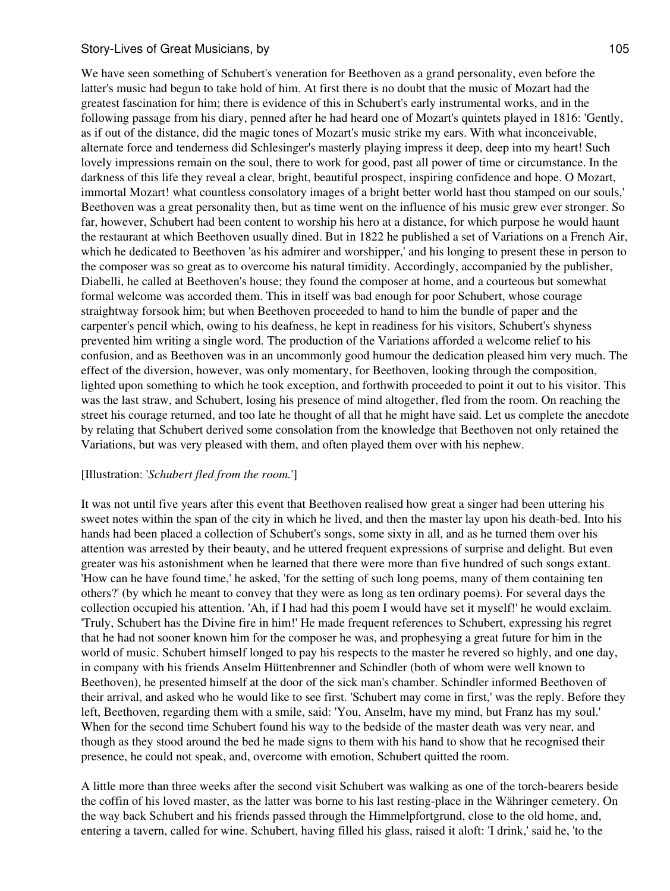We have seen something of Schubert's veneration for Beethoven as a grand personality, even before the latter's music had begun to take hold of him. At first there is no doubt that the music of Mozart had the greatest fascination for him; there is evidence of this in Schubert's early instrumental works, and in the following passage from his diary, penned after he had heard one of Mozart's quintets played in 1816: 'Gently, as if out of the distance, did the magic tones of Mozart's music strike my ears. With what inconceivable, alternate force and tenderness did Schlesinger's masterly playing impress it deep, deep into my heart! Such lovely impressions remain on the soul, there to work for good, past all power of time or circumstance. In the darkness of this life they reveal a clear, bright, beautiful prospect, inspiring confidence and hope. O Mozart, immortal Mozart! what countless consolatory images of a bright better world hast thou stamped on our souls,' Beethoven was a great personality then, but as time went on the influence of his music grew ever stronger. So far, however, Schubert had been content to worship his hero at a distance, for which purpose he would haunt the restaurant at which Beethoven usually dined. But in 1822 he published a set of Variations on a French Air, which he dedicated to Beethoven 'as his admirer and worshipper,' and his longing to present these in person to the composer was so great as to overcome his natural timidity. Accordingly, accompanied by the publisher, Diabelli, he called at Beethoven's house; they found the composer at home, and a courteous but somewhat formal welcome was accorded them. This in itself was bad enough for poor Schubert, whose courage straightway forsook him; but when Beethoven proceeded to hand to him the bundle of paper and the carpenter's pencil which, owing to his deafness, he kept in readiness for his visitors, Schubert's shyness prevented him writing a single word. The production of the Variations afforded a welcome relief to his confusion, and as Beethoven was in an uncommonly good humour the dedication pleased him very much. The effect of the diversion, however, was only momentary, for Beethoven, looking through the composition, lighted upon something to which he took exception, and forthwith proceeded to point it out to his visitor. This was the last straw, and Schubert, losing his presence of mind altogether, fled from the room. On reaching the street his courage returned, and too late he thought of all that he might have said. Let us complete the anecdote by relating that Schubert derived some consolation from the knowledge that Beethoven not only retained the Variations, but was very pleased with them, and often played them over with his nephew.

[Illustration: '*Schubert fled from the room.*']

It was not until five years after this event that Beethoven realised how great a singer had been uttering his sweet notes within the span of the city in which he lived, and then the master lay upon his death-bed. Into his hands had been placed a collection of Schubert's songs, some sixty in all, and as he turned them over his attention was arrested by their beauty, and he uttered frequent expressions of surprise and delight. But even greater was his astonishment when he learned that there were more than five hundred of such songs extant. 'How can he have found time,' he asked, 'for the setting of such long poems, many of them containing ten others?' (by which he meant to convey that they were as long as ten ordinary poems). For several days the collection occupied his attention. 'Ah, if I had had this poem I would have set it myself!' he would exclaim. 'Truly, Schubert has the Divine fire in him!' He made frequent references to Schubert, expressing his regret that he had not sooner known him for the composer he was, and prophesying a great future for him in the world of music. Schubert himself longed to pay his respects to the master he revered so highly, and one day, in company with his friends Anselm Hüttenbrenner and Schindler (both of whom were well known to Beethoven), he presented himself at the door of the sick man's chamber. Schindler informed Beethoven of their arrival, and asked who he would like to see first. 'Schubert may come in first,' was the reply. Before they left, Beethoven, regarding them with a smile, said: 'You, Anselm, have my mind, but Franz has my soul.' When for the second time Schubert found his way to the bedside of the master death was very near, and though as they stood around the bed he made signs to them with his hand to show that he recognised their presence, he could not speak, and, overcome with emotion, Schubert quitted the room.

A little more than three weeks after the second visit Schubert was walking as one of the torch-bearers beside the coffin of his loved master, as the latter was borne to his last resting-place in the Währinger cemetery. On the way back Schubert and his friends passed through the Himmelpfortgrund, close to the old home, and, entering a tavern, called for wine. Schubert, having filled his glass, raised it aloft: 'I drink,' said he, 'to the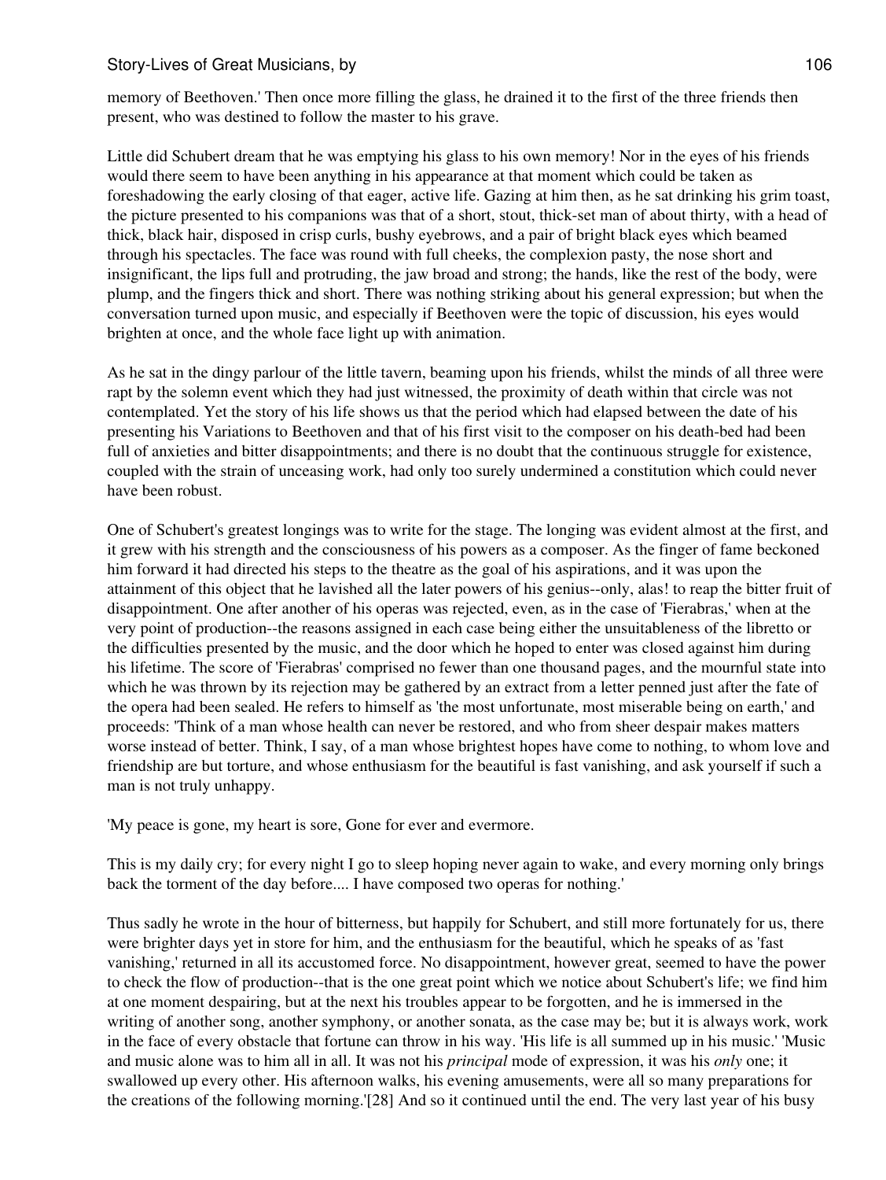memory of Beethoven.' Then once more filling the glass, he drained it to the first of the three friends then present, who was destined to follow the master to his grave.

Little did Schubert dream that he was emptying his glass to his own memory! Nor in the eyes of his friends would there seem to have been anything in his appearance at that moment which could be taken as foreshadowing the early closing of that eager, active life. Gazing at him then, as he sat drinking his grim toast, the picture presented to his companions was that of a short, stout, thick-set man of about thirty, with a head of thick, black hair, disposed in crisp curls, bushy eyebrows, and a pair of bright black eyes which beamed through his spectacles. The face was round with full cheeks, the complexion pasty, the nose short and insignificant, the lips full and protruding, the jaw broad and strong; the hands, like the rest of the body, were plump, and the fingers thick and short. There was nothing striking about his general expression; but when the conversation turned upon music, and especially if Beethoven were the topic of discussion, his eyes would brighten at once, and the whole face light up with animation.

As he sat in the dingy parlour of the little tavern, beaming upon his friends, whilst the minds of all three were rapt by the solemn event which they had just witnessed, the proximity of death within that circle was not contemplated. Yet the story of his life shows us that the period which had elapsed between the date of his presenting his Variations to Beethoven and that of his first visit to the composer on his death-bed had been full of anxieties and bitter disappointments; and there is no doubt that the continuous struggle for existence, coupled with the strain of unceasing work, had only too surely undermined a constitution which could never have been robust.

One of Schubert's greatest longings was to write for the stage. The longing was evident almost at the first, and it grew with his strength and the consciousness of his powers as a composer. As the finger of fame beckoned him forward it had directed his steps to the theatre as the goal of his aspirations, and it was upon the attainment of this object that he lavished all the later powers of his genius--only, alas! to reap the bitter fruit of disappointment. One after another of his operas was rejected, even, as in the case of 'Fierabras,' when at the very point of production--the reasons assigned in each case being either the unsuitableness of the libretto or the difficulties presented by the music, and the door which he hoped to enter was closed against him during his lifetime. The score of 'Fierabras' comprised no fewer than one thousand pages, and the mournful state into which he was thrown by its rejection may be gathered by an extract from a letter penned just after the fate of the opera had been sealed. He refers to himself as 'the most unfortunate, most miserable being on earth,' and proceeds: 'Think of a man whose health can never be restored, and who from sheer despair makes matters worse instead of better. Think, I say, of a man whose brightest hopes have come to nothing, to whom love and friendship are but torture, and whose enthusiasm for the beautiful is fast vanishing, and ask yourself if such a man is not truly unhappy.

'My peace is gone, my heart is sore, Gone for ever and evermore.

This is my daily cry; for every night I go to sleep hoping never again to wake, and every morning only brings back the torment of the day before.... I have composed two operas for nothing.'

Thus sadly he wrote in the hour of bitterness, but happily for Schubert, and still more fortunately for us, there were brighter days yet in store for him, and the enthusiasm for the beautiful, which he speaks of as 'fast vanishing,' returned in all its accustomed force. No disappointment, however great, seemed to have the power to check the flow of production--that is the one great point which we notice about Schubert's life; we find him at one moment despairing, but at the next his troubles appear to be forgotten, and he is immersed in the writing of another song, another symphony, or another sonata, as the case may be; but it is always work, work in the face of every obstacle that fortune can throw in his way. 'His life is all summed up in his music.' 'Music and music alone was to him all in all. It was not his *principal* mode of expression, it was his *only* one; it swallowed up every other. His afternoon walks, his evening amusements, were all so many preparations for the creations of the following morning.'[28] And so it continued until the end. The very last year of his busy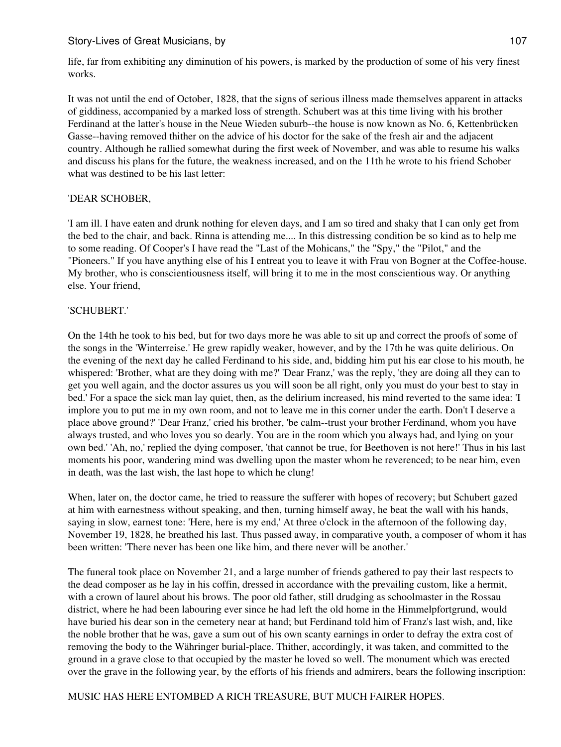life, far from exhibiting any diminution of his powers, is marked by the production of some of his very finest works.

It was not until the end of October, 1828, that the signs of serious illness made themselves apparent in attacks of giddiness, accompanied by a marked loss of strength. Schubert was at this time living with his brother Ferdinand at the latter's house in the Neue Wieden suburb--the house is now known as No. 6, Kettenbrücken Gasse--having removed thither on the advice of his doctor for the sake of the fresh air and the adjacent country. Although he rallied somewhat during the first week of November, and was able to resume his walks and discuss his plans for the future, the weakness increased, and on the 11th he wrote to his friend Schober what was destined to be his last letter:

'DEAR SCHOBER,

'I am ill. I have eaten and drunk nothing for eleven days, and I am so tired and shaky that I can only get from the bed to the chair, and back. Rinna is attending me.... In this distressing condition be so kind as to help me to some reading. Of Cooper's I have read the "Last of the Mohicans," the "Spy," the "Pilot," and the "Pioneers." If you have anything else of his I entreat you to leave it with Frau von Bogner at the Coffee-house. My brother, who is conscientiousness itself, will bring it to me in the most conscientious way. Or anything else. Your friend,

'SCHUBERT.'

On the 14th he took to his bed, but for two days more he was able to sit up and correct the proofs of some of the songs in the 'Winterreise.' He grew rapidly weaker, however, and by the 17th he was quite delirious. On the evening of the next day he called Ferdinand to his side, and, bidding him put his ear close to his mouth, he whispered: 'Brother, what are they doing with me?' 'Dear Franz,' was the reply, 'they are doing all they can to get you well again, and the doctor assures us you will soon be all right, only you must do your best to stay in bed.' For a space the sick man lay quiet, then, as the delirium increased, his mind reverted to the same idea: 'I implore you to put me in my own room, and not to leave me in this corner under the earth. Don't I deserve a place above ground?' 'Dear Franz,' cried his brother, 'be calm--trust your brother Ferdinand, whom you have always trusted, and who loves you so dearly. You are in the room which you always had, and lying on your own bed.' 'Ah, no,' replied the dying composer, 'that cannot be true, for Beethoven is not here!' Thus in his last moments his poor, wandering mind was dwelling upon the master whom he reverenced; to be near him, even in death, was the last wish, the last hope to which he clung!

When, later on, the doctor came, he tried to reassure the sufferer with hopes of recovery; but Schubert gazed at him with earnestness without speaking, and then, turning himself away, he beat the wall with his hands, saying in slow, earnest tone: 'Here, here is my end,' At three o'clock in the afternoon of the following day, November 19, 1828, he breathed his last. Thus passed away, in comparative youth, a composer of whom it has been written: 'There never has been one like him, and there never will be another.'

The funeral took place on November 21, and a large number of friends gathered to pay their last respects to the dead composer as he lay in his coffin, dressed in accordance with the prevailing custom, like a hermit, with a crown of laurel about his brows. The poor old father, still drudging as schoolmaster in the Rossau district, where he had been labouring ever since he had left the old home in the Himmelpfortgrund, would have buried his dear son in the cemetery near at hand; but Ferdinand told him of Franz's last wish, and, like the noble brother that he was, gave a sum out of his own scanty earnings in order to defray the extra cost of removing the body to the Währinger burial-place. Thither, accordingly, it was taken, and committed to the ground in a grave close to that occupied by the master he loved so well. The monument which was erected over the grave in the following year, by the efforts of his friends and admirers, bears the following inscription:

MUSIC HAS HERE ENTOMBED A RICH TREASURE, BUT MUCH FAIRER HOPES.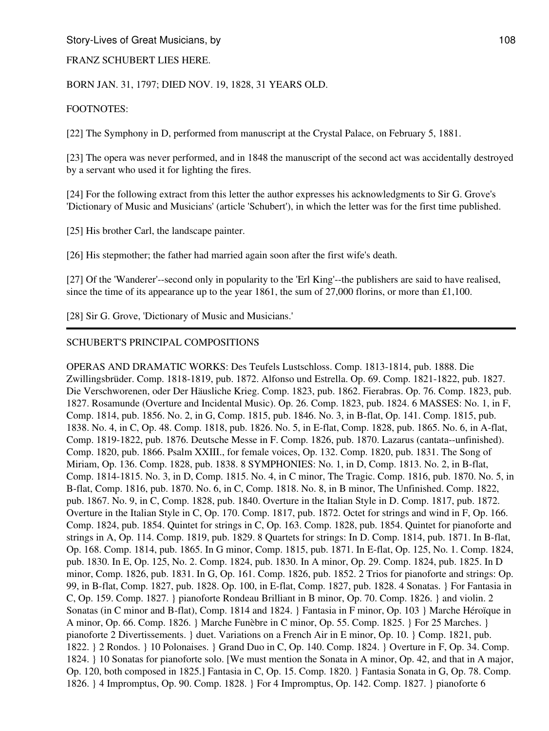FRANZ SCHUBERT LIES HERE.

BORN JAN. 31, 1797; DIED NOV. 19, 1828, 31 YEARS OLD.

FOOTNOTES:

[22] The Symphony in D, performed from manuscript at the Crystal Palace, on February 5, 1881.

[23] The opera was never performed, and in 1848 the manuscript of the second act was accidentally destroyed by a servant who used it for lighting the fires.

[24] For the following extract from this letter the author expresses his acknowledgments to Sir G. Grove's 'Dictionary of Music and Musicians' (article 'Schubert'), in which the letter was for the first time published.

[25] His brother Carl, the landscape painter.

[26] His stepmother; the father had married again soon after the first wife's death.

[27] Of the 'Wanderer'--second only in popularity to the 'Erl King'--the publishers are said to have realised, since the time of its appearance up to the year 1861, the sum of 27,000 florins, or more than £1,100.

[28] Sir G. Grove, 'Dictionary of Music and Musicians.'

---

SCHUBERT'S PRINCIPAL COMPOSITIONS

OPERAS AND DRAMATIC WORKS: Des Teufels Lustschloss. Comp. 1813-1814, pub. 1888. Die Zwillingsbrüder. Comp. 1818-1819, pub. 1872. Alfonso und Estrella. Op. 69. Comp. 1821-1822, pub. 1827. Die Verschworenen, oder Der Häusliche Krieg. Comp. 1823, pub. 1862. Fierabras. Op. 76. Comp. 1823, pub. 1827. Rosamunde (Overture and Incidental Music). Op. 26. Comp. 1823, pub. 1824. 6 MASSES: No. 1, in F, Comp. 1814, pub. 1856. No. 2, in G, Comp. 1815, pub. 1846. No. 3, in B-flat, Op. 141. Comp. 1815, pub. 1838. No. 4, in C, Op. 48. Comp. 1818, pub. 1826. No. 5, in E-flat, Comp. 1828, pub. 1865. No. 6, in A-flat, Comp. 1819-1822, pub. 1876. Deutsche Messe in F. Comp. 1826, pub. 1870. Lazarus (cantata--unfinished). Comp. 1820, pub. 1866. Psalm XXIII., for female voices, Op. 132. Comp. 1820, pub. 1831. The Song of Miriam, Op. 136. Comp. 1828, pub. 1838. 8 SYMPHONIES: No. 1, in D, Comp. 1813. No. 2, in B-flat, Comp. 1814-1815. No. 3, in D, Comp. 1815. No. 4, in C minor, The Tragic. Comp. 1816, pub. 1870. No. 5, in B-flat, Comp. 1816, pub. 1870. No. 6, in C, Comp. 1818. No. 8, in B minor, The Unfinished. Comp. 1822, pub. 1867. No. 9, in C, Comp. 1828, pub. 1840. Overture in the Italian Style in D. Comp. 1817, pub. 1872. Overture in the Italian Style in C, Op. 170. Comp. 1817, pub. 1872. Octet for strings and wind in F, Op. 166. Comp. 1824, pub. 1854. Quintet for strings in C, Op. 163. Comp. 1828, pub. 1854. Quintet for pianoforte and strings in A, Op. 114. Comp. 1819, pub. 1829. 8 Quartets for strings: In D. Comp. 1814, pub. 1871. In B-flat, Op. 168. Comp. 1814, pub. 1865. In G minor, Comp. 1815, pub. 1871. In E-flat, Op. 125, No. 1. Comp. 1824, pub. 1830. In E, Op. 125, No. 2. Comp. 1824, pub. 1830. In A minor, Op. 29. Comp. 1824, pub. 1825. In D minor, Comp. 1826, pub. 1831. In G, Op. 161. Comp. 1826, pub. 1852. 2 Trios for pianoforte and strings: Op. 99, in B-flat, Comp. 1827, pub. 1828. Op. 100, in E-flat, Comp. 1827, pub. 1828. 4 Sonatas. } For Fantasia in C, Op. 159. Comp. 1827. } pianoforte Rondeau Brilliant in B minor, Op. 70. Comp. 1826. } and violin. 2 Sonatas (in C minor and B-flat), Comp. 1814 and 1824. } Fantasia in F minor, Op. 103 } Marche Héroïque in A minor, Op. 66. Comp. 1826. } Marche Funèbre in C minor, Op. 55. Comp. 1825. } For 25 Marches. } pianoforte 2 Divertissements. } duet. Variations on a French Air in E minor, Op. 10. } Comp. 1821, pub. 1822. } 2 Rondos. } 10 Polonaises. } Grand Duo in C, Op. 140. Comp. 1824. } Overture in F, Op. 34. Comp. 1824. } 10 Sonatas for pianoforte solo. [We must mention the Sonata in A minor, Op. 42, and that in A major, Op. 120, both composed in 1825.] Fantasia in C, Op. 15. Comp. 1820. } Fantasia Sonata in G, Op. 78. Comp. 1826. } 4 Impromptus, Op. 90. Comp. 1828. } For 4 Impromptus, Op. 142. Comp. 1827. } pianoforte 6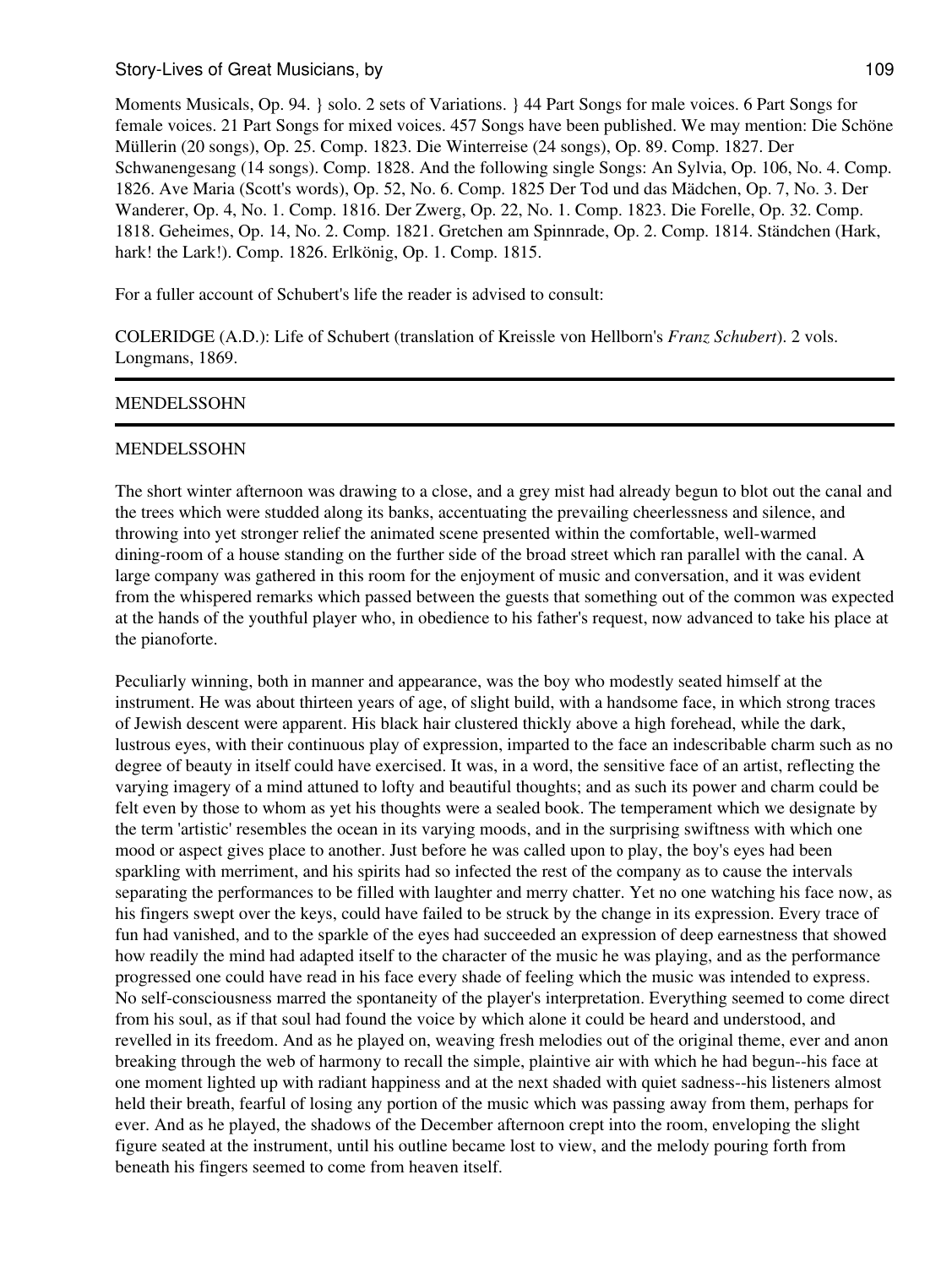Moments Musicals, Op. 94. } solo. 2 sets of Variations. } 44 Part Songs for male voices. 6 Part Songs for female voices. 21 Part Songs for mixed voices. 457 Songs have been published. We may mention: Die Schöne Müllerin (20 songs), Op. 25. Comp. 1823. Die Winterreise (24 songs), Op. 89. Comp. 1827. Der Schwanengesang (14 songs). Comp. 1828. And the following single Songs: An Sylvia, Op. 106, No. 4. Comp. 1826. Ave Maria (Scott's words), Op. 52, No. 6. Comp. 1825 Der Tod und das Mädchen, Op. 7, No. 3. Der Wanderer, Op. 4, No. 1. Comp. 1816. Der Zwerg, Op. 22, No. 1. Comp. 1823. Die Forelle, Op. 32. Comp. 1818. Geheimes, Op. 14, No. 2. Comp. 1821. Gretchen am Spinnrade, Op. 2. Comp. 1814. Ständchen (Hark, hark! the Lark!). Comp. 1826. Erlkönig, Op. 1. Comp. 1815.

For a fuller account of Schubert's life the reader is advised to consult:

COLERIDGE (A.D.): Life of Schubert (translation of Kreissle von Hellborn's *Franz Schubert*). 2 vols. Longmans, 1869.

---

## MENDELSSOHN

---

## MENDELSSOHN

The short winter afternoon was drawing to a close, and a grey mist had already begun to blot out the canal and the trees which were studded along its banks, accentuating the prevailing cheerlessness and silence, and throwing into yet stronger relief the animated scene presented within the comfortable, well-warmed dining-room of a house standing on the further side of the broad street which ran parallel with the canal. A large company was gathered in this room for the enjoyment of music and conversation, and it was evident from the whispered remarks which passed between the guests that something out of the common was expected at the hands of the youthful player who, in obedience to his father's request, now advanced to take his place at the pianoforte.

Peculiarly winning, both in manner and appearance, was the boy who modestly seated himself at the instrument. He was about thirteen years of age, of slight build, with a handsome face, in which strong traces of Jewish descent were apparent. His black hair clustered thickly above a high forehead, while the dark, lustrous eyes, with their continuous play of expression, imparted to the face an indescribable charm such as no degree of beauty in itself could have exercised. It was, in a word, the sensitive face of an artist, reflecting the varying imagery of a mind attuned to lofty and beautiful thoughts; and as such its power and charm could be felt even by those to whom as yet his thoughts were a sealed book. The temperament which we designate by the term 'artistic' resembles the ocean in its varying moods, and in the surprising swiftness with which one mood or aspect gives place to another. Just before he was called upon to play, the boy's eyes had been sparkling with merriment, and his spirits had so infected the rest of the company as to cause the intervals separating the performances to be filled with laughter and merry chatter. Yet no one watching his face now, as his fingers swept over the keys, could have failed to be struck by the change in its expression. Every trace of fun had vanished, and to the sparkle of the eyes had succeeded an expression of deep earnestness that showed how readily the mind had adapted itself to the character of the music he was playing, and as the performance progressed one could have read in his face every shade of feeling which the music was intended to express. No self-consciousness marred the spontaneity of the player's interpretation. Everything seemed to come direct from his soul, as if that soul had found the voice by which alone it could be heard and understood, and revelled in its freedom. And as he played on, weaving fresh melodies out of the original theme, ever and anon breaking through the web of harmony to recall the simple, plaintive air with which he had begun--his face at one moment lighted up with radiant happiness and at the next shaded with quiet sadness--his listeners almost held their breath, fearful of losing any portion of the music which was passing away from them, perhaps for ever. And as he played, the shadows of the December afternoon crept into the room, enveloping the slight figure seated at the instrument, until his outline became lost to view, and the melody pouring forth from beneath his fingers seemed to come from heaven itself.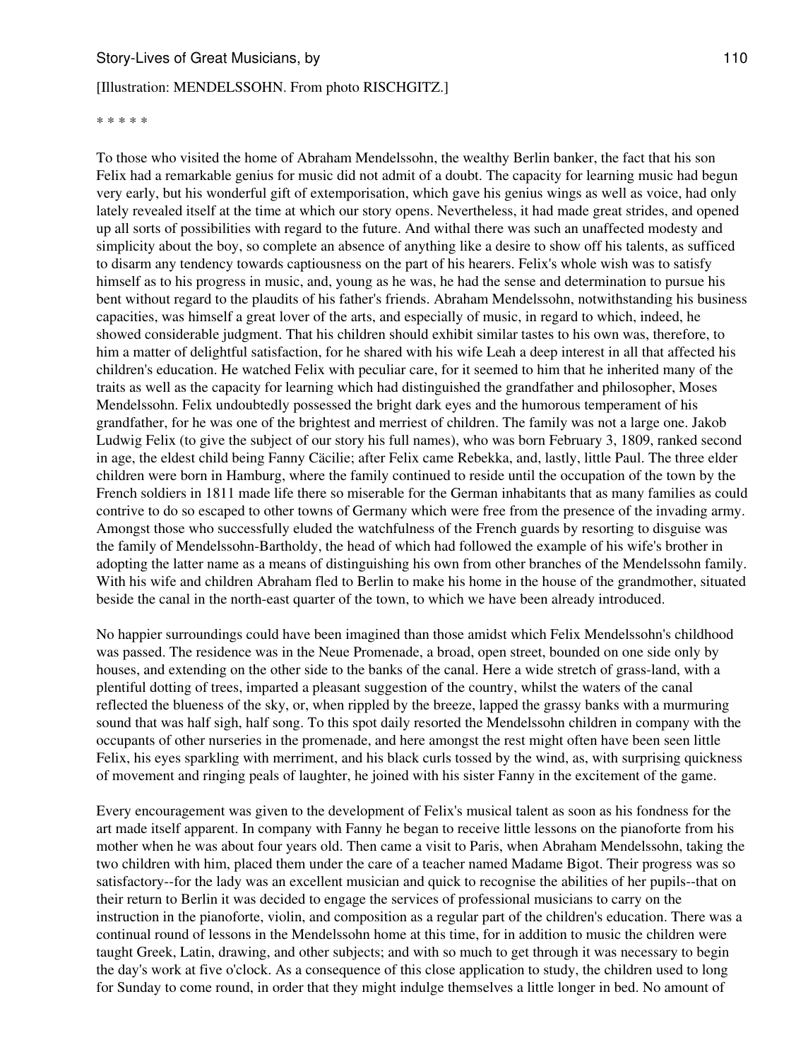[Illustration: MENDELSSOHN. From photo RISCHGITZ.]

* * * * *

To those who visited the home of Abraham Mendelssohn, the wealthy Berlin banker, the fact that his son Felix had a remarkable genius for music did not admit of a doubt. The capacity for learning music had begun very early, but his wonderful gift of extemporisation, which gave his genius wings as well as voice, had only lately revealed itself at the time at which our story opens. Nevertheless, it had made great strides, and opened up all sorts of possibilities with regard to the future. And withal there was such an unaffected modesty and simplicity about the boy, so complete an absence of anything like a desire to show off his talents, as sufficed to disarm any tendency towards captiousness on the part of his hearers. Felix's whole wish was to satisfy himself as to his progress in music, and, young as he was, he had the sense and determination to pursue his bent without regard to the plaudits of his father's friends. Abraham Mendelssohn, notwithstanding his business capacities, was himself a great lover of the arts, and especially of music, in regard to which, indeed, he showed considerable judgment. That his children should exhibit similar tastes to his own was, therefore, to him a matter of delightful satisfaction, for he shared with his wife Leah a deep interest in all that affected his children's education. He watched Felix with peculiar care, for it seemed to him that he inherited many of the traits as well as the capacity for learning which had distinguished the grandfather and philosopher, Moses Mendelssohn. Felix undoubtedly possessed the bright dark eyes and the humorous temperament of his grandfather, for he was one of the brightest and merriest of children. The family was not a large one. Jakob Ludwig Felix (to give the subject of our story his full names), who was born February 3, 1809, ranked second in age, the eldest child being Fanny Cäcilie; after Felix came Rebekka, and, lastly, little Paul. The three elder children were born in Hamburg, where the family continued to reside until the occupation of the town by the French soldiers in 1811 made life there so miserable for the German inhabitants that as many families as could contrive to do so escaped to other towns of Germany which were free from the presence of the invading army. Amongst those who successfully eluded the watchfulness of the French guards by resorting to disguise was the family of Mendelssohn-Bartholdy, the head of which had followed the example of his wife's brother in adopting the latter name as a means of distinguishing his own from other branches of the Mendelssohn family. With his wife and children Abraham fled to Berlin to make his home in the house of the grandmother, situated beside the canal in the north-east quarter of the town, to which we have been already introduced.

No happier surroundings could have been imagined than those amidst which Felix Mendelssohn's childhood was passed. The residence was in the Neue Promenade, a broad, open street, bounded on one side only by houses, and extending on the other side to the banks of the canal. Here a wide stretch of grass-land, with a plentiful dotting of trees, imparted a pleasant suggestion of the country, whilst the waters of the canal reflected the blueness of the sky, or, when rippled by the breeze, lapped the grassy banks with a murmuring sound that was half sigh, half song. To this spot daily resorted the Mendelssohn children in company with the occupants of other nurseries in the promenade, and here amongst the rest might often have been seen little Felix, his eyes sparkling with merriment, and his black curls tossed by the wind, as, with surprising quickness of movement and ringing peals of laughter, he joined with his sister Fanny in the excitement of the game.

Every encouragement was given to the development of Felix's musical talent as soon as his fondness for the art made itself apparent. In company with Fanny he began to receive little lessons on the pianoforte from his mother when he was about four years old. Then came a visit to Paris, when Abraham Mendelssohn, taking the two children with him, placed them under the care of a teacher named Madame Bigot. Their progress was so satisfactory--for the lady was an excellent musician and quick to recognise the abilities of her pupils--that on their return to Berlin it was decided to engage the services of professional musicians to carry on the instruction in the pianoforte, violin, and composition as a regular part of the children's education. There was a continual round of lessons in the Mendelssohn home at this time, for in addition to music the children were taught Greek, Latin, drawing, and other subjects; and with so much to get through it was necessary to begin the day's work at five o'clock. As a consequence of this close application to study, the children used to long for Sunday to come round, in order that they might indulge themselves a little longer in bed. No amount of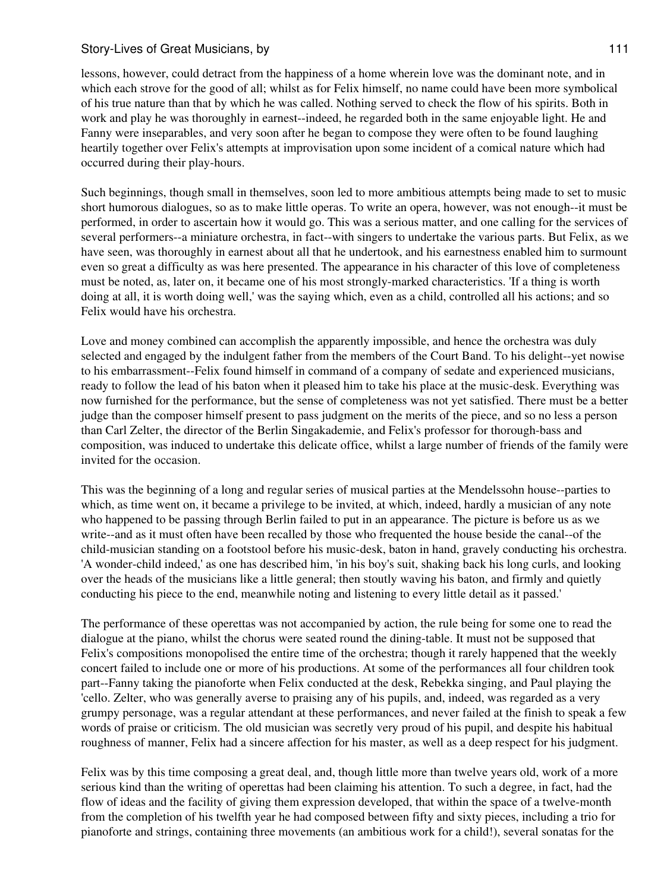lessons, however, could detract from the happiness of a home wherein love was the dominant note, and in which each strove for the good of all; whilst as for Felix himself, no name could have been more symbolical of his true nature than that by which he was called. Nothing served to check the flow of his spirits. Both in work and play he was thoroughly in earnest--indeed, he regarded both in the same enjoyable light. He and Fanny were inseparables, and very soon after he began to compose they were often to be found laughing heartily together over Felix's attempts at improvisation upon some incident of a comical nature which had occurred during their play-hours.

Such beginnings, though small in themselves, soon led to more ambitious attempts being made to set to music short humorous dialogues, so as to make little operas. To write an opera, however, was not enough--it must be performed, in order to ascertain how it would go. This was a serious matter, and one calling for the services of several performers--a miniature orchestra, in fact--with singers to undertake the various parts. But Felix, as we have seen, was thoroughly in earnest about all that he undertook, and his earnestness enabled him to surmount even so great a difficulty as was here presented. The appearance in his character of this love of completeness must be noted, as, later on, it became one of his most strongly-marked characteristics. 'If a thing is worth doing at all, it is worth doing well,' was the saying which, even as a child, controlled all his actions; and so Felix would have his orchestra.

Love and money combined can accomplish the apparently impossible, and hence the orchestra was duly selected and engaged by the indulgent father from the members of the Court Band. To his delight--yet nowise to his embarrassment--Felix found himself in command of a company of sedate and experienced musicians, ready to follow the lead of his baton when it pleased him to take his place at the music-desk. Everything was now furnished for the performance, but the sense of completeness was not yet satisfied. There must be a better judge than the composer himself present to pass judgment on the merits of the piece, and so no less a person than Carl Zelter, the director of the Berlin Singakademie, and Felix's professor for thorough-bass and composition, was induced to undertake this delicate office, whilst a large number of friends of the family were invited for the occasion.

This was the beginning of a long and regular series of musical parties at the Mendelssohn house--parties to which, as time went on, it became a privilege to be invited, at which, indeed, hardly a musician of any note who happened to be passing through Berlin failed to put in an appearance. The picture is before us as we write--and as it must often have been recalled by those who frequented the house beside the canal--of the child-musician standing on a footstool before his music-desk, baton in hand, gravely conducting his orchestra. 'A wonder-child indeed,' as one has described him, 'in his boy's suit, shaking back his long curls, and looking over the heads of the musicians like a little general; then stoutly waving his baton, and firmly and quietly conducting his piece to the end, meanwhile noting and listening to every little detail as it passed.'

The performance of these operettas was not accompanied by action, the rule being for some one to read the dialogue at the piano, whilst the chorus were seated round the dining-table. It must not be supposed that Felix's compositions monopolised the entire time of the orchestra; though it rarely happened that the weekly concert failed to include one or more of his productions. At some of the performances all four children took part--Fanny taking the pianoforte when Felix conducted at the desk, Rebekka singing, and Paul playing the 'cello. Zelter, who was generally averse to praising any of his pupils, and, indeed, was regarded as a very grumpy personage, was a regular attendant at these performances, and never failed at the finish to speak a few words of praise or criticism. The old musician was secretly very proud of his pupil, and despite his habitual roughness of manner, Felix had a sincere affection for his master, as well as a deep respect for his judgment.

Felix was by this time composing a great deal, and, though little more than twelve years old, work of a more serious kind than the writing of operettas had been claiming his attention. To such a degree, in fact, had the flow of ideas and the facility of giving them expression developed, that within the space of a twelve-month from the completion of his twelfth year he had composed between fifty and sixty pieces, including a trio for pianoforte and strings, containing three movements (an ambitious work for a child!), several sonatas for the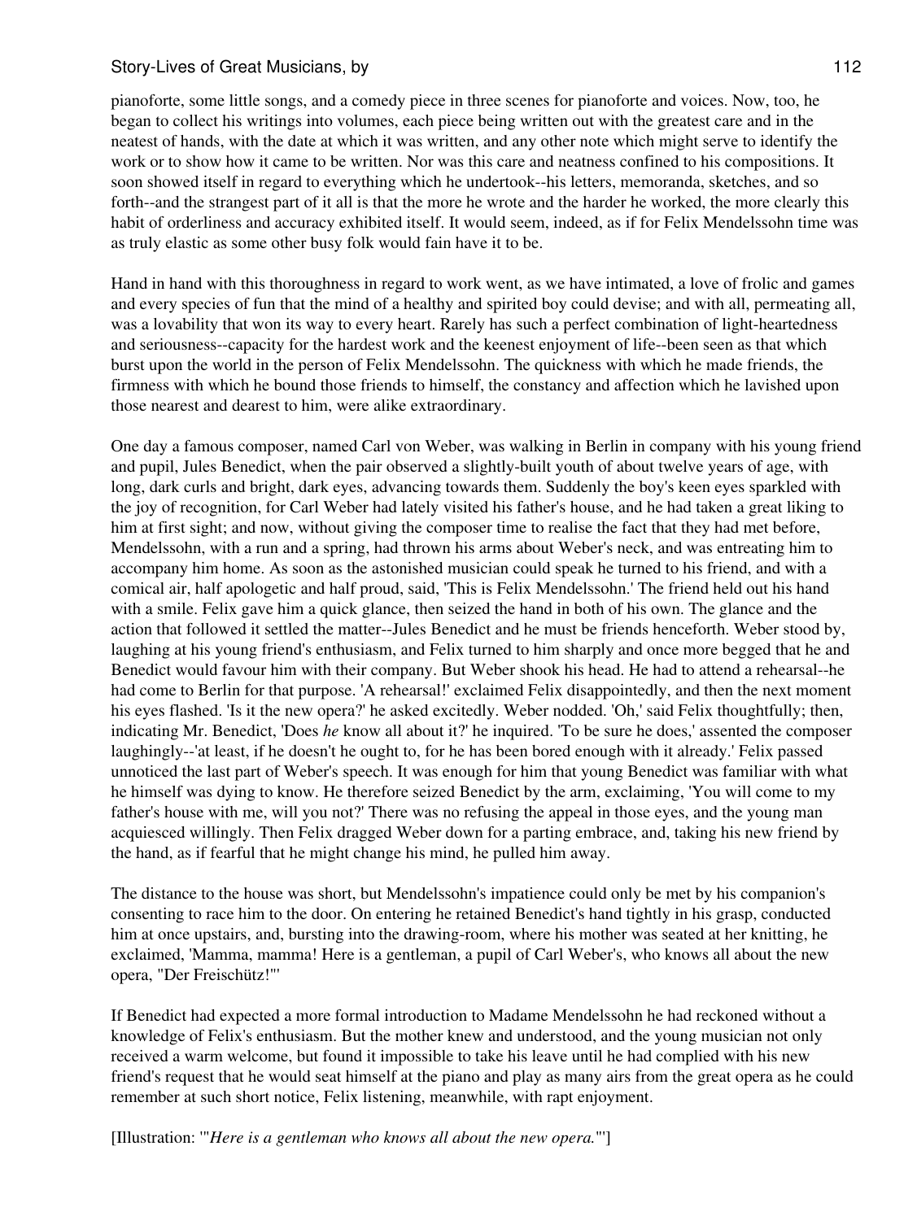pianoforte, some little songs, and a comedy piece in three scenes for pianoforte and voices. Now, too, he began to collect his writings into volumes, each piece being written out with the greatest care and in the neatest of hands, with the date at which it was written, and any other note which might serve to identify the work or to show how it came to be written. Nor was this care and neatness confined to his compositions. It soon showed itself in regard to everything which he undertook--his letters, memoranda, sketches, and so forth--and the strangest part of it all is that the more he wrote and the harder he worked, the more clearly this habit of orderliness and accuracy exhibited itself. It would seem, indeed, as if for Felix Mendelssohn time was as truly elastic as some other busy folk would fain have it to be.

Hand in hand with this thoroughness in regard to work went, as we have intimated, a love of frolic and games and every species of fun that the mind of a healthy and spirited boy could devise; and with all, permeating all, was a lovability that won its way to every heart. Rarely has such a perfect combination of light-heartedness and seriousness--capacity for the hardest work and the keenest enjoyment of life--been seen as that which burst upon the world in the person of Felix Mendelssohn. The quickness with which he made friends, the firmness with which he bound those friends to himself, the constancy and affection which he lavished upon those nearest and dearest to him, were alike extraordinary.

One day a famous composer, named Carl von Weber, was walking in Berlin in company with his young friend and pupil, Jules Benedict, when the pair observed a slightly-built youth of about twelve years of age, with long, dark curls and bright, dark eyes, advancing towards them. Suddenly the boy's keen eyes sparkled with the joy of recognition, for Carl Weber had lately visited his father's house, and he had taken a great liking to him at first sight; and now, without giving the composer time to realise the fact that they had met before, Mendelssohn, with a run and a spring, had thrown his arms about Weber's neck, and was entreating him to accompany him home. As soon as the astonished musician could speak he turned to his friend, and with a comical air, half apologetic and half proud, said, 'This is Felix Mendelssohn.' The friend held out his hand with a smile. Felix gave him a quick glance, then seized the hand in both of his own. The glance and the action that followed it settled the matter--Jules Benedict and he must be friends henceforth. Weber stood by, laughing at his young friend's enthusiasm, and Felix turned to him sharply and once more begged that he and Benedict would favour him with their company. But Weber shook his head. He had to attend a rehearsal--he had come to Berlin for that purpose. 'A rehearsal!' exclaimed Felix disappointedly, and then the next moment his eyes flashed. 'Is it the new opera?' he asked excitedly. Weber nodded. 'Oh,' said Felix thoughtfully; then, indicating Mr. Benedict, 'Does *he* know all about it?' he inquired. 'To be sure he does,' assented the composer laughingly--'at least, if he doesn't he ought to, for he has been bored enough with it already.' Felix passed unnoticed the last part of Weber's speech. It was enough for him that young Benedict was familiar with what he himself was dying to know. He therefore seized Benedict by the arm, exclaiming, 'You will come to my father's house with me, will you not?' There was no refusing the appeal in those eyes, and the young man acquiesced willingly. Then Felix dragged Weber down for a parting embrace, and, taking his new friend by the hand, as if fearful that he might change his mind, he pulled him away.

The distance to the house was short, but Mendelssohn's impatience could only be met by his companion's consenting to race him to the door. On entering he retained Benedict's hand tightly in his grasp, conducted him at once upstairs, and, bursting into the drawing-room, where his mother was seated at her knitting, he exclaimed, 'Mamma, mamma! Here is a gentleman, a pupil of Carl Weber's, who knows all about the new opera, "Der Freischütz!"'

If Benedict had expected a more formal introduction to Madame Mendelssohn he had reckoned without a knowledge of Felix's enthusiasm. But the mother knew and understood, and the young musician not only received a warm welcome, but found it impossible to take his leave until he had complied with his new friend's request that he would seat himself at the piano and play as many airs from the great opera as he could remember at such short notice, Felix listening, meanwhile, with rapt enjoyment.

[Illustration: '"*Here is a gentleman who knows all about the new opera.*"']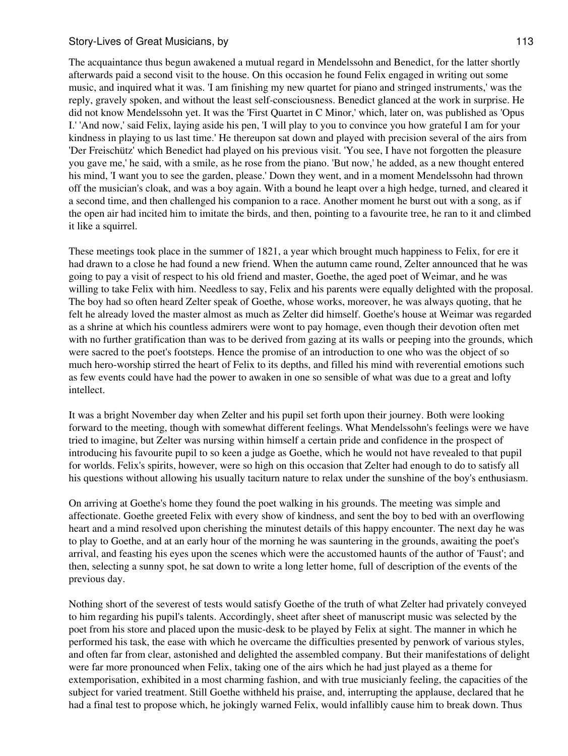The acquaintance thus begun awakened a mutual regard in Mendelssohn and Benedict, for the latter shortly afterwards paid a second visit to the house. On this occasion he found Felix engaged in writing out some music, and inquired what it was. 'I am finishing my new quartet for piano and stringed instruments,' was the reply, gravely spoken, and without the least self-consciousness. Benedict glanced at the work in surprise. He did not know Mendelssohn yet. It was the 'First Quartet in C Minor,' which, later on, was published as 'Opus I.' 'And now,' said Felix, laying aside his pen, 'I will play to you to convince you how grateful I am for your kindness in playing to us last time.' He thereupon sat down and played with precision several of the airs from 'Der Freischütz' which Benedict had played on his previous visit. 'You see, I have not forgotten the pleasure you gave me,' he said, with a smile, as he rose from the piano. 'But now,' he added, as a new thought entered his mind, 'I want you to see the garden, please.' Down they went, and in a moment Mendelssohn had thrown off the musician's cloak, and was a boy again. With a bound he leapt over a high hedge, turned, and cleared it a second time, and then challenged his companion to a race. Another moment he burst out with a song, as if the open air had incited him to imitate the birds, and then, pointing to a favourite tree, he ran to it and climbed it like a squirrel.

These meetings took place in the summer of 1821, a year which brought much happiness to Felix, for ere it had drawn to a close he had found a new friend. When the autumn came round, Zelter announced that he was going to pay a visit of respect to his old friend and master, Goethe, the aged poet of Weimar, and he was willing to take Felix with him. Needless to say, Felix and his parents were equally delighted with the proposal. The boy had so often heard Zelter speak of Goethe, whose works, moreover, he was always quoting, that he felt he already loved the master almost as much as Zelter did himself. Goethe's house at Weimar was regarded as a shrine at which his countless admirers were wont to pay homage, even though their devotion often met with no further gratification than was to be derived from gazing at its walls or peeping into the grounds, which were sacred to the poet's footsteps. Hence the promise of an introduction to one who was the object of so much hero-worship stirred the heart of Felix to its depths, and filled his mind with reverential emotions such as few events could have had the power to awaken in one so sensible of what was due to a great and lofty intellect.

It was a bright November day when Zelter and his pupil set forth upon their journey. Both were looking forward to the meeting, though with somewhat different feelings. What Mendelssohn's feelings were we have tried to imagine, but Zelter was nursing within himself a certain pride and confidence in the prospect of introducing his favourite pupil to so keen a judge as Goethe, which he would not have revealed to that pupil for worlds. Felix's spirits, however, were so high on this occasion that Zelter had enough to do to satisfy all his questions without allowing his usually taciturn nature to relax under the sunshine of the boy's enthusiasm.

On arriving at Goethe's home they found the poet walking in his grounds. The meeting was simple and affectionate. Goethe greeted Felix with every show of kindness, and sent the boy to bed with an overflowing heart and a mind resolved upon cherishing the minutest details of this happy encounter. The next day he was to play to Goethe, and at an early hour of the morning he was sauntering in the grounds, awaiting the poet's arrival, and feasting his eyes upon the scenes which were the accustomed haunts of the author of 'Faust'; and then, selecting a sunny spot, he sat down to write a long letter home, full of description of the events of the previous day.

Nothing short of the severest of tests would satisfy Goethe of the truth of what Zelter had privately conveyed to him regarding his pupil's talents. Accordingly, sheet after sheet of manuscript music was selected by the poet from his store and placed upon the music-desk to be played by Felix at sight. The manner in which he performed his task, the ease with which he overcame the difficulties presented by penwork of various styles, and often far from clear, astonished and delighted the assembled company. But their manifestations of delight were far more pronounced when Felix, taking one of the airs which he had just played as a theme for extemporisation, exhibited in a most charming fashion, and with true musicianly feeling, the capacities of the subject for varied treatment. Still Goethe withheld his praise, and, interrupting the applause, declared that he had a final test to propose which, he jokingly warned Felix, would infallibly cause him to break down. Thus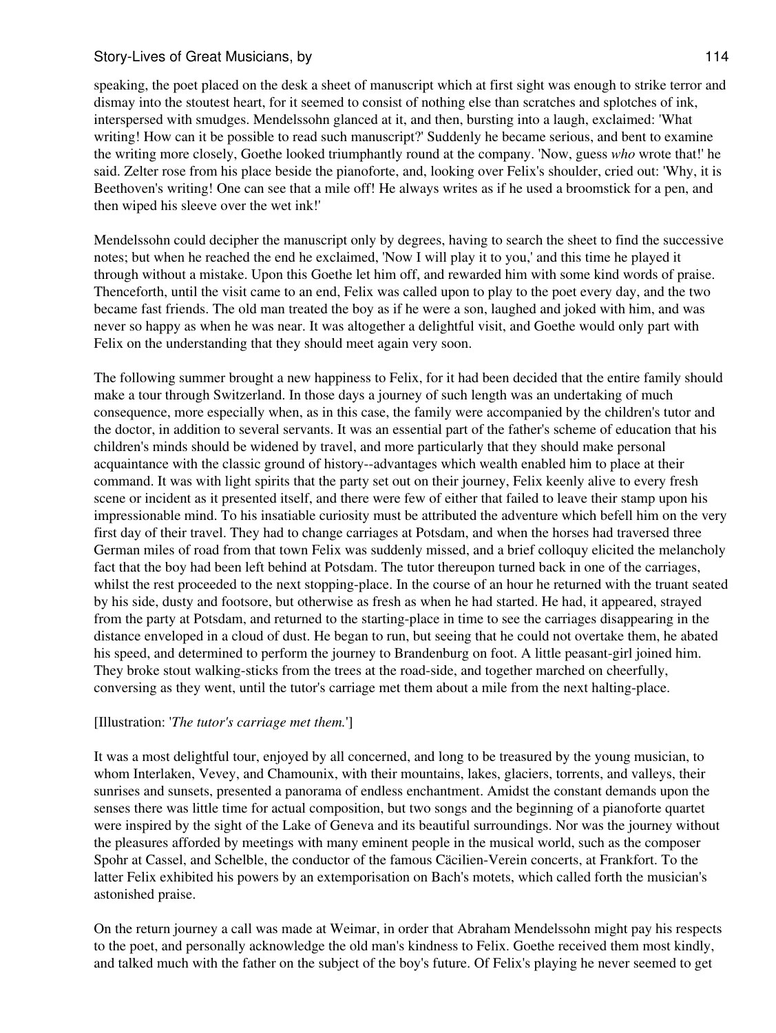speaking, the poet placed on the desk a sheet of manuscript which at first sight was enough to strike terror and dismay into the stoutest heart, for it seemed to consist of nothing else than scratches and splotches of ink, interspersed with smudges. Mendelssohn glanced at it, and then, bursting into a laugh, exclaimed: 'What writing! How can it be possible to read such manuscript?' Suddenly he became serious, and bent to examine the writing more closely, Goethe looked triumphantly round at the company. 'Now, guess *who* wrote that!' he said. Zelter rose from his place beside the pianoforte, and, looking over Felix's shoulder, cried out: 'Why, it is Beethoven's writing! One can see that a mile off! He always writes as if he used a broomstick for a pen, and then wiped his sleeve over the wet ink!'

Mendelssohn could decipher the manuscript only by degrees, having to search the sheet to find the successive notes; but when he reached the end he exclaimed, 'Now I will play it to you,' and this time he played it through without a mistake. Upon this Goethe let him off, and rewarded him with some kind words of praise. Thenceforth, until the visit came to an end, Felix was called upon to play to the poet every day, and the two became fast friends. The old man treated the boy as if he were a son, laughed and joked with him, and was never so happy as when he was near. It was altogether a delightful visit, and Goethe would only part with Felix on the understanding that they should meet again very soon.

The following summer brought a new happiness to Felix, for it had been decided that the entire family should make a tour through Switzerland. In those days a journey of such length was an undertaking of much consequence, more especially when, as in this case, the family were accompanied by the children's tutor and the doctor, in addition to several servants. It was an essential part of the father's scheme of education that his children's minds should be widened by travel, and more particularly that they should make personal acquaintance with the classic ground of history--advantages which wealth enabled him to place at their command. It was with light spirits that the party set out on their journey, Felix keenly alive to every fresh scene or incident as it presented itself, and there were few of either that failed to leave their stamp upon his impressionable mind. To his insatiable curiosity must be attributed the adventure which befell him on the very first day of their travel. They had to change carriages at Potsdam, and when the horses had traversed three German miles of road from that town Felix was suddenly missed, and a brief colloquy elicited the melancholy fact that the boy had been left behind at Potsdam. The tutor thereupon turned back in one of the carriages, whilst the rest proceeded to the next stopping-place. In the course of an hour he returned with the truant seated by his side, dusty and footsore, but otherwise as fresh as when he had started. He had, it appeared, strayed from the party at Potsdam, and returned to the starting-place in time to see the carriages disappearing in the distance enveloped in a cloud of dust. He began to run, but seeing that he could not overtake them, he abated his speed, and determined to perform the journey to Brandenburg on foot. A little peasant-girl joined him. They broke stout walking-sticks from the trees at the road-side, and together marched on cheerfully, conversing as they went, until the tutor's carriage met them about a mile from the next halting-place.

[Illustration: '*The tutor's carriage met them.*']

It was a most delightful tour, enjoyed by all concerned, and long to be treasured by the young musician, to whom Interlaken, Vevey, and Chamounix, with their mountains, lakes, glaciers, torrents, and valleys, their sunrises and sunsets, presented a panorama of endless enchantment. Amidst the constant demands upon the senses there was little time for actual composition, but two songs and the beginning of a pianoforte quartet were inspired by the sight of the Lake of Geneva and its beautiful surroundings. Nor was the journey without the pleasures afforded by meetings with many eminent people in the musical world, such as the composer Spohr at Cassel, and Schelble, the conductor of the famous Cäcilien-Verein concerts, at Frankfort. To the latter Felix exhibited his powers by an extemporisation on Bach's motets, which called forth the musician's astonished praise.

On the return journey a call was made at Weimar, in order that Abraham Mendelssohn might pay his respects to the poet, and personally acknowledge the old man's kindness to Felix. Goethe received them most kindly, and talked much with the father on the subject of the boy's future. Of Felix's playing he never seemed to get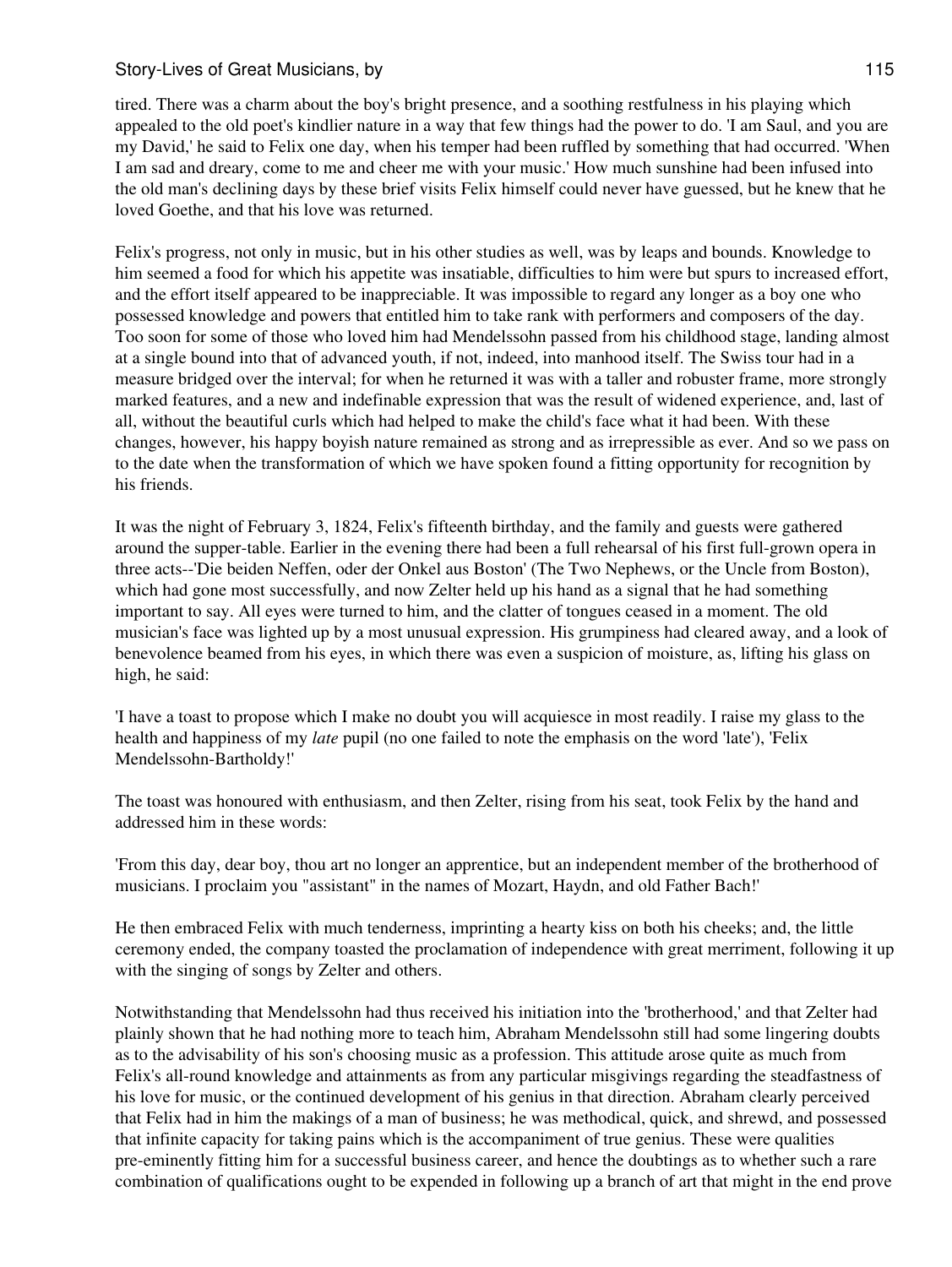tired. There was a charm about the boy's bright presence, and a soothing restfulness in his playing which appealed to the old poet's kindlier nature in a way that few things had the power to do. 'I am Saul, and you are my David,' he said to Felix one day, when his temper had been ruffled by something that had occurred. 'When I am sad and dreary, come to me and cheer me with your music.' How much sunshine had been infused into the old man's declining days by these brief visits Felix himself could never have guessed, but he knew that he loved Goethe, and that his love was returned.

Felix's progress, not only in music, but in his other studies as well, was by leaps and bounds. Knowledge to him seemed a food for which his appetite was insatiable, difficulties to him were but spurs to increased effort, and the effort itself appeared to be inappreciable. It was impossible to regard any longer as a boy one who possessed knowledge and powers that entitled him to take rank with performers and composers of the day. Too soon for some of those who loved him had Mendelssohn passed from his childhood stage, landing almost at a single bound into that of advanced youth, if not, indeed, into manhood itself. The Swiss tour had in a measure bridged over the interval; for when he returned it was with a taller and robuster frame, more strongly marked features, and a new and indefinable expression that was the result of widened experience, and, last of all, without the beautiful curls which had helped to make the child's face what it had been. With these changes, however, his happy boyish nature remained as strong and as irrepressible as ever. And so we pass on to the date when the transformation of which we have spoken found a fitting opportunity for recognition by his friends.

It was the night of February 3, 1824, Felix's fifteenth birthday, and the family and guests were gathered around the supper-table. Earlier in the evening there had been a full rehearsal of his first full-grown opera in three acts--'Die beiden Neffen, oder der Onkel aus Boston' (The Two Nephews, or the Uncle from Boston), which had gone most successfully, and now Zelter held up his hand as a signal that he had something important to say. All eyes were turned to him, and the clatter of tongues ceased in a moment. The old musician's face was lighted up by a most unusual expression. His grumpiness had cleared away, and a look of benevolence beamed from his eyes, in which there was even a suspicion of moisture, as, lifting his glass on high, he said:

'I have a toast to propose which I make no doubt you will acquiesce in most readily. I raise my glass to the health and happiness of my *late* pupil (no one failed to note the emphasis on the word 'late'), 'Felix Mendelssohn-Bartholdy!'

The toast was honoured with enthusiasm, and then Zelter, rising from his seat, took Felix by the hand and addressed him in these words:

'From this day, dear boy, thou art no longer an apprentice, but an independent member of the brotherhood of musicians. I proclaim you "assistant" in the names of Mozart, Haydn, and old Father Bach!'

He then embraced Felix with much tenderness, imprinting a hearty kiss on both his cheeks; and, the little ceremony ended, the company toasted the proclamation of independence with great merriment, following it up with the singing of songs by Zelter and others.

Notwithstanding that Mendelssohn had thus received his initiation into the 'brotherhood,' and that Zelter had plainly shown that he had nothing more to teach him, Abraham Mendelssohn still had some lingering doubts as to the advisability of his son's choosing music as a profession. This attitude arose quite as much from Felix's all-round knowledge and attainments as from any particular misgivings regarding the steadfastness of his love for music, or the continued development of his genius in that direction. Abraham clearly perceived that Felix had in him the makings of a man of business; he was methodical, quick, and shrewd, and possessed that infinite capacity for taking pains which is the accompaniment of true genius. These were qualities pre-eminently fitting him for a successful business career, and hence the doubtings as to whether such a rare combination of qualifications ought to be expended in following up a branch of art that might in the end prove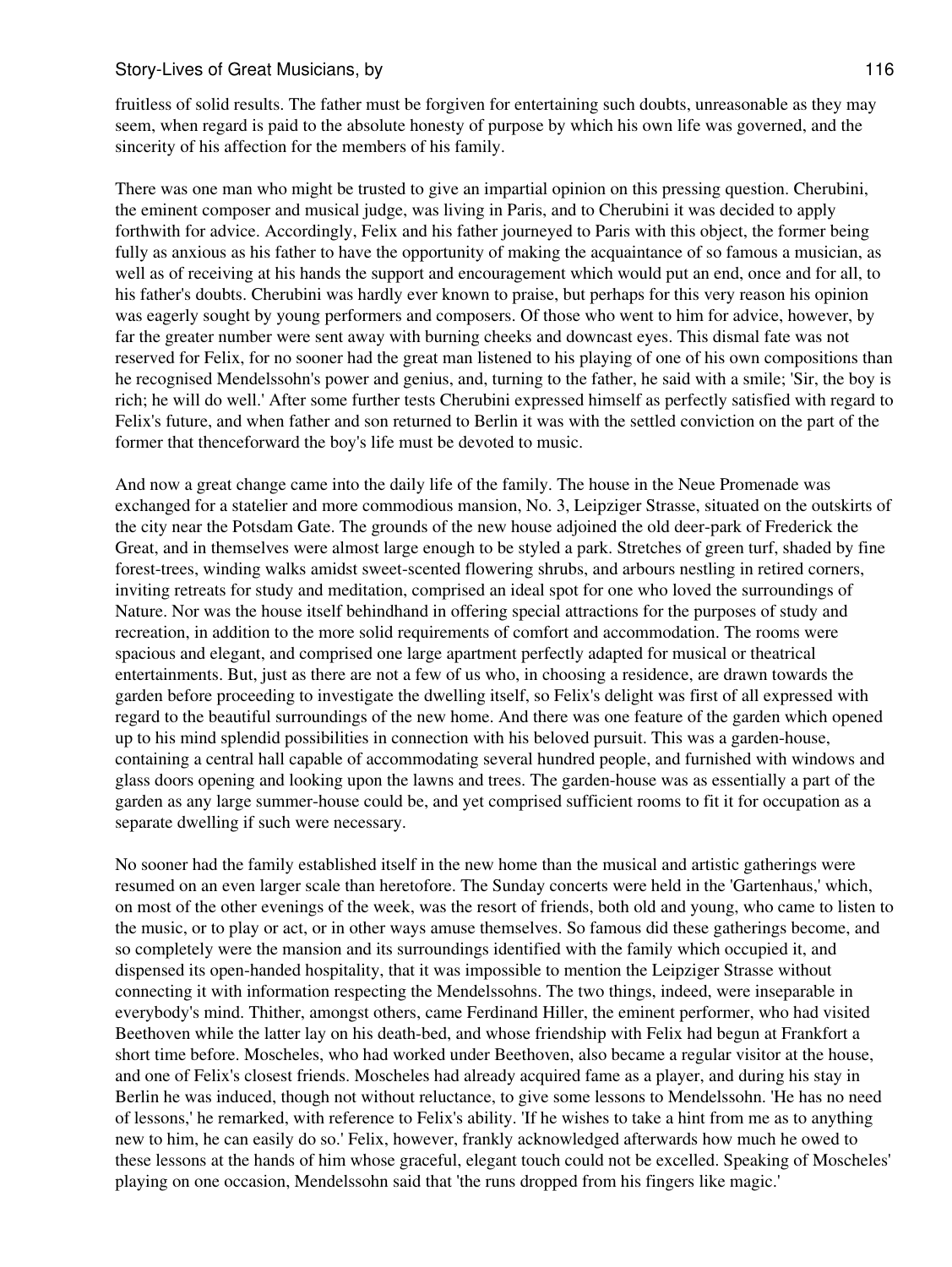fruitless of solid results. The father must be forgiven for entertaining such doubts, unreasonable as they may seem, when regard is paid to the absolute honesty of purpose by which his own life was governed, and the sincerity of his affection for the members of his family.

There was one man who might be trusted to give an impartial opinion on this pressing question. Cherubini, the eminent composer and musical judge, was living in Paris, and to Cherubini it was decided to apply forthwith for advice. Accordingly, Felix and his father journeyed to Paris with this object, the former being fully as anxious as his father to have the opportunity of making the acquaintance of so famous a musician, as well as of receiving at his hands the support and encouragement which would put an end, once and for all, to his father's doubts. Cherubini was hardly ever known to praise, but perhaps for this very reason his opinion was eagerly sought by young performers and composers. Of those who went to him for advice, however, by far the greater number were sent away with burning cheeks and downcast eyes. This dismal fate was not reserved for Felix, for no sooner had the great man listened to his playing of one of his own compositions than he recognised Mendelssohn's power and genius, and, turning to the father, he said with a smile; 'Sir, the boy is rich; he will do well.' After some further tests Cherubini expressed himself as perfectly satisfied with regard to Felix's future, and when father and son returned to Berlin it was with the settled conviction on the part of the former that thenceforward the boy's life must be devoted to music.

And now a great change came into the daily life of the family. The house in the Neue Promenade was exchanged for a statelier and more commodious mansion, No. 3, Leipziger Strasse, situated on the outskirts of the city near the Potsdam Gate. The grounds of the new house adjoined the old deer-park of Frederick the Great, and in themselves were almost large enough to be styled a park. Stretches of green turf, shaded by fine forest-trees, winding walks amidst sweet-scented flowering shrubs, and arbours nestling in retired corners, inviting retreats for study and meditation, comprised an ideal spot for one who loved the surroundings of Nature. Nor was the house itself behindhand in offering special attractions for the purposes of study and recreation, in addition to the more solid requirements of comfort and accommodation. The rooms were spacious and elegant, and comprised one large apartment perfectly adapted for musical or theatrical entertainments. But, just as there are not a few of us who, in choosing a residence, are drawn towards the garden before proceeding to investigate the dwelling itself, so Felix's delight was first of all expressed with regard to the beautiful surroundings of the new home. And there was one feature of the garden which opened up to his mind splendid possibilities in connection with his beloved pursuit. This was a garden-house, containing a central hall capable of accommodating several hundred people, and furnished with windows and glass doors opening and looking upon the lawns and trees. The garden-house was as essentially a part of the garden as any large summer-house could be, and yet comprised sufficient rooms to fit it for occupation as a separate dwelling if such were necessary.

No sooner had the family established itself in the new home than the musical and artistic gatherings were resumed on an even larger scale than heretofore. The Sunday concerts were held in the 'Gartenhaus,' which, on most of the other evenings of the week, was the resort of friends, both old and young, who came to listen to the music, or to play or act, or in other ways amuse themselves. So famous did these gatherings become, and so completely were the mansion and its surroundings identified with the family which occupied it, and dispensed its open-handed hospitality, that it was impossible to mention the Leipziger Strasse without connecting it with information respecting the Mendelssohns. The two things, indeed, were inseparable in everybody's mind. Thither, amongst others, came Ferdinand Hiller, the eminent performer, who had visited Beethoven while the latter lay on his death-bed, and whose friendship with Felix had begun at Frankfort a short time before. Moscheles, who had worked under Beethoven, also became a regular visitor at the house, and one of Felix's closest friends. Moscheles had already acquired fame as a player, and during his stay in Berlin he was induced, though not without reluctance, to give some lessons to Mendelssohn. 'He has no need of lessons,' he remarked, with reference to Felix's ability. 'If he wishes to take a hint from me as to anything new to him, he can easily do so.' Felix, however, frankly acknowledged afterwards how much he owed to these lessons at the hands of him whose graceful, elegant touch could not be excelled. Speaking of Moscheles' playing on one occasion, Mendelssohn said that 'the runs dropped from his fingers like magic.'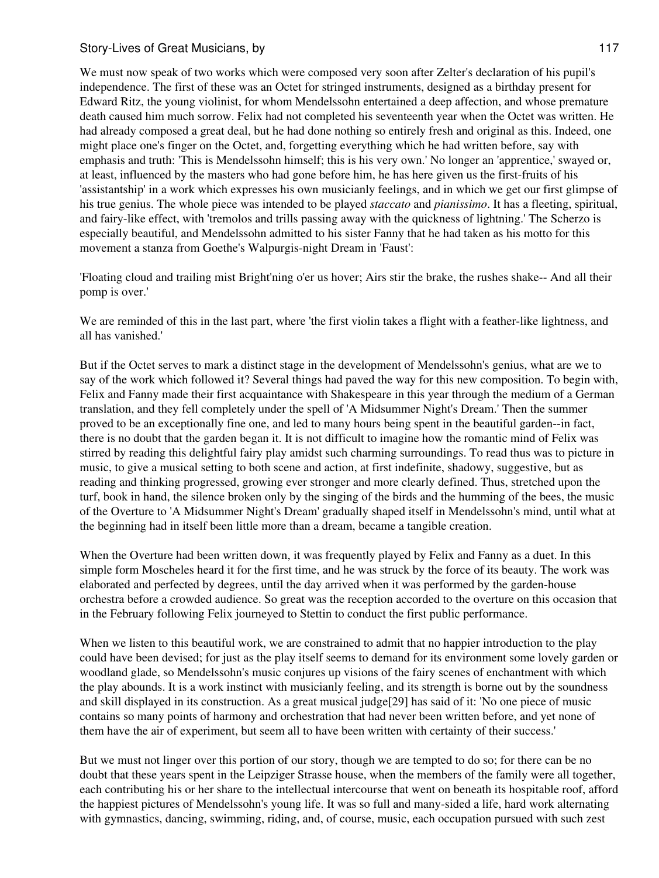We must now speak of two works which were composed very soon after Zelter's declaration of his pupil's independence. The first of these was an Octet for stringed instruments, designed as a birthday present for Edward Ritz, the young violinist, for whom Mendelssohn entertained a deep affection, and whose premature death caused him much sorrow. Felix had not completed his seventeenth year when the Octet was written. He had already composed a great deal, but he had done nothing so entirely fresh and original as this. Indeed, one might place one's finger on the Octet, and, forgetting everything which he had written before, say with emphasis and truth: 'This is Mendelssohn himself; this is his very own.' No longer an 'apprentice,' swayed or, at least, influenced by the masters who had gone before him, he has here given us the first-fruits of his 'assistantship' in a work which expresses his own musicianly feelings, and in which we get our first glimpse of his true genius. The whole piece was intended to be played *staccato* and *pianissimo*. It has a fleeting, spiritual, and fairy-like effect, with 'tremolos and trills passing away with the quickness of lightning.' The Scherzo is especially beautiful, and Mendelssohn admitted to his sister Fanny that he had taken as his motto for this movement a stanza from Goethe's Walpurgis-night Dream in 'Faust':

'Floating cloud and trailing mist Bright'ning o'er us hover; Airs stir the brake, the rushes shake-- And all their pomp is over.'

We are reminded of this in the last part, where 'the first violin takes a flight with a feather-like lightness, and all has vanished.'

But if the Octet serves to mark a distinct stage in the development of Mendelssohn's genius, what are we to say of the work which followed it? Several things had paved the way for this new composition. To begin with, Felix and Fanny made their first acquaintance with Shakespeare in this year through the medium of a German translation, and they fell completely under the spell of 'A Midsummer Night's Dream.' Then the summer proved to be an exceptionally fine one, and led to many hours being spent in the beautiful garden--in fact, there is no doubt that the garden began it. It is not difficult to imagine how the romantic mind of Felix was stirred by reading this delightful fairy play amidst such charming surroundings. To read thus was to picture in music, to give a musical setting to both scene and action, at first indefinite, shadowy, suggestive, but as reading and thinking progressed, growing ever stronger and more clearly defined. Thus, stretched upon the turf, book in hand, the silence broken only by the singing of the birds and the humming of the bees, the music of the Overture to 'A Midsummer Night's Dream' gradually shaped itself in Mendelssohn's mind, until what at the beginning had in itself been little more than a dream, became a tangible creation.

When the Overture had been written down, it was frequently played by Felix and Fanny as a duet. In this simple form Moscheles heard it for the first time, and he was struck by the force of its beauty. The work was elaborated and perfected by degrees, until the day arrived when it was performed by the garden-house orchestra before a crowded audience. So great was the reception accorded to the overture on this occasion that in the February following Felix journeyed to Stettin to conduct the first public performance.

When we listen to this beautiful work, we are constrained to admit that no happier introduction to the play could have been devised; for just as the play itself seems to demand for its environment some lovely garden or woodland glade, so Mendelssohn's music conjures up visions of the fairy scenes of enchantment with which the play abounds. It is a work instinct with musicianly feeling, and its strength is borne out by the soundness and skill displayed in its construction. As a great musical judge[29] has said of it: 'No one piece of music contains so many points of harmony and orchestration that had never been written before, and yet none of them have the air of experiment, but seem all to have been written with certainty of their success.'

But we must not linger over this portion of our story, though we are tempted to do so; for there can be no doubt that these years spent in the Leipziger Strasse house, when the members of the family were all together, each contributing his or her share to the intellectual intercourse that went on beneath its hospitable roof, afford the happiest pictures of Mendelssohn's young life. It was so full and many-sided a life, hard work alternating with gymnastics, dancing, swimming, riding, and, of course, music, each occupation pursued with such zest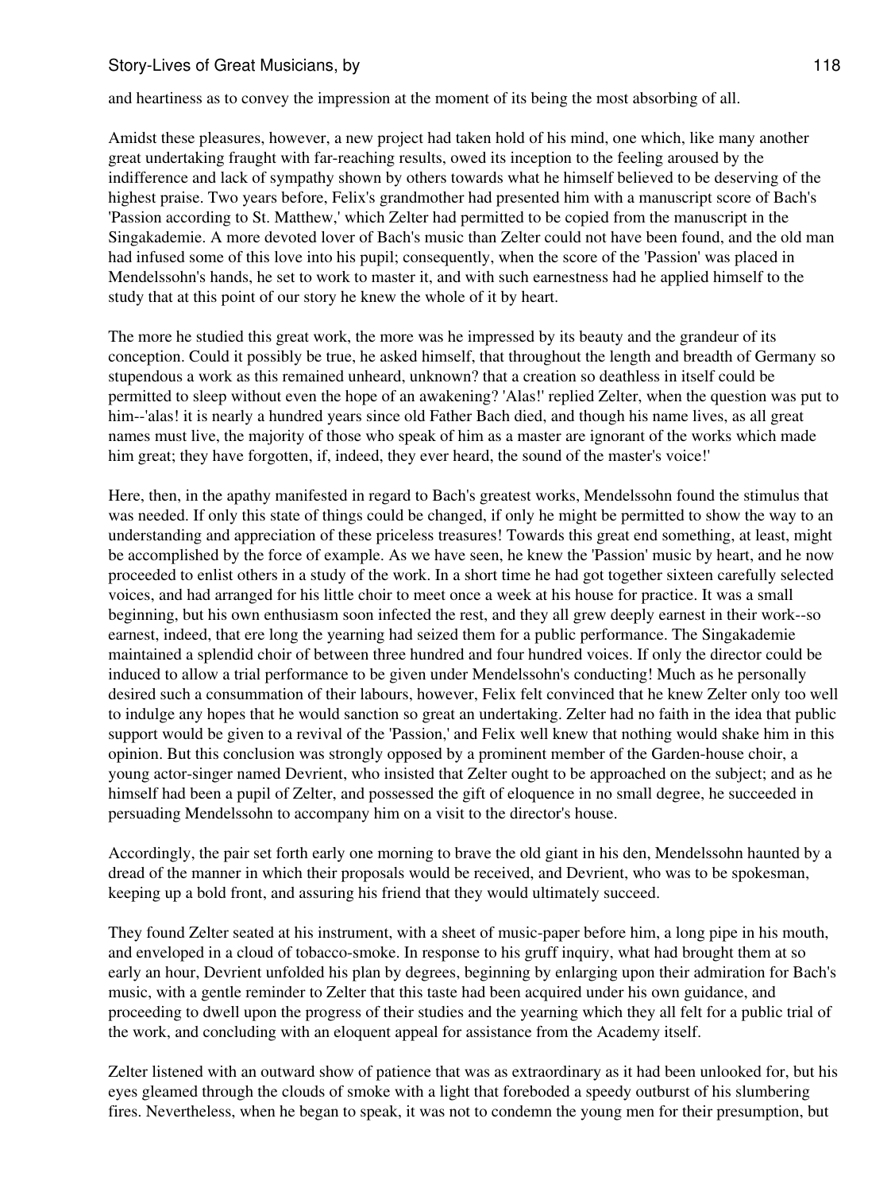and heartiness as to convey the impression at the moment of its being the most absorbing of all.

Amidst these pleasures, however, a new project had taken hold of his mind, one which, like many another great undertaking fraught with far-reaching results, owed its inception to the feeling aroused by the indifference and lack of sympathy shown by others towards what he himself believed to be deserving of the highest praise. Two years before, Felix's grandmother had presented him with a manuscript score of Bach's 'Passion according to St. Matthew,' which Zelter had permitted to be copied from the manuscript in the Singakademie. A more devoted lover of Bach's music than Zelter could not have been found, and the old man had infused some of this love into his pupil; consequently, when the score of the 'Passion' was placed in Mendelssohn's hands, he set to work to master it, and with such earnestness had he applied himself to the study that at this point of our story he knew the whole of it by heart.

The more he studied this great work, the more was he impressed by its beauty and the grandeur of its conception. Could it possibly be true, he asked himself, that throughout the length and breadth of Germany so stupendous a work as this remained unheard, unknown? that a creation so deathless in itself could be permitted to sleep without even the hope of an awakening? 'Alas!' replied Zelter, when the question was put to him--'alas! it is nearly a hundred years since old Father Bach died, and though his name lives, as all great names must live, the majority of those who speak of him as a master are ignorant of the works which made him great; they have forgotten, if, indeed, they ever heard, the sound of the master's voice!'

Here, then, in the apathy manifested in regard to Bach's greatest works, Mendelssohn found the stimulus that was needed. If only this state of things could be changed, if only he might be permitted to show the way to an understanding and appreciation of these priceless treasures! Towards this great end something, at least, might be accomplished by the force of example. As we have seen, he knew the 'Passion' music by heart, and he now proceeded to enlist others in a study of the work. In a short time he had got together sixteen carefully selected voices, and had arranged for his little choir to meet once a week at his house for practice. It was a small beginning, but his own enthusiasm soon infected the rest, and they all grew deeply earnest in their work--so earnest, indeed, that ere long the yearning had seized them for a public performance. The Singakademie maintained a splendid choir of between three hundred and four hundred voices. If only the director could be induced to allow a trial performance to be given under Mendelssohn's conducting! Much as he personally desired such a consummation of their labours, however, Felix felt convinced that he knew Zelter only too well to indulge any hopes that he would sanction so great an undertaking. Zelter had no faith in the idea that public support would be given to a revival of the 'Passion,' and Felix well knew that nothing would shake him in this opinion. But this conclusion was strongly opposed by a prominent member of the Garden-house choir, a young actor-singer named Devrient, who insisted that Zelter ought to be approached on the subject; and as he himself had been a pupil of Zelter, and possessed the gift of eloquence in no small degree, he succeeded in persuading Mendelssohn to accompany him on a visit to the director's house.

Accordingly, the pair set forth early one morning to brave the old giant in his den, Mendelssohn haunted by a dread of the manner in which their proposals would be received, and Devrient, who was to be spokesman, keeping up a bold front, and assuring his friend that they would ultimately succeed.

They found Zelter seated at his instrument, with a sheet of music-paper before him, a long pipe in his mouth, and enveloped in a cloud of tobacco-smoke. In response to his gruff inquiry, what had brought them at so early an hour, Devrient unfolded his plan by degrees, beginning by enlarging upon their admiration for Bach's music, with a gentle reminder to Zelter that this taste had been acquired under his own guidance, and proceeding to dwell upon the progress of their studies and the yearning which they all felt for a public trial of the work, and concluding with an eloquent appeal for assistance from the Academy itself.

Zelter listened with an outward show of patience that was as extraordinary as it had been unlooked for, but his eyes gleamed through the clouds of smoke with a light that foreboded a speedy outburst of his slumbering fires. Nevertheless, when he began to speak, it was not to condemn the young men for their presumption, but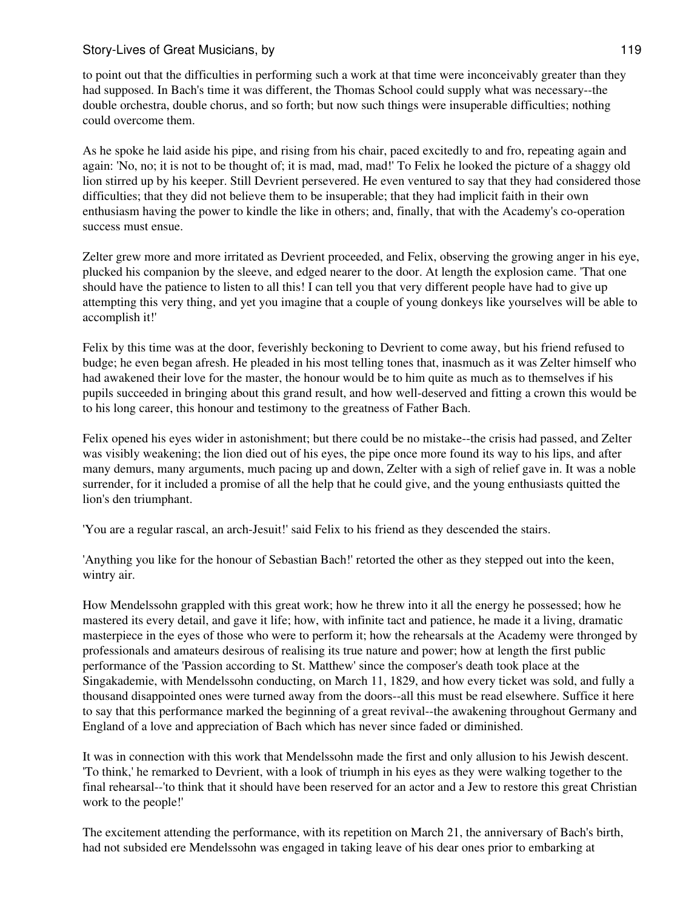to point out that the difficulties in performing such a work at that time were inconceivably greater than they had supposed. In Bach's time it was different, the Thomas School could supply what was necessary--the double orchestra, double chorus, and so forth; but now such things were insuperable difficulties; nothing could overcome them.

As he spoke he laid aside his pipe, and rising from his chair, paced excitedly to and fro, repeating again and again: 'No, no; it is not to be thought of; it is mad, mad, mad!' To Felix he looked the picture of a shaggy old lion stirred up by his keeper. Still Devrient persevered. He even ventured to say that they had considered those difficulties; that they did not believe them to be insuperable; that they had implicit faith in their own enthusiasm having the power to kindle the like in others; and, finally, that with the Academy's co-operation success must ensue.

Zelter grew more and more irritated as Devrient proceeded, and Felix, observing the growing anger in his eye, plucked his companion by the sleeve, and edged nearer to the door. At length the explosion came. 'That one should have the patience to listen to all this! I can tell you that very different people have had to give up attempting this very thing, and yet you imagine that a couple of young donkeys like yourselves will be able to accomplish it!'

Felix by this time was at the door, feverishly beckoning to Devrient to come away, but his friend refused to budge; he even began afresh. He pleaded in his most telling tones that, inasmuch as it was Zelter himself who had awakened their love for the master, the honour would be to him quite as much as to themselves if his pupils succeeded in bringing about this grand result, and how well-deserved and fitting a crown this would be to his long career, this honour and testimony to the greatness of Father Bach.

Felix opened his eyes wider in astonishment; but there could be no mistake--the crisis had passed, and Zelter was visibly weakening; the lion died out of his eyes, the pipe once more found its way to his lips, and after many demurs, many arguments, much pacing up and down, Zelter with a sigh of relief gave in. It was a noble surrender, for it included a promise of all the help that he could give, and the young enthusiasts quitted the lion's den triumphant.

'You are a regular rascal, an arch-Jesuit!' said Felix to his friend as they descended the stairs.

'Anything you like for the honour of Sebastian Bach!' retorted the other as they stepped out into the keen, wintry air.

How Mendelssohn grappled with this great work; how he threw into it all the energy he possessed; how he mastered its every detail, and gave it life; how, with infinite tact and patience, he made it a living, dramatic masterpiece in the eyes of those who were to perform it; how the rehearsals at the Academy were thronged by professionals and amateurs desirous of realising its true nature and power; how at length the first public performance of the 'Passion according to St. Matthew' since the composer's death took place at the Singakademie, with Mendelssohn conducting, on March 11, 1829, and how every ticket was sold, and fully a thousand disappointed ones were turned away from the doors--all this must be read elsewhere. Suffice it here to say that this performance marked the beginning of a great revival--the awakening throughout Germany and England of a love and appreciation of Bach which has never since faded or diminished.

It was in connection with this work that Mendelssohn made the first and only allusion to his Jewish descent. 'To think,' he remarked to Devrient, with a look of triumph in his eyes as they were walking together to the final rehearsal--'to think that it should have been reserved for an actor and a Jew to restore this great Christian work to the people!'

The excitement attending the performance, with its repetition on March 21, the anniversary of Bach's birth, had not subsided ere Mendelssohn was engaged in taking leave of his dear ones prior to embarking at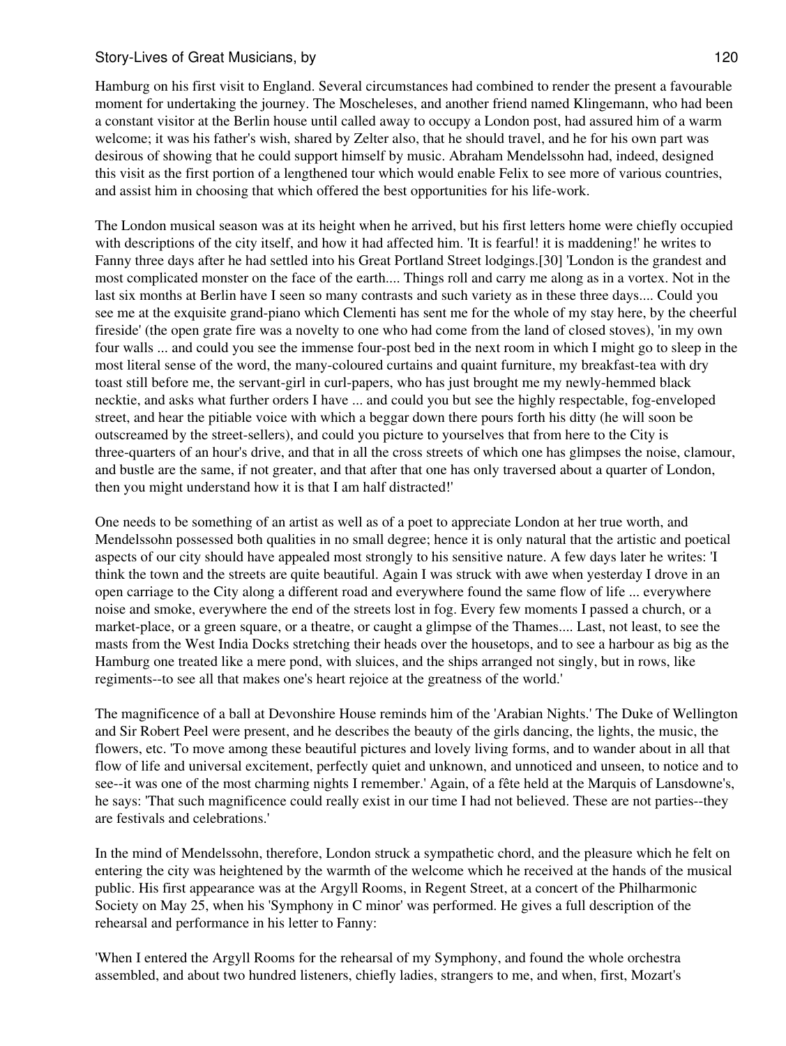Hamburg on his first visit to England. Several circumstances had combined to render the present a favourable moment for undertaking the journey. The Moscheleses, and another friend named Klingemann, who had been a constant visitor at the Berlin house until called away to occupy a London post, had assured him of a warm welcome; it was his father's wish, shared by Zelter also, that he should travel, and he for his own part was desirous of showing that he could support himself by music. Abraham Mendelssohn had, indeed, designed this visit as the first portion of a lengthened tour which would enable Felix to see more of various countries, and assist him in choosing that which offered the best opportunities for his life-work.

The London musical season was at its height when he arrived, but his first letters home were chiefly occupied with descriptions of the city itself, and how it had affected him. 'It is fearful! it is maddening!' he writes to Fanny three days after he had settled into his Great Portland Street lodgings.[30] 'London is the grandest and most complicated monster on the face of the earth.... Things roll and carry me along as in a vortex. Not in the last six months at Berlin have I seen so many contrasts and such variety as in these three days.... Could you see me at the exquisite grand-piano which Clementi has sent me for the whole of my stay here, by the cheerful fireside' (the open grate fire was a novelty to one who had come from the land of closed stoves), 'in my own four walls ... and could you see the immense four-post bed in the next room in which I might go to sleep in the most literal sense of the word, the many-coloured curtains and quaint furniture, my breakfast-tea with dry toast still before me, the servant-girl in curl-papers, who has just brought me my newly-hemmed black necktie, and asks what further orders I have ... and could you but see the highly respectable, fog-enveloped street, and hear the pitiable voice with which a beggar down there pours forth his ditty (he will soon be outscreamed by the street-sellers), and could you picture to yourselves that from here to the City is three-quarters of an hour's drive, and that in all the cross streets of which one has glimpses the noise, clamour, and bustle are the same, if not greater, and that after that one has only traversed about a quarter of London, then you might understand how it is that I am half distracted!'

One needs to be something of an artist as well as of a poet to appreciate London at her true worth, and Mendelssohn possessed both qualities in no small degree; hence it is only natural that the artistic and poetical aspects of our city should have appealed most strongly to his sensitive nature. A few days later he writes: 'I think the town and the streets are quite beautiful. Again I was struck with awe when yesterday I drove in an open carriage to the City along a different road and everywhere found the same flow of life ... everywhere noise and smoke, everywhere the end of the streets lost in fog. Every few moments I passed a church, or a market-place, or a green square, or a theatre, or caught a glimpse of the Thames.... Last, not least, to see the masts from the West India Docks stretching their heads over the housetops, and to see a harbour as big as the Hamburg one treated like a mere pond, with sluices, and the ships arranged not singly, but in rows, like regiments--to see all that makes one's heart rejoice at the greatness of the world.'

The magnificence of a ball at Devonshire House reminds him of the 'Arabian Nights.' The Duke of Wellington and Sir Robert Peel were present, and he describes the beauty of the girls dancing, the lights, the music, the flowers, etc. 'To move among these beautiful pictures and lovely living forms, and to wander about in all that flow of life and universal excitement, perfectly quiet and unknown, and unnoticed and unseen, to notice and to see--it was one of the most charming nights I remember.' Again, of a fête held at the Marquis of Lansdowne's, he says: 'That such magnificence could really exist in our time I had not believed. These are not parties--they are festivals and celebrations.'

In the mind of Mendelssohn, therefore, London struck a sympathetic chord, and the pleasure which he felt on entering the city was heightened by the warmth of the welcome which he received at the hands of the musical public. His first appearance was at the Argyll Rooms, in Regent Street, at a concert of the Philharmonic Society on May 25, when his 'Symphony in C minor' was performed. He gives a full description of the rehearsal and performance in his letter to Fanny:

'When I entered the Argyll Rooms for the rehearsal of my Symphony, and found the whole orchestra assembled, and about two hundred listeners, chiefly ladies, strangers to me, and when, first, Mozart's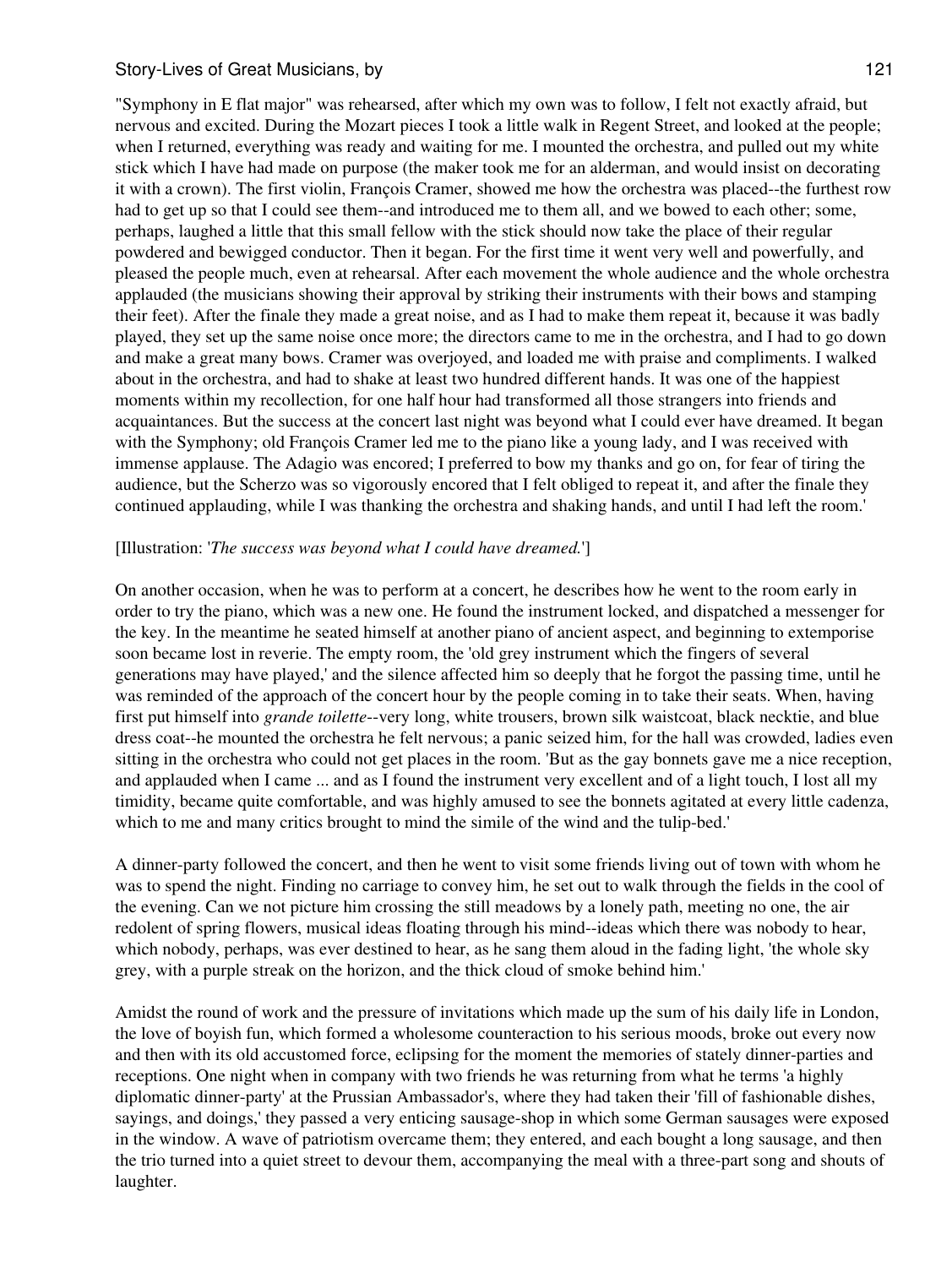"Symphony in E flat major" was rehearsed, after which my own was to follow, I felt not exactly afraid, but nervous and excited. During the Mozart pieces I took a little walk in Regent Street, and looked at the people; when I returned, everything was ready and waiting for me. I mounted the orchestra, and pulled out my white stick which I have had made on purpose (the maker took me for an alderman, and would insist on decorating it with a crown). The first violin, François Cramer, showed me how the orchestra was placed--the furthest row had to get up so that I could see them--and introduced me to them all, and we bowed to each other; some, perhaps, laughed a little that this small fellow with the stick should now take the place of their regular powdered and bewigged conductor. Then it began. For the first time it went very well and powerfully, and pleased the people much, even at rehearsal. After each movement the whole audience and the whole orchestra applauded (the musicians showing their approval by striking their instruments with their bows and stamping their feet). After the finale they made a great noise, and as I had to make them repeat it, because it was badly played, they set up the same noise once more; the directors came to me in the orchestra, and I had to go down and make a great many bows. Cramer was overjoyed, and loaded me with praise and compliments. I walked about in the orchestra, and had to shake at least two hundred different hands. It was one of the happiest moments within my recollection, for one half hour had transformed all those strangers into friends and acquaintances. But the success at the concert last night was beyond what I could ever have dreamed. It began with the Symphony; old François Cramer led me to the piano like a young lady, and I was received with immense applause. The Adagio was encored; I preferred to bow my thanks and go on, for fear of tiring the audience, but the Scherzo was so vigorously encored that I felt obliged to repeat it, and after the finale they continued applauding, while I was thanking the orchestra and shaking hands, and until I had left the room.'

[Illustration: '*The success was beyond what I could have dreamed.*']

On another occasion, when he was to perform at a concert, he describes how he went to the room early in order to try the piano, which was a new one. He found the instrument locked, and dispatched a messenger for the key. In the meantime he seated himself at another piano of ancient aspect, and beginning to extemporise soon became lost in reverie. The empty room, the 'old grey instrument which the fingers of several generations may have played,' and the silence affected him so deeply that he forgot the passing time, until he was reminded of the approach of the concert hour by the people coming in to take their seats. When, having first put himself into *grande toilette*--very long, white trousers, brown silk waistcoat, black necktie, and blue dress coat--he mounted the orchestra he felt nervous; a panic seized him, for the hall was crowded, ladies even sitting in the orchestra who could not get places in the room. 'But as the gay bonnets gave me a nice reception, and applauded when I came ... and as I found the instrument very excellent and of a light touch, I lost all my timidity, became quite comfortable, and was highly amused to see the bonnets agitated at every little cadenza, which to me and many critics brought to mind the simile of the wind and the tulip-bed.'

A dinner-party followed the concert, and then he went to visit some friends living out of town with whom he was to spend the night. Finding no carriage to convey him, he set out to walk through the fields in the cool of the evening. Can we not picture him crossing the still meadows by a lonely path, meeting no one, the air redolent of spring flowers, musical ideas floating through his mind--ideas which there was nobody to hear, which nobody, perhaps, was ever destined to hear, as he sang them aloud in the fading light, 'the whole sky grey, with a purple streak on the horizon, and the thick cloud of smoke behind him.'

Amidst the round of work and the pressure of invitations which made up the sum of his daily life in London, the love of boyish fun, which formed a wholesome counteraction to his serious moods, broke out every now and then with its old accustomed force, eclipsing for the moment the memories of stately dinner-parties and receptions. One night when in company with two friends he was returning from what he terms 'a highly diplomatic dinner-party' at the Prussian Ambassador's, where they had taken their 'fill of fashionable dishes, sayings, and doings,' they passed a very enticing sausage-shop in which some German sausages were exposed in the window. A wave of patriotism overcame them; they entered, and each bought a long sausage, and then the trio turned into a quiet street to devour them, accompanying the meal with a three-part song and shouts of laughter.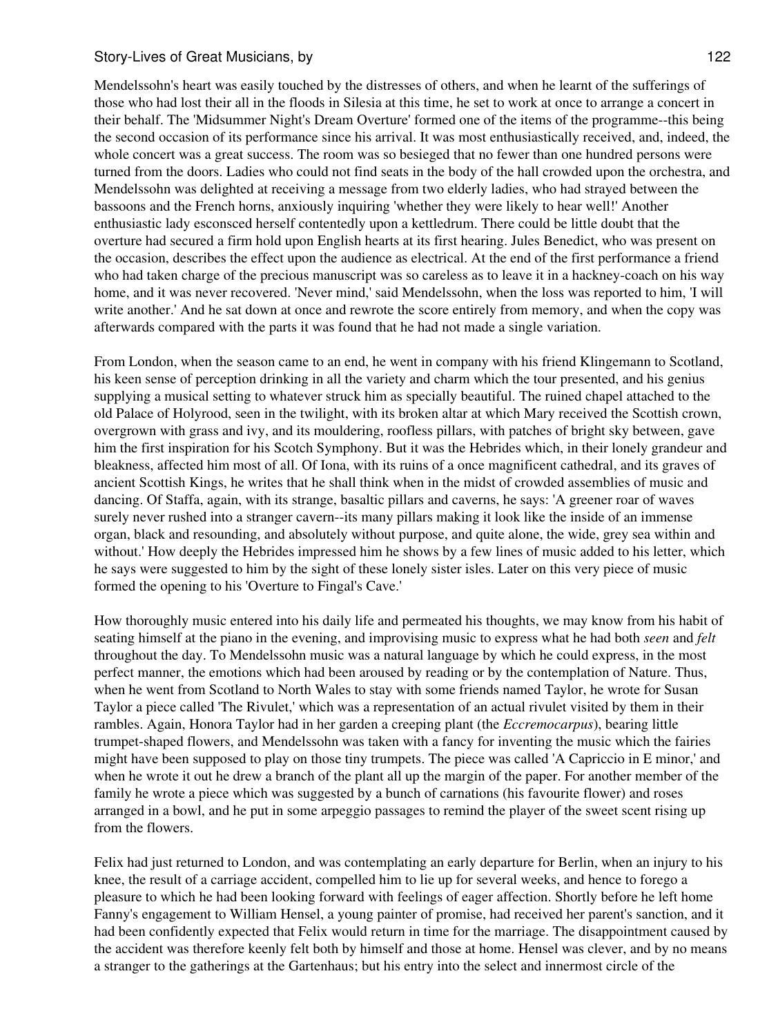Mendelssohn's heart was easily touched by the distresses of others, and when he learnt of the sufferings of those who had lost their all in the floods in Silesia at this time, he set to work at once to arrange a concert in their behalf. The 'Midsummer Night's Dream Overture' formed one of the items of the programme--this being the second occasion of its performance since his arrival. It was most enthusiastically received, and, indeed, the whole concert was a great success. The room was so besieged that no fewer than one hundred persons were turned from the doors. Ladies who could not find seats in the body of the hall crowded upon the orchestra, and Mendelssohn was delighted at receiving a message from two elderly ladies, who had strayed between the bassoons and the French horns, anxiously inquiring 'whether they were likely to hear well!' Another enthusiastic lady esconsced herself contentedly upon a kettledrum. There could be little doubt that the overture had secured a firm hold upon English hearts at its first hearing. Jules Benedict, who was present on the occasion, describes the effect upon the audience as electrical. At the end of the first performance a friend who had taken charge of the precious manuscript was so careless as to leave it in a hackney-coach on his way home, and it was never recovered. 'Never mind,' said Mendelssohn, when the loss was reported to him, 'I will write another.' And he sat down at once and rewrote the score entirely from memory, and when the copy was afterwards compared with the parts it was found that he had not made a single variation.

From London, when the season came to an end, he went in company with his friend Klingemann to Scotland, his keen sense of perception drinking in all the variety and charm which the tour presented, and his genius supplying a musical setting to whatever struck him as specially beautiful. The ruined chapel attached to the old Palace of Holyrood, seen in the twilight, with its broken altar at which Mary received the Scottish crown, overgrown with grass and ivy, and its mouldering, roofless pillars, with patches of bright sky between, gave him the first inspiration for his Scotch Symphony. But it was the Hebrides which, in their lonely grandeur and bleakness, affected him most of all. Of Iona, with its ruins of a once magnificent cathedral, and its graves of ancient Scottish Kings, he writes that he shall think when in the midst of crowded assemblies of music and dancing. Of Staffa, again, with its strange, basaltic pillars and caverns, he says: 'A greener roar of waves surely never rushed into a stranger cavern--its many pillars making it look like the inside of an immense organ, black and resounding, and absolutely without purpose, and quite alone, the wide, grey sea within and without.' How deeply the Hebrides impressed him he shows by a few lines of music added to his letter, which he says were suggested to him by the sight of these lonely sister isles. Later on this very piece of music formed the opening to his 'Overture to Fingal's Cave.'

How thoroughly music entered into his daily life and permeated his thoughts, we may know from his habit of seating himself at the piano in the evening, and improvising music to express what he had both *seen* and *felt* throughout the day. To Mendelssohn music was a natural language by which he could express, in the most perfect manner, the emotions which had been aroused by reading or by the contemplation of Nature. Thus, when he went from Scotland to North Wales to stay with some friends named Taylor, he wrote for Susan Taylor a piece called 'The Rivulet,' which was a representation of an actual rivulet visited by them in their rambles. Again, Honora Taylor had in her garden a creeping plant (the *Eccremocarpus*), bearing little trumpet-shaped flowers, and Mendelssohn was taken with a fancy for inventing the music which the fairies might have been supposed to play on those tiny trumpets. The piece was called 'A Capriccio in E minor,' and when he wrote it out he drew a branch of the plant all up the margin of the paper. For another member of the family he wrote a piece which was suggested by a bunch of carnations (his favourite flower) and roses arranged in a bowl, and he put in some arpeggio passages to remind the player of the sweet scent rising up from the flowers.

Felix had just returned to London, and was contemplating an early departure for Berlin, when an injury to his knee, the result of a carriage accident, compelled him to lie up for several weeks, and hence to forego a pleasure to which he had been looking forward with feelings of eager affection. Shortly before he left home Fanny's engagement to William Hensel, a young painter of promise, had received her parent's sanction, and it had been confidently expected that Felix would return in time for the marriage. The disappointment caused by the accident was therefore keenly felt both by himself and those at home. Hensel was clever, and by no means a stranger to the gatherings at the Gartenhaus; but his entry into the select and innermost circle of the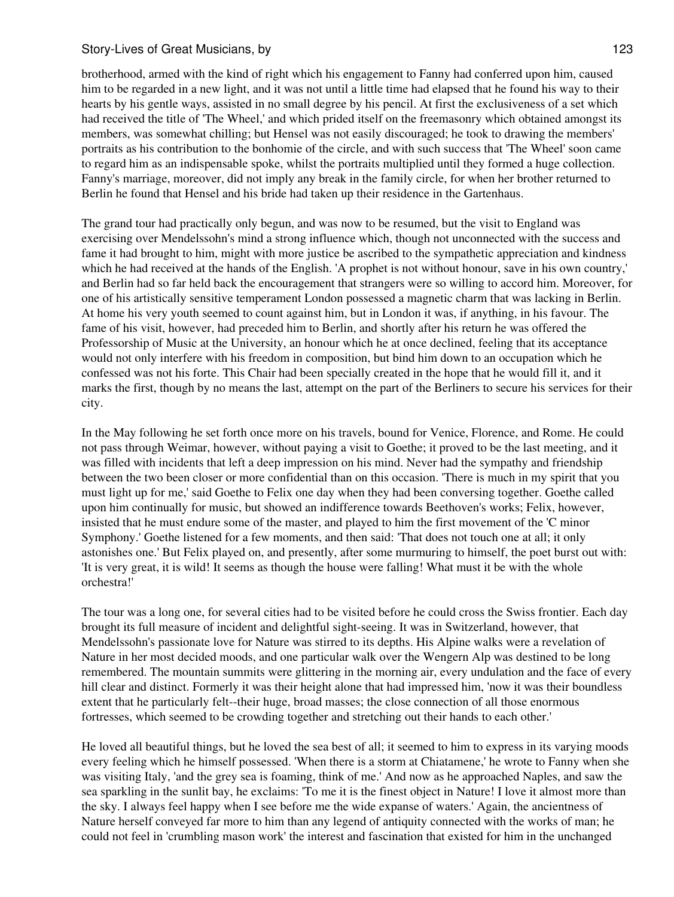brotherhood, armed with the kind of right which his engagement to Fanny had conferred upon him, caused him to be regarded in a new light, and it was not until a little time had elapsed that he found his way to their hearts by his gentle ways, assisted in no small degree by his pencil. At first the exclusiveness of a set which had received the title of 'The Wheel,' and which prided itself on the freemasonry which obtained amongst its members, was somewhat chilling; but Hensel was not easily discouraged; he took to drawing the members' portraits as his contribution to the bonhomie of the circle, and with such success that 'The Wheel' soon came to regard him as an indispensable spoke, whilst the portraits multiplied until they formed a huge collection. Fanny's marriage, moreover, did not imply any break in the family circle, for when her brother returned to Berlin he found that Hensel and his bride had taken up their residence in the Gartenhaus.

The grand tour had practically only begun, and was now to be resumed, but the visit to England was exercising over Mendelssohn's mind a strong influence which, though not unconnected with the success and fame it had brought to him, might with more justice be ascribed to the sympathetic appreciation and kindness which he had received at the hands of the English. 'A prophet is not without honour, save in his own country,' and Berlin had so far held back the encouragement that strangers were so willing to accord him. Moreover, for one of his artistically sensitive temperament London possessed a magnetic charm that was lacking in Berlin. At home his very youth seemed to count against him, but in London it was, if anything, in his favour. The fame of his visit, however, had preceded him to Berlin, and shortly after his return he was offered the Professorship of Music at the University, an honour which he at once declined, feeling that its acceptance would not only interfere with his freedom in composition, but bind him down to an occupation which he confessed was not his forte. This Chair had been specially created in the hope that he would fill it, and it marks the first, though by no means the last, attempt on the part of the Berliners to secure his services for their city.

In the May following he set forth once more on his travels, bound for Venice, Florence, and Rome. He could not pass through Weimar, however, without paying a visit to Goethe; it proved to be the last meeting, and it was filled with incidents that left a deep impression on his mind. Never had the sympathy and friendship between the two been closer or more confidential than on this occasion. 'There is much in my spirit that you must light up for me,' said Goethe to Felix one day when they had been conversing together. Goethe called upon him continually for music, but showed an indifference towards Beethoven's works; Felix, however, insisted that he must endure some of the master, and played to him the first movement of the 'C minor Symphony.' Goethe listened for a few moments, and then said: 'That does not touch one at all; it only astonishes one.' But Felix played on, and presently, after some murmuring to himself, the poet burst out with: 'It is very great, it is wild! It seems as though the house were falling! What must it be with the whole orchestra!'

The tour was a long one, for several cities had to be visited before he could cross the Swiss frontier. Each day brought its full measure of incident and delightful sight-seeing. It was in Switzerland, however, that Mendelssohn's passionate love for Nature was stirred to its depths. His Alpine walks were a revelation of Nature in her most decided moods, and one particular walk over the Wengern Alp was destined to be long remembered. The mountain summits were glittering in the morning air, every undulation and the face of every hill clear and distinct. Formerly it was their height alone that had impressed him, 'now it was their boundless extent that he particularly felt--their huge, broad masses; the close connection of all those enormous fortresses, which seemed to be crowding together and stretching out their hands to each other.'

He loved all beautiful things, but he loved the sea best of all; it seemed to him to express in its varying moods every feeling which he himself possessed. 'When there is a storm at Chiatamene,' he wrote to Fanny when she was visiting Italy, 'and the grey sea is foaming, think of me.' And now as he approached Naples, and saw the sea sparkling in the sunlit bay, he exclaims: 'To me it is the finest object in Nature! I love it almost more than the sky. I always feel happy when I see before me the wide expanse of waters.' Again, the ancientness of Nature herself conveyed far more to him than any legend of antiquity connected with the works of man; he could not feel in 'crumbling mason work' the interest and fascination that existed for him in the unchanged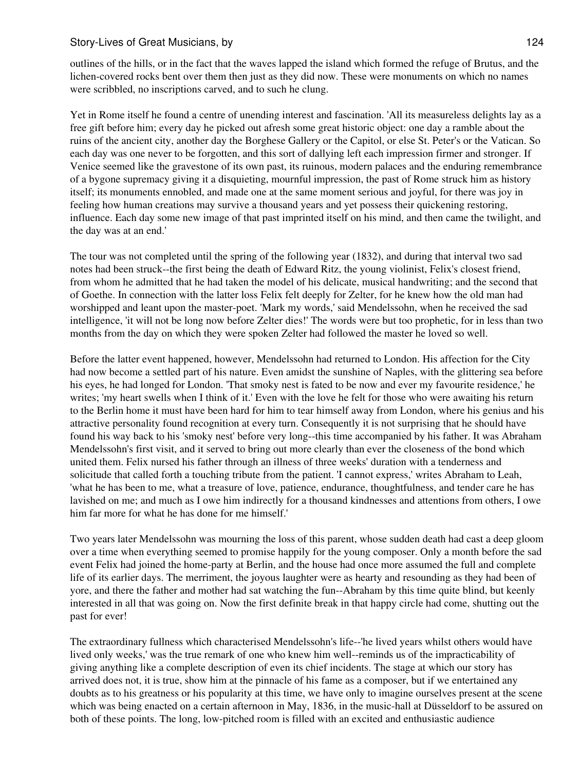outlines of the hills, or in the fact that the waves lapped the island which formed the refuge of Brutus, and the lichen-covered rocks bent over them then just as they did now. These were monuments on which no names were scribbled, no inscriptions carved, and to such he clung.

Yet in Rome itself he found a centre of unending interest and fascination. 'All its measureless delights lay as a free gift before him; every day he picked out afresh some great historic object: one day a ramble about the ruins of the ancient city, another day the Borghese Gallery or the Capitol, or else St. Peter's or the Vatican. So each day was one never to be forgotten, and this sort of dallying left each impression firmer and stronger. If Venice seemed like the gravestone of its own past, its ruinous, modern palaces and the enduring remembrance of a bygone supremacy giving it a disquieting, mournful impression, the past of Rome struck him as history itself; its monuments ennobled, and made one at the same moment serious and joyful, for there was joy in feeling how human creations may survive a thousand years and yet possess their quickening restoring, influence. Each day some new image of that past imprinted itself on his mind, and then came the twilight, and the day was at an end.'

The tour was not completed until the spring of the following year (1832), and during that interval two sad notes had been struck--the first being the death of Edward Ritz, the young violinist, Felix's closest friend, from whom he admitted that he had taken the model of his delicate, musical handwriting; and the second that of Goethe. In connection with the latter loss Felix felt deeply for Zelter, for he knew how the old man had worshipped and leant upon the master-poet. 'Mark my words,' said Mendelssohn, when he received the sad intelligence, 'it will not be long now before Zelter dies!' The words were but too prophetic, for in less than two months from the day on which they were spoken Zelter had followed the master he loved so well.

Before the latter event happened, however, Mendelssohn had returned to London. His affection for the City had now become a settled part of his nature. Even amidst the sunshine of Naples, with the glittering sea before his eyes, he had longed for London. 'That smoky nest is fated to be now and ever my favourite residence,' he writes; 'my heart swells when I think of it.' Even with the love he felt for those who were awaiting his return to the Berlin home it must have been hard for him to tear himself away from London, where his genius and his attractive personality found recognition at every turn. Consequently it is not surprising that he should have found his way back to his 'smoky nest' before very long--this time accompanied by his father. It was Abraham Mendelssohn's first visit, and it served to bring out more clearly than ever the closeness of the bond which united them. Felix nursed his father through an illness of three weeks' duration with a tenderness and solicitude that called forth a touching tribute from the patient. 'I cannot express,' writes Abraham to Leah, 'what he has been to me, what a treasure of love, patience, endurance, thoughtfulness, and tender care he has lavished on me; and much as I owe him indirectly for a thousand kindnesses and attentions from others, I owe him far more for what he has done for me himself.'

Two years later Mendelssohn was mourning the loss of this parent, whose sudden death had cast a deep gloom over a time when everything seemed to promise happily for the young composer. Only a month before the sad event Felix had joined the home-party at Berlin, and the house had once more assumed the full and complete life of its earlier days. The merriment, the joyous laughter were as hearty and resounding as they had been of yore, and there the father and mother had sat watching the fun--Abraham by this time quite blind, but keenly interested in all that was going on. Now the first definite break in that happy circle had come, shutting out the past for ever!

The extraordinary fullness which characterised Mendelssohn's life--'he lived years whilst others would have lived only weeks,' was the true remark of one who knew him well--reminds us of the impracticability of giving anything like a complete description of even its chief incidents. The stage at which our story has arrived does not, it is true, show him at the pinnacle of his fame as a composer, but if we entertained any doubts as to his greatness or his popularity at this time, we have only to imagine ourselves present at the scene which was being enacted on a certain afternoon in May, 1836, in the music-hall at Düsseldorf to be assured on both of these points. The long, low-pitched room is filled with an excited and enthusiastic audience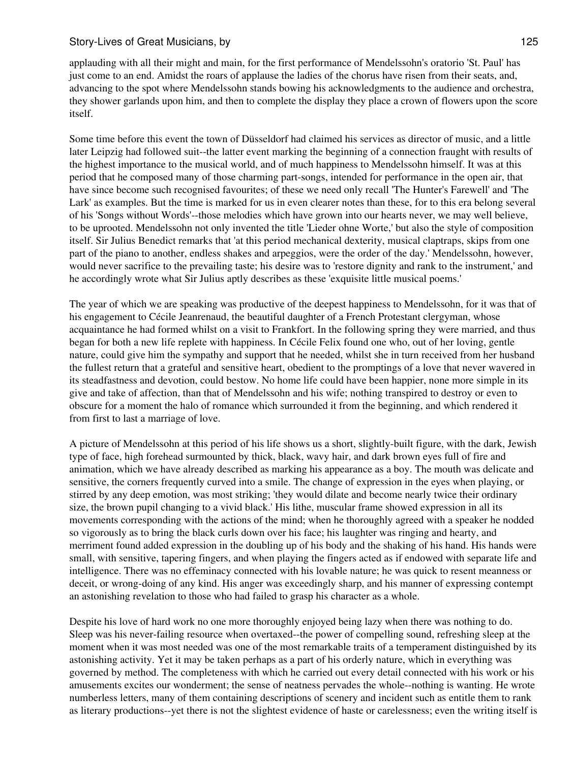applauding with all their might and main, for the first performance of Mendelssohn's oratorio 'St. Paul' has just come to an end. Amidst the roars of applause the ladies of the chorus have risen from their seats, and, advancing to the spot where Mendelssohn stands bowing his acknowledgments to the audience and orchestra, they shower garlands upon him, and then to complete the display they place a crown of flowers upon the score itself.

Some time before this event the town of Düsseldorf had claimed his services as director of music, and a little later Leipzig had followed suit--the latter event marking the beginning of a connection fraught with results of the highest importance to the musical world, and of much happiness to Mendelssohn himself. It was at this period that he composed many of those charming part-songs, intended for performance in the open air, that have since become such recognised favourites; of these we need only recall 'The Hunter's Farewell' and 'The Lark' as examples. But the time is marked for us in even clearer notes than these, for to this era belong several of his 'Songs without Words'--those melodies which have grown into our hearts never, we may well believe, to be uprooted. Mendelssohn not only invented the title 'Lieder ohne Worte,' but also the style of composition itself. Sir Julius Benedict remarks that 'at this period mechanical dexterity, musical claptraps, skips from one part of the piano to another, endless shakes and arpeggios, were the order of the day.' Mendelssohn, however, would never sacrifice to the prevailing taste; his desire was to 'restore dignity and rank to the instrument,' and he accordingly wrote what Sir Julius aptly describes as these 'exquisite little musical poems.'

The year of which we are speaking was productive of the deepest happiness to Mendelssohn, for it was that of his engagement to Cécile Jeanrenaud, the beautiful daughter of a French Protestant clergyman, whose acquaintance he had formed whilst on a visit to Frankfort. In the following spring they were married, and thus began for both a new life replete with happiness. In Cécile Felix found one who, out of her loving, gentle nature, could give him the sympathy and support that he needed, whilst she in turn received from her husband the fullest return that a grateful and sensitive heart, obedient to the promptings of a love that never wavered in its steadfastness and devotion, could bestow. No home life could have been happier, none more simple in its give and take of affection, than that of Mendelssohn and his wife; nothing transpired to destroy or even to obscure for a moment the halo of romance which surrounded it from the beginning, and which rendered it from first to last a marriage of love.

A picture of Mendelssohn at this period of his life shows us a short, slightly-built figure, with the dark, Jewish type of face, high forehead surmounted by thick, black, wavy hair, and dark brown eyes full of fire and animation, which we have already described as marking his appearance as a boy. The mouth was delicate and sensitive, the corners frequently curved into a smile. The change of expression in the eyes when playing, or stirred by any deep emotion, was most striking; 'they would dilate and become nearly twice their ordinary size, the brown pupil changing to a vivid black.' His lithe, muscular frame showed expression in all its movements corresponding with the actions of the mind; when he thoroughly agreed with a speaker he nodded so vigorously as to bring the black curls down over his face; his laughter was ringing and hearty, and merriment found added expression in the doubling up of his body and the shaking of his hand. His hands were small, with sensitive, tapering fingers, and when playing the fingers acted as if endowed with separate life and intelligence. There was no effeminacy connected with his lovable nature; he was quick to resent meanness or deceit, or wrong-doing of any kind. His anger was exceedingly sharp, and his manner of expressing contempt an astonishing revelation to those who had failed to grasp his character as a whole.

Despite his love of hard work no one more thoroughly enjoyed being lazy when there was nothing to do. Sleep was his never-failing resource when overtaxed--the power of compelling sound, refreshing sleep at the moment when it was most needed was one of the most remarkable traits of a temperament distinguished by its astonishing activity. Yet it may be taken perhaps as a part of his orderly nature, which in everything was governed by method. The completeness with which he carried out every detail connected with his work or his amusements excites our wonderment; the sense of neatness pervades the whole--nothing is wanting. He wrote numberless letters, many of them containing descriptions of scenery and incident such as entitle them to rank as literary productions--yet there is not the slightest evidence of haste or carelessness; even the writing itself is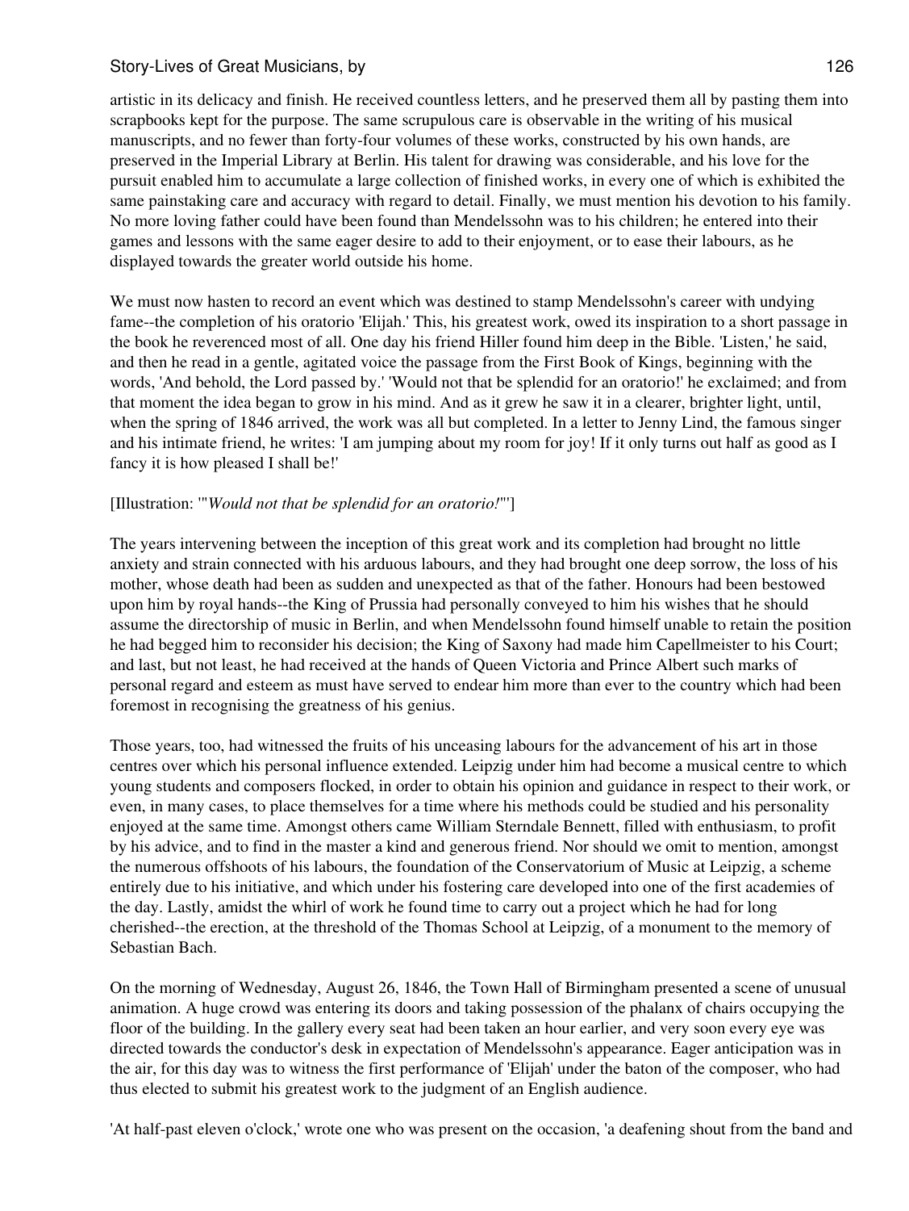artistic in its delicacy and finish. He received countless letters, and he preserved them all by pasting them into scrapbooks kept for the purpose. The same scrupulous care is observable in the writing of his musical manuscripts, and no fewer than forty-four volumes of these works, constructed by his own hands, are preserved in the Imperial Library at Berlin. His talent for drawing was considerable, and his love for the pursuit enabled him to accumulate a large collection of finished works, in every one of which is exhibited the same painstaking care and accuracy with regard to detail. Finally, we must mention his devotion to his family. No more loving father could have been found than Mendelssohn was to his children; he entered into their games and lessons with the same eager desire to add to their enjoyment, or to ease their labours, as he displayed towards the greater world outside his home.

We must now hasten to record an event which was destined to stamp Mendelssohn's career with undying fame--the completion of his oratorio 'Elijah.' This, his greatest work, owed its inspiration to a short passage in the book he reverenced most of all. One day his friend Hiller found him deep in the Bible. 'Listen,' he said, and then he read in a gentle, agitated voice the passage from the First Book of Kings, beginning with the words, 'And behold, the Lord passed by.' 'Would not that be splendid for an oratorio!' he exclaimed; and from that moment the idea began to grow in his mind. And as it grew he saw it in a clearer, brighter light, until, when the spring of 1846 arrived, the work was all but completed. In a letter to Jenny Lind, the famous singer and his intimate friend, he writes: 'I am jumping about my room for joy! If it only turns out half as good as I fancy it is how pleased I shall be!'

[Illustration: '"*Would not that be splendid for an oratorio!*"']

The years intervening between the inception of this great work and its completion had brought no little anxiety and strain connected with his arduous labours, and they had brought one deep sorrow, the loss of his mother, whose death had been as sudden and unexpected as that of the father. Honours had been bestowed upon him by royal hands--the King of Prussia had personally conveyed to him his wishes that he should assume the directorship of music in Berlin, and when Mendelssohn found himself unable to retain the position he had begged him to reconsider his decision; the King of Saxony had made him Capellmeister to his Court; and last, but not least, he had received at the hands of Queen Victoria and Prince Albert such marks of personal regard and esteem as must have served to endear him more than ever to the country which had been foremost in recognising the greatness of his genius.

Those years, too, had witnessed the fruits of his unceasing labours for the advancement of his art in those centres over which his personal influence extended. Leipzig under him had become a musical centre to which young students and composers flocked, in order to obtain his opinion and guidance in respect to their work, or even, in many cases, to place themselves for a time where his methods could be studied and his personality enjoyed at the same time. Amongst others came William Sterndale Bennett, filled with enthusiasm, to profit by his advice, and to find in the master a kind and generous friend. Nor should we omit to mention, amongst the numerous offshoots of his labours, the foundation of the Conservatorium of Music at Leipzig, a scheme entirely due to his initiative, and which under his fostering care developed into one of the first academies of the day. Lastly, amidst the whirl of work he found time to carry out a project which he had for long cherished--the erection, at the threshold of the Thomas School at Leipzig, of a monument to the memory of Sebastian Bach.

On the morning of Wednesday, August 26, 1846, the Town Hall of Birmingham presented a scene of unusual animation. A huge crowd was entering its doors and taking possession of the phalanx of chairs occupying the floor of the building. In the gallery every seat had been taken an hour earlier, and very soon every eye was directed towards the conductor's desk in expectation of Mendelssohn's appearance. Eager anticipation was in the air, for this day was to witness the first performance of 'Elijah' under the baton of the composer, who had thus elected to submit his greatest work to the judgment of an English audience.

'At half-past eleven o'clock,' wrote one who was present on the occasion, 'a deafening shout from the band and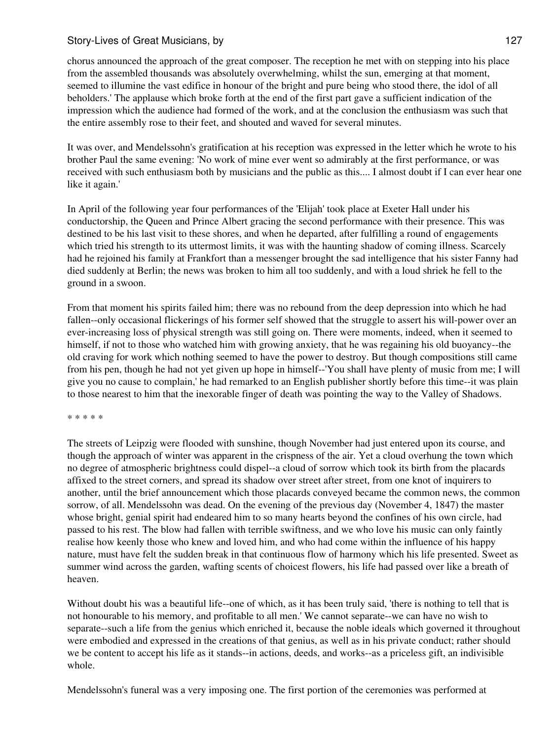chorus announced the approach of the great composer. The reception he met with on stepping into his place from the assembled thousands was absolutely overwhelming, whilst the sun, emerging at that moment, seemed to illumine the vast edifice in honour of the bright and pure being who stood there, the idol of all beholders.' The applause which broke forth at the end of the first part gave a sufficient indication of the impression which the audience had formed of the work, and at the conclusion the enthusiasm was such that the entire assembly rose to their feet, and shouted and waved for several minutes.

It was over, and Mendelssohn's gratification at his reception was expressed in the letter which he wrote to his brother Paul the same evening: 'No work of mine ever went so admirably at the first performance, or was received with such enthusiasm both by musicians and the public as this.... I almost doubt if I can ever hear one like it again.'

In April of the following year four performances of the 'Elijah' took place at Exeter Hall under his conductorship, the Queen and Prince Albert gracing the second performance with their presence. This was destined to be his last visit to these shores, and when he departed, after fulfilling a round of engagements which tried his strength to its uttermost limits, it was with the haunting shadow of coming illness. Scarcely had he rejoined his family at Frankfort than a messenger brought the sad intelligence that his sister Fanny had died suddenly at Berlin; the news was broken to him all too suddenly, and with a loud shriek he fell to the ground in a swoon.

From that moment his spirits failed him; there was no rebound from the deep depression into which he had fallen--only occasional flickerings of his former self showed that the struggle to assert his will-power over an ever-increasing loss of physical strength was still going on. There were moments, indeed, when it seemed to himself, if not to those who watched him with growing anxiety, that he was regaining his old buoyancy--the old craving for work which nothing seemed to have the power to destroy. But though compositions still came from his pen, though he had not yet given up hope in himself--'You shall have plenty of music from me; I will give you no cause to complain,' he had remarked to an English publisher shortly before this time--it was plain to those nearest to him that the inexorable finger of death was pointing the way to the Valley of Shadows.

* * * * *

The streets of Leipzig were flooded with sunshine, though November had just entered upon its course, and though the approach of winter was apparent in the crispness of the air. Yet a cloud overhung the town which no degree of atmospheric brightness could dispel--a cloud of sorrow which took its birth from the placards affixed to the street corners, and spread its shadow over street after street, from one knot of inquirers to another, until the brief announcement which those placards conveyed became the common news, the common sorrow, of all. Mendelssohn was dead. On the evening of the previous day (November 4, 1847) the master whose bright, genial spirit had endeared him to so many hearts beyond the confines of his own circle, had passed to his rest. The blow had fallen with terrible swiftness, and we who love his music can only faintly realise how keenly those who knew and loved him, and who had come within the influence of his happy nature, must have felt the sudden break in that continuous flow of harmony which his life presented. Sweet as summer wind across the garden, wafting scents of choicest flowers, his life had passed over like a breath of heaven.

Without doubt his was a beautiful life--one of which, as it has been truly said, 'there is nothing to tell that is not honourable to his memory, and profitable to all men.' We cannot separate--we can have no wish to separate--such a life from the genius which enriched it, because the noble ideals which governed it throughout were embodied and expressed in the creations of that genius, as well as in his private conduct; rather should we be content to accept his life as it stands--in actions, deeds, and works--as a priceless gift, an indivisible whole.

Mendelssohn's funeral was a very imposing one. The first portion of the ceremonies was performed at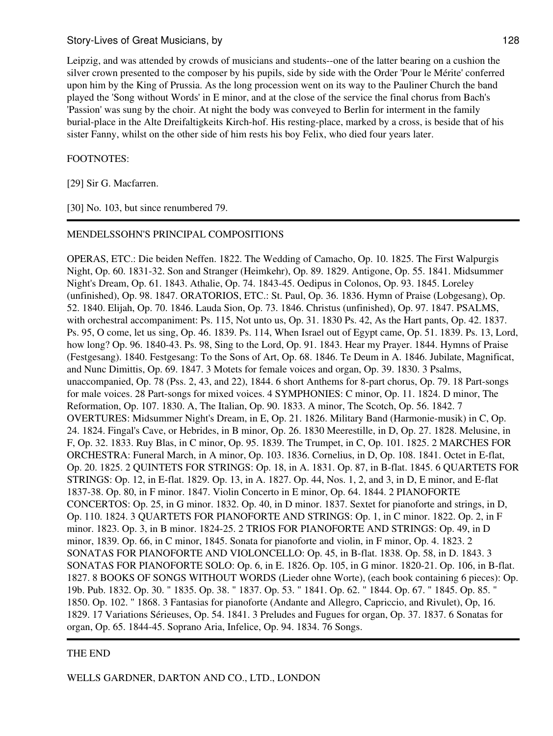Leipzig, and was attended by crowds of musicians and students--one of the latter bearing on a cushion the silver crown presented to the composer by his pupils, side by side with the Order 'Pour le Mérite' conferred upon him by the King of Prussia. As the long procession went on its way to the Pauliner Church the band played the 'Song without Words' in E minor, and at the close of the service the final chorus from Bach's 'Passion' was sung by the choir. At night the body was conveyed to Berlin for interment in the family burial-place in the Alte Dreifaltigkeits Kirch-hof. His resting-place, marked by a cross, is beside that of his sister Fanny, whilst on the other side of him rests his boy Felix, who died four years later.

FOOTNOTES:

[29] Sir G. Macfarren.

[30] No. 103, but since renumbered 79.

---

MENDELSSOHN'S PRINCIPAL COMPOSITIONS

OPERAS, ETC.: Die beiden Neffen. 1822. The Wedding of Camacho, Op. 10. 1825. The First Walpurgis Night, Op. 60. 1831-32. Son and Stranger (Heimkehr), Op. 89. 1829. Antigone, Op. 55. 1841. Midsummer Night's Dream, Op. 61. 1843. Athalie, Op. 74. 1843-45. Oedipus in Colonos, Op. 93. 1845. Loreley (unfinished), Op. 98. 1847. ORATORIOS, ETC.: St. Paul, Op. 36. 1836. Hymn of Praise (Lobgesang), Op. 52. 1840. Elijah, Op. 70. 1846. Lauda Sion, Op. 73. 1846. Christus (unfinished), Op. 97. 1847. PSALMS, with orchestral accompaniment: Ps. 115, Not unto us, Op. 31. 1830 Ps. 42, As the Hart pants, Op. 42. 1837. Ps. 95, O come, let us sing, Op. 46. 1839. Ps. 114, When Israel out of Egypt came, Op. 51. 1839. Ps. 13, Lord, how long? Op. 96. 1840-43. Ps. 98, Sing to the Lord, Op. 91. 1843. Hear my Prayer. 1844. Hymns of Praise (Festgesang). 1840. Festgesang: To the Sons of Art, Op. 68. 1846. Te Deum in A. 1846. Jubilate, Magnificat, and Nunc Dimittis, Op. 69. 1847. 3 Motets for female voices and organ, Op. 39. 1830. 3 Psalms, unaccompanied, Op. 78 (Pss. 2, 43, and 22), 1844. 6 short Anthems for 8-part chorus, Op. 79. 18 Part-songs for male voices. 28 Part-songs for mixed voices. 4 SYMPHONIES: C minor, Op. 11. 1824. D minor, The Reformation, Op. 107. 1830. A, The Italian, Op. 90. 1833. A minor, The Scotch, Op. 56. 1842. 7 OVERTURES: Midsummer Night's Dream, in E, Op. 21. 1826. Military Band (Harmonie-musik) in C, Op. 24. 1824. Fingal's Cave, or Hebrides, in B minor, Op. 26. 1830 Meerestille, in D, Op. 27. 1828. Melusine, in F, Op. 32. 1833. Ruy Blas, in C minor, Op. 95. 1839. The Trumpet, in C, Op. 101. 1825. 2 MARCHES FOR ORCHESTRA: Funeral March, in A minor, Op. 103. 1836. Cornelius, in D, Op. 108. 1841. Octet in E-flat, Op. 20. 1825. 2 QUINTETS FOR STRINGS: Op. 18, in A. 1831. Op. 87, in B-flat. 1845. 6 QUARTETS FOR STRINGS: Op. 12, in E-flat. 1829. Op. 13, in A. 1827. Op. 44, Nos. 1, 2, and 3, in D, E minor, and E-flat 1837-38. Op. 80, in F minor. 1847. Violin Concerto in E minor, Op. 64. 1844. 2 PIANOFORTE CONCERTOS: Op. 25, in G minor. 1832. Op. 40, in D minor. 1837. Sextet for pianoforte and strings, in D, Op. 110. 1824. 3 QUARTETS FOR PIANOFORTE AND STRINGS: Op. 1, in C minor. 1822. Op. 2, in F minor. 1823. Op. 3, in B minor. 1824-25. 2 TRIOS FOR PIANOFORTE AND STRINGS: Op. 49, in D minor, 1839. Op. 66, in C minor, 1845. Sonata for pianoforte and violin, in F minor, Op. 4. 1823. 2 SONATAS FOR PIANOFORTE AND VIOLONCELLO: Op. 45, in B-flat. 1838. Op. 58, in D. 1843. 3 SONATAS FOR PIANOFORTE SOLO: Op. 6, in E. 1826. Op. 105, in G minor. 1820-21. Op. 106, in B-flat. 1827. 8 BOOKS OF SONGS WITHOUT WORDS (Lieder ohne Worte), (each book containing 6 pieces): Op. 19b. Pub. 1832. Op. 30. " 1835. Op. 38. " 1837. Op. 53. " 1841. Op. 62. " 1844. Op. 67. " 1845. Op. 85. " 1850. Op. 102. " 1868. 3 Fantasias for pianoforte (Andante and Allegro, Capriccio, and Rivulet), Op, 16. 1829. 17 Variations Sérieuses, Op. 54. 1841. 3 Preludes and Fugues for organ, Op. 37. 1837. 6 Sonatas for organ, Op. 65. 1844-45. Soprano Aria, Infelice, Op. 94. 1834. 76 Songs.

---

THE END

WELLS GARDNER, DARTON AND CO., LTD., LONDON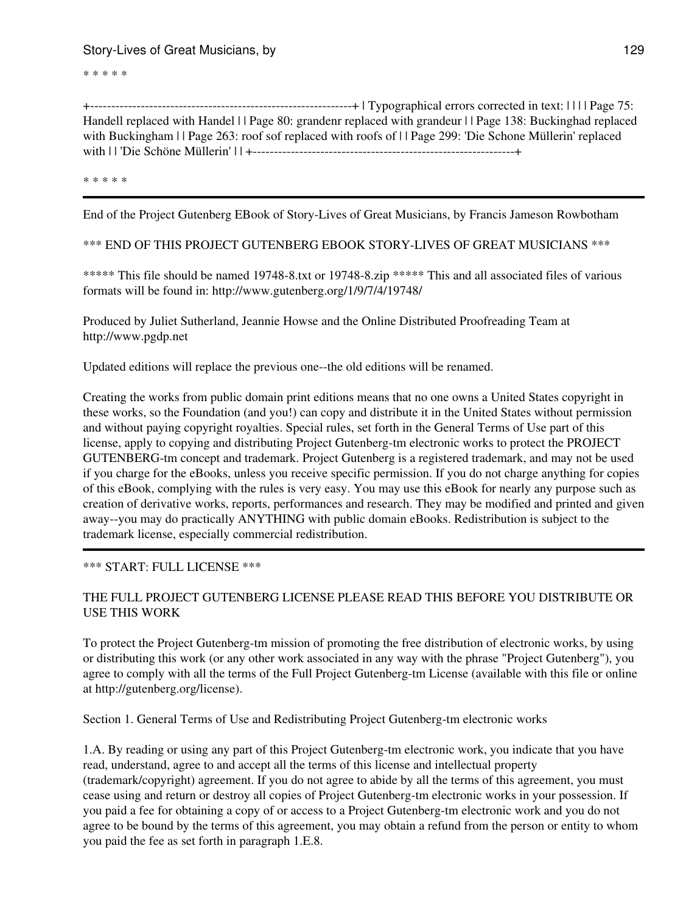* * * * *

+--------------------------------------------------------------+ | Typographical errors corrected in text: | | | | Page 75: Handell replaced with Handel | | Page 80: grandenr replaced with grandeur | | Page 138: Buckinghad replaced with Buckingham | | Page 263: roof sof replaced with roofs of | | Page 299: 'Die Schone Müllerin' replaced with | | 'Die Schöne Müllerin' | | +--------------------------------------------------------------+

* * * * *

---

End of the Project Gutenberg EBook of Story-Lives of Great Musicians, by Francis Jameson Rowbotham

*** END OF THIS PROJECT GUTENBERG EBOOK STORY-LIVES OF GREAT MUSICIANS ***

***** This file should be named 19748-8.txt or 19748-8.zip ***** This and all associated files of various formats will be found in: http://www.gutenberg.org/1/9/7/4/19748/

Produced by Juliet Sutherland, Jeannie Howse and the Online Distributed Proofreading Team at http://www.pgdp.net

Updated editions will replace the previous one--the old editions will be renamed.

Creating the works from public domain print editions means that no one owns a United States copyright in these works, so the Foundation (and you!) can copy and distribute it in the United States without permission and without paying copyright royalties. Special rules, set forth in the General Terms of Use part of this license, apply to copying and distributing Project Gutenberg-tm electronic works to protect the PROJECT GUTENBERG-tm concept and trademark. Project Gutenberg is a registered trademark, and may not be used if you charge for the eBooks, unless you receive specific permission. If you do not charge anything for copies of this eBook, complying with the rules is very easy. You may use this eBook for nearly any purpose such as creation of derivative works, reports, performances and research. They may be modified and printed and given away--you may do practically ANYTHING with public domain eBooks. Redistribution is subject to the trademark license, especially commercial redistribution.

---

*** START: FULL LICENSE ***

THE FULL PROJECT GUTENBERG LICENSE PLEASE READ THIS BEFORE YOU DISTRIBUTE OR USE THIS WORK

To protect the Project Gutenberg-tm mission of promoting the free distribution of electronic works, by using or distributing this work (or any other work associated in any way with the phrase "Project Gutenberg"), you agree to comply with all the terms of the Full Project Gutenberg-tm License (available with this file or online at http://gutenberg.org/license).

Section 1. General Terms of Use and Redistributing Project Gutenberg-tm electronic works

1.A. By reading or using any part of this Project Gutenberg-tm electronic work, you indicate that you have read, understand, agree to and accept all the terms of this license and intellectual property (trademark/copyright) agreement. If you do not agree to abide by all the terms of this agreement, you must cease using and return or destroy all copies of Project Gutenberg-tm electronic works in your possession. If you paid a fee for obtaining a copy of or access to a Project Gutenberg-tm electronic work and you do not agree to be bound by the terms of this agreement, you may obtain a refund from the person or entity to whom you paid the fee as set forth in paragraph 1.E.8.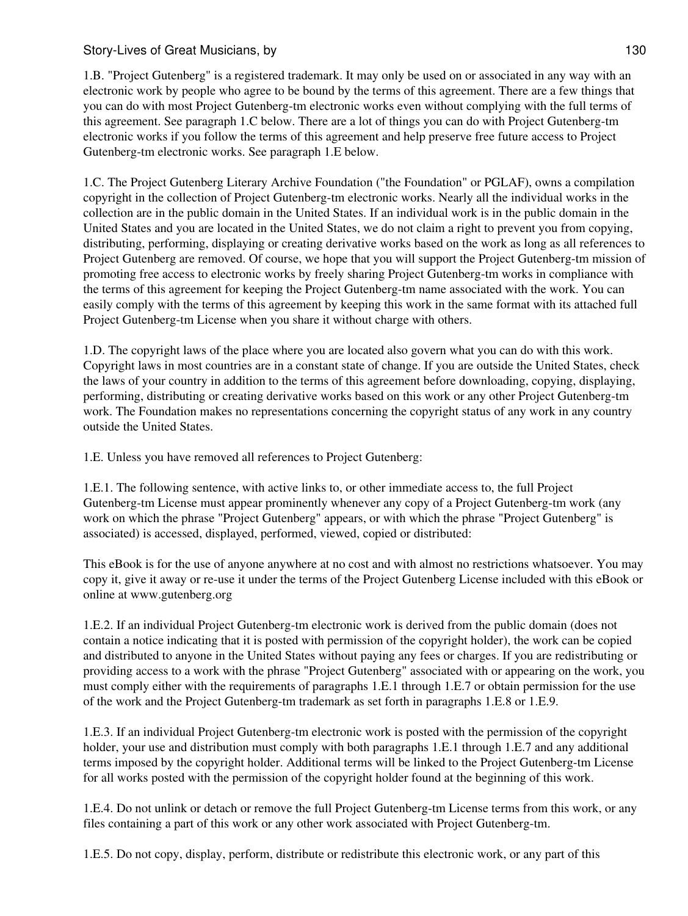1.B. "Project Gutenberg" is a registered trademark. It may only be used on or associated in any way with an electronic work by people who agree to be bound by the terms of this agreement. There are a few things that you can do with most Project Gutenberg-tm electronic works even without complying with the full terms of this agreement. See paragraph 1.C below. There are a lot of things you can do with Project Gutenberg-tm electronic works if you follow the terms of this agreement and help preserve free future access to Project Gutenberg-tm electronic works. See paragraph 1.E below.

1.C. The Project Gutenberg Literary Archive Foundation ("the Foundation" or PGLAF), owns a compilation copyright in the collection of Project Gutenberg-tm electronic works. Nearly all the individual works in the collection are in the public domain in the United States. If an individual work is in the public domain in the United States and you are located in the United States, we do not claim a right to prevent you from copying, distributing, performing, displaying or creating derivative works based on the work as long as all references to Project Gutenberg are removed. Of course, we hope that you will support the Project Gutenberg-tm mission of promoting free access to electronic works by freely sharing Project Gutenberg-tm works in compliance with the terms of this agreement for keeping the Project Gutenberg-tm name associated with the work. You can easily comply with the terms of this agreement by keeping this work in the same format with its attached full Project Gutenberg-tm License when you share it without charge with others.

1.D. The copyright laws of the place where you are located also govern what you can do with this work. Copyright laws in most countries are in a constant state of change. If you are outside the United States, check the laws of your country in addition to the terms of this agreement before downloading, copying, displaying, performing, distributing or creating derivative works based on this work or any other Project Gutenberg-tm work. The Foundation makes no representations concerning the copyright status of any work in any country outside the United States.

1.E. Unless you have removed all references to Project Gutenberg:

1.E.1. The following sentence, with active links to, or other immediate access to, the full Project Gutenberg-tm License must appear prominently whenever any copy of a Project Gutenberg-tm work (any work on which the phrase "Project Gutenberg" appears, or with which the phrase "Project Gutenberg" is associated) is accessed, displayed, performed, viewed, copied or distributed:

This eBook is for the use of anyone anywhere at no cost and with almost no restrictions whatsoever. You may copy it, give it away or re-use it under the terms of the Project Gutenberg License included with this eBook or online at www.gutenberg.org

1.E.2. If an individual Project Gutenberg-tm electronic work is derived from the public domain (does not contain a notice indicating that it is posted with permission of the copyright holder), the work can be copied and distributed to anyone in the United States without paying any fees or charges. If you are redistributing or providing access to a work with the phrase "Project Gutenberg" associated with or appearing on the work, you must comply either with the requirements of paragraphs 1.E.1 through 1.E.7 or obtain permission for the use of the work and the Project Gutenberg-tm trademark as set forth in paragraphs 1.E.8 or 1.E.9.

1.E.3. If an individual Project Gutenberg-tm electronic work is posted with the permission of the copyright holder, your use and distribution must comply with both paragraphs 1.E.1 through 1.E.7 and any additional terms imposed by the copyright holder. Additional terms will be linked to the Project Gutenberg-tm License for all works posted with the permission of the copyright holder found at the beginning of this work.

1.E.4. Do not unlink or detach or remove the full Project Gutenberg-tm License terms from this work, or any files containing a part of this work or any other work associated with Project Gutenberg-tm.

1.E.5. Do not copy, display, perform, distribute or redistribute this electronic work, or any part of this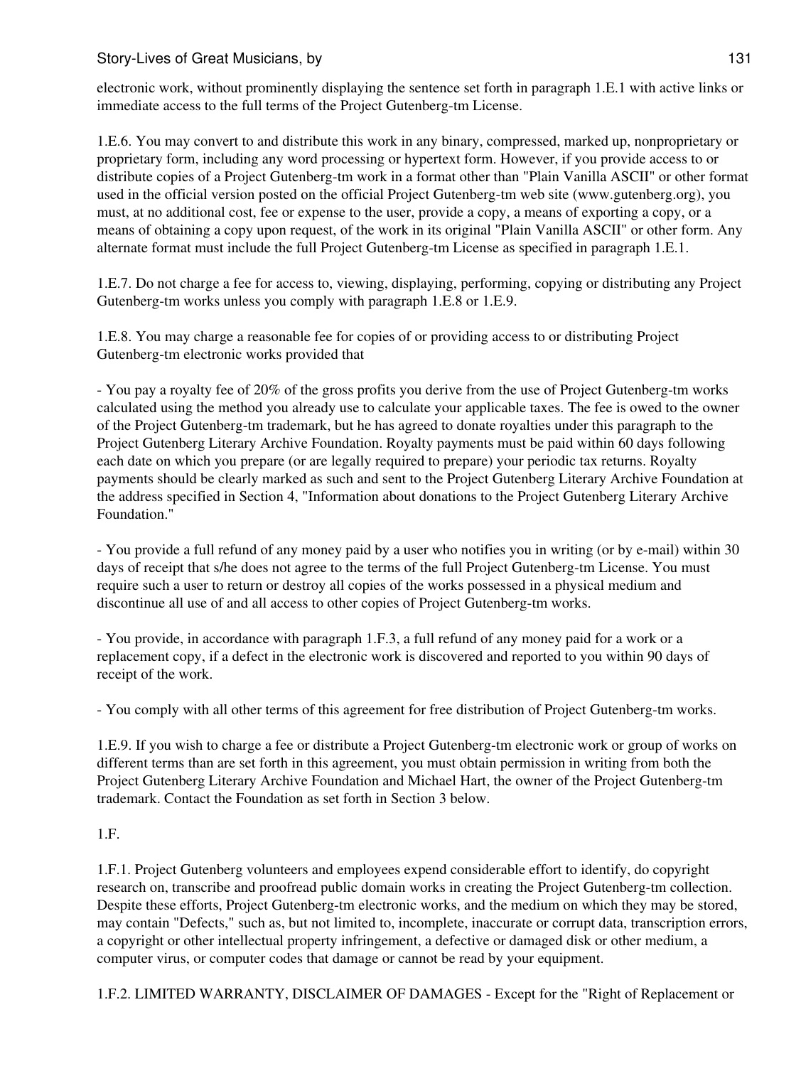electronic work, without prominently displaying the sentence set forth in paragraph 1.E.1 with active links or immediate access to the full terms of the Project Gutenberg-tm License.

1.E.6. You may convert to and distribute this work in any binary, compressed, marked up, nonproprietary or proprietary form, including any word processing or hypertext form. However, if you provide access to or distribute copies of a Project Gutenberg-tm work in a format other than "Plain Vanilla ASCII" or other format used in the official version posted on the official Project Gutenberg-tm web site (www.gutenberg.org), you must, at no additional cost, fee or expense to the user, provide a copy, a means of exporting a copy, or a means of obtaining a copy upon request, of the work in its original "Plain Vanilla ASCII" or other form. Any alternate format must include the full Project Gutenberg-tm License as specified in paragraph 1.E.1.

1.E.7. Do not charge a fee for access to, viewing, displaying, performing, copying or distributing any Project Gutenberg-tm works unless you comply with paragraph 1.E.8 or 1.E.9.

1.E.8. You may charge a reasonable fee for copies of or providing access to or distributing Project Gutenberg-tm electronic works provided that

- You pay a royalty fee of 20% of the gross profits you derive from the use of Project Gutenberg-tm works calculated using the method you already use to calculate your applicable taxes. The fee is owed to the owner of the Project Gutenberg-tm trademark, but he has agreed to donate royalties under this paragraph to the Project Gutenberg Literary Archive Foundation. Royalty payments must be paid within 60 days following each date on which you prepare (or are legally required to prepare) your periodic tax returns. Royalty payments should be clearly marked as such and sent to the Project Gutenberg Literary Archive Foundation at the address specified in Section 4, "Information about donations to the Project Gutenberg Literary Archive Foundation."

- You provide a full refund of any money paid by a user who notifies you in writing (or by e-mail) within 30 days of receipt that s/he does not agree to the terms of the full Project Gutenberg-tm License. You must require such a user to return or destroy all copies of the works possessed in a physical medium and discontinue all use of and all access to other copies of Project Gutenberg-tm works.

- You provide, in accordance with paragraph 1.F.3, a full refund of any money paid for a work or a replacement copy, if a defect in the electronic work is discovered and reported to you within 90 days of receipt of the work.

- You comply with all other terms of this agreement for free distribution of Project Gutenberg-tm works.

1.E.9. If you wish to charge a fee or distribute a Project Gutenberg-tm electronic work or group of works on different terms than are set forth in this agreement, you must obtain permission in writing from both the Project Gutenberg Literary Archive Foundation and Michael Hart, the owner of the Project Gutenberg-tm trademark. Contact the Foundation as set forth in Section 3 below.

1.F.

1.F.1. Project Gutenberg volunteers and employees expend considerable effort to identify, do copyright research on, transcribe and proofread public domain works in creating the Project Gutenberg-tm collection. Despite these efforts, Project Gutenberg-tm electronic works, and the medium on which they may be stored, may contain "Defects," such as, but not limited to, incomplete, inaccurate or corrupt data, transcription errors, a copyright or other intellectual property infringement, a defective or damaged disk or other medium, a computer virus, or computer codes that damage or cannot be read by your equipment.

1.F.2. LIMITED WARRANTY, DISCLAIMER OF DAMAGES - Except for the "Right of Replacement or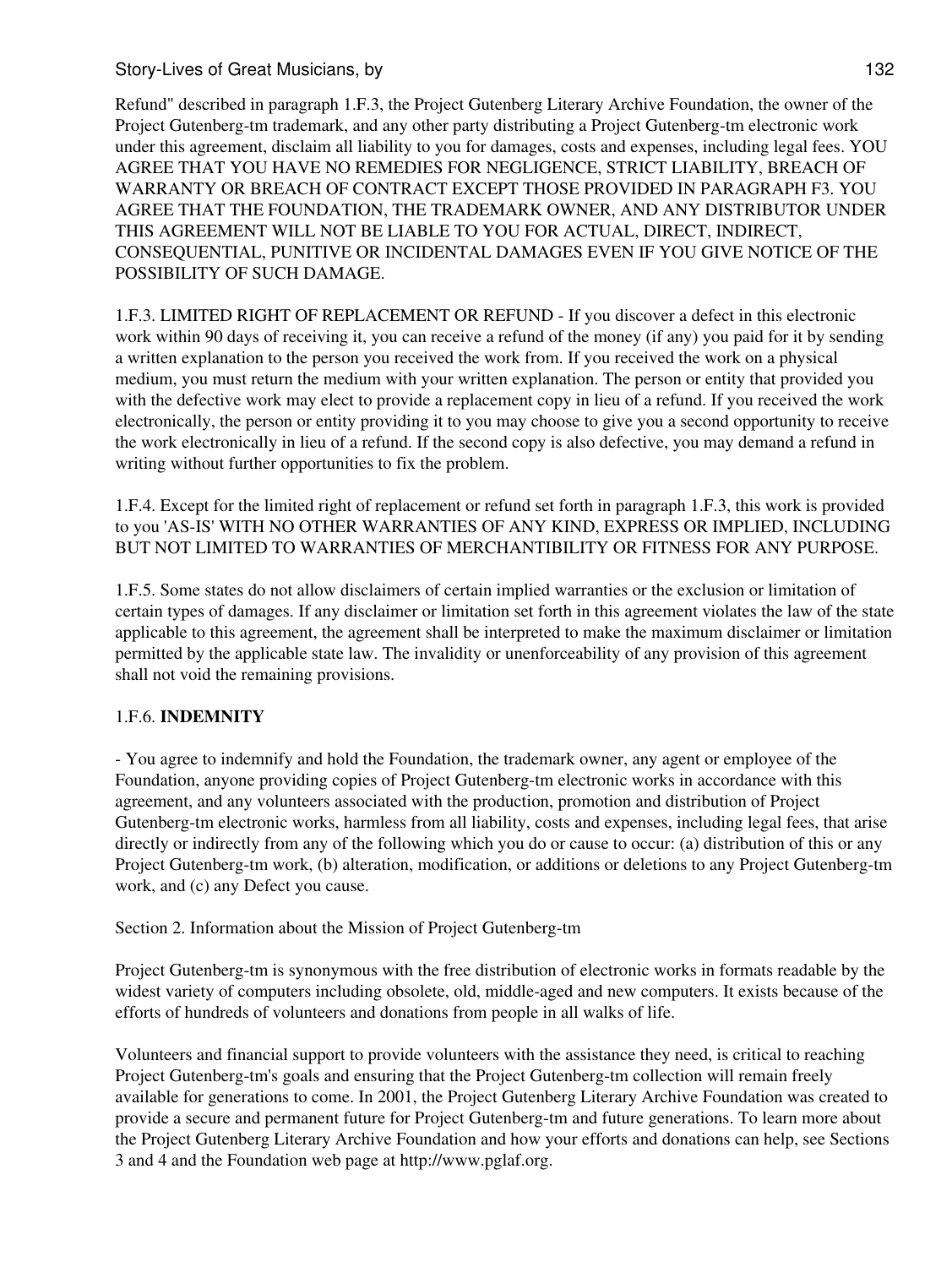Refund" described in paragraph 1.F.3, the Project Gutenberg Literary Archive Foundation, the owner of the Project Gutenberg-tm trademark, and any other party distributing a Project Gutenberg-tm electronic work under this agreement, disclaim all liability to you for damages, costs and expenses, including legal fees. YOU AGREE THAT YOU HAVE NO REMEDIES FOR NEGLIGENCE, STRICT LIABILITY, BREACH OF WARRANTY OR BREACH OF CONTRACT EXCEPT THOSE PROVIDED IN PARAGRAPH F3. YOU AGREE THAT THE FOUNDATION, THE TRADEMARK OWNER, AND ANY DISTRIBUTOR UNDER THIS AGREEMENT WILL NOT BE LIABLE TO YOU FOR ACTUAL, DIRECT, INDIRECT, CONSEQUENTIAL, PUNITIVE OR INCIDENTAL DAMAGES EVEN IF YOU GIVE NOTICE OF THE POSSIBILITY OF SUCH DAMAGE.

1.F.3. LIMITED RIGHT OF REPLACEMENT OR REFUND - If you discover a defect in this electronic work within 90 days of receiving it, you can receive a refund of the money (if any) you paid for it by sending a written explanation to the person you received the work from. If you received the work on a physical medium, you must return the medium with your written explanation. The person or entity that provided you with the defective work may elect to provide a replacement copy in lieu of a refund. If you received the work electronically, the person or entity providing it to you may choose to give you a second opportunity to receive the work electronically in lieu of a refund. If the second copy is also defective, you may demand a refund in writing without further opportunities to fix the problem.

1.F.4. Except for the limited right of replacement or refund set forth in paragraph 1.F.3, this work is provided to you 'AS-IS' WITH NO OTHER WARRANTIES OF ANY KIND, EXPRESS OR IMPLIED, INCLUDING BUT NOT LIMITED TO WARRANTIES OF MERCHANTIBILITY OR FITNESS FOR ANY PURPOSE.

1.F.5. Some states do not allow disclaimers of certain implied warranties or the exclusion or limitation of certain types of damages. If any disclaimer or limitation set forth in this agreement violates the law of the state applicable to this agreement, the agreement shall be interpreted to make the maximum disclaimer or limitation permitted by the applicable state law. The invalidity or unenforceability of any provision of this agreement shall not void the remaining provisions.

1.F.6. **INDEMNITY**

- You agree to indemnify and hold the Foundation, the trademark owner, any agent or employee of the Foundation, anyone providing copies of Project Gutenberg-tm electronic works in accordance with this agreement, and any volunteers associated with the production, promotion and distribution of Project Gutenberg-tm electronic works, harmless from all liability, costs and expenses, including legal fees, that arise directly or indirectly from any of the following which you do or cause to occur: (a) distribution of this or any Project Gutenberg-tm work, (b) alteration, modification, or additions or deletions to any Project Gutenberg-tm work, and (c) any Defect you cause.

Section 2. Information about the Mission of Project Gutenberg-tm

Project Gutenberg-tm is synonymous with the free distribution of electronic works in formats readable by the widest variety of computers including obsolete, old, middle-aged and new computers. It exists because of the efforts of hundreds of volunteers and donations from people in all walks of life.

Volunteers and financial support to provide volunteers with the assistance they need, is critical to reaching Project Gutenberg-tm's goals and ensuring that the Project Gutenberg-tm collection will remain freely available for generations to come. In 2001, the Project Gutenberg Literary Archive Foundation was created to provide a secure and permanent future for Project Gutenberg-tm and future generations. To learn more about the Project Gutenberg Literary Archive Foundation and how your efforts and donations can help, see Sections 3 and 4 and the Foundation web page at http://www.pglaf.org.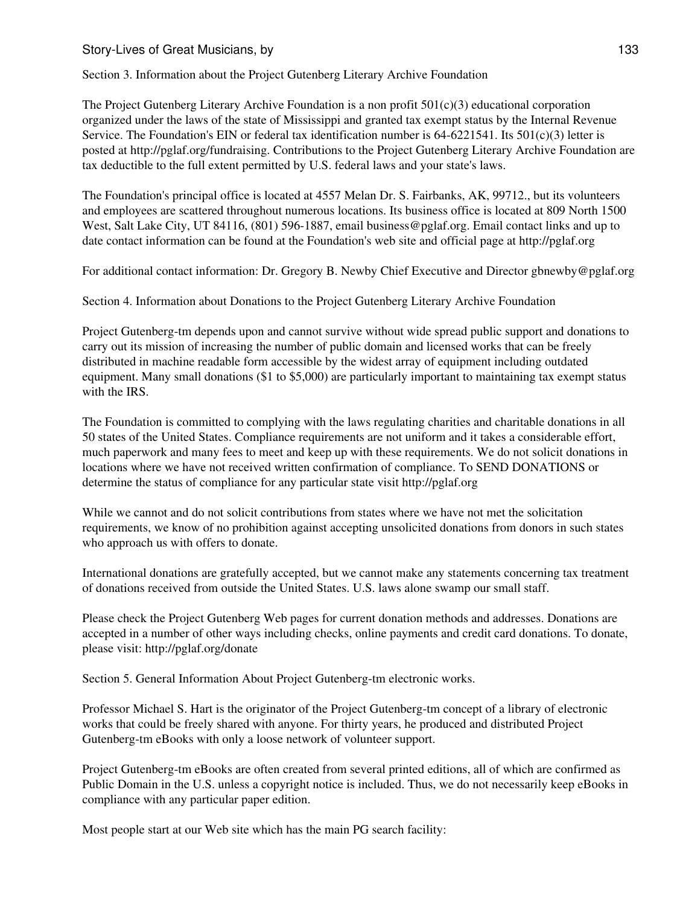Section 3. Information about the Project Gutenberg Literary Archive Foundation

The Project Gutenberg Literary Archive Foundation is a non profit 501(c)(3) educational corporation organized under the laws of the state of Mississippi and granted tax exempt status by the Internal Revenue Service. The Foundation's EIN or federal tax identification number is 64-6221541. Its 501(c)(3) letter is posted at http://pglaf.org/fundraising. Contributions to the Project Gutenberg Literary Archive Foundation are tax deductible to the full extent permitted by U.S. federal laws and your state's laws.

The Foundation's principal office is located at 4557 Melan Dr. S. Fairbanks, AK, 99712., but its volunteers and employees are scattered throughout numerous locations. Its business office is located at 809 North 1500 West, Salt Lake City, UT 84116, (801) 596-1887, email business@pglaf.org. Email contact links and up to date contact information can be found at the Foundation's web site and official page at http://pglaf.org

For additional contact information: Dr. Gregory B. Newby Chief Executive and Director gbnewby@pglaf.org

Section 4. Information about Donations to the Project Gutenberg Literary Archive Foundation

Project Gutenberg-tm depends upon and cannot survive without wide spread public support and donations to carry out its mission of increasing the number of public domain and licensed works that can be freely distributed in machine readable form accessible by the widest array of equipment including outdated equipment. Many small donations ($1 to $5,000) are particularly important to maintaining tax exempt status with the IRS.

The Foundation is committed to complying with the laws regulating charities and charitable donations in all 50 states of the United States. Compliance requirements are not uniform and it takes a considerable effort, much paperwork and many fees to meet and keep up with these requirements. We do not solicit donations in locations where we have not received written confirmation of compliance. To SEND DONATIONS or determine the status of compliance for any particular state visit http://pglaf.org

While we cannot and do not solicit contributions from states where we have not met the solicitation requirements, we know of no prohibition against accepting unsolicited donations from donors in such states who approach us with offers to donate.

International donations are gratefully accepted, but we cannot make any statements concerning tax treatment of donations received from outside the United States. U.S. laws alone swamp our small staff.

Please check the Project Gutenberg Web pages for current donation methods and addresses. Donations are accepted in a number of other ways including checks, online payments and credit card donations. To donate, please visit: http://pglaf.org/donate

Section 5. General Information About Project Gutenberg-tm electronic works.

Professor Michael S. Hart is the originator of the Project Gutenberg-tm concept of a library of electronic works that could be freely shared with anyone. For thirty years, he produced and distributed Project Gutenberg-tm eBooks with only a loose network of volunteer support.

Project Gutenberg-tm eBooks are often created from several printed editions, all of which are confirmed as Public Domain in the U.S. unless a copyright notice is included. Thus, we do not necessarily keep eBooks in compliance with any particular paper edition.

Most people start at our Web site which has the main PG search facility: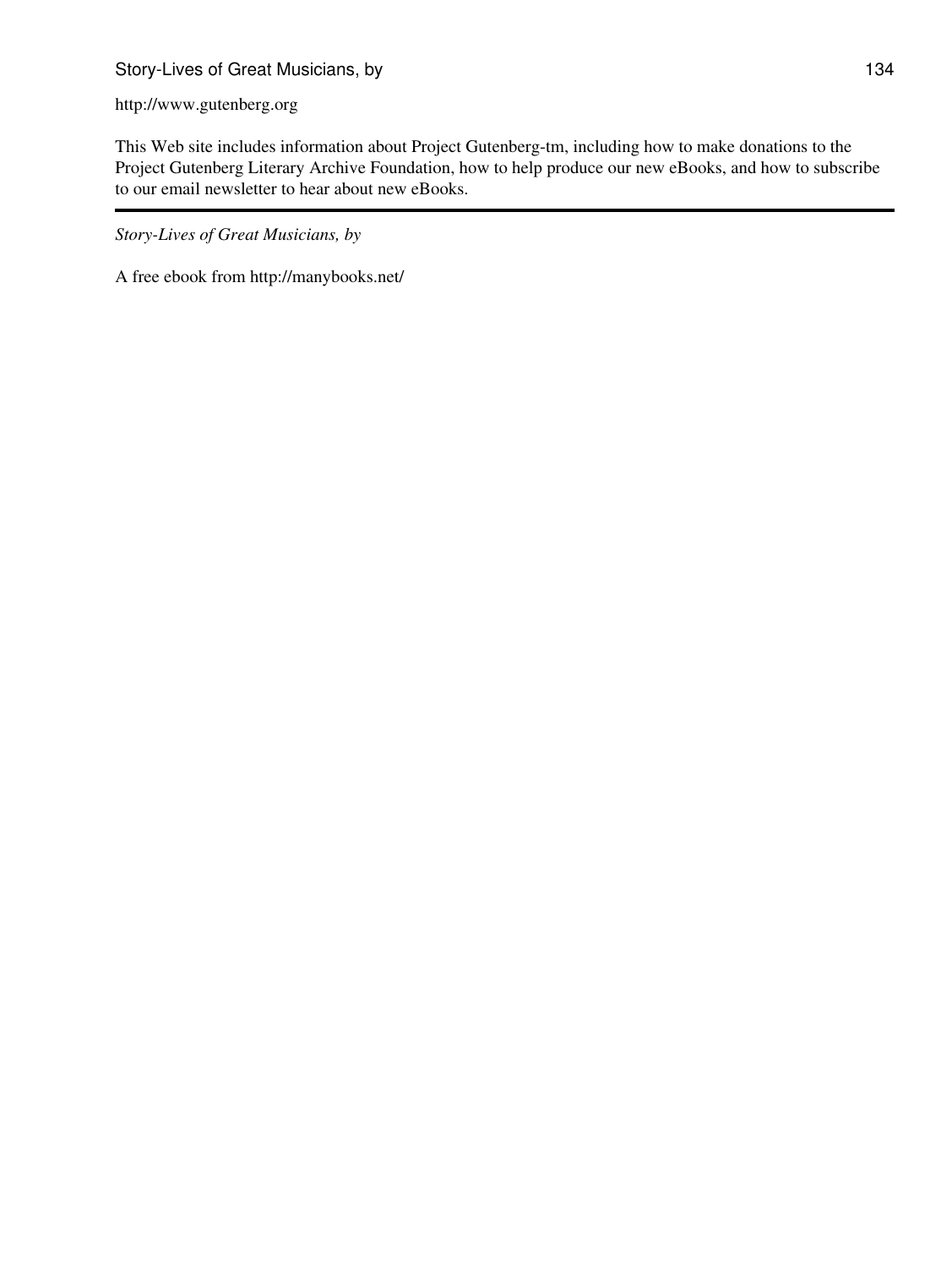http://www.gutenberg.org

This Web site includes information about Project Gutenberg-tm, including how to make donations to the Project Gutenberg Literary Archive Foundation, how to help produce our new eBooks, and how to subscribe to our email newsletter to hear about new eBooks.

---

*Story-Lives of Great Musicians, by*

A free ebook from http://manybooks.net/